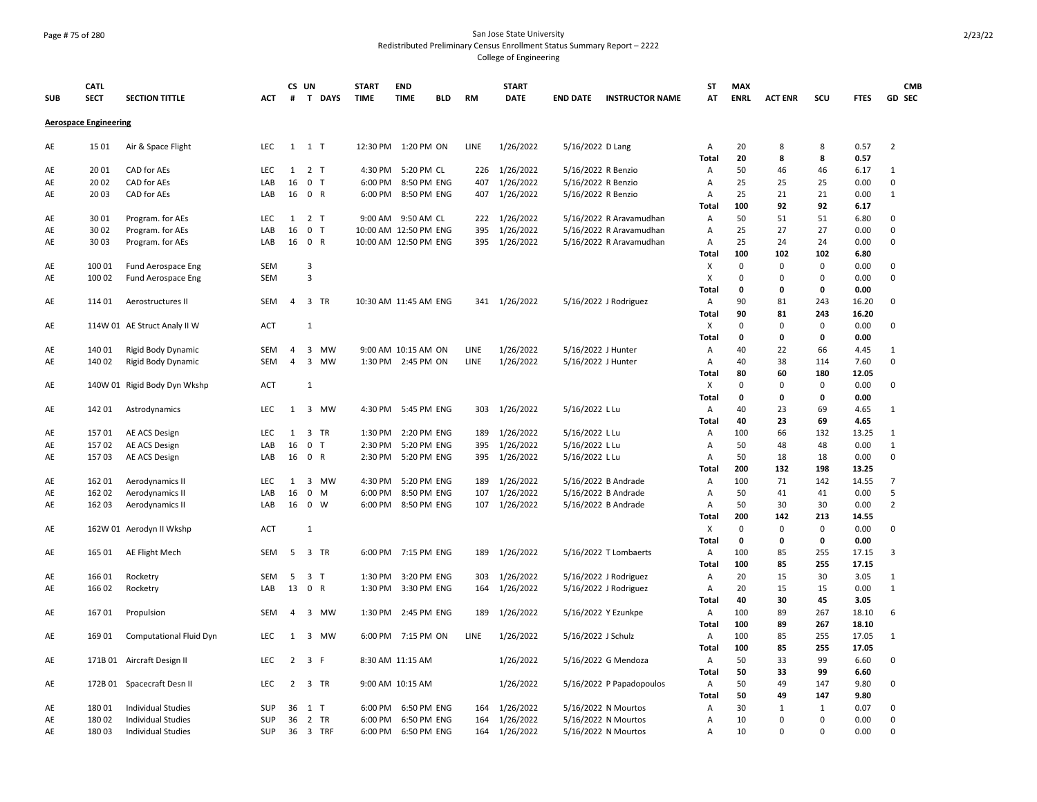San Jose State University
Redistributed Preliminary Census Enrollment Status Summary Report – 2222
College of Engineering

| SUB | CATL SECT | SECTION TITTLE | ACT | CS # | UN T | DAYS | START TIME | END TIME | BLD | RM | START DATE | END DATE | INSTRUCTOR NAME | ST AT | MAX ENRL | ACT ENR | SCU | FTES | GD | CMB SEC |
|---|---|---|---|---|---|---|---|---|---|---|---|---|---|---|---|---|---|---|---|---|
| **Aerospace Engineering** | | | | | | | | | | | | | | | | | | | | |
| AE | 15 01 | Air & Space Flight | LEC | 1 | 1 | T | 12:30 PM | 1:20 PM | ON | LINE | 1/26/2022 | 5/16/2022 | D Lang | A | 20 | 8 | 8 | 0.57 | 2 | |
| | | | | | | | | | | | | | | **Total** | **20** | **8** | **8** | **0.57** | | |
| AE | 20 01 | CAD for AEs | LEC | 1 | 2 | T | 4:30 PM | 5:20 PM | CL | 226 | 1/26/2022 | 5/16/2022 | R Benzio | A | 50 | 46 | 46 | 6.17 | 1 | |
| AE | 20 02 | CAD for AEs | LAB | 16 | 0 | T | 6:00 PM | 8:50 PM | ENG | 407 | 1/26/2022 | 5/16/2022 | R Benzio | A | 25 | 25 | 25 | 0.00 | 0 | |
| AE | 20 03 | CAD for AEs | LAB | 16 | 0 | R | 6:00 PM | 8:50 PM | ENG | 407 | 1/26/2022 | 5/16/2022 | R Benzio | A | 25 | 21 | 21 | 0.00 | 1 | |
| | | | | | | | | | | | | | | **Total** | **100** | **92** | **92** | **6.17** | | |
| AE | 30 01 | Program. for AEs | LEC | 1 | 2 | T | 9:00 AM | 9:50 AM | CL | 222 | 1/26/2022 | 5/16/2022 | R Aravamudhan | A | 50 | 51 | 51 | 6.80 | 0 | |
| AE | 30 02 | Program. for AEs | LAB | 16 | 0 | T | 10:00 AM | 12:50 PM | ENG | 395 | 1/26/2022 | 5/16/2022 | R Aravamudhan | A | 25 | 27 | 27 | 0.00 | 0 | |
| AE | 30 03 | Program. for AEs | LAB | 16 | 0 | R | 10:00 AM | 12:50 PM | ENG | 395 | 1/26/2022 | 5/16/2022 | R Aravamudhan | A | 25 | 24 | 24 | 0.00 | 0 | |
| | | | | | | | | | | | | | | **Total** | **100** | **102** | **102** | **6.80** | | |
| AE | 100 01 | Fund Aerospace Eng | SEM | | 3 | | | | | | | | | X | 0 | 0 | 0 | 0.00 | 0 | |
| AE | 100 02 | Fund Aerospace Eng | SEM | | 3 | | | | | | | | | X | 0 | 0 | 0 | 0.00 | 0 | |
| | | | | | | | | | | | | | | **Total** | **0** | **0** | **0** | **0.00** | | |
| AE | 114 01 | Aerostructures II | SEM | 4 | 3 | TR | 10:30 AM | 11:45 AM | ENG | 341 | 1/26/2022 | 5/16/2022 | J Rodriguez | A | 90 | 81 | 243 | 16.20 | 0 | |
| | | | | | | | | | | | | | | **Total** | **90** | **81** | **243** | **16.20** | | |
| AE | 114W 01 | AE Struct Analy II W | ACT | | 1 | | | | | | | | | X | 0 | 0 | 0 | 0.00 | 0 | |
| | | | | | | | | | | | | | | **Total** | **0** | **0** | **0** | **0.00** | | |
| AE | 140 01 | Rigid Body Dynamic | SEM | 4 | 3 | MW | 9:00 AM | 10:15 AM | ON | LINE | 1/26/2022 | 5/16/2022 | J Hunter | A | 40 | 22 | 66 | 4.45 | 1 | |
| AE | 140 02 | Rigid Body Dynamic | SEM | 4 | 3 | MW | 1:30 PM | 2:45 PM | ON | LINE | 1/26/2022 | 5/16/2022 | J Hunter | A | 40 | 38 | 114 | 7.60 | 0 | |
| | | | | | | | | | | | | | | **Total** | **80** | **60** | **180** | **12.05** | | |
| AE | 140W 01 | Rigid Body Dyn Wkshp | ACT | | 1 | | | | | | | | | X | 0 | 0 | 0 | 0.00 | 0 | |
| | | | | | | | | | | | | | | **Total** | **0** | **0** | **0** | **0.00** | | |
| AE | 142 01 | Astrodynamics | LEC | 1 | 3 | MW | 4:30 PM | 5:45 PM | ENG | 303 | 1/26/2022 | 5/16/2022 | L Lu | A | 40 | 23 | 69 | 4.65 | 1 | |
| | | | | | | | | | | | | | | **Total** | **40** | **23** | **69** | **4.65** | | |
| AE | 157 01 | AE ACS Design | LEC | 1 | 3 | TR | 1:30 PM | 2:20 PM | ENG | 189 | 1/26/2022 | 5/16/2022 | L Lu | A | 100 | 66 | 132 | 13.25 | 1 | |
| AE | 157 02 | AE ACS Design | LAB | 16 | 0 | T | 2:30 PM | 5:20 PM | ENG | 395 | 1/26/2022 | 5/16/2022 | L Lu | A | 50 | 48 | 48 | 0.00 | 1 | |
| AE | 157 03 | AE ACS Design | LAB | 16 | 0 | R | 2:30 PM | 5:20 PM | ENG | 395 | 1/26/2022 | 5/16/2022 | L Lu | A | 50 | 18 | 18 | 0.00 | 0 | |
| | | | | | | | | | | | | | | **Total** | **200** | **132** | **198** | **13.25** | | |
| AE | 162 01 | Aerodynamics II | LEC | 1 | 3 | MW | 4:30 PM | 5:20 PM | ENG | 189 | 1/26/2022 | 5/16/2022 | B Andrade | A | 100 | 71 | 142 | 14.55 | 7 | |
| AE | 162 02 | Aerodynamics II | LAB | 16 | 0 | M | 6:00 PM | 8:50 PM | ENG | 107 | 1/26/2022 | 5/16/2022 | B Andrade | A | 50 | 41 | 41 | 0.00 | 5 | |
| AE | 162 03 | Aerodynamics II | LAB | 16 | 0 | W | 6:00 PM | 8:50 PM | ENG | 107 | 1/26/2022 | 5/16/2022 | B Andrade | A | 50 | 30 | 30 | 0.00 | 2 | |
| | | | | | | | | | | | | | | **Total** | **200** | **142** | **213** | **14.55** | | |
| AE | 162W 01 | Aerodyn II Wkshp | ACT | | 1 | | | | | | | | | X | 0 | 0 | 0 | 0.00 | 0 | |
| | | | | | | | | | | | | | | **Total** | **0** | **0** | **0** | **0.00** | | |
| AE | 165 01 | AE Flight Mech | SEM | 5 | 3 | TR | 6:00 PM | 7:15 PM | ENG | 189 | 1/26/2022 | 5/16/2022 | T Lombaerts | A | 100 | 85 | 255 | 17.15 | 3 | |
| | | | | | | | | | | | | | | **Total** | **100** | **85** | **255** | **17.15** | | |
| AE | 166 01 | Rocketry | SEM | 5 | 3 | T | 1:30 PM | 3:20 PM | ENG | 303 | 1/26/2022 | 5/16/2022 | J Rodriguez | A | 20 | 15 | 30 | 3.05 | 1 | |
| AE | 166 02 | Rocketry | LAB | 13 | 0 | R | 1:30 PM | 3:30 PM | ENG | 164 | 1/26/2022 | 5/16/2022 | J Rodriguez | A | 20 | 15 | 15 | 0.00 | 1 | |
| | | | | | | | | | | | | | | **Total** | **40** | **30** | **45** | **3.05** | | |
| AE | 167 01 | Propulsion | SEM | 4 | 3 | MW | 1:30 PM | 2:45 PM | ENG | 189 | 1/26/2022 | 5/16/2022 | Y Ezunkpe | A | 100 | 89 | 267 | 18.10 | 6 | |
| | | | | | | | | | | | | | | **Total** | **100** | **89** | **267** | **18.10** | | |
| AE | 169 01 | Computational Fluid Dyn | LEC | 1 | 3 | MW | 6:00 PM | 7:15 PM | ON | LINE | 1/26/2022 | 5/16/2022 | J Schulz | A | 100 | 85 | 255 | 17.05 | 1 | |
| | | | | | | | | | | | | | | **Total** | **100** | **85** | **255** | **17.05** | | |
| AE | 171B 01 | Aircraft Design II | LEC | 2 | 3 | F | 8:30 AM | 11:15 AM | | | 1/26/2022 | 5/16/2022 | G Mendoza | A | 50 | 33 | 99 | 6.60 | 0 | |
| | | | | | | | | | | | | | | **Total** | **50** | **33** | **99** | **6.60** | | |
| AE | 172B 01 | Spacecraft Desn II | LEC | 2 | 3 | TR | 9:00 AM | 10:15 AM | | | 1/26/2022 | 5/16/2022 | P Papadopoulos | A | 50 | 49 | 147 | 9.80 | 0 | |
| | | | | | | | | | | | | | | **Total** | **50** | **49** | **147** | **9.80** | | |
| AE | 180 01 | Individual Studies | SUP | 36 | 1 | T | 6:00 PM | 6:50 PM | ENG | 164 | 1/26/2022 | 5/16/2022 | N Mourtos | A | 30 | 1 | 1 | 0.07 | 0 | |
| AE | 180 02 | Individual Studies | SUP | 36 | 2 | TR | 6:00 PM | 6:50 PM | ENG | 164 | 1/26/2022 | 5/16/2022 | N Mourtos | A | 10 | 0 | 0 | 0.00 | 0 | |
| AE | 180 03 | Individual Studies | SUP | 36 | 3 | TRF | 6:00 PM | 6:50 PM | ENG | 164 | 1/26/2022 | 5/16/2022 | N Mourtos | A | 10 | 0 | 0 | 0.00 | 0 | |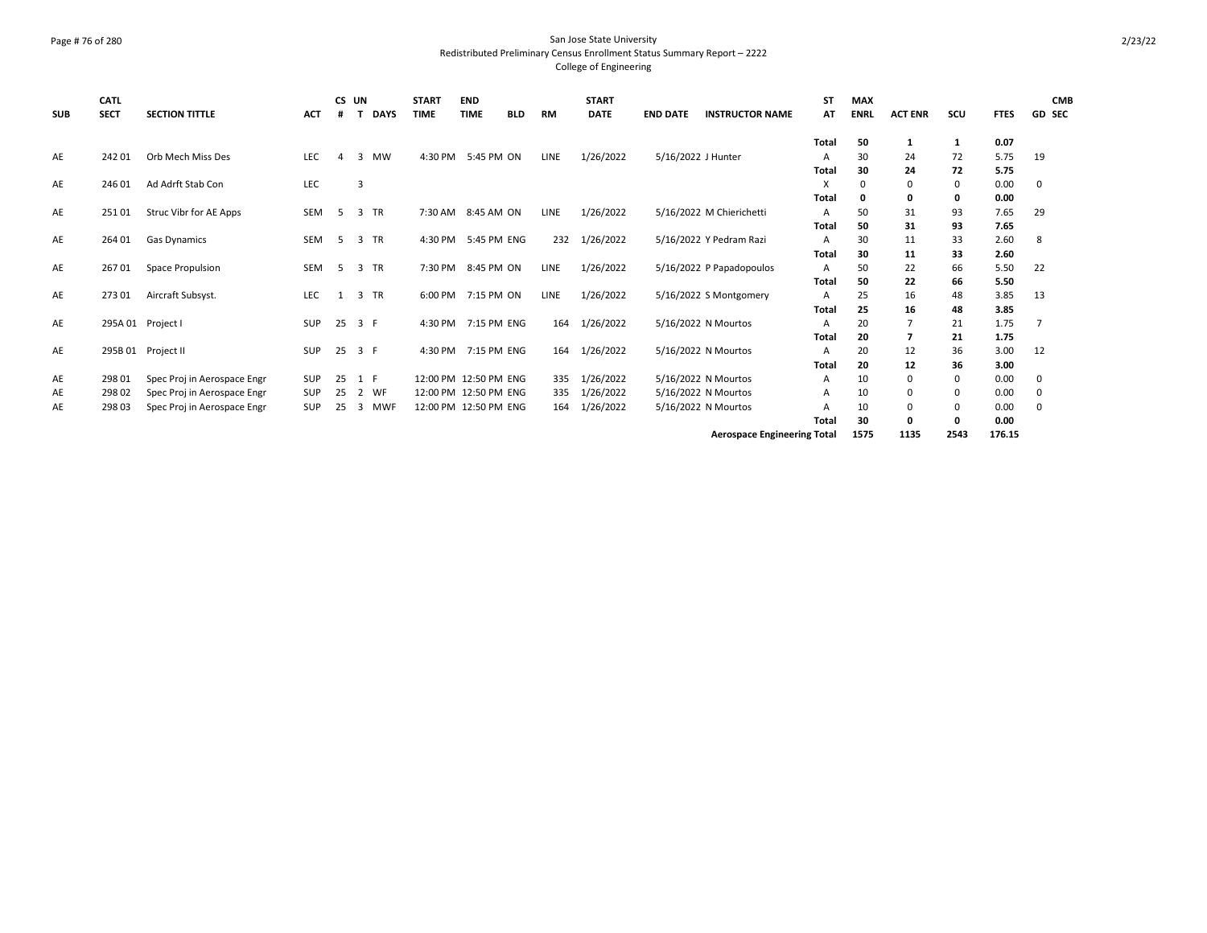San Jose State University
Redistributed Preliminary Census Enrollment Status Summary Report – 2222
College of Engineering

| SUB | CATL SECT | SECTION TITTLE | ACT | CS # | UN T | DAYS | START TIME | END TIME | BLD | RM | START DATE | END DATE | INSTRUCTOR NAME | ST AT | MAX ENRL | ACT ENR | SCU | FTES | GD | CMB SEC |
|---|---|---|---|---|---|---|---|---|---|---|---|---|---|---|---|---|---|---|---|---|
| | | | | | | | | | | | | | | **Total** | **50** | **1** | **1** | **0.07** | | |
| AE | 242 01 | Orb Mech Miss Des | LEC | 4 | 3 | MW | 4:30 PM | 5:45 PM | ON | LINE | 1/26/2022 | 5/16/2022 | J Hunter | A | 30 | 24 | 72 | 5.75 | 19 | |
| | | | | | | | | | | | | | | **Total** | **30** | **24** | **72** | **5.75** | | |
| AE | 246 01 | Ad Adrft Stab Con | LEC | | 3 | | | | | | | | | X | 0 | 0 | 0 | 0.00 | 0 | |
| | | | | | | | | | | | | | | **Total** | **0** | **0** | **0** | **0.00** | | |
| AE | 251 01 | Struc Vibr for AE Apps | SEM | 5 | 3 | TR | 7:30 AM | 8:45 AM | ON | LINE | 1/26/2022 | 5/16/2022 | M Chierichetti | A | 50 | 31 | 93 | 7.65 | 29 | |
| | | | | | | | | | | | | | | **Total** | **50** | **31** | **93** | **7.65** | | |
| AE | 264 01 | Gas Dynamics | SEM | 5 | 3 | TR | 4:30 PM | 5:45 PM | ENG | 232 | 1/26/2022 | 5/16/2022 | Y Pedram Razi | A | 30 | 11 | 33 | 2.60 | 8 | |
| | | | | | | | | | | | | | | **Total** | **30** | **11** | **33** | **2.60** | | |
| AE | 267 01 | Space Propulsion | SEM | 5 | 3 | TR | 7:30 PM | 8:45 PM | ON | LINE | 1/26/2022 | 5/16/2022 | P Papadopoulos | A | 50 | 22 | 66 | 5.50 | 22 | |
| | | | | | | | | | | | | | | **Total** | **50** | **22** | **66** | **5.50** | | |
| AE | 273 01 | Aircraft Subsyst. | LEC | 1 | 3 | TR | 6:00 PM | 7:15 PM | ON | LINE | 1/26/2022 | 5/16/2022 | S Montgomery | A | 25 | 16 | 48 | 3.85 | 13 | |
| | | | | | | | | | | | | | | **Total** | **25** | **16** | **48** | **3.85** | | |
| AE | 295A 01 | Project I | SUP | 25 | 3 | F | 4:30 PM | 7:15 PM | ENG | 164 | 1/26/2022 | 5/16/2022 | N Mourtos | A | 20 | 7 | 21 | 1.75 | 7 | |
| | | | | | | | | | | | | | | **Total** | **20** | **7** | **21** | **1.75** | | |
| AE | 295B 01 | Project II | SUP | 25 | 3 | F | 4:30 PM | 7:15 PM | ENG | 164 | 1/26/2022 | 5/16/2022 | N Mourtos | A | 20 | 12 | 36 | 3.00 | 12 | |
| | | | | | | | | | | | | | | **Total** | **20** | **12** | **36** | **3.00** | | |
| AE | 298 01 | Spec Proj in Aerospace Engr | SUP | 25 | 1 | F | 12:00 PM | 12:50 PM | ENG | 335 | 1/26/2022 | 5/16/2022 | N Mourtos | A | 10 | 0 | 0 | 0.00 | 0 | |
| AE | 298 02 | Spec Proj in Aerospace Engr | SUP | 25 | 2 | WF | 12:00 PM | 12:50 PM | ENG | 335 | 1/26/2022 | 5/16/2022 | N Mourtos | A | 10 | 0 | 0 | 0.00 | 0 | |
| AE | 298 03 | Spec Proj in Aerospace Engr | SUP | 25 | 3 | MWF | 12:00 PM | 12:50 PM | ENG | 164 | 1/26/2022 | 5/16/2022 | N Mourtos | A | 10 | 0 | 0 | 0.00 | 0 | |
| | | | | | | | | | | | | | | **Total** | **30** | **0** | **0** | **0.00** | | |
| | | | | | | | | | | | | | **Aerospace Engineering Total** | | **1575** | **1135** | **2543** | **176.15** | | |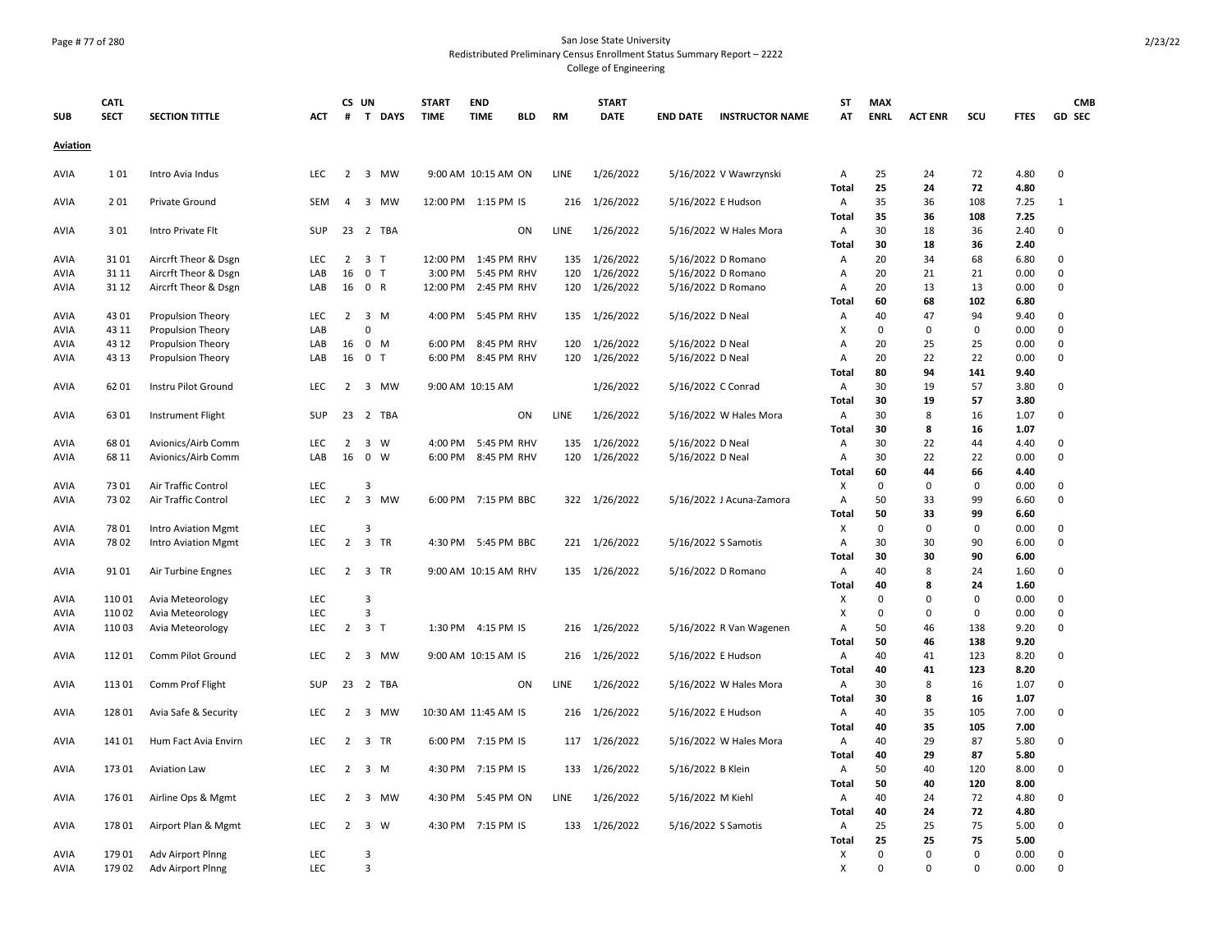San Jose State University
Redistributed Preliminary Census Enrollment Status Summary Report – 2222
College of Engineering

| SUB | CATL SECT | SECTION TITTLE | ACT | CS # | UN T | DAYS | START TIME | END TIME | BLD | RM | START DATE | END DATE | INSTRUCTOR NAME | ST AT | MAX ENRL | ACT ENR | SCU | FTES | GD | CMB SEC |
|---|---|---|---|---|---|---|---|---|---|---|---|---|---|---|---|---|---|---|---|---|
| **Aviation** | | | | | | | | | | | | | | | | | | | | |
| AVIA | 1 01 | Intro Avia Indus | LEC | 2 | 3 | MW | 9:00 AM | 10:15 AM | ON | LINE | 1/26/2022 | 5/16/2022 | V Wawrzynski | A | 25 | 24 | 72 | 4.80 | 0 | |
| | | | | | | | | | | | | | | Total | 25 | 24 | 72 | 4.80 | | |
| AVIA | 2 01 | Private Ground | SEM | 4 | 3 | MW | 12:00 PM | 1:15 PM | IS | 216 | 1/26/2022 | 5/16/2022 | E Hudson | A | 35 | 36 | 108 | 7.25 | 1 | |
| | | | | | | | | | | | | | | Total | 35 | 36 | 108 | 7.25 | | |
| AVIA | 3 01 | Intro Private Flt | SUP | 23 | 2 | TBA | | | ON | LINE | 1/26/2022 | 5/16/2022 | W Hales Mora | A | 30 | 18 | 36 | 2.40 | 0 | |
| | | | | | | | | | | | | | | Total | 30 | 18 | 36 | 2.40 | | |
| AVIA | 31 01 | Aircrft Theor & Dsgn | LEC | 2 | 3 | T | 12:00 PM | 1:45 PM | RHV | 135 | 1/26/2022 | 5/16/2022 | D Romano | A | 20 | 34 | 68 | 6.80 | 0 | |
| AVIA | 31 11 | Aircrft Theor & Dsgn | LAB | 16 | 0 | T | 3:00 PM | 5:45 PM | RHV | 120 | 1/26/2022 | 5/16/2022 | D Romano | A | 20 | 21 | 21 | 0.00 | 0 | |
| AVIA | 31 12 | Aircrft Theor & Dsgn | LAB | 16 | 0 | R | 12:00 PM | 2:45 PM | RHV | 120 | 1/26/2022 | 5/16/2022 | D Romano | A | 20 | 13 | 13 | 0.00 | 0 | |
| | | | | | | | | | | | | | | Total | 60 | 68 | 102 | 6.80 | | |
| AVIA | 43 01 | Propulsion Theory | LEC | 2 | 3 | M | 4:00 PM | 5:45 PM | RHV | 135 | 1/26/2022 | 5/16/2022 | D Neal | A | 40 | 47 | 94 | 9.40 | 0 | |
| AVIA | 43 11 | Propulsion Theory | LAB | | 0 | | | | | | | | | X | 0 | 0 | 0 | 0.00 | 0 | |
| AVIA | 43 12 | Propulsion Theory | LAB | 16 | 0 | M | 6:00 PM | 8:45 PM | RHV | 120 | 1/26/2022 | 5/16/2022 | D Neal | A | 20 | 25 | 25 | 0.00 | 0 | |
| AVIA | 43 13 | Propulsion Theory | LAB | 16 | 0 | T | 6:00 PM | 8:45 PM | RHV | 120 | 1/26/2022 | 5/16/2022 | D Neal | A | 20 | 22 | 22 | 0.00 | 0 | |
| | | | | | | | | | | | | | | Total | 80 | 94 | 141 | 9.40 | | |
| AVIA | 62 01 | Instru Pilot Ground | LEC | 2 | 3 | MW | 9:00 AM | 10:15 AM | | | 1/26/2022 | 5/16/2022 | C Conrad | A | 30 | 19 | 57 | 3.80 | 0 | |
| | | | | | | | | | | | | | | Total | 30 | 19 | 57 | 3.80 | | |
| AVIA | 63 01 | Instrument Flight | SUP | 23 | 2 | TBA | | | ON | LINE | 1/26/2022 | 5/16/2022 | W Hales Mora | A | 30 | 8 | 16 | 1.07 | 0 | |
| | | | | | | | | | | | | | | Total | 30 | 8 | 16 | 1.07 | | |
| AVIA | 68 01 | Avionics/Airb Comm | LEC | 2 | 3 | W | 4:00 PM | 5:45 PM | RHV | 135 | 1/26/2022 | 5/16/2022 | D Neal | A | 30 | 22 | 44 | 4.40 | 0 | |
| AVIA | 68 11 | Avionics/Airb Comm | LAB | 16 | 0 | W | 6:00 PM | 8:45 PM | RHV | 120 | 1/26/2022 | 5/16/2022 | D Neal | A | 30 | 22 | 22 | 0.00 | 0 | |
| | | | | | | | | | | | | | | Total | 60 | 44 | 66 | 4.40 | | |
| AVIA | 73 01 | Air Traffic Control | LEC | | 3 | | | | | | | | | X | 0 | 0 | 0 | 0.00 | 0 | |
| AVIA | 73 02 | Air Traffic Control | LEC | 2 | 3 | MW | 6:00 PM | 7:15 PM | BBC | 322 | 1/26/2022 | 5/16/2022 | J Acuna-Zamora | A | 50 | 33 | 99 | 6.60 | 0 | |
| | | | | | | | | | | | | | | Total | 50 | 33 | 99 | 6.60 | | |
| AVIA | 78 01 | Intro Aviation Mgmt | LEC | | 3 | | | | | | | | | X | 0 | 0 | 0 | 0.00 | 0 | |
| AVIA | 78 02 | Intro Aviation Mgmt | LEC | 2 | 3 | TR | 4:30 PM | 5:45 PM | BBC | 221 | 1/26/2022 | 5/16/2022 | S Samotis | A | 30 | 30 | 90 | 6.00 | 0 | |
| | | | | | | | | | | | | | | Total | 30 | 30 | 90 | 6.00 | | |
| AVIA | 91 01 | Air Turbine Engnes | LEC | 2 | 3 | TR | 9:00 AM | 10:15 AM | RHV | 135 | 1/26/2022 | 5/16/2022 | D Romano | A | 40 | 8 | 24 | 1.60 | 0 | |
| | | | | | | | | | | | | | | Total | 40 | 8 | 24 | 1.60 | | |
| AVIA | 110 01 | Avia Meteorology | LEC | | 3 | | | | | | | | | X | 0 | 0 | 0 | 0.00 | 0 | |
| AVIA | 110 02 | Avia Meteorology | LEC | | 3 | | | | | | | | | X | 0 | 0 | 0 | 0.00 | 0 | |
| AVIA | 110 03 | Avia Meteorology | LEC | 2 | 3 | T | 1:30 PM | 4:15 PM | IS | 216 | 1/26/2022 | 5/16/2022 | R Van Wagenen | A | 50 | 46 | 138 | 9.20 | 0 | |
| | | | | | | | | | | | | | | Total | 50 | 46 | 138 | 9.20 | | |
| AVIA | 112 01 | Comm Pilot Ground | LEC | 2 | 3 | MW | 9:00 AM | 10:15 AM | IS | 216 | 1/26/2022 | 5/16/2022 | E Hudson | A | 40 | 41 | 123 | 8.20 | 0 | |
| | | | | | | | | | | | | | | Total | 40 | 41 | 123 | 8.20 | | |
| AVIA | 113 01 | Comm Prof Flight | SUP | 23 | 2 | TBA | | | ON | LINE | 1/26/2022 | 5/16/2022 | W Hales Mora | A | 30 | 8 | 16 | 1.07 | 0 | |
| | | | | | | | | | | | | | | Total | 30 | 8 | 16 | 1.07 | | |
| AVIA | 128 01 | Avia Safe & Security | LEC | 2 | 3 | MW | 10:30 AM | 11:45 AM | IS | 216 | 1/26/2022 | 5/16/2022 | E Hudson | A | 40 | 35 | 105 | 7.00 | 0 | |
| | | | | | | | | | | | | | | Total | 40 | 35 | 105 | 7.00 | | |
| AVIA | 141 01 | Hum Fact Avia Envirn | LEC | 2 | 3 | TR | 6:00 PM | 7:15 PM | IS | 117 | 1/26/2022 | 5/16/2022 | W Hales Mora | A | 40 | 29 | 87 | 5.80 | 0 | |
| | | | | | | | | | | | | | | Total | 40 | 29 | 87 | 5.80 | | |
| AVIA | 173 01 | Aviation Law | LEC | 2 | 3 | M | 4:30 PM | 7:15 PM | IS | 133 | 1/26/2022 | 5/16/2022 | B Klein | A | 50 | 40 | 120 | 8.00 | 0 | |
| | | | | | | | | | | | | | | Total | 50 | 40 | 120 | 8.00 | | |
| AVIA | 176 01 | Airline Ops & Mgmt | LEC | 2 | 3 | MW | 4:30 PM | 5:45 PM | ON | LINE | 1/26/2022 | 5/16/2022 | M Kiehl | A | 40 | 24 | 72 | 4.80 | 0 | |
| | | | | | | | | | | | | | | Total | 40 | 24 | 72 | 4.80 | | |
| AVIA | 178 01 | Airport Plan & Mgmt | LEC | 2 | 3 | W | 4:30 PM | 7:15 PM | IS | 133 | 1/26/2022 | 5/16/2022 | S Samotis | A | 25 | 25 | 75 | 5.00 | 0 | |
| | | | | | | | | | | | | | | Total | 25 | 25 | 75 | 5.00 | | |
| AVIA | 179 01 | Adv Airport Plnng | LEC | | 3 | | | | | | | | | X | 0 | 0 | 0 | 0.00 | 0 | |
| AVIA | 179 02 | Adv Airport Plnng | LEC | | 3 | | | | | | | | | X | 0 | 0 | 0 | 0.00 | 0 | |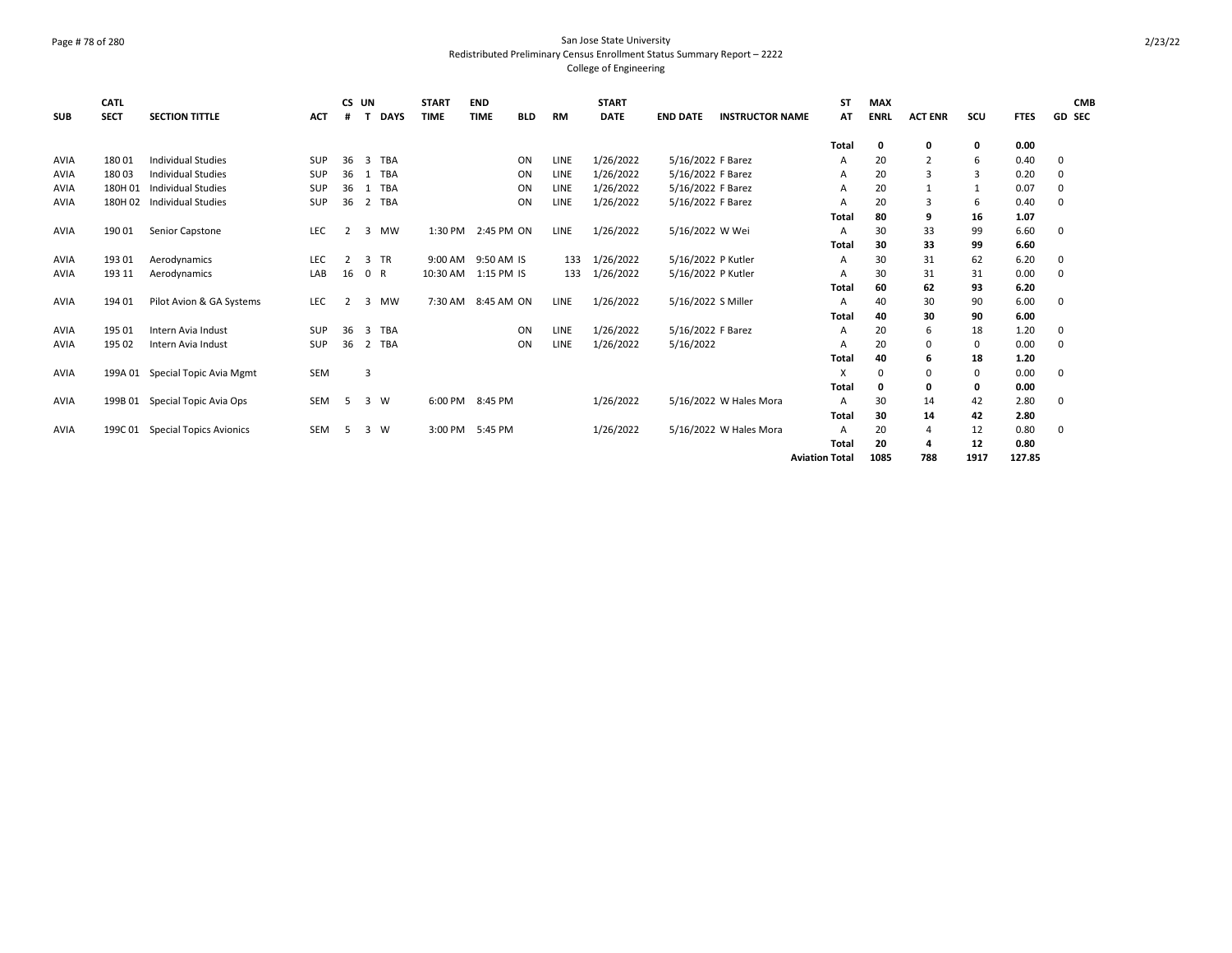San Jose State University
Redistributed Preliminary Census Enrollment Status Summary Report – 2222
College of Engineering

| SUB | CATL SECT | SECTION TITTLE | ACT | CS # | UN T | DAYS | START TIME | END TIME | BLD | RM | START DATE | END DATE | INSTRUCTOR NAME | ST AT | MAX ENRL | ACT ENR | SCU | FTES | GD | CMB SEC |
|---|---|---|---|---|---|---|---|---|---|---|---|---|---|---|---|---|---|---|---|---|
| | | | | | | | | | | | | | | **Total** | **0** | **0** | **0** | **0.00** | | |
| AVIA | 180 01 | Individual Studies | SUP | 36 | 3 | TBA | | | ON | LINE | 1/26/2022 | 5/16/2022 | F Barez | A | 20 | 2 | 6 | 0.40 | 0 | |
| AVIA | 180 03 | Individual Studies | SUP | 36 | 1 | TBA | | | ON | LINE | 1/26/2022 | 5/16/2022 | F Barez | A | 20 | 3 | 3 | 0.20 | 0 | |
| AVIA | 180H 01 | Individual Studies | SUP | 36 | 1 | TBA | | | ON | LINE | 1/26/2022 | 5/16/2022 | F Barez | A | 20 | 1 | 1 | 0.07 | 0 | |
| AVIA | 180H 02 | Individual Studies | SUP | 36 | 2 | TBA | | | ON | LINE | 1/26/2022 | 5/16/2022 | F Barez | A | 20 | 3 | 6 | 0.40 | 0 | |
| | | | | | | | | | | | | | | **Total** | **80** | **9** | **16** | **1.07** | | |
| AVIA | 190 01 | Senior Capstone | LEC | 2 | 3 | MW | 1:30 PM | 2:45 PM | ON | LINE | 1/26/2022 | 5/16/2022 | W Wei | A | 30 | 33 | 99 | 6.60 | 0 | |
| | | | | | | | | | | | | | | **Total** | **30** | **33** | **99** | **6.60** | | |
| AVIA | 193 01 | Aerodynamics | LEC | 2 | 3 | TR | 9:00 AM | 9:50 AM | IS | 133 | 1/26/2022 | 5/16/2022 | P Kutler | A | 30 | 31 | 62 | 6.20 | 0 | |
| AVIA | 193 11 | Aerodynamics | LAB | 16 | 0 | R | 10:30 AM | 1:15 PM | IS | 133 | 1/26/2022 | 5/16/2022 | P Kutler | A | 30 | 31 | 31 | 0.00 | 0 | |
| | | | | | | | | | | | | | | **Total** | **60** | **62** | **93** | **6.20** | | |
| AVIA | 194 01 | Pilot Avion & GA Systems | LEC | 2 | 3 | MW | 7:30 AM | 8:45 AM | ON | LINE | 1/26/2022 | 5/16/2022 | S Miller | A | 40 | 30 | 90 | 6.00 | 0 | |
| | | | | | | | | | | | | | | **Total** | **40** | **30** | **90** | **6.00** | | |
| AVIA | 195 01 | Intern Avia Indust | SUP | 36 | 3 | TBA | | | ON | LINE | 1/26/2022 | 5/16/2022 | F Barez | A | 20 | 6 | 18 | 1.20 | 0 | |
| AVIA | 195 02 | Intern Avia Indust | SUP | 36 | 2 | TBA | | | ON | LINE | 1/26/2022 | 5/16/2022 | | A | 20 | 0 | 0 | 0.00 | 0 | |
| | | | | | | | | | | | | | | **Total** | **40** | **6** | **18** | **1.20** | | |
| AVIA | 199A 01 | Special Topic Avia Mgmt | SEM | | 3 | | | | | | | | | X | 0 | 0 | 0 | 0.00 | 0 | |
| | | | | | | | | | | | | | | **Total** | **0** | **0** | **0** | **0.00** | | |
| AVIA | 199B 01 | Special Topic Avia Ops | SEM | 5 | 3 | W | 6:00 PM | 8:45 PM | | | 1/26/2022 | 5/16/2022 | W Hales Mora | A | 30 | 14 | 42 | 2.80 | 0 | |
| | | | | | | | | | | | | | | **Total** | **30** | **14** | **42** | **2.80** | | |
| AVIA | 199C 01 | Special Topics Avionics | SEM | 5 | 3 | W | 3:00 PM | 5:45 PM | | | 1/26/2022 | 5/16/2022 | W Hales Mora | A | 20 | 4 | 12 | 0.80 | 0 | |
| | | | | | | | | | | | | | | **Total** | **20** | **4** | **12** | **0.80** | | |
| | | | | | | | | | | | | | | **Aviation Total** | **1085** | **788** | **1917** | **127.85** | | |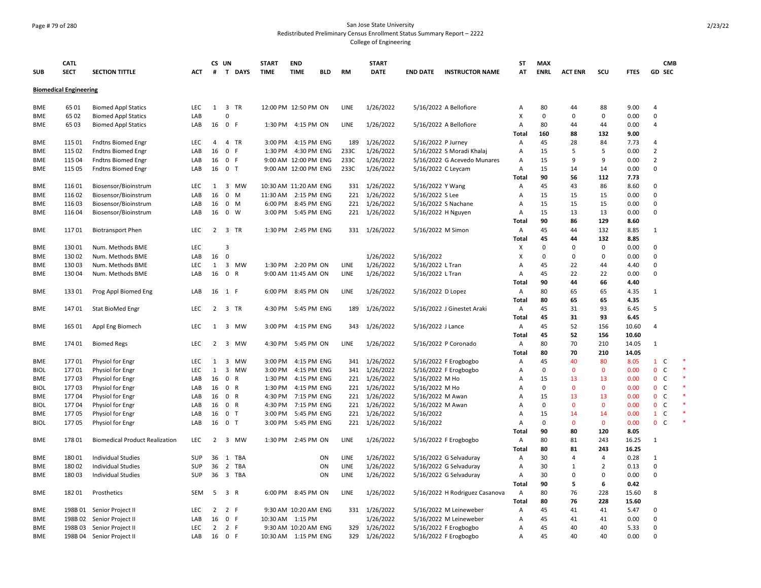San Jose State University

Redistributed Preliminary Census Enrollment Status Summary Report – 2222

College of Engineering

| SUB | CATL SECT | SECTION TITTLE | ACT | CS # | UN T | DAYS | START TIME | END TIME | BLD | RM | START DATE | END DATE | INSTRUCTOR NAME | ST AT | MAX ENRL | ACT ENR | SCU | FTES | GD | CMB SEC |
|---|---|---|---|---|---|---|---|---|---|---|---|---|---|---|---|---|---|---|---|---|
| **Biomedical Engineering** | | | | | | | | | | | | | | | | | | | | |
| BME | 65 01 | Biomed Appl Statics | LEC | 1 | 3 | TR | 12:00 PM | 12:50 PM | ON | LINE | 1/26/2022 | 5/16/2022 | A Bellofiore | A | 80 | 44 | 88 | 9.00 | 4 | |
| BME | 65 02 | Biomed Appl Statics | LAB | | 0 | | | | | | | | | X | 0 | 0 | 0 | 0.00 | 0 | |
| BME | 65 03 | Biomed Appl Statics | LAB | 16 | 0 | F | 1:30 PM | 4:15 PM | ON | LINE | 1/26/2022 | 5/16/2022 | A Bellofiore | A | 80 | 44 | 44 | 0.00 | 4 | |
| | | | | | | | | | | | | | | **Total** | **160** | **88** | **132** | **9.00** | | |
| BME | 115 01 | Fndtns Biomed Engr | LEC | 4 | 4 | TR | 3:00 PM | 4:15 PM | ENG | 189 | 1/26/2022 | 5/16/2022 | P Jurney | A | 45 | 28 | 84 | 7.73 | 4 | |
| BME | 115 02 | Fndtns Biomed Engr | LAB | 16 | 0 | F | 1:30 PM | 4:30 PM | ENG | 233C | 1/26/2022 | 5/16/2022 | S Moradi Khalaj | A | 15 | 5 | 5 | 0.00 | 2 | |
| BME | 115 04 | Fndtns Biomed Engr | LAB | 16 | 0 | F | 9:00 AM | 12:00 PM | ENG | 233C | 1/26/2022 | 5/16/2022 | G Acevedo Munares | A | 15 | 9 | 9 | 0.00 | 2 | |
| BME | 115 05 | Fndtns Biomed Engr | LAB | 16 | 0 | T | 9:00 AM | 12:00 PM | ENG | 233C | 1/26/2022 | 5/16/2022 | C Leycam | A | 15 | 14 | 14 | 0.00 | 0 | |
| | | | | | | | | | | | | | | **Total** | **90** | **56** | **112** | **7.73** | | |
| BME | 116 01 | Biosensor/Bioinstrum | LEC | 1 | 3 | MW | 10:30 AM | 11:20 AM | ENG | 331 | 1/26/2022 | 5/16/2022 | Y Wang | A | 45 | 43 | 86 | 8.60 | 0 | |
| BME | 116 02 | Biosensor/Bioinstrum | LAB | 16 | 0 | M | 11:30 AM | 2:15 PM | ENG | 221 | 1/26/2022 | 5/16/2022 | S Lee | A | 15 | 15 | 15 | 0.00 | 0 | |
| BME | 116 03 | Biosensor/Bioinstrum | LAB | 16 | 0 | M | 6:00 PM | 8:45 PM | ENG | 221 | 1/26/2022 | 5/16/2022 | S Nachane | A | 15 | 15 | 15 | 0.00 | 0 | |
| BME | 116 04 | Biosensor/Bioinstrum | LAB | 16 | 0 | W | 3:00 PM | 5:45 PM | ENG | 221 | 1/26/2022 | 5/16/2022 | H Nguyen | A | 15 | 13 | 13 | 0.00 | 0 | |
| | | | | | | | | | | | | | | **Total** | **90** | **86** | **129** | **8.60** | | |
| BME | 117 01 | Biotransport Phen | LEC | 2 | 3 | TR | 1:30 PM | 2:45 PM | ENG | 331 | 1/26/2022 | 5/16/2022 | M Simon | A | 45 | 44 | 132 | 8.85 | 1 | |
| | | | | | | | | | | | | | | **Total** | **45** | **44** | **132** | **8.85** | | |
| BME | 130 01 | Num. Methods BME | LEC | | 3 | | | | | | | | | X | 0 | 0 | 0 | 0.00 | 0 | |
| BME | 130 02 | Num. Methods BME | LAB | 16 | 0 | | | | | | 1/26/2022 | 5/16/2022 | | X | 0 | 0 | 0 | 0.00 | 0 | |
| BME | 130 03 | Num. Methods BME | LEC | 1 | 3 | MW | 1:30 PM | 2:20 PM | ON | LINE | 1/26/2022 | 5/16/2022 | L Tran | A | 45 | 22 | 44 | 4.40 | 0 | |
| BME | 130 04 | Num. Methods BME | LAB | 16 | 0 | R | 9:00 AM | 11:45 AM | ON | LINE | 1/26/2022 | 5/16/2022 | L Tran | A | 45 | 22 | 22 | 0.00 | 0 | |
| | | | | | | | | | | | | | | **Total** | **90** | **44** | **66** | **4.40** | | |
| BME | 133 01 | Prog Appl Biomed Eng | LAB | 16 | 1 | F | 6:00 PM | 8:45 PM | ON | LINE | 1/26/2022 | 5/16/2022 | D Lopez | A | 80 | 65 | 65 | 4.35 | 1 | |
| | | | | | | | | | | | | | | **Total** | **80** | **65** | **65** | **4.35** | | |
| BME | 147 01 | Stat BioMed Engr | LEC | 2 | 3 | TR | 4:30 PM | 5:45 PM | ENG | 189 | 1/26/2022 | 5/16/2022 | J Ginestet Araki | A | 45 | 31 | 93 | 6.45 | 5 | |
| | | | | | | | | | | | | | | **Total** | **45** | **31** | **93** | **6.45** | | |
| BME | 165 01 | Appl Eng Biomech | LEC | 1 | 3 | MW | 3:00 PM | 4:15 PM | ENG | 343 | 1/26/2022 | 5/16/2022 | J Lance | A | 45 | 52 | 156 | 10.60 | 4 | |
| | | | | | | | | | | | | | | **Total** | **45** | **52** | **156** | **10.60** | | |
| BME | 174 01 | Biomed Regs | LEC | 2 | 3 | MW | 4:30 PM | 5:45 PM | ON | LINE | 1/26/2022 | 5/16/2022 | P Coronado | A | 80 | 70 | 210 | 14.05 | 1 | |
| | | | | | | | | | | | | | | **Total** | **80** | **70** | **210** | **14.05** | | |
| BME | 177 01 | Physiol for Engr | LEC | 1 | 3 | MW | 3:00 PM | 4:15 PM | ENG | 341 | 1/26/2022 | 5/16/2022 | F Erogbogbo | A | 45 | 40 | 80 | 8.05 | 1 | C * |
| BIOL | 177 01 | Physiol for Engr | LEC | 1 | 3 | MW | 3:00 PM | 4:15 PM | ENG | 341 | 1/26/2022 | 5/16/2022 | F Erogbogbo | A | 0 | 0 | 0 | 0.00 | 0 | C * |
| BME | 177 03 | Physiol for Engr | LAB | 16 | 0 | R | 1:30 PM | 4:15 PM | ENG | 221 | 1/26/2022 | 5/16/2022 | M Ho | A | 15 | 13 | 13 | 0.00 | 0 | C * |
| BIOL | 177 03 | Physiol for Engr | LAB | 16 | 0 | R | 1:30 PM | 4:15 PM | ENG | 221 | 1/26/2022 | 5/16/2022 | M Ho | A | 0 | 0 | 0 | 0.00 | 0 | C * |
| BME | 177 04 | Physiol for Engr | LAB | 16 | 0 | R | 4:30 PM | 7:15 PM | ENG | 221 | 1/26/2022 | 5/16/2022 | M Awan | A | 15 | 13 | 13 | 0.00 | 0 | C * |
| BIOL | 177 04 | Physiol for Engr | LAB | 16 | 0 | R | 4:30 PM | 7:15 PM | ENG | 221 | 1/26/2022 | 5/16/2022 | M Awan | A | 0 | 0 | 0 | 0.00 | 0 | C * |
| BME | 177 05 | Physiol for Engr | LAB | 16 | 0 | T | 3:00 PM | 5:45 PM | ENG | 221 | 1/26/2022 | 5/16/2022 | | A | 15 | 14 | 14 | 0.00 | 1 | C * |
| BIOL | 177 05 | Physiol for Engr | LAB | 16 | 0 | T | 3:00 PM | 5:45 PM | ENG | 221 | 1/26/2022 | 5/16/2022 | | A | 0 | 0 | 0 | 0.00 | 0 | C * |
| | | | | | | | | | | | | | | **Total** | **90** | **80** | **120** | **8.05** | | |
| BME | 178 01 | Biomedical Product Realization | LEC | 2 | 3 | MW | 1:30 PM | 2:45 PM | ON | LINE | 1/26/2022 | 5/16/2022 | F Erogbogbo | A | 80 | 81 | 243 | 16.25 | 1 | |
| | | | | | | | | | | | | | | **Total** | **80** | **81** | **243** | **16.25** | | |
| BME | 180 01 | Individual Studies | SUP | 36 | 1 | TBA | | | ON | LINE | 1/26/2022 | 5/16/2022 | G Selvaduray | A | 30 | 4 | 4 | 0.28 | 1 | |
| BME | 180 02 | Individual Studies | SUP | 36 | 2 | TBA | | | ON | LINE | 1/26/2022 | 5/16/2022 | G Selvaduray | A | 30 | 1 | 2 | 0.13 | 0 | |
| BME | 180 03 | Individual Studies | SUP | 36 | 3 | TBA | | | ON | LINE | 1/26/2022 | 5/16/2022 | G Selvaduray | A | 30 | 0 | 0 | 0.00 | 0 | |
| | | | | | | | | | | | | | | **Total** | **90** | **5** | **6** | **0.42** | | |
| BME | 182 01 | Prosthetics | SEM | 5 | 3 | R | 6:00 PM | 8:45 PM | ON | LINE | 1/26/2022 | 5/16/2022 | H Rodriguez Casanova | A | 80 | 76 | 228 | 15.60 | 8 | |
| | | | | | | | | | | | | | | **Total** | **80** | **76** | **228** | **15.60** | | |
| BME | 198B 01 | Senior Project II | LEC | 2 | 2 | F | 9:30 AM | 10:20 AM | ENG | 331 | 1/26/2022 | 5/16/2022 | M Leineweber | A | 45 | 41 | 41 | 5.47 | 0 | |
| BME | 198B 02 | Senior Project II | LAB | 16 | 0 | F | 10:30 AM | 1:15 PM | | | 1/26/2022 | 5/16/2022 | M Leineweber | A | 45 | 41 | 41 | 0.00 | 0 | |
| BME | 198B 03 | Senior Project II | LEC | 2 | 2 | F | 9:30 AM | 10:20 AM | ENG | 329 | 1/26/2022 | 5/16/2022 | F Erogbogbo | A | 45 | 40 | 40 | 5.33 | 0 | |
| BME | 198B 04 | Senior Project II | LAB | 16 | 0 | F | 10:30 AM | 1:15 PM | ENG | 329 | 1/26/2022 | 5/16/2022 | F Erogbogbo | A | 45 | 40 | 40 | 0.00 | 0 | |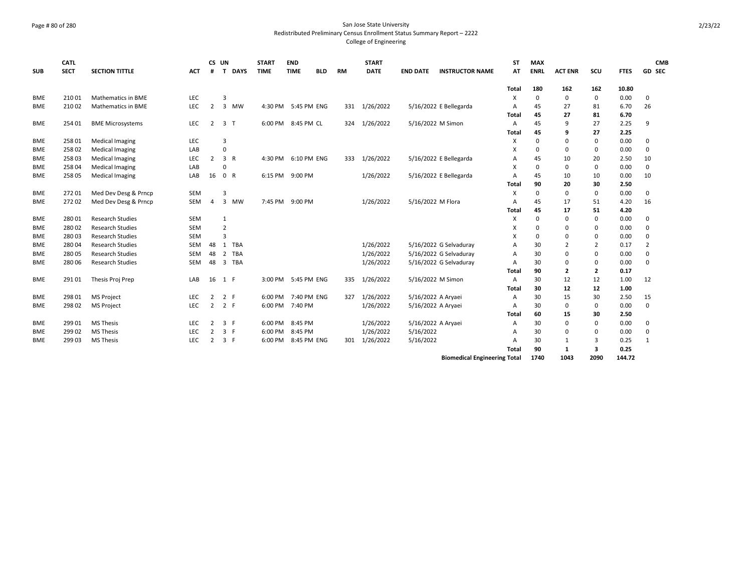San Jose State University
Redistributed Preliminary Census Enrollment Status Summary Report – 2222
College of Engineering

| SUB | CATL SECT | SECTION TITTLE | ACT | CS # | UN T | DAYS | START TIME | END TIME | BLD | RM | START DATE | END DATE | INSTRUCTOR NAME | ST AT | MAX ENRL | ACT ENR | SCU | FTES | GD | CMB SEC |
|---|---|---|---|---|---|---|---|---|---|---|---|---|---|---|---|---|---|---|---|---|
| | | | | | | | | | | | | | | Total | 180 | 162 | 162 | 10.80 | | |
| BME | 210 01 | Mathematics in BME | LEC | | 3 | | | | | | | | | X | 0 | 0 | 0 | 0.00 | 0 | |
| BME | 210 02 | Mathematics in BME | LEC | 2 | 3 | MW | 4:30 PM | 5:45 PM | ENG | 331 | 1/26/2022 | 5/16/2022 | E Bellegarda | A | 45 | 27 | 81 | 6.70 | 26 | |
| | | | | | | | | | | | | | | Total | 45 | 27 | 81 | 6.70 | | |
| BME | 254 01 | BME Microsystems | LEC | 2 | 3 | T | 6:00 PM | 8:45 PM | CL | 324 | 1/26/2022 | 5/16/2022 | M Simon | A | 45 | 9 | 27 | 2.25 | 9 | |
| | | | | | | | | | | | | | | Total | 45 | 9 | 27 | 2.25 | | |
| BME | 258 01 | Medical Imaging | LEC | | 3 | | | | | | | | | X | 0 | 0 | 0 | 0.00 | 0 | |
| BME | 258 02 | Medical Imaging | LAB | | 0 | | | | | | | | | X | 0 | 0 | 0 | 0.00 | 0 | |
| BME | 258 03 | Medical Imaging | LEC | 2 | 3 | R | 4:30 PM | 6:10 PM | ENG | 333 | 1/26/2022 | 5/16/2022 | E Bellegarda | A | 45 | 10 | 20 | 2.50 | 10 | |
| BME | 258 04 | Medical Imaging | LAB | | 0 | | | | | | | | | X | 0 | 0 | 0 | 0.00 | 0 | |
| BME | 258 05 | Medical Imaging | LAB | 16 | 0 | R | 6:15 PM | 9:00 PM | | | 1/26/2022 | 5/16/2022 | E Bellegarda | A | 45 | 10 | 10 | 0.00 | 10 | |
| | | | | | | | | | | | | | | Total | 90 | 20 | 30 | 2.50 | | |
| BME | 272 01 | Med Dev Desg & Prncp | SEM | | 3 | | | | | | | | | X | 0 | 0 | 0 | 0.00 | 0 | |
| BME | 272 02 | Med Dev Desg & Prncp | SEM | 4 | 3 | MW | 7:45 PM | 9:00 PM | | | 1/26/2022 | 5/16/2022 | M Flora | A | 45 | 17 | 51 | 4.20 | 16 | |
| | | | | | | | | | | | | | | Total | 45 | 17 | 51 | 4.20 | | |
| BME | 280 01 | Research Studies | SEM | | 1 | | | | | | | | | X | 0 | 0 | 0 | 0.00 | 0 | |
| BME | 280 02 | Research Studies | SEM | | 2 | | | | | | | | | X | 0 | 0 | 0 | 0.00 | 0 | |
| BME | 280 03 | Research Studies | SEM | | 3 | | | | | | | | | X | 0 | 0 | 0 | 0.00 | 0 | |
| BME | 280 04 | Research Studies | SEM | 48 | 1 | TBA | | | | | 1/26/2022 | 5/16/2022 | G Selvaduray | A | 30 | 2 | 2 | 0.17 | 2 | |
| BME | 280 05 | Research Studies | SEM | 48 | 2 | TBA | | | | | 1/26/2022 | 5/16/2022 | G Selvaduray | A | 30 | 0 | 0 | 0.00 | 0 | |
| BME | 280 06 | Research Studies | SEM | 48 | 3 | TBA | | | | | 1/26/2022 | 5/16/2022 | G Selvaduray | A | 30 | 0 | 0 | 0.00 | 0 | |
| | | | | | | | | | | | | | | Total | 90 | 2 | 2 | 0.17 | | |
| BME | 291 01 | Thesis Proj Prep | LAB | 16 | 1 | F | 3:00 PM | 5:45 PM | ENG | 335 | 1/26/2022 | 5/16/2022 | M Simon | A | 30 | 12 | 12 | 1.00 | 12 | |
| | | | | | | | | | | | | | | Total | 30 | 12 | 12 | 1.00 | | |
| BME | 298 01 | MS Project | LEC | 2 | 2 | F | 6:00 PM | 7:40 PM | ENG | 327 | 1/26/2022 | 5/16/2022 | A Aryaei | A | 30 | 15 | 30 | 2.50 | 15 | |
| BME | 298 02 | MS Project | LEC | 2 | 2 | F | 6:00 PM | 7:40 PM | | | 1/26/2022 | 5/16/2022 | A Aryaei | A | 30 | 0 | 0 | 0.00 | 0 | |
| | | | | | | | | | | | | | | Total | 60 | 15 | 30 | 2.50 | | |
| BME | 299 01 | MS Thesis | LEC | 2 | 3 | F | 6:00 PM | 8:45 PM | | | 1/26/2022 | 5/16/2022 | A Aryaei | A | 30 | 0 | 0 | 0.00 | 0 | |
| BME | 299 02 | MS Thesis | LEC | 2 | 3 | F | 6:00 PM | 8:45 PM | | | 1/26/2022 | 5/16/2022 | | A | 30 | 0 | 0 | 0.00 | 0 | |
| BME | 299 03 | MS Thesis | LEC | 2 | 3 | F | 6:00 PM | 8:45 PM | ENG | 301 | 1/26/2022 | 5/16/2022 | | A | 30 | 1 | 3 | 0.25 | 1 | |
| | | | | | | | | | | | | | | Total | 90 | 1 | 3 | 0.25 | | |
| | | | | | | | | | | | | | Biomedical Engineering Total | | 1740 | 1043 | 2090 | 144.72 | | |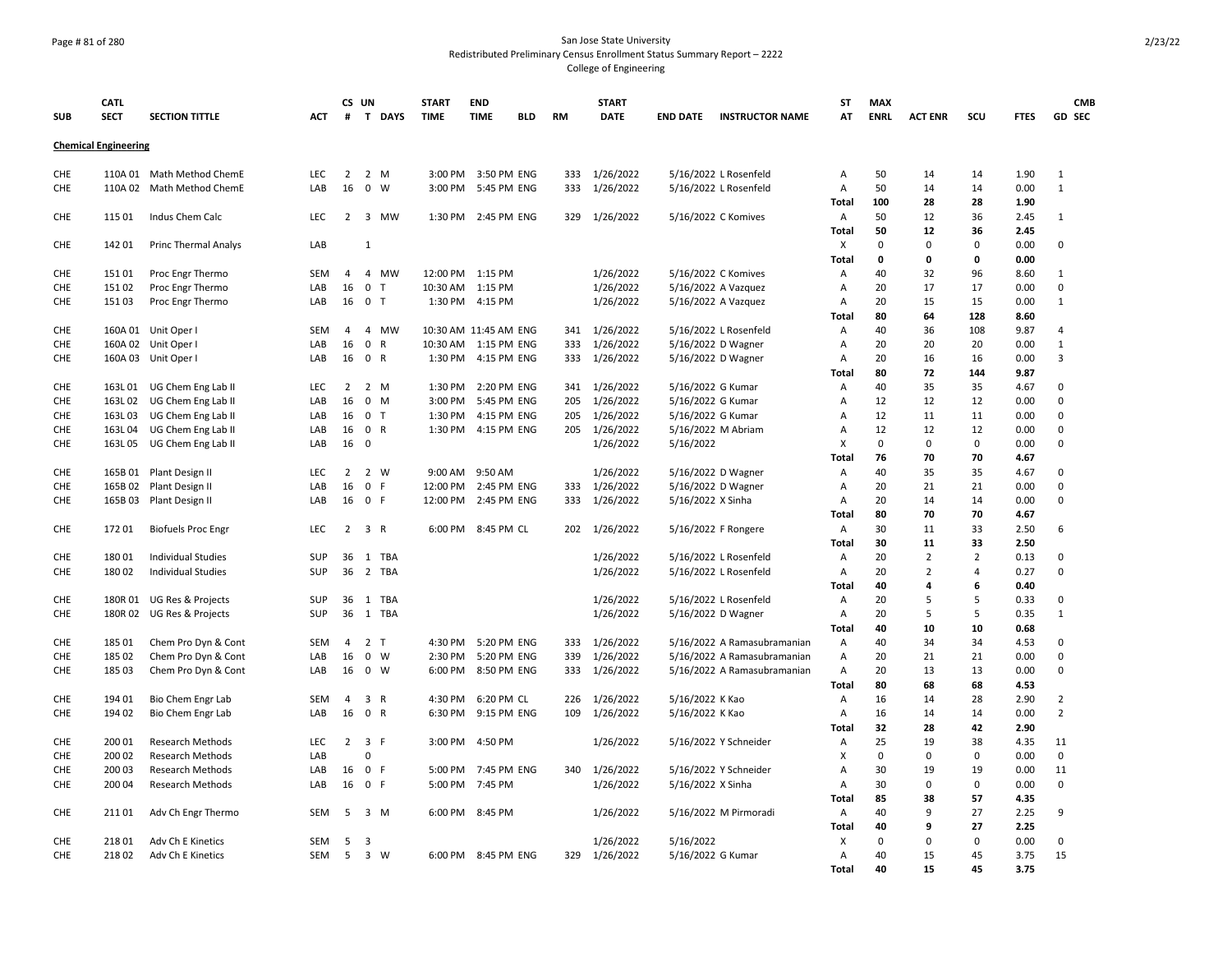San Jose State University
Redistributed Preliminary Census Enrollment Status Summary Report – 2222
College of Engineering

| SUB | CATL SECT | SECTION TITTLE | ACT | CS # | UN T | DAYS | START TIME | END TIME | BLD | RM | START DATE | END DATE | INSTRUCTOR NAME | ST AT | MAX ENRL | ACT ENR | SCU | FTES | GD | CMB SEC |
|---|---|---|---|---|---|---|---|---|---|---|---|---|---|---|---|---|---|---|---|---|
| **Chemical Engineering** | | | | | | | | | | | | | | | | | | | | |
| CHE | 110A 01 | Math Method ChemE | LEC | 2 | 2 | M | 3:00 PM | 3:50 PM | ENG | 333 | 1/26/2022 | 5/16/2022 | L Rosenfeld | A | 50 | 14 | 14 | 1.90 | 1 | |
| CHE | 110A 02 | Math Method ChemE | LAB | 16 | 0 | W | 3:00 PM | 5:45 PM | ENG | 333 | 1/26/2022 | 5/16/2022 | L Rosenfeld | A | 50 | 14 | 14 | 0.00 | 1 | |
| | | | | | | | | | | | | | | Total | 100 | 28 | 28 | 1.90 | | |
| CHE | 115 01 | Indus Chem Calc | LEC | 2 | 3 | MW | 1:30 PM | 2:45 PM | ENG | 329 | 1/26/2022 | 5/16/2022 | C Komives | A | 50 | 12 | 36 | 2.45 | 1 | |
| | | | | | | | | | | | | | | Total | 50 | 12 | 36 | 2.45 | | |
| CHE | 142 01 | Princ Thermal Analys | LAB | | 1 | | | | | | | | | X | 0 | 0 | 0 | 0.00 | 0 | |
| | | | | | | | | | | | | | | Total | 0 | 0 | 0 | 0.00 | | |
| CHE | 151 01 | Proc Engr Thermo | SEM | 4 | 4 | MW | 12:00 PM | 1:15 PM | | | 1/26/2022 | 5/16/2022 | C Komives | A | 40 | 32 | 96 | 8.60 | 1 | |
| CHE | 151 02 | Proc Engr Thermo | LAB | 16 | 0 | T | 10:30 AM | 1:15 PM | | | 1/26/2022 | 5/16/2022 | A Vazquez | A | 20 | 17 | 17 | 0.00 | 0 | |
| CHE | 151 03 | Proc Engr Thermo | LAB | 16 | 0 | T | 1:30 PM | 4:15 PM | | | 1/26/2022 | 5/16/2022 | A Vazquez | A | 20 | 15 | 15 | 0.00 | 1 | |
| | | | | | | | | | | | | | | Total | 80 | 64 | 128 | 8.60 | | |
| CHE | 160A 01 | Unit Oper I | SEM | 4 | 4 | MW | 10:30 AM | 11:45 AM | ENG | 341 | 1/26/2022 | 5/16/2022 | L Rosenfeld | A | 40 | 36 | 108 | 9.87 | 4 | |
| CHE | 160A 02 | Unit Oper I | LAB | 16 | 0 | R | 10:30 AM | 1:15 PM | ENG | 333 | 1/26/2022 | 5/16/2022 | D Wagner | A | 20 | 20 | 20 | 0.00 | 1 | |
| CHE | 160A 03 | Unit Oper I | LAB | 16 | 0 | R | 1:30 PM | 4:15 PM | ENG | 333 | 1/26/2022 | 5/16/2022 | D Wagner | A | 20 | 16 | 16 | 0.00 | 3 | |
| | | | | | | | | | | | | | | Total | 80 | 72 | 144 | 9.87 | | |
| CHE | 163L 01 | UG Chem Eng Lab II | LEC | 2 | 2 | M | 1:30 PM | 2:20 PM | ENG | 341 | 1/26/2022 | 5/16/2022 | G Kumar | A | 40 | 35 | 35 | 4.67 | 0 | |
| CHE | 163L 02 | UG Chem Eng Lab II | LAB | 16 | 0 | M | 3:00 PM | 5:45 PM | ENG | 205 | 1/26/2022 | 5/16/2022 | G Kumar | A | 12 | 12 | 12 | 0.00 | 0 | |
| CHE | 163L 03 | UG Chem Eng Lab II | LAB | 16 | 0 | T | 1:30 PM | 4:15 PM | ENG | 205 | 1/26/2022 | 5/16/2022 | G Kumar | A | 12 | 11 | 11 | 0.00 | 0 | |
| CHE | 163L 04 | UG Chem Eng Lab II | LAB | 16 | 0 | R | 1:30 PM | 4:15 PM | ENG | 205 | 1/26/2022 | 5/16/2022 | M Abriam | A | 12 | 12 | 12 | 0.00 | 0 | |
| CHE | 163L 05 | UG Chem Eng Lab II | LAB | 16 | 0 | | | | | | 1/26/2022 | 5/16/2022 | | X | 0 | 0 | 0 | 0.00 | 0 | |
| | | | | | | | | | | | | | | Total | 76 | 70 | 70 | 4.67 | | |
| CHE | 165B 01 | Plant Design II | LEC | 2 | 2 | W | 9:00 AM | 9:50 AM | | | 1/26/2022 | 5/16/2022 | D Wagner | A | 40 | 35 | 35 | 4.67 | 0 | |
| CHE | 165B 02 | Plant Design II | LAB | 16 | 0 | F | 12:00 PM | 2:45 PM | ENG | 333 | 1/26/2022 | 5/16/2022 | D Wagner | A | 20 | 21 | 21 | 0.00 | 0 | |
| CHE | 165B 03 | Plant Design II | LAB | 16 | 0 | F | 12:00 PM | 2:45 PM | ENG | 333 | 1/26/2022 | 5/16/2022 | X Sinha | A | 20 | 14 | 14 | 0.00 | 0 | |
| | | | | | | | | | | | | | | Total | 80 | 70 | 70 | 4.67 | | |
| CHE | 172 01 | Biofuels Proc Engr | LEC | 2 | 3 | R | 6:00 PM | 8:45 PM | CL | 202 | 1/26/2022 | 5/16/2022 | F Rongere | A | 30 | 11 | 33 | 2.50 | 6 | |
| | | | | | | | | | | | | | | Total | 30 | 11 | 33 | 2.50 | | |
| CHE | 180 01 | Individual Studies | SUP | 36 | 1 | TBA | | | | | 1/26/2022 | 5/16/2022 | L Rosenfeld | A | 20 | 2 | 2 | 0.13 | 0 | |
| CHE | 180 02 | Individual Studies | SUP | 36 | 2 | TBA | | | | | 1/26/2022 | 5/16/2022 | L Rosenfeld | A | 20 | 2 | 4 | 0.27 | 0 | |
| | | | | | | | | | | | | | | Total | 40 | 4 | 6 | 0.40 | | |
| CHE | 180R 01 | UG Res & Projects | SUP | 36 | 1 | TBA | | | | | 1/26/2022 | 5/16/2022 | L Rosenfeld | A | 20 | 5 | 5 | 0.33 | 0 | |
| CHE | 180R 02 | UG Res & Projects | SUP | 36 | 1 | TBA | | | | | 1/26/2022 | 5/16/2022 | D Wagner | A | 20 | 5 | 5 | 0.35 | 1 | |
| | | | | | | | | | | | | | | Total | 40 | 10 | 10 | 0.68 | | |
| CHE | 185 01 | Chem Pro Dyn & Cont | SEM | 4 | 2 | T | 4:30 PM | 5:20 PM | ENG | 333 | 1/26/2022 | 5/16/2022 | A Ramasubramanian | A | 40 | 34 | 34 | 4.53 | 0 | |
| CHE | 185 02 | Chem Pro Dyn & Cont | LAB | 16 | 0 | W | 2:30 PM | 5:20 PM | ENG | 339 | 1/26/2022 | 5/16/2022 | A Ramasubramanian | A | 20 | 21 | 21 | 0.00 | 0 | |
| CHE | 185 03 | Chem Pro Dyn & Cont | LAB | 16 | 0 | W | 6:00 PM | 8:50 PM | ENG | 333 | 1/26/2022 | 5/16/2022 | A Ramasubramanian | A | 20 | 13 | 13 | 0.00 | 0 | |
| | | | | | | | | | | | | | | Total | 80 | 68 | 68 | 4.53 | | |
| CHE | 194 01 | Bio Chem Engr Lab | SEM | 4 | 3 | R | 4:30 PM | 6:20 PM | CL | 226 | 1/26/2022 | 5/16/2022 | K Kao | A | 16 | 14 | 28 | 2.90 | 2 | |
| CHE | 194 02 | Bio Chem Engr Lab | LAB | 16 | 0 | R | 6:30 PM | 9:15 PM | ENG | 109 | 1/26/2022 | 5/16/2022 | K Kao | A | 16 | 14 | 14 | 0.00 | 2 | |
| | | | | | | | | | | | | | | Total | 32 | 28 | 42 | 2.90 | | |
| CHE | 200 01 | Research Methods | LEC | 2 | 3 | F | 3:00 PM | 4:50 PM | | | 1/26/2022 | 5/16/2022 | Y Schneider | A | 25 | 19 | 38 | 4.35 | 11 | |
| CHE | 200 02 | Research Methods | LAB | | 0 | | | | | | | | | X | 0 | 0 | 0 | 0.00 | 0 | |
| CHE | 200 03 | Research Methods | LAB | 16 | 0 | F | 5:00 PM | 7:45 PM | ENG | 340 | 1/26/2022 | 5/16/2022 | Y Schneider | A | 30 | 19 | 19 | 0.00 | 11 | |
| CHE | 200 04 | Research Methods | LAB | 16 | 0 | F | 5:00 PM | 7:45 PM | | | 1/26/2022 | 5/16/2022 | X Sinha | A | 30 | 0 | 0 | 0.00 | 0 | |
| | | | | | | | | | | | | | | Total | 85 | 38 | 57 | 4.35 | | |
| CHE | 211 01 | Adv Ch Engr Thermo | SEM | 5 | 3 | M | 6:00 PM | 8:45 PM | | | 1/26/2022 | 5/16/2022 | M Pirmoradi | A | 40 | 9 | 27 | 2.25 | 9 | |
| | | | | | | | | | | | | | | Total | 40 | 9 | 27 | 2.25 | | |
| CHE | 218 01 | Adv Ch E Kinetics | SEM | 5 | 3 | | | | | | 1/26/2022 | 5/16/2022 | | X | 0 | 0 | 0 | 0.00 | 0 | |
| CHE | 218 02 | Adv Ch E Kinetics | SEM | 5 | 3 | W | 6:00 PM | 8:45 PM | ENG | 329 | 1/26/2022 | 5/16/2022 | G Kumar | A | 40 | 15 | 45 | 3.75 | 15 | |
| | | | | | | | | | | | | | | Total | 40 | 15 | 45 | 3.75 | | |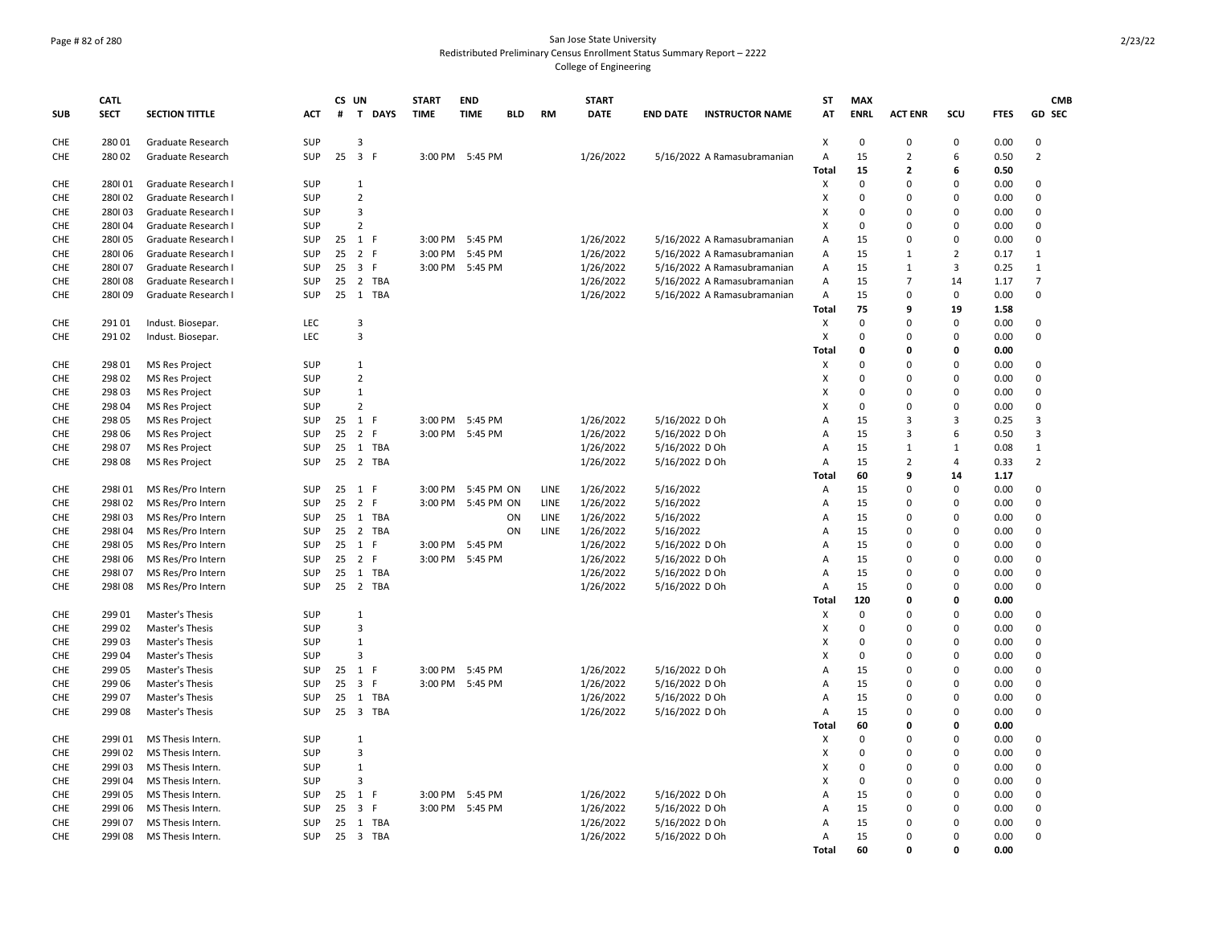San Jose State University
Redistributed Preliminary Census Enrollment Status Summary Report – 2222
College of Engineering

| SUB | CATL SECT | SECTION TITTLE | ACT | CS # | UN T | DAYS | START TIME | END TIME | BLD | RM | START DATE | END DATE | INSTRUCTOR NAME | ST AT | MAX ENRL | ACT ENR | SCU | FTES | GD | CMB SEC |
|---|---|---|---|---|---|---|---|---|---|---|---|---|---|---|---|---|---|---|---|---|
| CHE | 280 01 | Graduate Research | SUP | | 3 | | | | | | | | | X | 0 | 0 | 0 | 0.00 | 0 | |
| CHE | 280 02 | Graduate Research | SUP | 25 | 3 | F | 3:00 PM | 5:45 PM | | | 1/26/2022 | 5/16/2022 | A Ramasubramanian | A | 15 | 2 | 6 | 0.50 | 2 | |
| | | | | | | | | | | | | | | Total | 15 | 2 | 6 | 0.50 | | |
| CHE | 280I 01 | Graduate Research I | SUP | | 1 | | | | | | | | | X | 0 | 0 | 0 | 0.00 | 0 | |
| CHE | 280I 02 | Graduate Research I | SUP | | 2 | | | | | | | | | X | 0 | 0 | 0 | 0.00 | 0 | |
| CHE | 280I 03 | Graduate Research I | SUP | | 3 | | | | | | | | | X | 0 | 0 | 0 | 0.00 | 0 | |
| CHE | 280I 04 | Graduate Research I | SUP | | 2 | | | | | | | | | X | 0 | 0 | 0 | 0.00 | 0 | |
| CHE | 280I 05 | Graduate Research I | SUP | 25 | 1 | F | 3:00 PM | 5:45 PM | | | 1/26/2022 | 5/16/2022 | A Ramasubramanian | A | 15 | 0 | 0 | 0.00 | 0 | |
| CHE | 280I 06 | Graduate Research I | SUP | 25 | 2 | F | 3:00 PM | 5:45 PM | | | 1/26/2022 | 5/16/2022 | A Ramasubramanian | A | 15 | 1 | 2 | 0.17 | 1 | |
| CHE | 280I 07 | Graduate Research I | SUP | 25 | 3 | F | 3:00 PM | 5:45 PM | | | 1/26/2022 | 5/16/2022 | A Ramasubramanian | A | 15 | 1 | 3 | 0.25 | 1 | |
| CHE | 280I 08 | Graduate Research I | SUP | 25 | 2 | TBA | | | | | 1/26/2022 | 5/16/2022 | A Ramasubramanian | A | 15 | 7 | 14 | 1.17 | 7 | |
| CHE | 280I 09 | Graduate Research I | SUP | 25 | 1 | TBA | | | | | 1/26/2022 | 5/16/2022 | A Ramasubramanian | A | 15 | 0 | 0 | 0.00 | 0 | |
| | | | | | | | | | | | | | | Total | 75 | 9 | 19 | 1.58 | | |
| CHE | 291 01 | Indust. Biosepar. | LEC | | 3 | | | | | | | | | X | 0 | 0 | 0 | 0.00 | 0 | |
| CHE | 291 02 | Indust. Biosepar. | LEC | | 3 | | | | | | | | | X | 0 | 0 | 0 | 0.00 | 0 | |
| | | | | | | | | | | | | | | Total | 0 | 0 | 0 | 0.00 | | |
| CHE | 298 01 | MS Res Project | SUP | | 1 | | | | | | | | | X | 0 | 0 | 0 | 0.00 | 0 | |
| CHE | 298 02 | MS Res Project | SUP | | 2 | | | | | | | | | X | 0 | 0 | 0 | 0.00 | 0 | |
| CHE | 298 03 | MS Res Project | SUP | | 1 | | | | | | | | | X | 0 | 0 | 0 | 0.00 | 0 | |
| CHE | 298 04 | MS Res Project | SUP | | 2 | | | | | | | | | X | 0 | 0 | 0 | 0.00 | 0 | |
| CHE | 298 05 | MS Res Project | SUP | 25 | 1 | F | 3:00 PM | 5:45 PM | | | 1/26/2022 | 5/16/2022 | D Oh | A | 15 | 3 | 3 | 0.25 | 3 | |
| CHE | 298 06 | MS Res Project | SUP | 25 | 2 | F | 3:00 PM | 5:45 PM | | | 1/26/2022 | 5/16/2022 | D Oh | A | 15 | 3 | 6 | 0.50 | 3 | |
| CHE | 298 07 | MS Res Project | SUP | 25 | 1 | TBA | | | | | 1/26/2022 | 5/16/2022 | D Oh | A | 15 | 1 | 1 | 0.08 | 1 | |
| CHE | 298 08 | MS Res Project | SUP | 25 | 2 | TBA | | | | | 1/26/2022 | 5/16/2022 | D Oh | A | 15 | 2 | 4 | 0.33 | 2 | |
| | | | | | | | | | | | | | | Total | 60 | 9 | 14 | 1.17 | | |
| CHE | 298I 01 | MS Res/Pro Intern | SUP | 25 | 1 | F | 3:00 PM | 5:45 PM | ON | LINE | 1/26/2022 | 5/16/2022 | | A | 15 | 0 | 0 | 0.00 | 0 | |
| CHE | 298I 02 | MS Res/Pro Intern | SUP | 25 | 2 | F | 3:00 PM | 5:45 PM | ON | LINE | 1/26/2022 | 5/16/2022 | | A | 15 | 0 | 0 | 0.00 | 0 | |
| CHE | 298I 03 | MS Res/Pro Intern | SUP | 25 | 1 | TBA | | | ON | LINE | 1/26/2022 | 5/16/2022 | | A | 15 | 0 | 0 | 0.00 | 0 | |
| CHE | 298I 04 | MS Res/Pro Intern | SUP | 25 | 2 | TBA | | | ON | LINE | 1/26/2022 | 5/16/2022 | | A | 15 | 0 | 0 | 0.00 | 0 | |
| CHE | 298I 05 | MS Res/Pro Intern | SUP | 25 | 1 | F | 3:00 PM | 5:45 PM | | | 1/26/2022 | 5/16/2022 | D Oh | A | 15 | 0 | 0 | 0.00 | 0 | |
| CHE | 298I 06 | MS Res/Pro Intern | SUP | 25 | 2 | F | 3:00 PM | 5:45 PM | | | 1/26/2022 | 5/16/2022 | D Oh | A | 15 | 0 | 0 | 0.00 | 0 | |
| CHE | 298I 07 | MS Res/Pro Intern | SUP | 25 | 1 | TBA | | | | | 1/26/2022 | 5/16/2022 | D Oh | A | 15 | 0 | 0 | 0.00 | 0 | |
| CHE | 298I 08 | MS Res/Pro Intern | SUP | 25 | 2 | TBA | | | | | 1/26/2022 | 5/16/2022 | D Oh | A | 15 | 0 | 0 | 0.00 | 0 | |
| | | | | | | | | | | | | | | Total | 120 | 0 | 0 | 0.00 | | |
| CHE | 299 01 | Master's Thesis | SUP | | 1 | | | | | | | | | X | 0 | 0 | 0 | 0.00 | 0 | |
| CHE | 299 02 | Master's Thesis | SUP | | 3 | | | | | | | | | X | 0 | 0 | 0 | 0.00 | 0 | |
| CHE | 299 03 | Master's Thesis | SUP | | 1 | | | | | | | | | X | 0 | 0 | 0 | 0.00 | 0 | |
| CHE | 299 04 | Master's Thesis | SUP | | 3 | | | | | | | | | X | 0 | 0 | 0 | 0.00 | 0 | |
| CHE | 299 05 | Master's Thesis | SUP | 25 | 1 | F | 3:00 PM | 5:45 PM | | | 1/26/2022 | 5/16/2022 | D Oh | A | 15 | 0 | 0 | 0.00 | 0 | |
| CHE | 299 06 | Master's Thesis | SUP | 25 | 3 | F | 3:00 PM | 5:45 PM | | | 1/26/2022 | 5/16/2022 | D Oh | A | 15 | 0 | 0 | 0.00 | 0 | |
| CHE | 299 07 | Master's Thesis | SUP | 25 | 1 | TBA | | | | | 1/26/2022 | 5/16/2022 | D Oh | A | 15 | 0 | 0 | 0.00 | 0 | |
| CHE | 299 08 | Master's Thesis | SUP | 25 | 3 | TBA | | | | | 1/26/2022 | 5/16/2022 | D Oh | A | 15 | 0 | 0 | 0.00 | 0 | |
| | | | | | | | | | | | | | | Total | 60 | 0 | 0 | 0.00 | | |
| CHE | 299I 01 | MS Thesis Intern. | SUP | | 1 | | | | | | | | | X | 0 | 0 | 0 | 0.00 | 0 | |
| CHE | 299I 02 | MS Thesis Intern. | SUP | | 3 | | | | | | | | | X | 0 | 0 | 0 | 0.00 | 0 | |
| CHE | 299I 03 | MS Thesis Intern. | SUP | | 1 | | | | | | | | | X | 0 | 0 | 0 | 0.00 | 0 | |
| CHE | 299I 04 | MS Thesis Intern. | SUP | | 3 | | | | | | | | | X | 0 | 0 | 0 | 0.00 | 0 | |
| CHE | 299I 05 | MS Thesis Intern. | SUP | 25 | 1 | F | 3:00 PM | 5:45 PM | | | 1/26/2022 | 5/16/2022 | D Oh | A | 15 | 0 | 0 | 0.00 | 0 | |
| CHE | 299I 06 | MS Thesis Intern. | SUP | 25 | 3 | F | 3:00 PM | 5:45 PM | | | 1/26/2022 | 5/16/2022 | D Oh | A | 15 | 0 | 0 | 0.00 | 0 | |
| CHE | 299I 07 | MS Thesis Intern. | SUP | 25 | 1 | TBA | | | | | 1/26/2022 | 5/16/2022 | D Oh | A | 15 | 0 | 0 | 0.00 | 0 | |
| CHE | 299I 08 | MS Thesis Intern. | SUP | 25 | 3 | TBA | | | | | 1/26/2022 | 5/16/2022 | D Oh | A | 15 | 0 | 0 | 0.00 | 0 | |
| | | | | | | | | | | | | | | Total | 60 | 0 | 0 | 0.00 | | |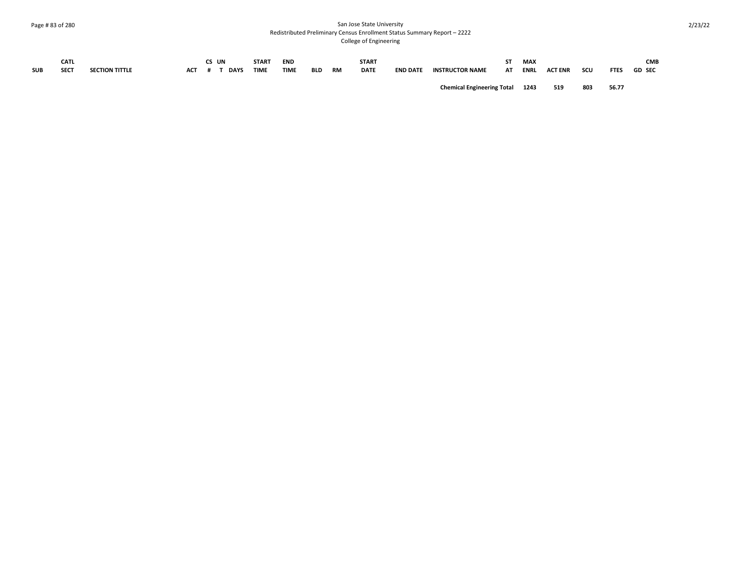| SUB | CATL SECT | SECTION TITTLE | ACT | CS # | UN T | DAYS | START TIME | END TIME | BLD | RM | START DATE | END DATE | INSTRUCTOR NAME | ST AT | MAX ENRL | ACT ENR | SCU | FTES | GD | CMB SEC |
|---|---|---|---|---|---|---|---|---|---|---|---|---|---|---|---|---|---|---|---|---|
| | | | | | | | | | | | | | **Chemical Engineering Total** | | **1243** | **519** | **803** | **56.77** | | |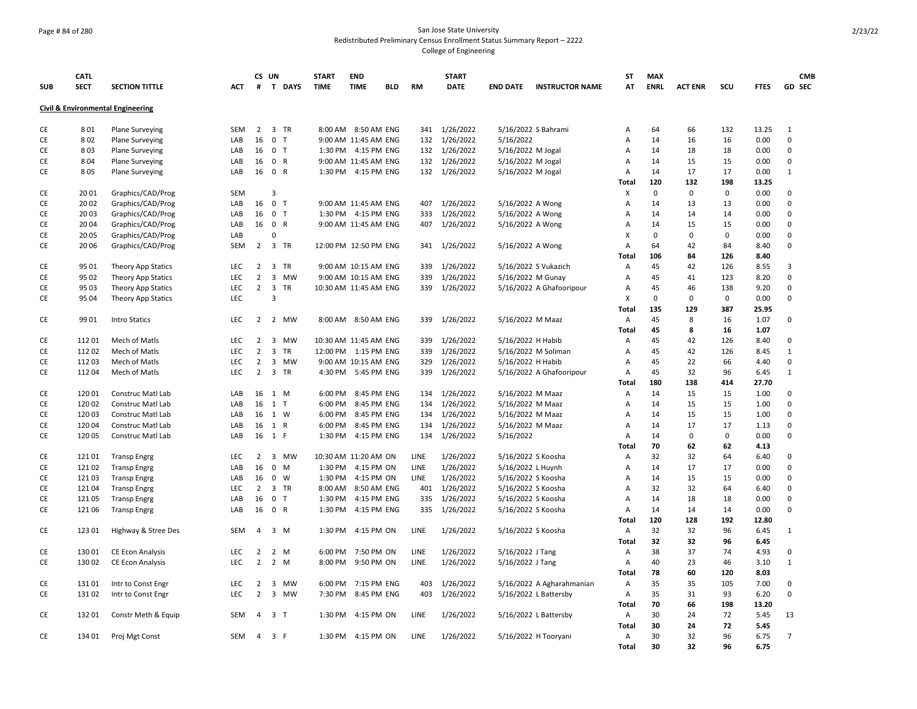San Jose State University
Redistributed Preliminary Census Enrollment Status Summary Report – 2222
College of Engineering

| SUB | CATL SECT | SECTION TITTLE | ACT | CS # | UN T | DAYS | START TIME | END TIME | BLD | RM | START DATE | END DATE | INSTRUCTOR NAME | ST AT | MAX ENRL | ACT ENR | SCU | FTES | GD | CMB SEC |
|---|---|---|---|---|---|---|---|---|---|---|---|---|---|---|---|---|---|---|---|---|
| **Civil & Environmental Engineering** | | | | | | | | | | | | | | | | | | | | |
| CE | 8 01 | Plane Surveying | SEM | 2 | 3 | TR | 8:00 AM | 8:50 AM | ENG | 341 | 1/26/2022 | 5/16/2022 | S Bahrami | A | 64 | 66 | 132 | 13.25 | 1 | |
| CE | 8 02 | Plane Surveying | LAB | 16 | 0 | T | 9:00 AM | 11:45 AM | ENG | 132 | 1/26/2022 | 5/16/2022 | | A | 14 | 16 | 16 | 0.00 | 0 | |
| CE | 8 03 | Plane Surveying | LAB | 16 | 0 | T | 1:30 PM | 4:15 PM | ENG | 132 | 1/26/2022 | 5/16/2022 | M Jogal | A | 14 | 18 | 18 | 0.00 | 0 | |
| CE | 8 04 | Plane Surveying | LAB | 16 | 0 | R | 9:00 AM | 11:45 AM | ENG | 132 | 1/26/2022 | 5/16/2022 | M Jogal | A | 14 | 15 | 15 | 0.00 | 0 | |
| CE | 8 05 | Plane Surveying | LAB | 16 | 0 | R | 1:30 PM | 4:15 PM | ENG | 132 | 1/26/2022 | 5/16/2022 | M Jogal | A | 14 | 17 | 17 | 0.00 | 1 | |
| | | | | | | | | | | | | | | **Total** | **120** | **132** | **198** | **13.25** | | |
| CE | 20 01 | Graphics/CAD/Prog | SEM | | 3 | | | | | | | | | X | 0 | 0 | 0 | 0.00 | 0 | |
| CE | 20 02 | Graphics/CAD/Prog | LAB | 16 | 0 | T | 9:00 AM | 11:45 AM | ENG | 407 | 1/26/2022 | 5/16/2022 | A Wong | A | 14 | 13 | 13 | 0.00 | 0 | |
| CE | 20 03 | Graphics/CAD/Prog | LAB | 16 | 0 | T | 1:30 PM | 4:15 PM | ENG | 333 | 1/26/2022 | 5/16/2022 | A Wong | A | 14 | 14 | 14 | 0.00 | 0 | |
| CE | 20 04 | Graphics/CAD/Prog | LAB | 16 | 0 | R | 9:00 AM | 11:45 AM | ENG | 407 | 1/26/2022 | 5/16/2022 | A Wong | A | 14 | 15 | 15 | 0.00 | 0 | |
| CE | 20 05 | Graphics/CAD/Prog | LAB | | 0 | | | | | | | | | X | 0 | 0 | 0 | 0.00 | 0 | |
| CE | 20 06 | Graphics/CAD/Prog | SEM | 2 | 3 | TR | 12:00 PM | 12:50 PM | ENG | 341 | 1/26/2022 | 5/16/2022 | A Wong | A | 64 | 42 | 84 | 8.40 | 0 | |
| | | | | | | | | | | | | | | **Total** | **106** | **84** | **126** | **8.40** | | |
| CE | 95 01 | Theory App Statics | LEC | 2 | 3 | TR | 9:00 AM | 10:15 AM | ENG | 339 | 1/26/2022 | 5/16/2022 | S Vukazich | A | 45 | 42 | 126 | 8.55 | 3 | |
| CE | 95 02 | Theory App Statics | LEC | 2 | 3 | MW | 9:00 AM | 10:15 AM | ENG | 339 | 1/26/2022 | 5/16/2022 | M Gunay | A | 45 | 41 | 123 | 8.20 | 0 | |
| CE | 95 03 | Theory App Statics | LEC | 2 | 3 | TR | 10:30 AM | 11:45 AM | ENG | 339 | 1/26/2022 | 5/16/2022 | A Ghafooripour | A | 45 | 46 | 138 | 9.20 | 0 | |
| CE | 95 04 | Theory App Statics | LEC | | 3 | | | | | | | | | X | 0 | 0 | 0 | 0.00 | 0 | |
| | | | | | | | | | | | | | | **Total** | **135** | **129** | **387** | **25.95** | | |
| CE | 99 01 | Intro Statics | LEC | 2 | 2 | MW | 8:00 AM | 8:50 AM | ENG | 339 | 1/26/2022 | 5/16/2022 | M Maaz | A | 45 | 8 | 16 | 1.07 | 0 | |
| | | | | | | | | | | | | | | **Total** | **45** | **8** | **16** | **1.07** | | |
| CE | 112 01 | Mech of Matls | LEC | 2 | 3 | MW | 10:30 AM | 11:45 AM | ENG | 339 | 1/26/2022 | 5/16/2022 | H Habib | A | 45 | 42 | 126 | 8.40 | 0 | |
| CE | 112 02 | Mech of Matls | LEC | 2 | 3 | TR | 12:00 PM | 1:15 PM | ENG | 339 | 1/26/2022 | 5/16/2022 | M Soliman | A | 45 | 42 | 126 | 8.45 | 1 | |
| CE | 112 03 | Mech of Matls | LEC | 2 | 3 | MW | 9:00 AM | 10:15 AM | ENG | 329 | 1/26/2022 | 5/16/2022 | H Habib | A | 45 | 22 | 66 | 4.40 | 0 | |
| CE | 112 04 | Mech of Matls | LEC | 2 | 3 | TR | 4:30 PM | 5:45 PM | ENG | 339 | 1/26/2022 | 5/16/2022 | A Ghafooripour | A | 45 | 32 | 96 | 6.45 | 1 | |
| | | | | | | | | | | | | | | **Total** | **180** | **138** | **414** | **27.70** | | |
| CE | 120 01 | Construc Matl Lab | LAB | 16 | 1 | M | 6:00 PM | 8:45 PM | ENG | 134 | 1/26/2022 | 5/16/2022 | M Maaz | A | 14 | 15 | 15 | 1.00 | 0 | |
| CE | 120 02 | Construc Matl Lab | LAB | 16 | 1 | T | 6:00 PM | 8:45 PM | ENG | 134 | 1/26/2022 | 5/16/2022 | M Maaz | A | 14 | 15 | 15 | 1.00 | 0 | |
| CE | 120 03 | Construc Matl Lab | LAB | 16 | 1 | W | 6:00 PM | 8:45 PM | ENG | 134 | 1/26/2022 | 5/16/2022 | M Maaz | A | 14 | 15 | 15 | 1.00 | 0 | |
| CE | 120 04 | Construc Matl Lab | LAB | 16 | 1 | R | 6:00 PM | 8:45 PM | ENG | 134 | 1/26/2022 | 5/16/2022 | M Maaz | A | 14 | 17 | 17 | 1.13 | 0 | |
| CE | 120 05 | Construc Matl Lab | LAB | 16 | 1 | F | 1:30 PM | 4:15 PM | ENG | 134 | 1/26/2022 | 5/16/2022 | | A | 14 | 0 | 0 | 0.00 | 0 | |
| | | | | | | | | | | | | | | **Total** | **70** | **62** | **62** | **4.13** | | |
| CE | 121 01 | Transp Engrg | LEC | 2 | 3 | MW | 10:30 AM | 11:20 AM | ON | LINE | 1/26/2022 | 5/16/2022 | S Koosha | A | 32 | 32 | 64 | 6.40 | 0 | |
| CE | 121 02 | Transp Engrg | LAB | 16 | 0 | M | 1:30 PM | 4:15 PM | ON | LINE | 1/26/2022 | 5/16/2022 | L Huynh | A | 14 | 17 | 17 | 0.00 | 0 | |
| CE | 121 03 | Transp Engrg | LAB | 16 | 0 | W | 1:30 PM | 4:15 PM | ON | LINE | 1/26/2022 | 5/16/2022 | S Koosha | A | 14 | 15 | 15 | 0.00 | 0 | |
| CE | 121 04 | Transp Engrg | LEC | 2 | 3 | TR | 8:00 AM | 8:50 AM | ENG | 401 | 1/26/2022 | 5/16/2022 | S Koosha | A | 32 | 32 | 64 | 6.40 | 0 | |
| CE | 121 05 | Transp Engrg | LAB | 16 | 0 | T | 1:30 PM | 4:15 PM | ENG | 335 | 1/26/2022 | 5/16/2022 | S Koosha | A | 14 | 18 | 18 | 0.00 | 0 | |
| CE | 121 06 | Transp Engrg | LAB | 16 | 0 | R | 1:30 PM | 4:15 PM | ENG | 335 | 1/26/2022 | 5/16/2022 | S Koosha | A | 14 | 14 | 14 | 0.00 | 0 | |
| | | | | | | | | | | | | | | **Total** | **120** | **128** | **192** | **12.80** | | |
| CE | 123 01 | Highway & Stree Des | SEM | 4 | 3 | M | 1:30 PM | 4:15 PM | ON | LINE | 1/26/2022 | 5/16/2022 | S Koosha | A | 32 | 32 | 96 | 6.45 | 1 | |
| | | | | | | | | | | | | | | **Total** | **32** | **32** | **96** | **6.45** | | |
| CE | 130 01 | CE Econ Analysis | LEC | 2 | 2 | M | 6:00 PM | 7:50 PM | ON | LINE | 1/26/2022 | 5/16/2022 | J Tang | A | 38 | 37 | 74 | 4.93 | 0 | |
| CE | 130 02 | CE Econ Analysis | LEC | 2 | 2 | M | 8:00 PM | 9:50 PM | ON | LINE | 1/26/2022 | 5/16/2022 | J Tang | A | 40 | 23 | 46 | 3.10 | 1 | |
| | | | | | | | | | | | | | | **Total** | **78** | **60** | **120** | **8.03** | | |
| CE | 131 01 | Intr to Const Engr | LEC | 2 | 3 | MW | 6:00 PM | 7:15 PM | ENG | 403 | 1/26/2022 | 5/16/2022 | A Agharahmanian | A | 35 | 35 | 105 | 7.00 | 0 | |
| CE | 131 02 | Intr to Const Engr | LEC | 2 | 3 | MW | 7:30 PM | 8:45 PM | ENG | 403 | 1/26/2022 | 5/16/2022 | L Battersby | A | 35 | 31 | 93 | 6.20 | 0 | |
| | | | | | | | | | | | | | | **Total** | **70** | **66** | **198** | **13.20** | | |
| CE | 132 01 | Constr Meth & Equip | SEM | 4 | 3 | T | 1:30 PM | 4:15 PM | ON | LINE | 1/26/2022 | 5/16/2022 | L Battersby | A | 30 | 24 | 72 | 5.45 | 13 | |
| | | | | | | | | | | | | | | **Total** | **30** | **24** | **72** | **5.45** | | |
| CE | 134 01 | Proj Mgt Const | SEM | 4 | 3 | F | 1:30 PM | 4:15 PM | ON | LINE | 1/26/2022 | 5/16/2022 | H Tooryani | A | 30 | 32 | 96 | 6.75 | 7 | |
| | | | | | | | | | | | | | | **Total** | **30** | **32** | **96** | **6.75** | | |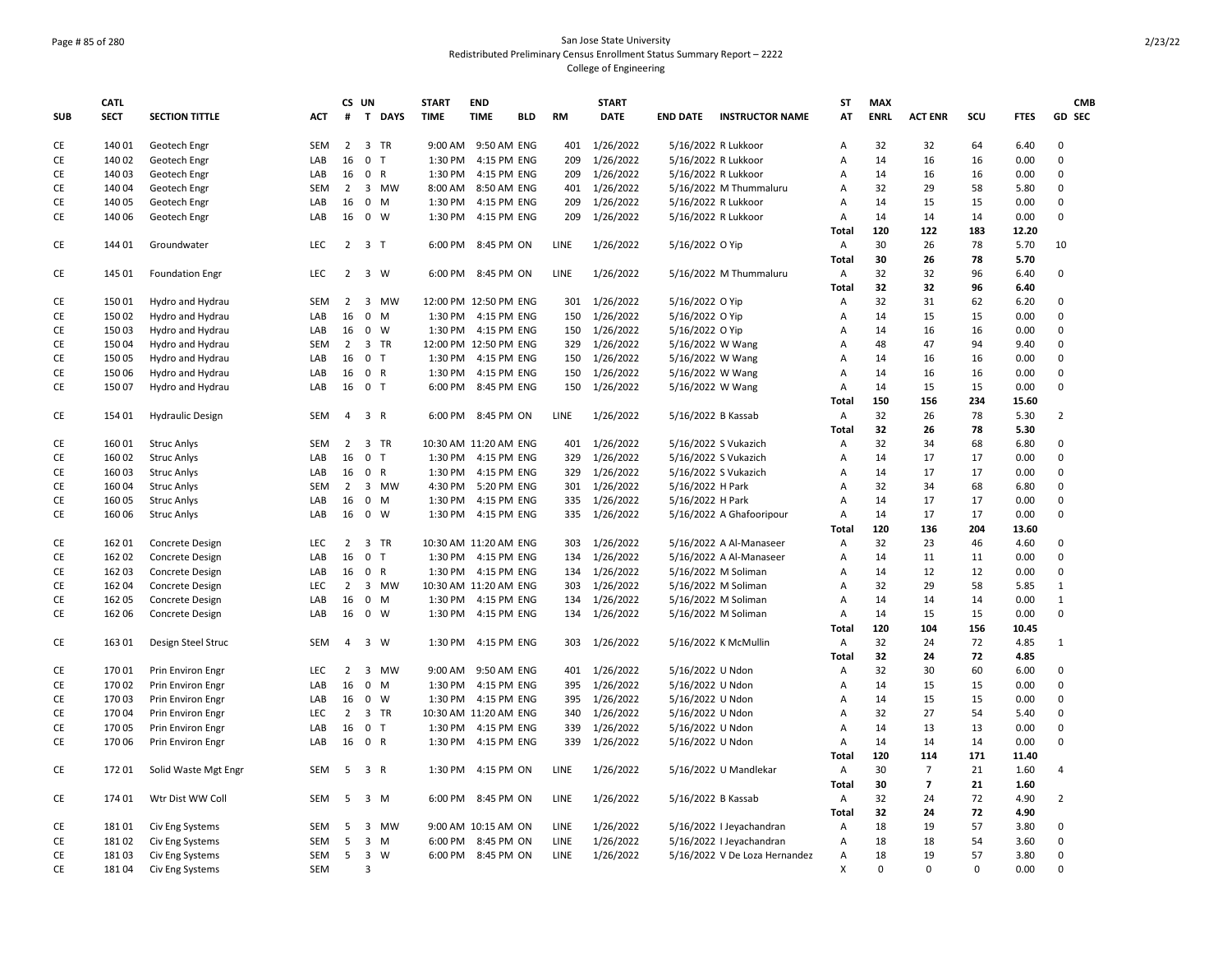San Jose State University
Redistributed Preliminary Census Enrollment Status Summary Report – 2222
College of Engineering

| SUB | CATL SECT | SECTION TITTLE | ACT | CS # | UN T | DAYS | START TIME | END TIME | BLD | RM | START DATE | END DATE | INSTRUCTOR NAME | ST AT | MAX ENRL | ACT ENR | SCU | FTES | GD | CMB SEC |
|---|---|---|---|---|---|---|---|---|---|---|---|---|---|---|---|---|---|---|---|---|
| CE | 140 01 | Geotech Engr | SEM | 2 | 3 | TR | 9:00 AM | 9:50 AM | ENG | 401 | 1/26/2022 | 5/16/2022 | R Lukkoor | A | 32 | 32 | 64 | 6.40 | 0 | |
| CE | 140 02 | Geotech Engr | LAB | 16 | 0 | T | 1:30 PM | 4:15 PM | ENG | 209 | 1/26/2022 | 5/16/2022 | R Lukkoor | A | 14 | 16 | 16 | 0.00 | 0 | |
| CE | 140 03 | Geotech Engr | LAB | 16 | 0 | R | 1:30 PM | 4:15 PM | ENG | 209 | 1/26/2022 | 5/16/2022 | R Lukkoor | A | 14 | 16 | 16 | 0.00 | 0 | |
| CE | 140 04 | Geotech Engr | SEM | 2 | 3 | MW | 8:00 AM | 8:50 AM | ENG | 401 | 1/26/2022 | 5/16/2022 | M Thummaluru | A | 32 | 29 | 58 | 5.80 | 0 | |
| CE | 140 05 | Geotech Engr | LAB | 16 | 0 | M | 1:30 PM | 4:15 PM | ENG | 209 | 1/26/2022 | 5/16/2022 | R Lukkoor | A | 14 | 15 | 15 | 0.00 | 0 | |
| CE | 140 06 | Geotech Engr | LAB | 16 | 0 | W | 1:30 PM | 4:15 PM | ENG | 209 | 1/26/2022 | 5/16/2022 | R Lukkoor | A | 14 | 14 | 14 | 0.00 | 0 | |
| | | | | | | | | | | | | | | Total | 120 | 122 | 183 | 12.20 | | |
| CE | 144 01 | Groundwater | LEC | 2 | 3 | T | 6:00 PM | 8:45 PM | ON | LINE | 1/26/2022 | 5/16/2022 | O Yip | A | 30 | 26 | 78 | 5.70 | 10 | |
| | | | | | | | | | | | | | | Total | 30 | 26 | 78 | 5.70 | | |
| CE | 145 01 | Foundation Engr | LEC | 2 | 3 | W | 6:00 PM | 8:45 PM | ON | LINE | 1/26/2022 | 5/16/2022 | M Thummaluru | A | 32 | 32 | 96 | 6.40 | 0 | |
| | | | | | | | | | | | | | | Total | 32 | 32 | 96 | 6.40 | | |
| CE | 150 01 | Hydro and Hydrau | SEM | 2 | 3 | MW | 12:00 PM | 12:50 PM | ENG | 301 | 1/26/2022 | 5/16/2022 | O Yip | A | 32 | 31 | 62 | 6.20 | 0 | |
| CE | 150 02 | Hydro and Hydrau | LAB | 16 | 0 | M | 1:30 PM | 4:15 PM | ENG | 150 | 1/26/2022 | 5/16/2022 | O Yip | A | 14 | 15 | 15 | 0.00 | 0 | |
| CE | 150 03 | Hydro and Hydrau | LAB | 16 | 0 | W | 1:30 PM | 4:15 PM | ENG | 150 | 1/26/2022 | 5/16/2022 | O Yip | A | 14 | 16 | 16 | 0.00 | 0 | |
| CE | 150 04 | Hydro and Hydrau | SEM | 2 | 3 | TR | 12:00 PM | 12:50 PM | ENG | 329 | 1/26/2022 | 5/16/2022 | W Wang | A | 48 | 47 | 94 | 9.40 | 0 | |
| CE | 150 05 | Hydro and Hydrau | LAB | 16 | 0 | T | 1:30 PM | 4:15 PM | ENG | 150 | 1/26/2022 | 5/16/2022 | W Wang | A | 14 | 16 | 16 | 0.00 | 0 | |
| CE | 150 06 | Hydro and Hydrau | LAB | 16 | 0 | R | 1:30 PM | 4:15 PM | ENG | 150 | 1/26/2022 | 5/16/2022 | W Wang | A | 14 | 16 | 16 | 0.00 | 0 | |
| CE | 150 07 | Hydro and Hydrau | LAB | 16 | 0 | T | 6:00 PM | 8:45 PM | ENG | 150 | 1/26/2022 | 5/16/2022 | W Wang | A | 14 | 15 | 15 | 0.00 | 0 | |
| | | | | | | | | | | | | | | Total | 150 | 156 | 234 | 15.60 | | |
| CE | 154 01 | Hydraulic Design | SEM | 4 | 3 | R | 6:00 PM | 8:45 PM | ON | LINE | 1/26/2022 | 5/16/2022 | B Kassab | A | 32 | 26 | 78 | 5.30 | 2 | |
| | | | | | | | | | | | | | | Total | 32 | 26 | 78 | 5.30 | | |
| CE | 160 01 | Struc Anlys | SEM | 2 | 3 | TR | 10:30 AM | 11:20 AM | ENG | 401 | 1/26/2022 | 5/16/2022 | S Vukazich | A | 32 | 34 | 68 | 6.80 | 0 | |
| CE | 160 02 | Struc Anlys | LAB | 16 | 0 | T | 1:30 PM | 4:15 PM | ENG | 329 | 1/26/2022 | 5/16/2022 | S Vukazich | A | 14 | 17 | 17 | 0.00 | 0 | |
| CE | 160 03 | Struc Anlys | LAB | 16 | 0 | R | 1:30 PM | 4:15 PM | ENG | 329 | 1/26/2022 | 5/16/2022 | S Vukazich | A | 14 | 17 | 17 | 0.00 | 0 | |
| CE | 160 04 | Struc Anlys | SEM | 2 | 3 | MW | 4:30 PM | 5:20 PM | ENG | 301 | 1/26/2022 | 5/16/2022 | H Park | A | 32 | 34 | 68 | 6.80 | 0 | |
| CE | 160 05 | Struc Anlys | LAB | 16 | 0 | M | 1:30 PM | 4:15 PM | ENG | 335 | 1/26/2022 | 5/16/2022 | H Park | A | 14 | 17 | 17 | 0.00 | 0 | |
| CE | 160 06 | Struc Anlys | LAB | 16 | 0 | W | 1:30 PM | 4:15 PM | ENG | 335 | 1/26/2022 | 5/16/2022 | A Ghafooripour | A | 14 | 17 | 17 | 0.00 | 0 | |
| | | | | | | | | | | | | | | Total | 120 | 136 | 204 | 13.60 | | |
| CE | 162 01 | Concrete Design | LEC | 2 | 3 | TR | 10:30 AM | 11:20 AM | ENG | 303 | 1/26/2022 | 5/16/2022 | A Al-Manaseer | A | 32 | 23 | 46 | 4.60 | 0 | |
| CE | 162 02 | Concrete Design | LAB | 16 | 0 | T | 1:30 PM | 4:15 PM | ENG | 134 | 1/26/2022 | 5/16/2022 | A Al-Manaseer | A | 14 | 11 | 11 | 0.00 | 0 | |
| CE | 162 03 | Concrete Design | LAB | 16 | 0 | R | 1:30 PM | 4:15 PM | ENG | 134 | 1/26/2022 | 5/16/2022 | M Soliman | A | 14 | 12 | 12 | 0.00 | 0 | |
| CE | 162 04 | Concrete Design | LEC | 2 | 3 | MW | 10:30 AM | 11:20 AM | ENG | 303 | 1/26/2022 | 5/16/2022 | M Soliman | A | 32 | 29 | 58 | 5.85 | 1 | |
| CE | 162 05 | Concrete Design | LAB | 16 | 0 | M | 1:30 PM | 4:15 PM | ENG | 134 | 1/26/2022 | 5/16/2022 | M Soliman | A | 14 | 14 | 14 | 0.00 | 1 | |
| CE | 162 06 | Concrete Design | LAB | 16 | 0 | W | 1:30 PM | 4:15 PM | ENG | 134 | 1/26/2022 | 5/16/2022 | M Soliman | A | 14 | 15 | 15 | 0.00 | 0 | |
| | | | | | | | | | | | | | | Total | 120 | 104 | 156 | 10.45 | | |
| CE | 163 01 | Design Steel Struc | SEM | 4 | 3 | W | 1:30 PM | 4:15 PM | ENG | 303 | 1/26/2022 | 5/16/2022 | K McMullin | A | 32 | 24 | 72 | 4.85 | 1 | |
| | | | | | | | | | | | | | | Total | 32 | 24 | 72 | 4.85 | | |
| CE | 170 01 | Prin Environ Engr | LEC | 2 | 3 | MW | 9:00 AM | 9:50 AM | ENG | 401 | 1/26/2022 | 5/16/2022 | U Ndon | A | 32 | 30 | 60 | 6.00 | 0 | |
| CE | 170 02 | Prin Environ Engr | LAB | 16 | 0 | M | 1:30 PM | 4:15 PM | ENG | 395 | 1/26/2022 | 5/16/2022 | U Ndon | A | 14 | 15 | 15 | 0.00 | 0 | |
| CE | 170 03 | Prin Environ Engr | LAB | 16 | 0 | W | 1:30 PM | 4:15 PM | ENG | 395 | 1/26/2022 | 5/16/2022 | U Ndon | A | 14 | 15 | 15 | 0.00 | 0 | |
| CE | 170 04 | Prin Environ Engr | LEC | 2 | 3 | TR | 10:30 AM | 11:20 AM | ENG | 340 | 1/26/2022 | 5/16/2022 | U Ndon | A | 32 | 27 | 54 | 5.40 | 0 | |
| CE | 170 05 | Prin Environ Engr | LAB | 16 | 0 | T | 1:30 PM | 4:15 PM | ENG | 339 | 1/26/2022 | 5/16/2022 | U Ndon | A | 14 | 13 | 13 | 0.00 | 0 | |
| CE | 170 06 | Prin Environ Engr | LAB | 16 | 0 | R | 1:30 PM | 4:15 PM | ENG | 339 | 1/26/2022 | 5/16/2022 | U Ndon | A | 14 | 14 | 14 | 0.00 | 0 | |
| | | | | | | | | | | | | | | Total | 120 | 114 | 171 | 11.40 | | |
| CE | 172 01 | Solid Waste Mgt Engr | SEM | 5 | 3 | R | 1:30 PM | 4:15 PM | ON | LINE | 1/26/2022 | 5/16/2022 | U Mandlekar | A | 30 | 7 | 21 | 1.60 | 4 | |
| | | | | | | | | | | | | | | Total | 30 | 7 | 21 | 1.60 | | |
| CE | 174 01 | Wtr Dist WW Coll | SEM | 5 | 3 | M | 6:00 PM | 8:45 PM | ON | LINE | 1/26/2022 | 5/16/2022 | B Kassab | A | 32 | 24 | 72 | 4.90 | 2 | |
| | | | | | | | | | | | | | | Total | 32 | 24 | 72 | 4.90 | | |
| CE | 181 01 | Civ Eng Systems | SEM | 5 | 3 | MW | 9:00 AM | 10:15 AM | ON | LINE | 1/26/2022 | 5/16/2022 | I Jeyachandran | A | 18 | 19 | 57 | 3.80 | 0 | |
| CE | 181 02 | Civ Eng Systems | SEM | 5 | 3 | M | 6:00 PM | 8:45 PM | ON | LINE | 1/26/2022 | 5/16/2022 | I Jeyachandran | A | 18 | 18 | 54 | 3.60 | 0 | |
| CE | 181 03 | Civ Eng Systems | SEM | 5 | 3 | W | 6:00 PM | 8:45 PM | ON | LINE | 1/26/2022 | 5/16/2022 | V De Loza Hernandez | A | 18 | 19 | 57 | 3.80 | 0 | |
| CE | 181 04 | Civ Eng Systems | SEM | | 3 | | | | | | | | | X | 0 | 0 | 0 | 0.00 | 0 | |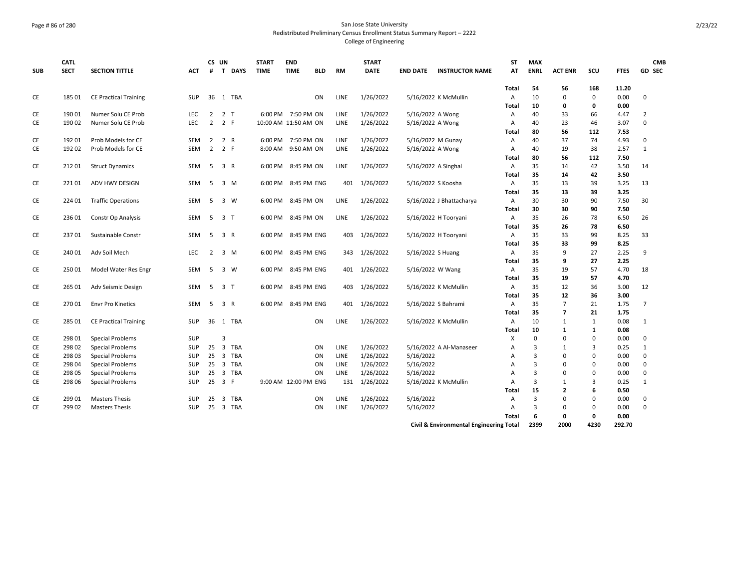San Jose State University
Redistributed Preliminary Census Enrollment Status Summary Report – 2222
College of Engineering

| SUB | CATL SECT | SECTION TITTLE | ACT | CS # | UN T | DAYS | START TIME | END TIME | BLD | RM | START DATE | END DATE | INSTRUCTOR NAME | ST AT | MAX ENRL | ACT ENR | SCU | FTES | GD | CMB SEC |
|---|---|---|---|---|---|---|---|---|---|---|---|---|---|---|---|---|---|---|---|---|
| | | | | | | | | | | | | | | **Total** | **54** | **56** | **168** | **11.20** | | |
| CE | 185 01 | CE Practical Training | SUP | 36 | 1 | TBA | | | ON | LINE | 1/26/2022 | 5/16/2022 | K McMullin | A | 10 | 0 | 0 | 0.00 | 0 | |
| | | | | | | | | | | | | | | **Total** | **10** | **0** | **0** | **0.00** | | |
| CE | 190 01 | Numer Solu CE Prob | LEC | 2 | 2 | T | 6:00 PM | 7:50 PM | ON | LINE | 1/26/2022 | 5/16/2022 | A Wong | A | 40 | 33 | 66 | 4.47 | 2 | |
| CE | 190 02 | Numer Solu CE Prob | LEC | 2 | 2 | F | 10:00 AM | 11:50 AM | ON | LINE | 1/26/2022 | 5/16/2022 | A Wong | A | 40 | 23 | 46 | 3.07 | 0 | |
| | | | | | | | | | | | | | | **Total** | **80** | **56** | **112** | **7.53** | | |
| CE | 192 01 | Prob Models for CE | SEM | 2 | 2 | R | 6:00 PM | 7:50 PM | ON | LINE | 1/26/2022 | 5/16/2022 | M Gunay | A | 40 | 37 | 74 | 4.93 | 0 | |
| CE | 192 02 | Prob Models for CE | SEM | 2 | 2 | F | 8:00 AM | 9:50 AM | ON | LINE | 1/26/2022 | 5/16/2022 | A Wong | A | 40 | 19 | 38 | 2.57 | 1 | |
| | | | | | | | | | | | | | | **Total** | **80** | **56** | **112** | **7.50** | | |
| CE | 212 01 | Struct Dynamics | SEM | 5 | 3 | R | 6:00 PM | 8:45 PM | ON | LINE | 1/26/2022 | 5/16/2022 | A Singhal | A | 35 | 14 | 42 | 3.50 | 14 | |
| | | | | | | | | | | | | | | **Total** | **35** | **14** | **42** | **3.50** | | |
| CE | 221 01 | ADV HWY DESIGN | SEM | 5 | 3 | M | 6:00 PM | 8:45 PM | ENG | 401 | 1/26/2022 | 5/16/2022 | S Koosha | A | 35 | 13 | 39 | 3.25 | 13 | |
| | | | | | | | | | | | | | | **Total** | **35** | **13** | **39** | **3.25** | | |
| CE | 224 01 | Traffic Operations | SEM | 5 | 3 | W | 6:00 PM | 8:45 PM | ON | LINE | 1/26/2022 | 5/16/2022 | J Bhattacharya | A | 30 | 30 | 90 | 7.50 | 30 | |
| | | | | | | | | | | | | | | **Total** | **30** | **30** | **90** | **7.50** | | |
| CE | 236 01 | Constr Op Analysis | SEM | 5 | 3 | T | 6:00 PM | 8:45 PM | ON | LINE | 1/26/2022 | 5/16/2022 | H Tooryani | A | 35 | 26 | 78 | 6.50 | 26 | |
| | | | | | | | | | | | | | | **Total** | **35** | **26** | **78** | **6.50** | | |
| CE | 237 01 | Sustainable Constr | SEM | 5 | 3 | R | 6:00 PM | 8:45 PM | ENG | 403 | 1/26/2022 | 5/16/2022 | H Tooryani | A | 35 | 33 | 99 | 8.25 | 33 | |
| | | | | | | | | | | | | | | **Total** | **35** | **33** | **99** | **8.25** | | |
| CE | 240 01 | Adv Soil Mech | LEC | 2 | 3 | M | 6:00 PM | 8:45 PM | ENG | 343 | 1/26/2022 | 5/16/2022 | S Huang | A | 35 | 9 | 27 | 2.25 | 9 | |
| | | | | | | | | | | | | | | **Total** | **35** | **9** | **27** | **2.25** | | |
| CE | 250 01 | Model Water Res Engr | SEM | 5 | 3 | W | 6:00 PM | 8:45 PM | ENG | 401 | 1/26/2022 | 5/16/2022 | W Wang | A | 35 | 19 | 57 | 4.70 | 18 | |
| | | | | | | | | | | | | | | **Total** | **35** | **19** | **57** | **4.70** | | |
| CE | 265 01 | Adv Seismic Design | SEM | 5 | 3 | T | 6:00 PM | 8:45 PM | ENG | 403 | 1/26/2022 | 5/16/2022 | K McMullin | A | 35 | 12 | 36 | 3.00 | 12 | |
| | | | | | | | | | | | | | | **Total** | **35** | **12** | **36** | **3.00** | | |
| CE | 270 01 | Envr Pro Kinetics | SEM | 5 | 3 | R | 6:00 PM | 8:45 PM | ENG | 401 | 1/26/2022 | 5/16/2022 | S Bahrami | A | 35 | 7 | 21 | 1.75 | 7 | |
| | | | | | | | | | | | | | | **Total** | **35** | **7** | **21** | **1.75** | | |
| CE | 285 01 | CE Practical Training | SUP | 36 | 1 | TBA | | | ON | LINE | 1/26/2022 | 5/16/2022 | K McMullin | A | 10 | 1 | 1 | 0.08 | 1 | |
| | | | | | | | | | | | | | | **Total** | **10** | **1** | **1** | **0.08** | | |
| CE | 298 01 | Special Problems | SUP | | 3 | | | | | | | | | X | 0 | 0 | 0 | 0.00 | 0 | |
| CE | 298 02 | Special Problems | SUP | 25 | 3 | TBA | | | ON | LINE | 1/26/2022 | 5/16/2022 | A Al-Manaseer | A | 3 | 1 | 3 | 0.25 | 1 | |
| CE | 298 03 | Special Problems | SUP | 25 | 3 | TBA | | | ON | LINE | 1/26/2022 | 5/16/2022 | | A | 3 | 0 | 0 | 0.00 | 0 | |
| CE | 298 04 | Special Problems | SUP | 25 | 3 | TBA | | | ON | LINE | 1/26/2022 | 5/16/2022 | | A | 3 | 0 | 0 | 0.00 | 0 | |
| CE | 298 05 | Special Problems | SUP | 25 | 3 | TBA | | | ON | LINE | 1/26/2022 | 5/16/2022 | | A | 3 | 0 | 0 | 0.00 | 0 | |
| CE | 298 06 | Special Problems | SUP | 25 | 3 | F | 9:00 AM | 12:00 PM | ENG | 131 | 1/26/2022 | 5/16/2022 | K McMullin | A | 3 | 1 | 3 | 0.25 | 1 | |
| | | | | | | | | | | | | | | **Total** | **15** | **2** | **6** | **0.50** | | |
| CE | 299 01 | Masters Thesis | SUP | 25 | 3 | TBA | | | ON | LINE | 1/26/2022 | 5/16/2022 | | A | 3 | 0 | 0 | 0.00 | 0 | |
| CE | 299 02 | Masters Thesis | SUP | 25 | 3 | TBA | | | ON | LINE | 1/26/2022 | 5/16/2022 | | A | 3 | 0 | 0 | 0.00 | 0 | |
| | | | | | | | | | | | | | | **Total** | **6** | **0** | **0** | **0.00** | | |
| | | | | | | | | | | | | | **Civil & Environmental Engineering Total** | | **2399** | **2000** | **4230** | **292.70** | | |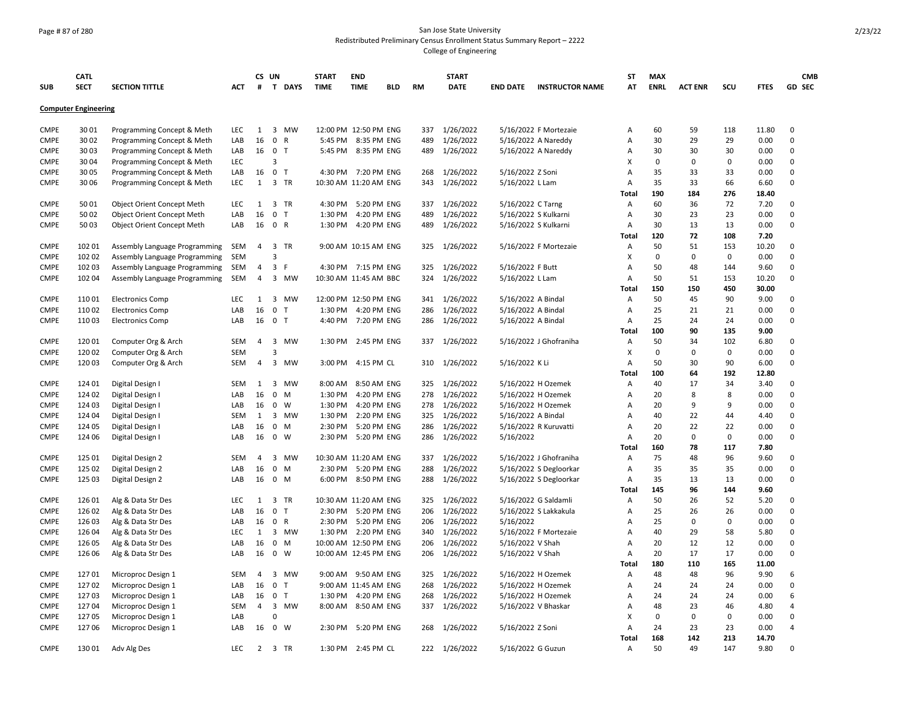San Jose State University
Redistributed Preliminary Census Enrollment Status Summary Report – 2222
College of Engineering

| SUB | CATL SECT | SECTION TITTLE | ACT | CS # | UN T | DAYS | START TIME | END TIME | BLD | RM | START DATE | END DATE | INSTRUCTOR NAME | ST AT | MAX ENRL | ACT ENR | SCU | FTES | GD | CMB SEC |
|---|---|---|---|---|---|---|---|---|---|---|---|---|---|---|---|---|---|---|---|---|
| **Computer Engineering** | | | | | | | | | | | | | | | | | | | | |
| CMPE | 30 01 | Programming Concept & Meth | LEC | 1 | 3 | MW | 12:00 PM | 12:50 PM | ENG | 337 | 1/26/2022 | 5/16/2022 | F Mortezaie | A | 60 | 59 | 118 | 11.80 | 0 | |
| CMPE | 30 02 | Programming Concept & Meth | LAB | 16 | 0 | R | 5:45 PM | 8:35 PM | ENG | 489 | 1/26/2022 | 5/16/2022 | A Nareddy | A | 30 | 29 | 29 | 0.00 | 0 | |
| CMPE | 30 03 | Programming Concept & Meth | LAB | 16 | 0 | T | 5:45 PM | 8:35 PM | ENG | 489 | 1/26/2022 | 5/16/2022 | A Nareddy | A | 30 | 30 | 30 | 0.00 | 0 | |
| CMPE | 30 04 | Programming Concept & Meth | LEC | | 3 | | | | | | | | | X | 0 | 0 | 0 | 0.00 | 0 | |
| CMPE | 30 05 | Programming Concept & Meth | LAB | 16 | 0 | T | 4:30 PM | 7:20 PM | ENG | 268 | 1/26/2022 | 5/16/2022 | Z Soni | A | 35 | 33 | 33 | 0.00 | 0 | |
| CMPE | 30 06 | Programming Concept & Meth | LEC | 1 | 3 | TR | 10:30 AM | 11:20 AM | ENG | 343 | 1/26/2022 | 5/16/2022 | L Lam | A | 35 | 33 | 66 | 6.60 | 0 | |
| | | | | | | | | | | | | | | **Total** | **190** | **184** | **276** | **18.40** | | |
| CMPE | 50 01 | Object Orient Concept Meth | LEC | 1 | 3 | TR | 4:30 PM | 5:20 PM | ENG | 337 | 1/26/2022 | 5/16/2022 | C Tarng | A | 60 | 36 | 72 | 7.20 | 0 | |
| CMPE | 50 02 | Object Orient Concept Meth | LAB | 16 | 0 | T | 1:30 PM | 4:20 PM | ENG | 489 | 1/26/2022 | 5/16/2022 | S Kulkarni | A | 30 | 23 | 23 | 0.00 | 0 | |
| CMPE | 50 03 | Object Orient Concept Meth | LAB | 16 | 0 | R | 1:30 PM | 4:20 PM | ENG | 489 | 1/26/2022 | 5/16/2022 | S Kulkarni | A | 30 | 13 | 13 | 0.00 | 0 | |
| | | | | | | | | | | | | | | **Total** | **120** | **72** | **108** | **7.20** | | |
| CMPE | 102 01 | Assembly Language Programming | SEM | 4 | 3 | TR | 9:00 AM | 10:15 AM | ENG | 325 | 1/26/2022 | 5/16/2022 | F Mortezaie | A | 50 | 51 | 153 | 10.20 | 0 | |
| CMPE | 102 02 | Assembly Language Programming | SEM | | 3 | | | | | | | | | X | 0 | 0 | 0 | 0.00 | 0 | |
| CMPE | 102 03 | Assembly Language Programming | SEM | 4 | 3 | F | 4:30 PM | 7:15 PM | ENG | 325 | 1/26/2022 | 5/16/2022 | F Butt | A | 50 | 48 | 144 | 9.60 | 0 | |
| CMPE | 102 04 | Assembly Language Programming | SEM | 4 | 3 | MW | 10:30 AM | 11:45 AM | BBC | 324 | 1/26/2022 | 5/16/2022 | L Lam | A | 50 | 51 | 153 | 10.20 | 0 | |
| | | | | | | | | | | | | | | **Total** | **150** | **150** | **450** | **30.00** | | |
| CMPE | 110 01 | Electronics Comp | LEC | 1 | 3 | MW | 12:00 PM | 12:50 PM | ENG | 341 | 1/26/2022 | 5/16/2022 | A Bindal | A | 50 | 45 | 90 | 9.00 | 0 | |
| CMPE | 110 02 | Electronics Comp | LAB | 16 | 0 | T | 1:30 PM | 4:20 PM | ENG | 286 | 1/26/2022 | 5/16/2022 | A Bindal | A | 25 | 21 | 21 | 0.00 | 0 | |
| CMPE | 110 03 | Electronics Comp | LAB | 16 | 0 | T | 4:40 PM | 7:20 PM | ENG | 286 | 1/26/2022 | 5/16/2022 | A Bindal | A | 25 | 24 | 24 | 0.00 | 0 | |
| | | | | | | | | | | | | | | **Total** | **100** | **90** | **135** | **9.00** | | |
| CMPE | 120 01 | Computer Org & Arch | SEM | 4 | 3 | MW | 1:30 PM | 2:45 PM | ENG | 337 | 1/26/2022 | 5/16/2022 | J Ghofraniha | A | 50 | 34 | 102 | 6.80 | 0 | |
| CMPE | 120 02 | Computer Org & Arch | SEM | | 3 | | | | | | | | | X | 0 | 0 | 0 | 0.00 | 0 | |
| CMPE | 120 03 | Computer Org & Arch | SEM | 4 | 3 | MW | 3:00 PM | 4:15 PM | CL | 310 | 1/26/2022 | 5/16/2022 | K Li | A | 50 | 30 | 90 | 6.00 | 0 | |
| | | | | | | | | | | | | | | **Total** | **100** | **64** | **192** | **12.80** | | |
| CMPE | 124 01 | Digital Design I | SEM | 1 | 3 | MW | 8:00 AM | 8:50 AM | ENG | 325 | 1/26/2022 | 5/16/2022 | H Ozemek | A | 40 | 17 | 34 | 3.40 | 0 | |
| CMPE | 124 02 | Digital Design I | LAB | 16 | 0 | M | 1:30 PM | 4:20 PM | ENG | 278 | 1/26/2022 | 5/16/2022 | H Ozemek | A | 20 | 8 | 8 | 0.00 | 0 | |
| CMPE | 124 03 | Digital Design I | LAB | 16 | 0 | W | 1:30 PM | 4:20 PM | ENG | 278 | 1/26/2022 | 5/16/2022 | H Ozemek | A | 20 | 9 | 9 | 0.00 | 0 | |
| CMPE | 124 04 | Digital Design I | SEM | 1 | 3 | MW | 1:30 PM | 2:20 PM | ENG | 325 | 1/26/2022 | 5/16/2022 | A Bindal | A | 40 | 22 | 44 | 4.40 | 0 | |
| CMPE | 124 05 | Digital Design I | LAB | 16 | 0 | M | 2:30 PM | 5:20 PM | ENG | 286 | 1/26/2022 | 5/16/2022 | R Kuruvatti | A | 20 | 22 | 22 | 0.00 | 0 | |
| CMPE | 124 06 | Digital Design I | LAB | 16 | 0 | W | 2:30 PM | 5:20 PM | ENG | 286 | 1/26/2022 | 5/16/2022 | | A | 20 | 0 | 0 | 0.00 | 0 | |
| | | | | | | | | | | | | | | **Total** | **160** | **78** | **117** | **7.80** | | |
| CMPE | 125 01 | Digital Design 2 | SEM | 4 | 3 | MW | 10:30 AM | 11:20 AM | ENG | 337 | 1/26/2022 | 5/16/2022 | J Ghofraniha | A | 75 | 48 | 96 | 9.60 | 0 | |
| CMPE | 125 02 | Digital Design 2 | LAB | 16 | 0 | M | 2:30 PM | 5:20 PM | ENG | 288 | 1/26/2022 | 5/16/2022 | S Degloorkar | A | 35 | 35 | 35 | 0.00 | 0 | |
| CMPE | 125 03 | Digital Design 2 | LAB | 16 | 0 | M | 6:00 PM | 8:50 PM | ENG | 288 | 1/26/2022 | 5/16/2022 | S Degloorkar | A | 35 | 13 | 13 | 0.00 | 0 | |
| | | | | | | | | | | | | | | **Total** | **145** | **96** | **144** | **9.60** | | |
| CMPE | 126 01 | Alg & Data Str Des | LEC | 1 | 3 | TR | 10:30 AM | 11:20 AM | ENG | 325 | 1/26/2022 | 5/16/2022 | G Saldamli | A | 50 | 26 | 52 | 5.20 | 0 | |
| CMPE | 126 02 | Alg & Data Str Des | LAB | 16 | 0 | T | 2:30 PM | 5:20 PM | ENG | 206 | 1/26/2022 | 5/16/2022 | S Lakkakula | A | 25 | 26 | 26 | 0.00 | 0 | |
| CMPE | 126 03 | Alg & Data Str Des | LAB | 16 | 0 | R | 2:30 PM | 5:20 PM | ENG | 206 | 1/26/2022 | 5/16/2022 | | A | 25 | 0 | 0 | 0.00 | 0 | |
| CMPE | 126 04 | Alg & Data Str Des | LEC | 1 | 3 | MW | 1:30 PM | 2:20 PM | ENG | 340 | 1/26/2022 | 5/16/2022 | F Mortezaie | A | 40 | 29 | 58 | 5.80 | 0 | |
| CMPE | 126 05 | Alg & Data Str Des | LAB | 16 | 0 | M | 10:00 AM | 12:50 PM | ENG | 206 | 1/26/2022 | 5/16/2022 | V Shah | A | 20 | 12 | 12 | 0.00 | 0 | |
| CMPE | 126 06 | Alg & Data Str Des | LAB | 16 | 0 | W | 10:00 AM | 12:45 PM | ENG | 206 | 1/26/2022 | 5/16/2022 | V Shah | A | 20 | 17 | 17 | 0.00 | 0 | |
| | | | | | | | | | | | | | | **Total** | **180** | **110** | **165** | **11.00** | | |
| CMPE | 127 01 | Microproc Design 1 | SEM | 4 | 3 | MW | 9:00 AM | 9:50 AM | ENG | 325 | 1/26/2022 | 5/16/2022 | H Ozemek | A | 48 | 48 | 96 | 9.90 | 6 | |
| CMPE | 127 02 | Microproc Design 1 | LAB | 16 | 0 | T | 9:00 AM | 11:45 AM | ENG | 268 | 1/26/2022 | 5/16/2022 | H Ozemek | A | 24 | 24 | 24 | 0.00 | 0 | |
| CMPE | 127 03 | Microproc Design 1 | LAB | 16 | 0 | T | 1:30 PM | 4:20 PM | ENG | 268 | 1/26/2022 | 5/16/2022 | H Ozemek | A | 24 | 24 | 24 | 0.00 | 6 | |
| CMPE | 127 04 | Microproc Design 1 | SEM | 4 | 3 | MW | 8:00 AM | 8:50 AM | ENG | 337 | 1/26/2022 | 5/16/2022 | V Bhaskar | A | 48 | 23 | 46 | 4.80 | 4 | |
| CMPE | 127 05 | Microproc Design 1 | LAB | | 0 | | | | | | | | | X | 0 | 0 | 0 | 0.00 | 0 | |
| CMPE | 127 06 | Microproc Design 1 | LAB | 16 | 0 | W | 2:30 PM | 5:20 PM | ENG | 268 | 1/26/2022 | 5/16/2022 | Z Soni | A | 24 | 23 | 23 | 0.00 | 4 | |
| | | | | | | | | | | | | | | **Total** | **168** | **142** | **213** | **14.70** | | |
| CMPE | 130 01 | Adv Alg Des | LEC | 2 | 3 | TR | 1:30 PM | 2:45 PM | CL | 222 | 1/26/2022 | 5/16/2022 | G Guzun | A | 50 | 49 | 147 | 9.80 | 0 | |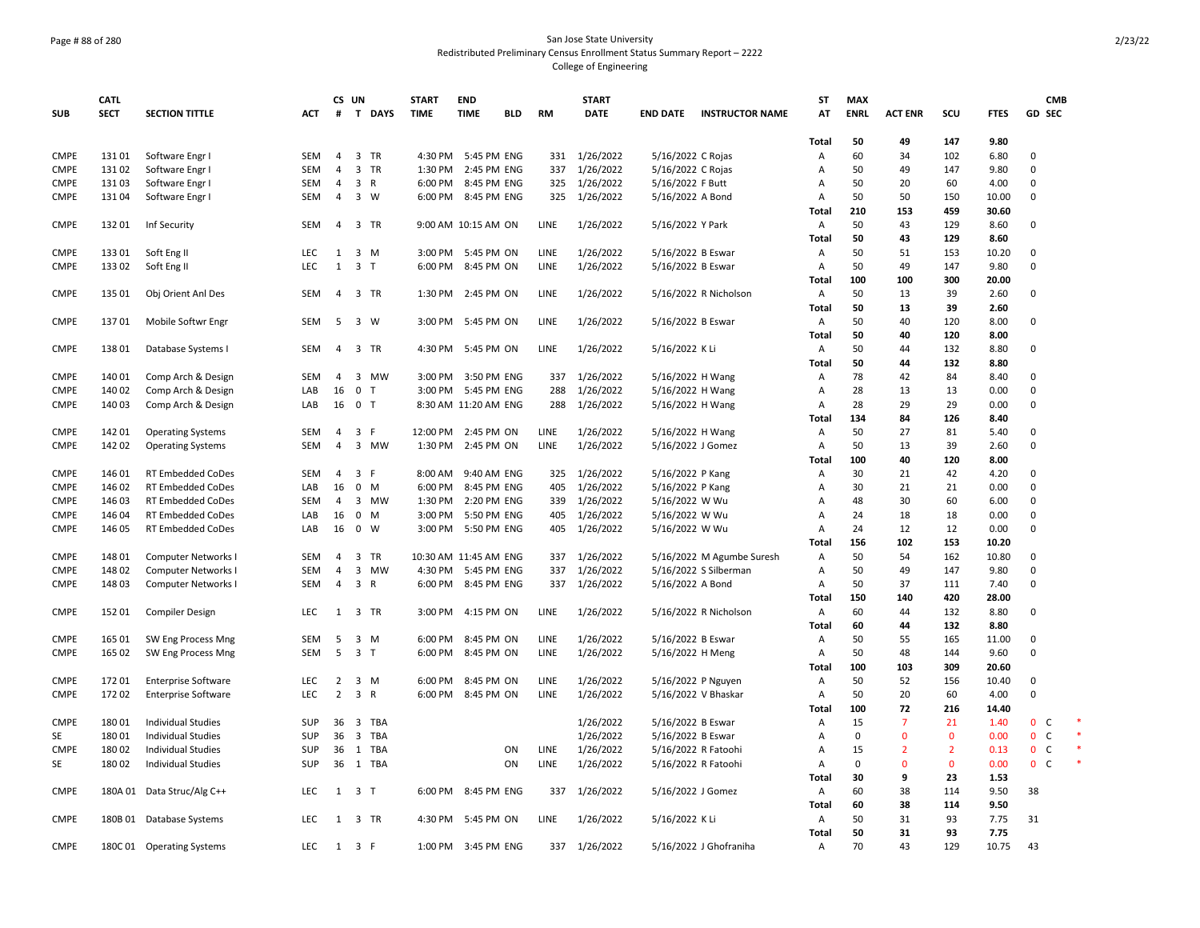San Jose State University
Redistributed Preliminary Census Enrollment Status Summary Report – 2222
College of Engineering

| SUB | CATL SECT | SECTION TITTLE | ACT | CS # | UN T | DAYS | START TIME | END TIME | BLD | RM | START DATE | END DATE | INSTRUCTOR NAME | ST AT | MAX ENRL | ACT ENR | SCU | FTES | GD | CMB SEC |
|---|---|---|---|---|---|---|---|---|---|---|---|---|---|---|---|---|---|---|---|---|
| | | | | | | | | | | | | | | Total | 50 | 49 | 147 | 9.80 | | |
| CMPE | 131 01 | Software Engr I | SEM | 4 | 3 | TR | 4:30 PM | 5:45 PM | ENG | 331 | 1/26/2022 | 5/16/2022 | C Rojas | A | 60 | 34 | 102 | 6.80 | 0 | |
| CMPE | 131 02 | Software Engr I | SEM | 4 | 3 | TR | 1:30 PM | 2:45 PM | ENG | 337 | 1/26/2022 | 5/16/2022 | C Rojas | A | 50 | 49 | 147 | 9.80 | 0 | |
| CMPE | 131 03 | Software Engr I | SEM | 4 | 3 | R | 6:00 PM | 8:45 PM | ENG | 325 | 1/26/2022 | 5/16/2022 | F Butt | A | 50 | 20 | 60 | 4.00 | 0 | |
| CMPE | 131 04 | Software Engr I | SEM | 4 | 3 | W | 6:00 PM | 8:45 PM | ENG | 325 | 1/26/2022 | 5/16/2022 | A Bond | A | 50 | 50 | 150 | 10.00 | 0 | |
| | | | | | | | | | | | | | | Total | 210 | 153 | 459 | 30.60 | | |
| CMPE | 132 01 | Inf Security | SEM | 4 | 3 | TR | 9:00 AM | 10:15 AM | ON | LINE | 1/26/2022 | 5/16/2022 | Y Park | A | 50 | 43 | 129 | 8.60 | 0 | |
| | | | | | | | | | | | | | | Total | 50 | 43 | 129 | 8.60 | | |
| CMPE | 133 01 | Soft Eng II | LEC | 1 | 3 | M | 3:00 PM | 5:45 PM | ON | LINE | 1/26/2022 | 5/16/2022 | B Eswar | A | 50 | 51 | 153 | 10.20 | 0 | |
| CMPE | 133 02 | Soft Eng II | LEC | 1 | 3 | T | 6:00 PM | 8:45 PM | ON | LINE | 1/26/2022 | 5/16/2022 | B Eswar | A | 50 | 49 | 147 | 9.80 | 0 | |
| | | | | | | | | | | | | | | Total | 100 | 100 | 300 | 20.00 | | |
| CMPE | 135 01 | Obj Orient Anl Des | SEM | 4 | 3 | TR | 1:30 PM | 2:45 PM | ON | LINE | 1/26/2022 | 5/16/2022 | R Nicholson | A | 50 | 13 | 39 | 2.60 | 0 | |
| | | | | | | | | | | | | | | Total | 50 | 13 | 39 | 2.60 | | |
| CMPE | 137 01 | Mobile Softwr Engr | SEM | 5 | 3 | W | 3:00 PM | 5:45 PM | ON | LINE | 1/26/2022 | 5/16/2022 | B Eswar | A | 50 | 40 | 120 | 8.00 | 0 | |
| | | | | | | | | | | | | | | Total | 50 | 40 | 120 | 8.00 | | |
| CMPE | 138 01 | Database Systems I | SEM | 4 | 3 | TR | 4:30 PM | 5:45 PM | ON | LINE | 1/26/2022 | 5/16/2022 | K Li | A | 50 | 44 | 132 | 8.80 | 0 | |
| | | | | | | | | | | | | | | Total | 50 | 44 | 132 | 8.80 | | |
| CMPE | 140 01 | Comp Arch & Design | SEM | 4 | 3 | MW | 3:00 PM | 3:50 PM | ENG | 337 | 1/26/2022 | 5/16/2022 | H Wang | A | 78 | 42 | 84 | 8.40 | 0 | |
| CMPE | 140 02 | Comp Arch & Design | LAB | 16 | 0 | T | 3:00 PM | 5:45 PM | ENG | 288 | 1/26/2022 | 5/16/2022 | H Wang | A | 28 | 13 | 13 | 0.00 | 0 | |
| CMPE | 140 03 | Comp Arch & Design | LAB | 16 | 0 | T | 8:30 AM | 11:20 AM | ENG | 288 | 1/26/2022 | 5/16/2022 | H Wang | A | 28 | 29 | 29 | 0.00 | 0 | |
| | | | | | | | | | | | | | | Total | 134 | 84 | 126 | 8.40 | | |
| CMPE | 142 01 | Operating Systems | SEM | 4 | 3 | F | 12:00 PM | 2:45 PM | ON | LINE | 1/26/2022 | 5/16/2022 | H Wang | A | 50 | 27 | 81 | 5.40 | 0 | |
| CMPE | 142 02 | Operating Systems | SEM | 4 | 3 | MW | 1:30 PM | 2:45 PM | ON | LINE | 1/26/2022 | 5/16/2022 | J Gomez | A | 50 | 13 | 39 | 2.60 | 0 | |
| | | | | | | | | | | | | | | Total | 100 | 40 | 120 | 8.00 | | |
| CMPE | 146 01 | RT Embedded CoDes | SEM | 4 | 3 | F | 8:00 AM | 9:40 AM | ENG | 325 | 1/26/2022 | 5/16/2022 | P Kang | A | 30 | 21 | 42 | 4.20 | 0 | |
| CMPE | 146 02 | RT Embedded CoDes | LAB | 16 | 0 | M | 6:00 PM | 8:45 PM | ENG | 405 | 1/26/2022 | 5/16/2022 | P Kang | A | 30 | 21 | 21 | 0.00 | 0 | |
| CMPE | 146 03 | RT Embedded CoDes | SEM | 4 | 3 | MW | 1:30 PM | 2:20 PM | ENG | 339 | 1/26/2022 | 5/16/2022 | W Wu | A | 48 | 30 | 60 | 6.00 | 0 | |
| CMPE | 146 04 | RT Embedded CoDes | LAB | 16 | 0 | M | 3:00 PM | 5:50 PM | ENG | 405 | 1/26/2022 | 5/16/2022 | W Wu | A | 24 | 18 | 18 | 0.00 | 0 | |
| CMPE | 146 05 | RT Embedded CoDes | LAB | 16 | 0 | W | 3:00 PM | 5:50 PM | ENG | 405 | 1/26/2022 | 5/16/2022 | W Wu | A | 24 | 12 | 12 | 0.00 | 0 | |
| | | | | | | | | | | | | | | Total | 156 | 102 | 153 | 10.20 | | |
| CMPE | 148 01 | Computer Networks I | SEM | 4 | 3 | TR | 10:30 AM | 11:45 AM | ENG | 337 | 1/26/2022 | 5/16/2022 | M Agumbe Suresh | A | 50 | 54 | 162 | 10.80 | 0 | |
| CMPE | 148 02 | Computer Networks I | SEM | 4 | 3 | MW | 4:30 PM | 5:45 PM | ENG | 337 | 1/26/2022 | 5/16/2022 | S Silberman | A | 50 | 49 | 147 | 9.80 | 0 | |
| CMPE | 148 03 | Computer Networks I | SEM | 4 | 3 | R | 6:00 PM | 8:45 PM | ENG | 337 | 1/26/2022 | 5/16/2022 | A Bond | A | 50 | 37 | 111 | 7.40 | 0 | |
| | | | | | | | | | | | | | | Total | 150 | 140 | 420 | 28.00 | | |
| CMPE | 152 01 | Compiler Design | LEC | 1 | 3 | TR | 3:00 PM | 4:15 PM | ON | LINE | 1/26/2022 | 5/16/2022 | R Nicholson | A | 60 | 44 | 132 | 8.80 | 0 | |
| | | | | | | | | | | | | | | Total | 60 | 44 | 132 | 8.80 | | |
| CMPE | 165 01 | SW Eng Process Mng | SEM | 5 | 3 | M | 6:00 PM | 8:45 PM | ON | LINE | 1/26/2022 | 5/16/2022 | B Eswar | A | 50 | 55 | 165 | 11.00 | 0 | |
| CMPE | 165 02 | SW Eng Process Mng | SEM | 5 | 3 | T | 6:00 PM | 8:45 PM | ON | LINE | 1/26/2022 | 5/16/2022 | H Meng | A | 50 | 48 | 144 | 9.60 | 0 | |
| | | | | | | | | | | | | | | Total | 100 | 103 | 309 | 20.60 | | |
| CMPE | 172 01 | Enterprise Software | LEC | 2 | 3 | M | 6:00 PM | 8:45 PM | ON | LINE | 1/26/2022 | 5/16/2022 | P Nguyen | A | 50 | 52 | 156 | 10.40 | 0 | |
| CMPE | 172 02 | Enterprise Software | LEC | 2 | 3 | R | 6:00 PM | 8:45 PM | ON | LINE | 1/26/2022 | 5/16/2022 | V Bhaskar | A | 50 | 20 | 60 | 4.00 | 0 | |
| | | | | | | | | | | | | | | Total | 100 | 72 | 216 | 14.40 | | |
| CMPE | 180 01 | Individual Studies | SUP | 36 | 3 | TBA | | | | | 1/26/2022 | 5/16/2022 | B Eswar | A | 15 | 7 | 21 | 1.40 | 0 | C * |
| SE | 180 01 | Individual Studies | SUP | 36 | 3 | TBA | | | | | 1/26/2022 | 5/16/2022 | B Eswar | A | 0 | 0 | 0 | 0.00 | 0 | C * |
| CMPE | 180 02 | Individual Studies | SUP | 36 | 1 | TBA | | | ON | LINE | 1/26/2022 | 5/16/2022 | R Fatoohi | A | 15 | 2 | 2 | 0.13 | 0 | C * |
| SE | 180 02 | Individual Studies | SUP | 36 | 1 | TBA | | | ON | LINE | 1/26/2022 | 5/16/2022 | R Fatoohi | A | 0 | 0 | 0 | 0.00 | 0 | C * |
| | | | | | | | | | | | | | | Total | 30 | 9 | 23 | 1.53 | | |
| CMPE | 180A 01 | Data Struc/Alg C++ | LEC | 1 | 3 | T | 6:00 PM | 8:45 PM | ENG | 337 | 1/26/2022 | 5/16/2022 | J Gomez | A | 60 | 38 | 114 | 9.50 | 38 | |
| | | | | | | | | | | | | | | Total | 60 | 38 | 114 | 9.50 | | |
| CMPE | 180B 01 | Database Systems | LEC | 1 | 3 | TR | 4:30 PM | 5:45 PM | ON | LINE | 1/26/2022 | 5/16/2022 | K Li | A | 50 | 31 | 93 | 7.75 | 31 | |
| | | | | | | | | | | | | | | Total | 50 | 31 | 93 | 7.75 | | |
| CMPE | 180C 01 | Operating Systems | LEC | 1 | 3 | F | 1:00 PM | 3:45 PM | ENG | 337 | 1/26/2022 | 5/16/2022 | J Ghofraniha | A | 70 | 43 | 129 | 10.75 | 43 | |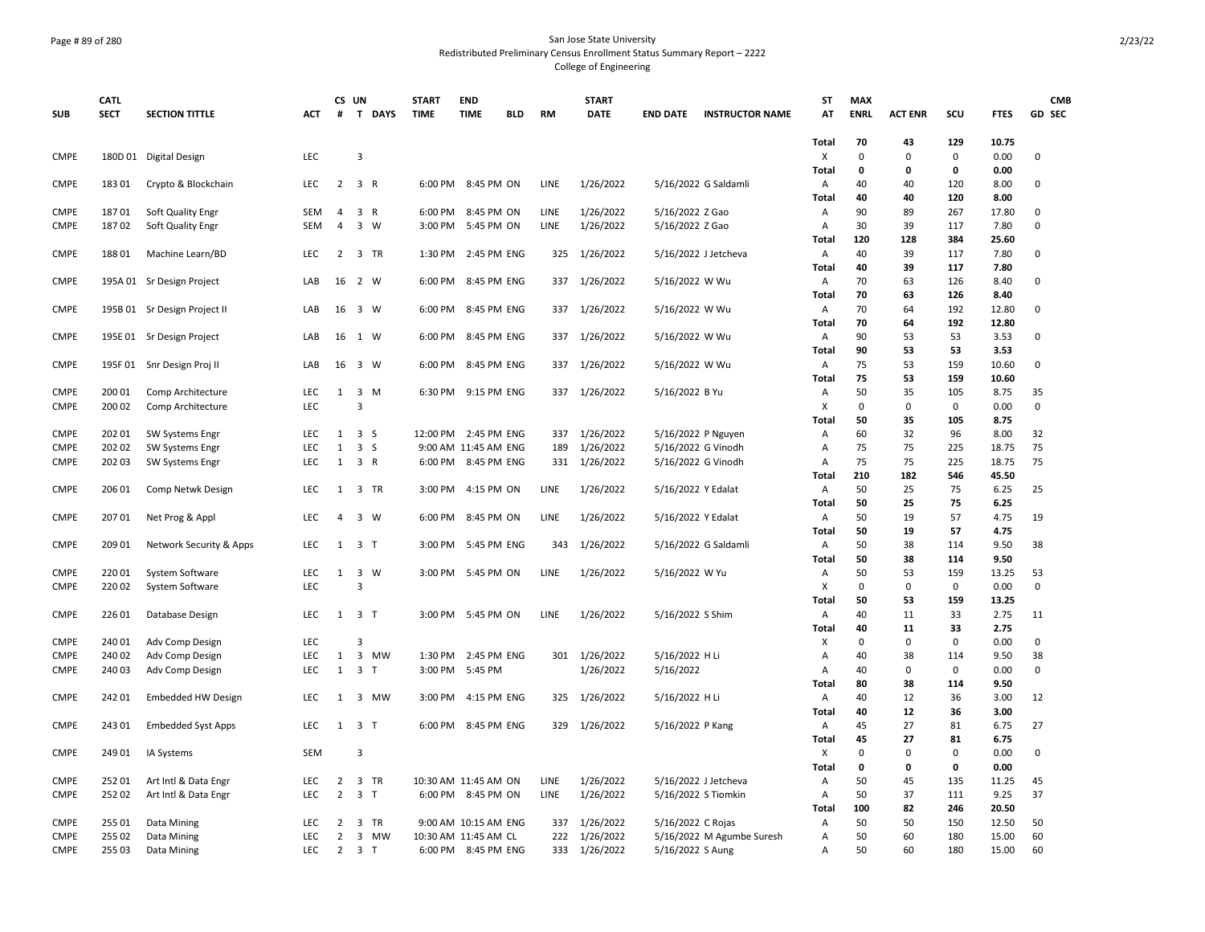San Jose State University
Redistributed Preliminary Census Enrollment Status Summary Report – 2222
College of Engineering

| SUB | CATL SECT | SECTION TITTLE | ACT | CS # | UN T | DAYS | START TIME | END TIME | BLD | RM | START DATE | END DATE | INSTRUCTOR NAME | ST AT | MAX ENRL | ACT ENR | SCU | FTES | GD | CMB SEC |
|---|---|---|---|---|---|---|---|---|---|---|---|---|---|---|---|---|---|---|---|---|
| | | | | | | | | | | | | | | Total | 70 | 43 | 129 | 10.75 | | |
| CMPE | 180D 01 | Digital Design | LEC | | 3 | | | | | | | | | X | 0 | 0 | 0 | 0.00 | 0 | |
| | | | | | | | | | | | | | | Total | 0 | 0 | 0 | 0.00 | | |
| CMPE | 183 01 | Crypto & Blockchain | LEC | 2 | 3 | R | 6:00 PM | 8:45 PM | ON | LINE | 1/26/2022 | 5/16/2022 | G Saldamli | A | 40 | 40 | 120 | 8.00 | 0 | |
| | | | | | | | | | | | | | | Total | 40 | 40 | 120 | 8.00 | | |
| CMPE | 187 01 | Soft Quality Engr | SEM | 4 | 3 | R | 6:00 PM | 8:45 PM | ON | LINE | 1/26/2022 | 5/16/2022 | Z Gao | A | 90 | 89 | 267 | 17.80 | 0 | |
| CMPE | 187 02 | Soft Quality Engr | SEM | 4 | 3 | W | 3:00 PM | 5:45 PM | ON | LINE | 1/26/2022 | 5/16/2022 | Z Gao | A | 30 | 39 | 117 | 7.80 | 0 | |
| | | | | | | | | | | | | | | Total | 120 | 128 | 384 | 25.60 | | |
| CMPE | 188 01 | Machine Learn/BD | LEC | 2 | 3 | TR | 1:30 PM | 2:45 PM | ENG | 325 | 1/26/2022 | 5/16/2022 | J Jetcheva | A | 40 | 39 | 117 | 7.80 | 0 | |
| | | | | | | | | | | | | | | Total | 40 | 39 | 117 | 7.80 | | |
| CMPE | 195A 01 | Sr Design Project | LAB | 16 | 2 | W | 6:00 PM | 8:45 PM | ENG | 337 | 1/26/2022 | 5/16/2022 | W Wu | A | 70 | 63 | 126 | 8.40 | 0 | |
| | | | | | | | | | | | | | | Total | 70 | 63 | 126 | 8.40 | | |
| CMPE | 195B 01 | Sr Design Project II | LAB | 16 | 3 | W | 6:00 PM | 8:45 PM | ENG | 337 | 1/26/2022 | 5/16/2022 | W Wu | A | 70 | 64 | 192 | 12.80 | 0 | |
| | | | | | | | | | | | | | | Total | 70 | 64 | 192 | 12.80 | | |
| CMPE | 195E 01 | Sr Design Project | LAB | 16 | 1 | W | 6:00 PM | 8:45 PM | ENG | 337 | 1/26/2022 | 5/16/2022 | W Wu | A | 90 | 53 | 53 | 3.53 | 0 | |
| | | | | | | | | | | | | | | Total | 90 | 53 | 53 | 3.53 | | |
| CMPE | 195F 01 | Snr Design Proj II | LAB | 16 | 3 | W | 6:00 PM | 8:45 PM | ENG | 337 | 1/26/2022 | 5/16/2022 | W Wu | A | 75 | 53 | 159 | 10.60 | 0 | |
| | | | | | | | | | | | | | | Total | 75 | 53 | 159 | 10.60 | | |
| CMPE | 200 01 | Comp Architecture | LEC | 1 | 3 | M | 6:30 PM | 9:15 PM | ENG | 337 | 1/26/2022 | 5/16/2022 | B Yu | A | 50 | 35 | 105 | 8.75 | 35 | |
| CMPE | 200 02 | Comp Architecture | LEC | | 3 | | | | | | | | | X | 0 | 0 | 0 | 0.00 | 0 | |
| | | | | | | | | | | | | | | Total | 50 | 35 | 105 | 8.75 | | |
| CMPE | 202 01 | SW Systems Engr | LEC | 1 | 3 | S | 12:00 PM | 2:45 PM | ENG | 337 | 1/26/2022 | 5/16/2022 | P Nguyen | A | 60 | 32 | 96 | 8.00 | 32 | |
| CMPE | 202 02 | SW Systems Engr | LEC | 1 | 3 | S | 9:00 AM | 11:45 AM | ENG | 189 | 1/26/2022 | 5/16/2022 | G Vinodh | A | 75 | 75 | 225 | 18.75 | 75 | |
| CMPE | 202 03 | SW Systems Engr | LEC | 1 | 3 | R | 6:00 PM | 8:45 PM | ENG | 331 | 1/26/2022 | 5/16/2022 | G Vinodh | A | 75 | 75 | 225 | 18.75 | 75 | |
| | | | | | | | | | | | | | | Total | 210 | 182 | 546 | 45.50 | | |
| CMPE | 206 01 | Comp Netwk Design | LEC | 1 | 3 | TR | 3:00 PM | 4:15 PM | ON | LINE | 1/26/2022 | 5/16/2022 | Y Edalat | A | 50 | 25 | 75 | 6.25 | 25 | |
| | | | | | | | | | | | | | | Total | 50 | 25 | 75 | 6.25 | | |
| CMPE | 207 01 | Net Prog & Appl | LEC | 4 | 3 | W | 6:00 PM | 8:45 PM | ON | LINE | 1/26/2022 | 5/16/2022 | Y Edalat | A | 50 | 19 | 57 | 4.75 | 19 | |
| | | | | | | | | | | | | | | Total | 50 | 19 | 57 | 4.75 | | |
| CMPE | 209 01 | Network Security & Apps | LEC | 1 | 3 | T | 3:00 PM | 5:45 PM | ENG | 343 | 1/26/2022 | 5/16/2022 | G Saldamli | A | 50 | 38 | 114 | 9.50 | 38 | |
| | | | | | | | | | | | | | | Total | 50 | 38 | 114 | 9.50 | | |
| CMPE | 220 01 | System Software | LEC | 1 | 3 | W | 3:00 PM | 5:45 PM | ON | LINE | 1/26/2022 | 5/16/2022 | W Yu | A | 50 | 53 | 159 | 13.25 | 53 | |
| CMPE | 220 02 | System Software | LEC | | 3 | | | | | | | | | X | 0 | 0 | 0 | 0.00 | 0 | |
| | | | | | | | | | | | | | | Total | 50 | 53 | 159 | 13.25 | | |
| CMPE | 226 01 | Database Design | LEC | 1 | 3 | T | 3:00 PM | 5:45 PM | ON | LINE | 1/26/2022 | 5/16/2022 | S Shim | A | 40 | 11 | 33 | 2.75 | 11 | |
| | | | | | | | | | | | | | | Total | 40 | 11 | 33 | 2.75 | | |
| CMPE | 240 01 | Adv Comp Design | LEC | | 3 | | | | | | | | | X | 0 | 0 | 0 | 0.00 | 0 | |
| CMPE | 240 02 | Adv Comp Design | LEC | 1 | 3 | MW | 1:30 PM | 2:45 PM | ENG | 301 | 1/26/2022 | 5/16/2022 | H Li | A | 40 | 38 | 114 | 9.50 | 38 | |
| CMPE | 240 03 | Adv Comp Design | LEC | 1 | 3 | T | 3:00 PM | 5:45 PM | | | 1/26/2022 | 5/16/2022 | | A | 40 | 0 | 0 | 0.00 | 0 | |
| | | | | | | | | | | | | | | Total | 80 | 38 | 114 | 9.50 | | |
| CMPE | 242 01 | Embedded HW Design | LEC | 1 | 3 | MW | 3:00 PM | 4:15 PM | ENG | 325 | 1/26/2022 | 5/16/2022 | H Li | A | 40 | 12 | 36 | 3.00 | 12 | |
| | | | | | | | | | | | | | | Total | 40 | 12 | 36 | 3.00 | | |
| CMPE | 243 01 | Embedded Syst Apps | LEC | 1 | 3 | T | 6:00 PM | 8:45 PM | ENG | 329 | 1/26/2022 | 5/16/2022 | P Kang | A | 45 | 27 | 81 | 6.75 | 27 | |
| | | | | | | | | | | | | | | Total | 45 | 27 | 81 | 6.75 | | |
| CMPE | 249 01 | IA Systems | SEM | | 3 | | | | | | | | | X | 0 | 0 | 0 | 0.00 | 0 | |
| | | | | | | | | | | | | | | Total | 0 | 0 | 0 | 0.00 | | |
| CMPE | 252 01 | Art Intl & Data Engr | LEC | 2 | 3 | TR | 10:30 AM | 11:45 AM | ON | LINE | 1/26/2022 | 5/16/2022 | J Jetcheva | A | 50 | 45 | 135 | 11.25 | 45 | |
| CMPE | 252 02 | Art Intl & Data Engr | LEC | 2 | 3 | T | 6:00 PM | 8:45 PM | ON | LINE | 1/26/2022 | 5/16/2022 | S Tiomkin | A | 50 | 37 | 111 | 9.25 | 37 | |
| | | | | | | | | | | | | | | Total | 100 | 82 | 246 | 20.50 | | |
| CMPE | 255 01 | Data Mining | LEC | 2 | 3 | TR | 9:00 AM | 10:15 AM | ENG | 337 | 1/26/2022 | 5/16/2022 | C Rojas | A | 50 | 50 | 150 | 12.50 | 50 | |
| CMPE | 255 02 | Data Mining | LEC | 2 | 3 | MW | 10:30 AM | 11:45 AM | CL | 222 | 1/26/2022 | 5/16/2022 | M Agumbe Suresh | A | 50 | 60 | 180 | 15.00 | 60 | |
| CMPE | 255 03 | Data Mining | LEC | 2 | 3 | T | 6:00 PM | 8:45 PM | ENG | 333 | 1/26/2022 | 5/16/2022 | S Aung | A | 50 | 60 | 180 | 15.00 | 60 | |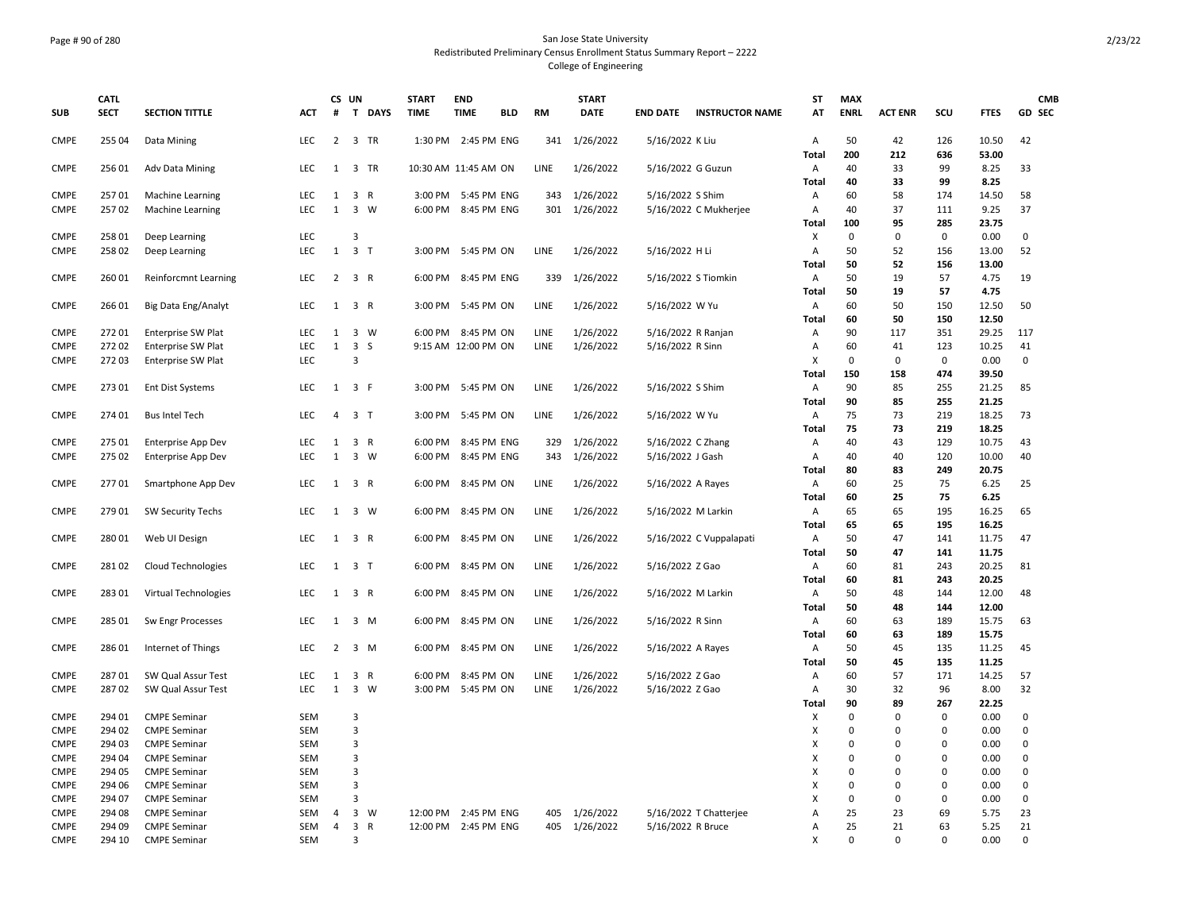San Jose State University

Redistributed Preliminary Census Enrollment Status Summary Report – 2222

College of Engineering

| SUB | CATL SECT | SECTION TITTLE | ACT | CS # | UN T | DAYS | START TIME | END TIME | BLD | RM | START DATE | END DATE | INSTRUCTOR NAME | ST AT | MAX ENRL | ACT ENR | SCU | FTES | GD | CMB SEC |
|---|---|---|---|---|---|---|---|---|---|---|---|---|---|---|---|---|---|---|---|---|
| CMPE | 255 04 | Data Mining | LEC | 2 | 3 | TR | 1:30 PM | 2:45 PM | ENG | 341 | 1/26/2022 | 5/16/2022 | K Liu | A | 50 | 42 | 126 | 10.50 | 42 | |
| | | | | | | | | | | | | | | **Total** | **200** | **212** | **636** | **53.00** | | |
| CMPE | 256 01 | Adv Data Mining | LEC | 1 | 3 | TR | 10:30 AM | 11:45 AM | ON | LINE | 1/26/2022 | 5/16/2022 | G Guzun | A | 40 | 33 | 99 | 8.25 | 33 | |
| | | | | | | | | | | | | | | **Total** | **40** | **33** | **99** | **8.25** | | |
| CMPE | 257 01 | Machine Learning | LEC | 1 | 3 | R | 3:00 PM | 5:45 PM | ENG | 343 | 1/26/2022 | 5/16/2022 | S Shim | A | 60 | 58 | 174 | 14.50 | 58 | |
| CMPE | 257 02 | Machine Learning | LEC | 1 | 3 | W | 6:00 PM | 8:45 PM | ENG | 301 | 1/26/2022 | 5/16/2022 | C Mukherjee | A | 40 | 37 | 111 | 9.25 | 37 | |
| | | | | | | | | | | | | | | **Total** | **100** | **95** | **285** | **23.75** | | |
| CMPE | 258 01 | Deep Learning | LEC | | 3 | | | | | | | | | X | 0 | 0 | 0 | 0.00 | 0 | |
| CMPE | 258 02 | Deep Learning | LEC | 1 | 3 | T | 3:00 PM | 5:45 PM | ON | LINE | 1/26/2022 | 5/16/2022 | H Li | A | 50 | 52 | 156 | 13.00 | 52 | |
| | | | | | | | | | | | | | | **Total** | **50** | **52** | **156** | **13.00** | | |
| CMPE | 260 01 | Reinforcmnt Learning | LEC | 2 | 3 | R | 6:00 PM | 8:45 PM | ENG | 339 | 1/26/2022 | 5/16/2022 | S Tiomkin | A | 50 | 19 | 57 | 4.75 | 19 | |
| | | | | | | | | | | | | | | **Total** | **50** | **19** | **57** | **4.75** | | |
| CMPE | 266 01 | Big Data Eng/Analyt | LEC | 1 | 3 | R | 3:00 PM | 5:45 PM | ON | LINE | 1/26/2022 | 5/16/2022 | W Yu | A | 60 | 50 | 150 | 12.50 | 50 | |
| | | | | | | | | | | | | | | **Total** | **60** | **50** | **150** | **12.50** | | |
| CMPE | 272 01 | Enterprise SW Plat | LEC | 1 | 3 | W | 6:00 PM | 8:45 PM | ON | LINE | 1/26/2022 | 5/16/2022 | R Ranjan | A | 90 | 117 | 351 | 29.25 | 117 | |
| CMPE | 272 02 | Enterprise SW Plat | LEC | 1 | 3 | S | 9:15 AM | 12:00 PM | ON | LINE | 1/26/2022 | 5/16/2022 | R Sinn | A | 60 | 41 | 123 | 10.25 | 41 | |
| CMPE | 272 03 | Enterprise SW Plat | LEC | | 3 | | | | | | | | | X | 0 | 0 | 0 | 0.00 | 0 | |
| | | | | | | | | | | | | | | **Total** | **150** | **158** | **474** | **39.50** | | |
| CMPE | 273 01 | Ent Dist Systems | LEC | 1 | 3 | F | 3:00 PM | 5:45 PM | ON | LINE | 1/26/2022 | 5/16/2022 | S Shim | A | 90 | 85 | 255 | 21.25 | 85 | |
| | | | | | | | | | | | | | | **Total** | **90** | **85** | **255** | **21.25** | | |
| CMPE | 274 01 | Bus Intel Tech | LEC | 4 | 3 | T | 3:00 PM | 5:45 PM | ON | LINE | 1/26/2022 | 5/16/2022 | W Yu | A | 75 | 73 | 219 | 18.25 | 73 | |
| | | | | | | | | | | | | | | **Total** | **75** | **73** | **219** | **18.25** | | |
| CMPE | 275 01 | Enterprise App Dev | LEC | 1 | 3 | R | 6:00 PM | 8:45 PM | ENG | 329 | 1/26/2022 | 5/16/2022 | C Zhang | A | 40 | 43 | 129 | 10.75 | 43 | |
| CMPE | 275 02 | Enterprise App Dev | LEC | 1 | 3 | W | 6:00 PM | 8:45 PM | ENG | 343 | 1/26/2022 | 5/16/2022 | J Gash | A | 40 | 40 | 120 | 10.00 | 40 | |
| | | | | | | | | | | | | | | **Total** | **80** | **83** | **249** | **20.75** | | |
| CMPE | 277 01 | Smartphone App Dev | LEC | 1 | 3 | R | 6:00 PM | 8:45 PM | ON | LINE | 1/26/2022 | 5/16/2022 | A Rayes | A | 60 | 25 | 75 | 6.25 | 25 | |
| | | | | | | | | | | | | | | **Total** | **60** | **25** | **75** | **6.25** | | |
| CMPE | 279 01 | SW Security Techs | LEC | 1 | 3 | W | 6:00 PM | 8:45 PM | ON | LINE | 1/26/2022 | 5/16/2022 | M Larkin | A | 65 | 65 | 195 | 16.25 | 65 | |
| | | | | | | | | | | | | | | **Total** | **65** | **65** | **195** | **16.25** | | |
| CMPE | 280 01 | Web UI Design | LEC | 1 | 3 | R | 6:00 PM | 8:45 PM | ON | LINE | 1/26/2022 | 5/16/2022 | C Vuppalapati | A | 50 | 47 | 141 | 11.75 | 47 | |
| | | | | | | | | | | | | | | **Total** | **50** | **47** | **141** | **11.75** | | |
| CMPE | 281 02 | Cloud Technologies | LEC | 1 | 3 | T | 6:00 PM | 8:45 PM | ON | LINE | 1/26/2022 | 5/16/2022 | Z Gao | A | 60 | 81 | 243 | 20.25 | 81 | |
| | | | | | | | | | | | | | | **Total** | **60** | **81** | **243** | **20.25** | | |
| CMPE | 283 01 | Virtual Technologies | LEC | 1 | 3 | R | 6:00 PM | 8:45 PM | ON | LINE | 1/26/2022 | 5/16/2022 | M Larkin | A | 50 | 48 | 144 | 12.00 | 48 | |
| | | | | | | | | | | | | | | **Total** | **50** | **48** | **144** | **12.00** | | |
| CMPE | 285 01 | Sw Engr Processes | LEC | 1 | 3 | M | 6:00 PM | 8:45 PM | ON | LINE | 1/26/2022 | 5/16/2022 | R Sinn | A | 60 | 63 | 189 | 15.75 | 63 | |
| | | | | | | | | | | | | | | **Total** | **60** | **63** | **189** | **15.75** | | |
| CMPE | 286 01 | Internet of Things | LEC | 2 | 3 | M | 6:00 PM | 8:45 PM | ON | LINE | 1/26/2022 | 5/16/2022 | A Rayes | A | 50 | 45 | 135 | 11.25 | 45 | |
| | | | | | | | | | | | | | | **Total** | **50** | **45** | **135** | **11.25** | | |
| CMPE | 287 01 | SW Qual Assur Test | LEC | 1 | 3 | R | 6:00 PM | 8:45 PM | ON | LINE | 1/26/2022 | 5/16/2022 | Z Gao | A | 60 | 57 | 171 | 14.25 | 57 | |
| CMPE | 287 02 | SW Qual Assur Test | LEC | 1 | 3 | W | 3:00 PM | 5:45 PM | ON | LINE | 1/26/2022 | 5/16/2022 | Z Gao | A | 30 | 32 | 96 | 8.00 | 32 | |
| | | | | | | | | | | | | | | **Total** | **90** | **89** | **267** | **22.25** | | |
| CMPE | 294 01 | CMPE Seminar | SEM | | 3 | | | | | | | | | X | 0 | 0 | 0 | 0.00 | 0 | |
| CMPE | 294 02 | CMPE Seminar | SEM | | 3 | | | | | | | | | X | 0 | 0 | 0 | 0.00 | 0 | |
| CMPE | 294 03 | CMPE Seminar | SEM | | 3 | | | | | | | | | X | 0 | 0 | 0 | 0.00 | 0 | |
| CMPE | 294 04 | CMPE Seminar | SEM | | 3 | | | | | | | | | X | 0 | 0 | 0 | 0.00 | 0 | |
| CMPE | 294 05 | CMPE Seminar | SEM | | 3 | | | | | | | | | X | 0 | 0 | 0 | 0.00 | 0 | |
| CMPE | 294 06 | CMPE Seminar | SEM | | 3 | | | | | | | | | X | 0 | 0 | 0 | 0.00 | 0 | |
| CMPE | 294 07 | CMPE Seminar | SEM | | 3 | | | | | | | | | X | 0 | 0 | 0 | 0.00 | 0 | |
| CMPE | 294 08 | CMPE Seminar | SEM | 4 | 3 | W | 12:00 PM | 2:45 PM | ENG | 405 | 1/26/2022 | 5/16/2022 | T Chatterjee | A | 25 | 23 | 69 | 5.75 | 23 | |
| CMPE | 294 09 | CMPE Seminar | SEM | 4 | 3 | R | 12:00 PM | 2:45 PM | ENG | 405 | 1/26/2022 | 5/16/2022 | R Bruce | A | 25 | 21 | 63 | 5.25 | 21 | |
| CMPE | 294 10 | CMPE Seminar | SEM | | 3 | | | | | | | | | X | 0 | 0 | 0 | 0.00 | 0 | |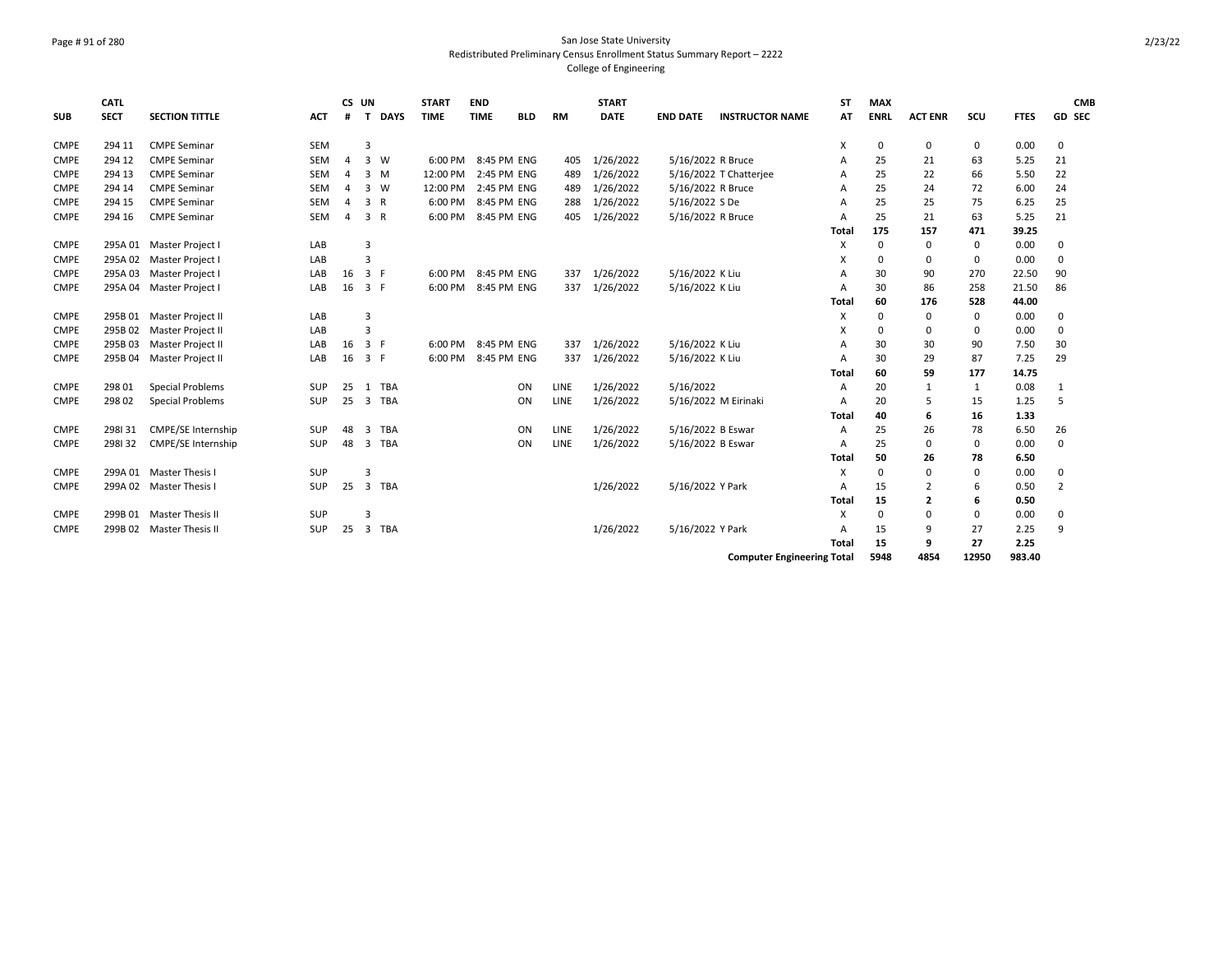San Jose State University
Redistributed Preliminary Census Enrollment Status Summary Report – 2222
College of Engineering

| SUB | CATL SECT | SECTION TITTLE | ACT | CS # | UN T | DAYS | START TIME | END TIME | BLD | RM | START DATE | END DATE | INSTRUCTOR NAME | ST AT | MAX ENRL | ACT ENR | SCU | FTES | GD | CMB SEC |
|---|---|---|---|---|---|---|---|---|---|---|---|---|---|---|---|---|---|---|---|---|
| CMPE | 294 11 | CMPE Seminar | SEM | | 3 | | | | | | | | | X | 0 | 0 | 0 | 0.00 | 0 | |
| CMPE | 294 12 | CMPE Seminar | SEM | 4 | 3 | W | 6:00 PM | 8:45 PM | ENG | 405 | 1/26/2022 | 5/16/2022 | R Bruce | A | 25 | 21 | 63 | 5.25 | 21 | |
| CMPE | 294 13 | CMPE Seminar | SEM | 4 | 3 | M | 12:00 PM | 2:45 PM | ENG | 489 | 1/26/2022 | 5/16/2022 | T Chatterjee | A | 25 | 22 | 66 | 5.50 | 22 | |
| CMPE | 294 14 | CMPE Seminar | SEM | 4 | 3 | W | 12:00 PM | 2:45 PM | ENG | 489 | 1/26/2022 | 5/16/2022 | R Bruce | A | 25 | 24 | 72 | 6.00 | 24 | |
| CMPE | 294 15 | CMPE Seminar | SEM | 4 | 3 | R | 6:00 PM | 8:45 PM | ENG | 288 | 1/26/2022 | 5/16/2022 | S De | A | 25 | 25 | 75 | 6.25 | 25 | |
| CMPE | 294 16 | CMPE Seminar | SEM | 4 | 3 | R | 6:00 PM | 8:45 PM | ENG | 405 | 1/26/2022 | 5/16/2022 | R Bruce | A | 25 | 21 | 63 | 5.25 | 21 | |
| | | | | | | | | | | | | | | **Total** | **175** | **157** | **471** | **39.25** | | |
| CMPE | 295A 01 | Master Project I | LAB | | 3 | | | | | | | | | X | 0 | 0 | 0 | 0.00 | 0 | |
| CMPE | 295A 02 | Master Project I | LAB | | 3 | | | | | | | | | X | 0 | 0 | 0 | 0.00 | 0 | |
| CMPE | 295A 03 | Master Project I | LAB | 16 | 3 | F | 6:00 PM | 8:45 PM | ENG | 337 | 1/26/2022 | 5/16/2022 | K Liu | A | 30 | 90 | 270 | 22.50 | 90 | |
| CMPE | 295A 04 | Master Project I | LAB | 16 | 3 | F | 6:00 PM | 8:45 PM | ENG | 337 | 1/26/2022 | 5/16/2022 | K Liu | A | 30 | 86 | 258 | 21.50 | 86 | |
| | | | | | | | | | | | | | | **Total** | **60** | **176** | **528** | **44.00** | | |
| CMPE | 295B 01 | Master Project II | LAB | | 3 | | | | | | | | | X | 0 | 0 | 0 | 0.00 | 0 | |
| CMPE | 295B 02 | Master Project II | LAB | | 3 | | | | | | | | | X | 0 | 0 | 0 | 0.00 | 0 | |
| CMPE | 295B 03 | Master Project II | LAB | 16 | 3 | F | 6:00 PM | 8:45 PM | ENG | 337 | 1/26/2022 | 5/16/2022 | K Liu | A | 30 | 30 | 90 | 7.50 | 30 | |
| CMPE | 295B 04 | Master Project II | LAB | 16 | 3 | F | 6:00 PM | 8:45 PM | ENG | 337 | 1/26/2022 | 5/16/2022 | K Liu | A | 30 | 29 | 87 | 7.25 | 29 | |
| | | | | | | | | | | | | | | **Total** | **60** | **59** | **177** | **14.75** | | |
| CMPE | 298 01 | Special Problems | SUP | 25 | 1 | TBA | | | ON | LINE | 1/26/2022 | 5/16/2022 | | A | 20 | 1 | 1 | 0.08 | 1 | |
| CMPE | 298 02 | Special Problems | SUP | 25 | 3 | TBA | | | ON | LINE | 1/26/2022 | 5/16/2022 | M Eirinaki | A | 20 | 5 | 15 | 1.25 | 5 | |
| | | | | | | | | | | | | | | **Total** | **40** | **6** | **16** | **1.33** | | |
| CMPE | 298I 31 | CMPE/SE Internship | SUP | 48 | 3 | TBA | | | ON | LINE | 1/26/2022 | 5/16/2022 | B Eswar | A | 25 | 26 | 78 | 6.50 | 26 | |
| CMPE | 298I 32 | CMPE/SE Internship | SUP | 48 | 3 | TBA | | | ON | LINE | 1/26/2022 | 5/16/2022 | B Eswar | A | 25 | 0 | 0 | 0.00 | 0 | |
| | | | | | | | | | | | | | | **Total** | **50** | **26** | **78** | **6.50** | | |
| CMPE | 299A 01 | Master Thesis I | SUP | | 3 | | | | | | | | | X | 0 | 0 | 0 | 0.00 | 0 | |
| CMPE | 299A 02 | Master Thesis I | SUP | 25 | 3 | TBA | | | | | 1/26/2022 | 5/16/2022 | Y Park | A | 15 | 2 | 6 | 0.50 | 2 | |
| | | | | | | | | | | | | | | **Total** | **15** | **2** | **6** | **0.50** | | |
| CMPE | 299B 01 | Master Thesis II | SUP | | 3 | | | | | | | | | X | 0 | 0 | 0 | 0.00 | 0 | |
| CMPE | 299B 02 | Master Thesis II | SUP | 25 | 3 | TBA | | | | | 1/26/2022 | 5/16/2022 | Y Park | A | 15 | 9 | 27 | 2.25 | 9 | |
| | | | | | | | | | | | | | | **Total** | **15** | **9** | **27** | **2.25** | | |
| | | | | | | | | | | | | | **Computer Engineering Total** | | **5948** | **4854** | **12950** | **983.40** | | |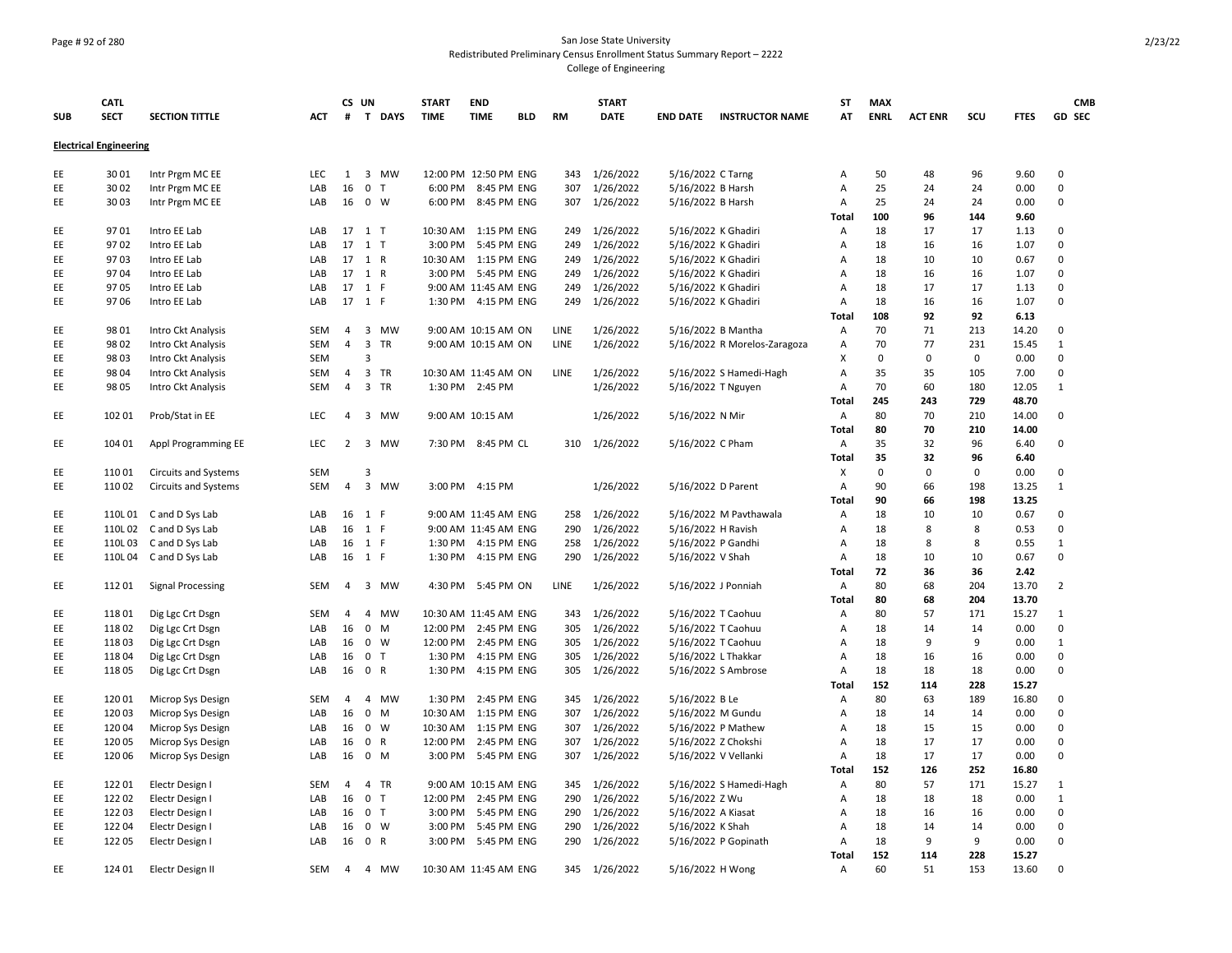San Jose State University
Redistributed Preliminary Census Enrollment Status Summary Report – 2222
College of Engineering

## Electrical Engineering

| SUB | CATL SECT | SECTION TITTLE | ACT | CS # | UN T | DAYS | START TIME | END TIME | BLD | RM | START DATE | END DATE | INSTRUCTOR NAME | ST AT | MAX ENRL | ACT ENR | SCU | FTES | GD | CMB SEC |
|---|---|---|---|---|---|---|---|---|---|---|---|---|---|---|---|---|---|---|---|---|
| EE | 30 01 | Intr Prgm MC EE | LEC | 1 | 3 | MW | 12:00 PM | 12:50 PM | ENG | 343 | 1/26/2022 | 5/16/2022 | C Tarng | A | 50 | 48 | 96 | 9.60 | 0 | |
| EE | 30 02 | Intr Prgm MC EE | LAB | 16 | 0 | T | 6:00 PM | 8:45 PM | ENG | 307 | 1/26/2022 | 5/16/2022 | B Harsh | A | 25 | 24 | 24 | 0.00 | 0 | |
| EE | 30 03 | Intr Prgm MC EE | LAB | 16 | 0 | W | 6:00 PM | 8:45 PM | ENG | 307 | 1/26/2022 | 5/16/2022 | B Harsh | A | 25 | 24 | 24 | 0.00 | 0 | |
| | | | | | | | | | | | | | | **Total** | **100** | **96** | **144** | **9.60** | | |
| EE | 97 01 | Intro EE Lab | LAB | 17 | 1 | T | 10:30 AM | 1:15 PM | ENG | 249 | 1/26/2022 | 5/16/2022 | K Ghadiri | A | 18 | 17 | 17 | 1.13 | 0 | |
| EE | 97 02 | Intro EE Lab | LAB | 17 | 1 | T | 3:00 PM | 5:45 PM | ENG | 249 | 1/26/2022 | 5/16/2022 | K Ghadiri | A | 18 | 16 | 16 | 1.07 | 0 | |
| EE | 97 03 | Intro EE Lab | LAB | 17 | 1 | R | 10:30 AM | 1:15 PM | ENG | 249 | 1/26/2022 | 5/16/2022 | K Ghadiri | A | 18 | 10 | 10 | 0.67 | 0 | |
| EE | 97 04 | Intro EE Lab | LAB | 17 | 1 | R | 3:00 PM | 5:45 PM | ENG | 249 | 1/26/2022 | 5/16/2022 | K Ghadiri | A | 18 | 16 | 16 | 1.07 | 0 | |
| EE | 97 05 | Intro EE Lab | LAB | 17 | 1 | F | 9:00 AM | 11:45 AM | ENG | 249 | 1/26/2022 | 5/16/2022 | K Ghadiri | A | 18 | 17 | 17 | 1.13 | 0 | |
| EE | 97 06 | Intro EE Lab | LAB | 17 | 1 | F | 1:30 PM | 4:15 PM | ENG | 249 | 1/26/2022 | 5/16/2022 | K Ghadiri | A | 18 | 16 | 16 | 1.07 | 0 | |
| | | | | | | | | | | | | | | **Total** | **108** | **92** | **92** | **6.13** | | |
| EE | 98 01 | Intro Ckt Analysis | SEM | 4 | 3 | MW | 9:00 AM | 10:15 AM | ON | LINE | 1/26/2022 | 5/16/2022 | B Mantha | A | 70 | 71 | 213 | 14.20 | 0 | |
| EE | 98 02 | Intro Ckt Analysis | SEM | 4 | 3 | TR | 9:00 AM | 10:15 AM | ON | LINE | 1/26/2022 | 5/16/2022 | R Morelos-Zaragoza | A | 70 | 77 | 231 | 15.45 | 1 | |
| EE | 98 03 | Intro Ckt Analysis | SEM | | 3 | | | | | | | | | X | 0 | 0 | 0 | 0.00 | 0 | |
| EE | 98 04 | Intro Ckt Analysis | SEM | 4 | 3 | TR | 10:30 AM | 11:45 AM | ON | LINE | 1/26/2022 | 5/16/2022 | S Hamedi-Hagh | A | 35 | 35 | 105 | 7.00 | 0 | |
| EE | 98 05 | Intro Ckt Analysis | SEM | 4 | 3 | TR | 1:30 PM | 2:45 PM | | | 1/26/2022 | 5/16/2022 | T Nguyen | A | 70 | 60 | 180 | 12.05 | 1 | |
| | | | | | | | | | | | | | | **Total** | **245** | **243** | **729** | **48.70** | | |
| EE | 102 01 | Prob/Stat in EE | LEC | 4 | 3 | MW | 9:00 AM | 10:15 AM | | | 1/26/2022 | 5/16/2022 | N Mir | A | 80 | 70 | 210 | 14.00 | 0 | |
| | | | | | | | | | | | | | | **Total** | **80** | **70** | **210** | **14.00** | | |
| EE | 104 01 | Appl Programming EE | LEC | 2 | 3 | MW | 7:30 PM | 8:45 PM | CL | 310 | 1/26/2022 | 5/16/2022 | C Pham | A | 35 | 32 | 96 | 6.40 | 0 | |
| | | | | | | | | | | | | | | **Total** | **35** | **32** | **96** | **6.40** | | |
| EE | 110 01 | Circuits and Systems | SEM | | 3 | | | | | | | | | X | 0 | 0 | 0 | 0.00 | 0 | |
| EE | 110 02 | Circuits and Systems | SEM | 4 | 3 | MW | 3:00 PM | 4:15 PM | | | 1/26/2022 | 5/16/2022 | D Parent | A | 90 | 66 | 198 | 13.25 | 1 | |
| | | | | | | | | | | | | | | **Total** | **90** | **66** | **198** | **13.25** | | |
| EE | 110L 01 | C and D Sys Lab | LAB | 16 | 1 | F | 9:00 AM | 11:45 AM | ENG | 258 | 1/26/2022 | 5/16/2022 | M Pavthawala | A | 18 | 10 | 10 | 0.67 | 0 | |
| EE | 110L 02 | C and D Sys Lab | LAB | 16 | 1 | F | 9:00 AM | 11:45 AM | ENG | 290 | 1/26/2022 | 5/16/2022 | H Ravish | A | 18 | 8 | 8 | 0.53 | 0 | |
| EE | 110L 03 | C and D Sys Lab | LAB | 16 | 1 | F | 1:30 PM | 4:15 PM | ENG | 258 | 1/26/2022 | 5/16/2022 | P Gandhi | A | 18 | 8 | 8 | 0.55 | 1 | |
| EE | 110L 04 | C and D Sys Lab | LAB | 16 | 1 | F | 1:30 PM | 4:15 PM | ENG | 290 | 1/26/2022 | 5/16/2022 | V Shah | A | 18 | 10 | 10 | 0.67 | 0 | |
| | | | | | | | | | | | | | | **Total** | **72** | **36** | **36** | **2.42** | | |
| EE | 112 01 | Signal Processing | SEM | 4 | 3 | MW | 4:30 PM | 5:45 PM | ON | LINE | 1/26/2022 | 5/16/2022 | J Ponniah | A | 80 | 68 | 204 | 13.70 | 2 | |
| | | | | | | | | | | | | | | **Total** | **80** | **68** | **204** | **13.70** | | |
| EE | 118 01 | Dig Lgc Crt Dsgn | SEM | 4 | 4 | MW | 10:30 AM | 11:45 AM | ENG | 343 | 1/26/2022 | 5/16/2022 | T Caohuu | A | 80 | 57 | 171 | 15.27 | 1 | |
| EE | 118 02 | Dig Lgc Crt Dsgn | LAB | 16 | 0 | M | 12:00 PM | 2:45 PM | ENG | 305 | 1/26/2022 | 5/16/2022 | T Caohuu | A | 18 | 14 | 14 | 0.00 | 0 | |
| EE | 118 03 | Dig Lgc Crt Dsgn | LAB | 16 | 0 | W | 12:00 PM | 2:45 PM | ENG | 305 | 1/26/2022 | 5/16/2022 | T Caohuu | A | 18 | 9 | 9 | 0.00 | 1 | |
| EE | 118 04 | Dig Lgc Crt Dsgn | LAB | 16 | 0 | T | 1:30 PM | 4:15 PM | ENG | 305 | 1/26/2022 | 5/16/2022 | L Thakkar | A | 18 | 16 | 16 | 0.00 | 0 | |
| EE | 118 05 | Dig Lgc Crt Dsgn | LAB | 16 | 0 | R | 1:30 PM | 4:15 PM | ENG | 305 | 1/26/2022 | 5/16/2022 | S Ambrose | A | 18 | 18 | 18 | 0.00 | 0 | |
| | | | | | | | | | | | | | | **Total** | **152** | **114** | **228** | **15.27** | | |
| EE | 120 01 | Microp Sys Design | SEM | 4 | 4 | MW | 1:30 PM | 2:45 PM | ENG | 345 | 1/26/2022 | 5/16/2022 | B Le | A | 80 | 63 | 189 | 16.80 | 0 | |
| EE | 120 03 | Microp Sys Design | LAB | 16 | 0 | M | 10:30 AM | 1:15 PM | ENG | 307 | 1/26/2022 | 5/16/2022 | M Gundu | A | 18 | 14 | 14 | 0.00 | 0 | |
| EE | 120 04 | Microp Sys Design | LAB | 16 | 0 | W | 10:30 AM | 1:15 PM | ENG | 307 | 1/26/2022 | 5/16/2022 | P Mathew | A | 18 | 15 | 15 | 0.00 | 0 | |
| EE | 120 05 | Microp Sys Design | LAB | 16 | 0 | R | 12:00 PM | 2:45 PM | ENG | 307 | 1/26/2022 | 5/16/2022 | Z Chokshi | A | 18 | 17 | 17 | 0.00 | 0 | |
| EE | 120 06 | Microp Sys Design | LAB | 16 | 0 | M | 3:00 PM | 5:45 PM | ENG | 307 | 1/26/2022 | 5/16/2022 | V Vellanki | A | 18 | 17 | 17 | 0.00 | 0 | |
| | | | | | | | | | | | | | | **Total** | **152** | **126** | **252** | **16.80** | | |
| EE | 122 01 | Electr Design I | SEM | 4 | 4 | TR | 9:00 AM | 10:15 AM | ENG | 345 | 1/26/2022 | 5/16/2022 | S Hamedi-Hagh | A | 80 | 57 | 171 | 15.27 | 1 | |
| EE | 122 02 | Electr Design I | LAB | 16 | 0 | T | 12:00 PM | 2:45 PM | ENG | 290 | 1/26/2022 | 5/16/2022 | Z Wu | A | 18 | 18 | 18 | 0.00 | 1 | |
| EE | 122 03 | Electr Design I | LAB | 16 | 0 | T | 3:00 PM | 5:45 PM | ENG | 290 | 1/26/2022 | 5/16/2022 | A Kiasat | A | 18 | 16 | 16 | 0.00 | 0 | |
| EE | 122 04 | Electr Design I | LAB | 16 | 0 | W | 3:00 PM | 5:45 PM | ENG | 290 | 1/26/2022 | 5/16/2022 | K Shah | A | 18 | 14 | 14 | 0.00 | 0 | |
| EE | 122 05 | Electr Design I | LAB | 16 | 0 | R | 3:00 PM | 5:45 PM | ENG | 290 | 1/26/2022 | 5/16/2022 | P Gopinath | A | 18 | 9 | 9 | 0.00 | 0 | |
| | | | | | | | | | | | | | | **Total** | **152** | **114** | **228** | **15.27** | | |
| EE | 124 01 | Electr Design II | SEM | 4 | 4 | MW | 10:30 AM | 11:45 AM | ENG | 345 | 1/26/2022 | 5/16/2022 | H Wong | A | 60 | 51 | 153 | 13.60 | 0 | |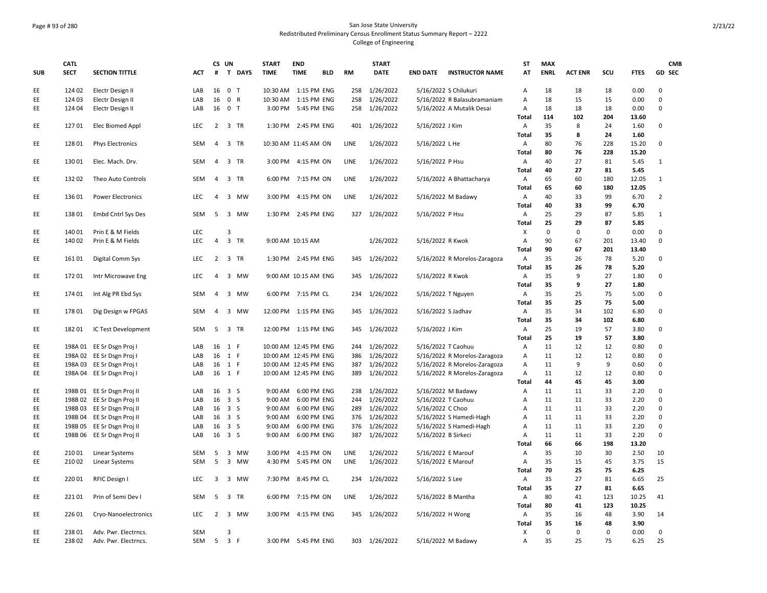San Jose State University
Redistributed Preliminary Census Enrollment Status Summary Report – 2222
College of Engineering

| SUB | CATL SECT | SECTION TITTLE | ACT | CS # | UN T | DAYS | START TIME | END TIME | BLD | RM | START DATE | END DATE | INSTRUCTOR NAME | ST AT | MAX ENRL | ACT ENR | SCU | FTES | GD | CMB SEC |
|---|---|---|---|---|---|---|---|---|---|---|---|---|---|---|---|---|---|---|---|---|
| EE | 124 02 | Electr Design II | LAB | 16 | 0 | T | 10:30 AM | 1:15 PM | ENG | 258 | 1/26/2022 | 5/16/2022 | S Chilukuri | A | 18 | 18 | 18 | 0.00 | 0 | |
| EE | 124 03 | Electr Design II | LAB | 16 | 0 | R | 10:30 AM | 1:15 PM | ENG | 258 | 1/26/2022 | 5/16/2022 | R Balasubramaniam | A | 18 | 15 | 15 | 0.00 | 0 | |
| EE | 124 04 | Electr Design II | LAB | 16 | 0 | T | 3:00 PM | 5:45 PM | ENG | 258 | 1/26/2022 | 5/16/2022 | A Mutalik Desai | A | 18 | 18 | 18 | 0.00 | 0 | |
| | | | | | | | | | | | | | | Total | 114 | 102 | 204 | 13.60 | | |
| EE | 127 01 | Elec Biomed Appl | LEC | 2 | 3 | TR | 1:30 PM | 2:45 PM | ENG | 401 | 1/26/2022 | 5/16/2022 | J Kim | A | 35 | 8 | 24 | 1.60 | 0 | |
| | | | | | | | | | | | | | | Total | 35 | 8 | 24 | 1.60 | | |
| EE | 128 01 | Phys Electronics | SEM | 4 | 3 | TR | 10:30 AM | 11:45 AM | ON | LINE | 1/26/2022 | 5/16/2022 | L He | A | 80 | 76 | 228 | 15.20 | 0 | |
| | | | | | | | | | | | | | | Total | 80 | 76 | 228 | 15.20 | | |
| EE | 130 01 | Elec. Mach. Drv. | SEM | 4 | 3 | TR | 3:00 PM | 4:15 PM | ON | LINE | 1/26/2022 | 5/16/2022 | P Hsu | A | 40 | 27 | 81 | 5.45 | 1 | |
| | | | | | | | | | | | | | | Total | 40 | 27 | 81 | 5.45 | | |
| EE | 132 02 | Theo Auto Controls | SEM | 4 | 3 | TR | 6:00 PM | 7:15 PM | ON | LINE | 1/26/2022 | 5/16/2022 | A Bhattacharya | A | 65 | 60 | 180 | 12.05 | 1 | |
| | | | | | | | | | | | | | | Total | 65 | 60 | 180 | 12.05 | | |
| EE | 136 01 | Power Electronics | LEC | 4 | 3 | MW | 3:00 PM | 4:15 PM | ON | LINE | 1/26/2022 | 5/16/2022 | M Badawy | A | 40 | 33 | 99 | 6.70 | 2 | |
| | | | | | | | | | | | | | | Total | 40 | 33 | 99 | 6.70 | | |
| EE | 138 01 | Embd Cntrl Sys Des | SEM | 5 | 3 | MW | 1:30 PM | 2:45 PM | ENG | 327 | 1/26/2022 | 5/16/2022 | P Hsu | A | 25 | 29 | 87 | 5.85 | 1 | |
| | | | | | | | | | | | | | | Total | 25 | 29 | 87 | 5.85 | | |
| EE | 140 01 | Prin E & M Fields | LEC | | 3 | | | | | | | | | X | 0 | 0 | 0 | 0.00 | 0 | |
| EE | 140 02 | Prin E & M Fields | LEC | 4 | 3 | TR | 9:00 AM | 10:15 AM | | | 1/26/2022 | 5/16/2022 | R Kwok | A | 90 | 67 | 201 | 13.40 | 0 | |
| | | | | | | | | | | | | | | Total | 90 | 67 | 201 | 13.40 | | |
| EE | 161 01 | Digital Comm Sys | LEC | 2 | 3 | TR | 1:30 PM | 2:45 PM | ENG | 345 | 1/26/2022 | 5/16/2022 | R Morelos-Zaragoza | A | 35 | 26 | 78 | 5.20 | 0 | |
| | | | | | | | | | | | | | | Total | 35 | 26 | 78 | 5.20 | | |
| EE | 172 01 | Intr Microwave Eng | LEC | 4 | 3 | MW | 9:00 AM | 10:15 AM | ENG | 345 | 1/26/2022 | 5/16/2022 | R Kwok | A | 35 | 9 | 27 | 1.80 | 0 | |
| | | | | | | | | | | | | | | Total | 35 | 9 | 27 | 1.80 | | |
| EE | 174 01 | Int Alg PR Ebd Sys | SEM | 4 | 3 | MW | 6:00 PM | 7:15 PM | CL | 234 | 1/26/2022 | 5/16/2022 | T Nguyen | A | 35 | 25 | 75 | 5.00 | 0 | |
| | | | | | | | | | | | | | | Total | 35 | 25 | 75 | 5.00 | | |
| EE | 178 01 | Dig Design w FPGAS | SEM | 4 | 3 | MW | 12:00 PM | 1:15 PM | ENG | 345 | 1/26/2022 | 5/16/2022 | S Jadhav | A | 35 | 34 | 102 | 6.80 | 0 | |
| | | | | | | | | | | | | | | Total | 35 | 34 | 102 | 6.80 | | |
| EE | 182 01 | IC Test Development | SEM | 5 | 3 | TR | 12:00 PM | 1:15 PM | ENG | 345 | 1/26/2022 | 5/16/2022 | J Kim | A | 25 | 19 | 57 | 3.80 | 0 | |
| | | | | | | | | | | | | | | Total | 25 | 19 | 57 | 3.80 | | |
| EE | 198A 01 | EE Sr Dsgn Proj I | LAB | 16 | 1 | F | 10:00 AM | 12:45 PM | ENG | 244 | 1/26/2022 | 5/16/2022 | T Caohuu | A | 11 | 12 | 12 | 0.80 | 0 | |
| EE | 198A 02 | EE Sr Dsgn Proj I | LAB | 16 | 1 | F | 10:00 AM | 12:45 PM | ENG | 386 | 1/26/2022 | 5/16/2022 | R Morelos-Zaragoza | A | 11 | 12 | 12 | 0.80 | 0 | |
| EE | 198A 03 | EE Sr Dsgn Proj I | LAB | 16 | 1 | F | 10:00 AM | 12:45 PM | ENG | 387 | 1/26/2022 | 5/16/2022 | R Morelos-Zaragoza | A | 11 | 9 | 9 | 0.60 | 0 | |
| EE | 198A 04 | EE Sr Dsgn Proj I | LAB | 16 | 1 | F | 10:00 AM | 12:45 PM | ENG | 389 | 1/26/2022 | 5/16/2022 | R Morelos-Zaragoza | A | 11 | 12 | 12 | 0.80 | 0 | |
| | | | | | | | | | | | | | | Total | 44 | 45 | 45 | 3.00 | | |
| EE | 198B 01 | EE Sr Dsgn Proj II | LAB | 16 | 3 | S | 9:00 AM | 6:00 PM | ENG | 238 | 1/26/2022 | 5/16/2022 | M Badawy | A | 11 | 11 | 33 | 2.20 | 0 | |
| EE | 198B 02 | EE Sr Dsgn Proj II | LAB | 16 | 3 | S | 9:00 AM | 6:00 PM | ENG | 244 | 1/26/2022 | 5/16/2022 | T Caohuu | A | 11 | 11 | 33 | 2.20 | 0 | |
| EE | 198B 03 | EE Sr Dsgn Proj II | LAB | 16 | 3 | S | 9:00 AM | 6:00 PM | ENG | 289 | 1/26/2022 | 5/16/2022 | C Choo | A | 11 | 11 | 33 | 2.20 | 0 | |
| EE | 198B 04 | EE Sr Dsgn Proj II | LAB | 16 | 3 | S | 9:00 AM | 6:00 PM | ENG | 376 | 1/26/2022 | 5/16/2022 | S Hamedi-Hagh | A | 11 | 11 | 33 | 2.20 | 0 | |
| EE | 198B 05 | EE Sr Dsgn Proj II | LAB | 16 | 3 | S | 9:00 AM | 6:00 PM | ENG | 376 | 1/26/2022 | 5/16/2022 | S Hamedi-Hagh | A | 11 | 11 | 33 | 2.20 | 0 | |
| EE | 198B 06 | EE Sr Dsgn Proj II | LAB | 16 | 3 | S | 9:00 AM | 6:00 PM | ENG | 387 | 1/26/2022 | 5/16/2022 | B Sirkeci | A | 11 | 11 | 33 | 2.20 | 0 | |
| | | | | | | | | | | | | | | Total | 66 | 66 | 198 | 13.20 | | |
| EE | 210 01 | Linear Systems | SEM | 5 | 3 | MW | 3:00 PM | 4:15 PM | ON | LINE | 1/26/2022 | 5/16/2022 | E Marouf | A | 35 | 10 | 30 | 2.50 | 10 | |
| EE | 210 02 | Linear Systems | SEM | 5 | 3 | MW | 4:30 PM | 5:45 PM | ON | LINE | 1/26/2022 | 5/16/2022 | E Marouf | A | 35 | 15 | 45 | 3.75 | 15 | |
| | | | | | | | | | | | | | | Total | 70 | 25 | 75 | 6.25 | | |
| EE | 220 01 | RFIC Design I | LEC | 3 | 3 | MW | 7:30 PM | 8:45 PM | CL | 234 | 1/26/2022 | 5/16/2022 | S Lee | A | 35 | 27 | 81 | 6.65 | 25 | |
| | | | | | | | | | | | | | | Total | 35 | 27 | 81 | 6.65 | | |
| EE | 221 01 | Prin of Semi Dev I | SEM | 5 | 3 | TR | 6:00 PM | 7:15 PM | ON | LINE | 1/26/2022 | 5/16/2022 | B Mantha | A | 80 | 41 | 123 | 10.25 | 41 | |
| | | | | | | | | | | | | | | Total | 80 | 41 | 123 | 10.25 | | |
| EE | 226 01 | Cryo-Nanoelectronics | LEC | 2 | 3 | MW | 3:00 PM | 4:15 PM | ENG | 345 | 1/26/2022 | 5/16/2022 | H Wong | A | 35 | 16 | 48 | 3.90 | 14 | |
| | | | | | | | | | | | | | | Total | 35 | 16 | 48 | 3.90 | | |
| EE | 238 01 | Adv. Pwr. Electrncs. | SEM | | 3 | | | | | | | | | X | 0 | 0 | 0 | 0.00 | 0 | |
| EE | 238 02 | Adv. Pwr. Electrncs. | SEM | 5 | 3 | F | 3:00 PM | 5:45 PM | ENG | 303 | 1/26/2022 | 5/16/2022 | M Badawy | A | 35 | 25 | 75 | 6.25 | 25 | |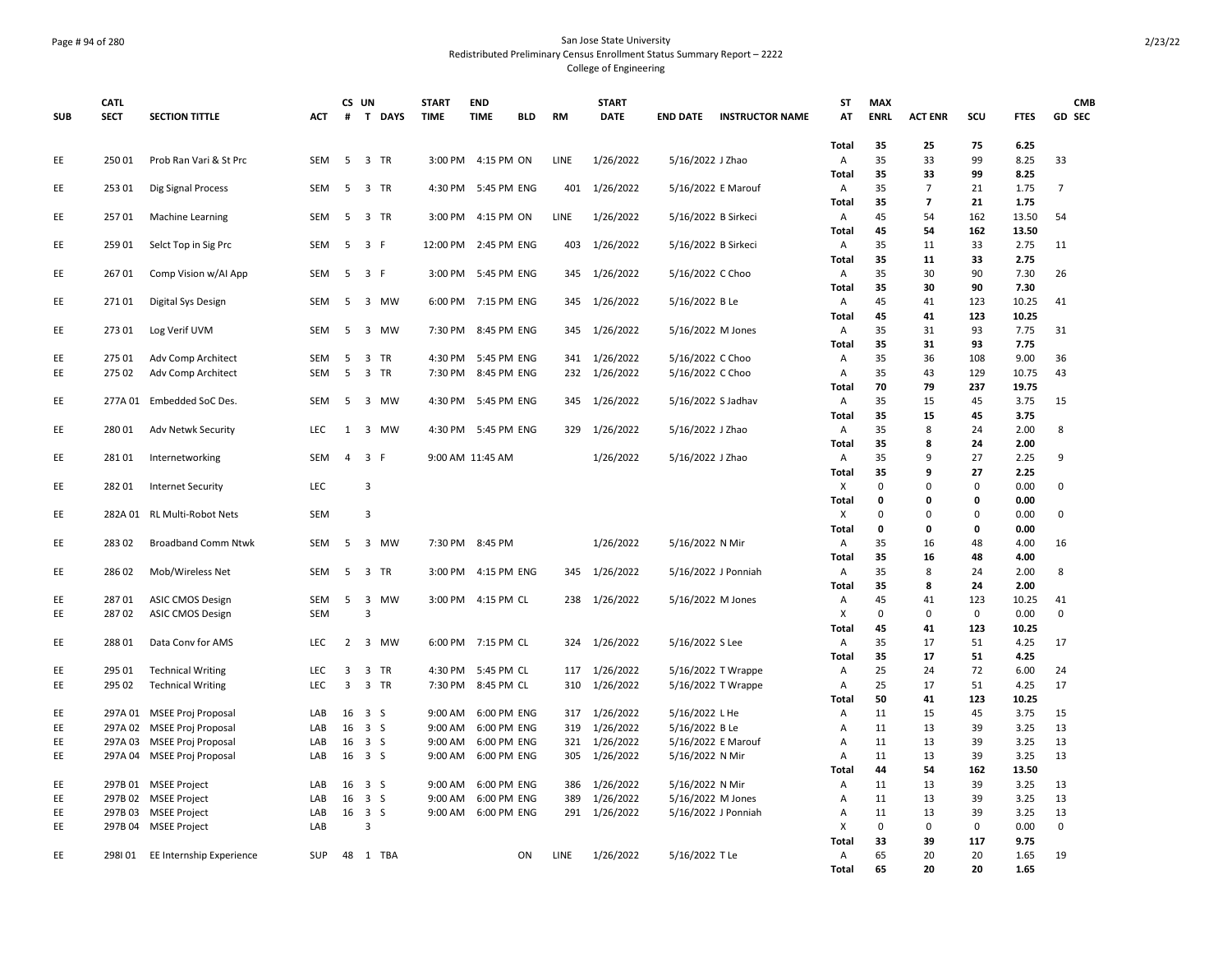San Jose State University
Redistributed Preliminary Census Enrollment Status Summary Report – 2222
College of Engineering

| SUB | CATL SECT | SECTION TITTLE | ACT | CS # | UN T | DAYS | START TIME | END TIME | BLD | RM | START DATE | END DATE | INSTRUCTOR NAME | ST AT | MAX ENRL | ACT ENR | SCU | FTES | GD | CMB SEC |
|---|---|---|---|---|---|---|---|---|---|---|---|---|---|---|---|---|---|---|---|---|
| | | | | | | | | | | | | | | Total | 35 | 25 | 75 | 6.25 | | |
| EE | 250 01 | Prob Ran Vari & St Prc | SEM | 5 | 3 | TR | 3:00 PM | 4:15 PM | ON | LINE | 1/26/2022 | 5/16/2022 | J Zhao | A | 35 | 33 | 99 | 8.25 | 33 | |
| | | | | | | | | | | | | | | Total | 35 | 33 | 99 | 8.25 | | |
| EE | 253 01 | Dig Signal Process | SEM | 5 | 3 | TR | 4:30 PM | 5:45 PM | ENG | 401 | 1/26/2022 | 5/16/2022 | E Marouf | A | 35 | 7 | 21 | 1.75 | 7 | |
| | | | | | | | | | | | | | | Total | 35 | 7 | 21 | 1.75 | | |
| EE | 257 01 | Machine Learning | SEM | 5 | 3 | TR | 3:00 PM | 4:15 PM | ON | LINE | 1/26/2022 | 5/16/2022 | B Sirkeci | A | 45 | 54 | 162 | 13.50 | 54 | |
| | | | | | | | | | | | | | | Total | 45 | 54 | 162 | 13.50 | | |
| EE | 259 01 | Selct Top in Sig Prc | SEM | 5 | 3 | F | 12:00 PM | 2:45 PM | ENG | 403 | 1/26/2022 | 5/16/2022 | B Sirkeci | A | 35 | 11 | 33 | 2.75 | 11 | |
| | | | | | | | | | | | | | | Total | 35 | 11 | 33 | 2.75 | | |
| EE | 267 01 | Comp Vision w/AI App | SEM | 5 | 3 | F | 3:00 PM | 5:45 PM | ENG | 345 | 1/26/2022 | 5/16/2022 | C Choo | A | 35 | 30 | 90 | 7.30 | 26 | |
| | | | | | | | | | | | | | | Total | 35 | 30 | 90 | 7.30 | | |
| EE | 271 01 | Digital Sys Design | SEM | 5 | 3 | MW | 6:00 PM | 7:15 PM | ENG | 345 | 1/26/2022 | 5/16/2022 | B Le | A | 45 | 41 | 123 | 10.25 | 41 | |
| | | | | | | | | | | | | | | Total | 45 | 41 | 123 | 10.25 | | |
| EE | 273 01 | Log Verif UVM | SEM | 5 | 3 | MW | 7:30 PM | 8:45 PM | ENG | 345 | 1/26/2022 | 5/16/2022 | M Jones | A | 35 | 31 | 93 | 7.75 | 31 | |
| | | | | | | | | | | | | | | Total | 35 | 31 | 93 | 7.75 | | |
| EE | 275 01 | Adv Comp Architect | SEM | 5 | 3 | TR | 4:30 PM | 5:45 PM | ENG | 341 | 1/26/2022 | 5/16/2022 | C Choo | A | 35 | 36 | 108 | 9.00 | 36 | |
| EE | 275 02 | Adv Comp Architect | SEM | 5 | 3 | TR | 7:30 PM | 8:45 PM | ENG | 232 | 1/26/2022 | 5/16/2022 | C Choo | A | 35 | 43 | 129 | 10.75 | 43 | |
| | | | | | | | | | | | | | | Total | 70 | 79 | 237 | 19.75 | | |
| EE | 277A 01 | Embedded SoC Des. | SEM | 5 | 3 | MW | 4:30 PM | 5:45 PM | ENG | 345 | 1/26/2022 | 5/16/2022 | S Jadhav | A | 35 | 15 | 45 | 3.75 | 15 | |
| | | | | | | | | | | | | | | Total | 35 | 15 | 45 | 3.75 | | |
| EE | 280 01 | Adv Netwk Security | LEC | 1 | 3 | MW | 4:30 PM | 5:45 PM | ENG | 329 | 1/26/2022 | 5/16/2022 | J Zhao | A | 35 | 8 | 24 | 2.00 | 8 | |
| | | | | | | | | | | | | | | Total | 35 | 8 | 24 | 2.00 | | |
| EE | 281 01 | Internetworking | SEM | 4 | 3 | F | 9:00 AM | 11:45 AM | | | 1/26/2022 | 5/16/2022 | J Zhao | A | 35 | 9 | 27 | 2.25 | 9 | |
| | | | | | | | | | | | | | | Total | 35 | 9 | 27 | 2.25 | | |
| EE | 282 01 | Internet Security | LEC | | 3 | | | | | | | | | X | 0 | 0 | 0 | 0.00 | 0 | |
| | | | | | | | | | | | | | | Total | 0 | 0 | 0 | 0.00 | | |
| EE | 282A 01 | RL Multi-Robot Nets | SEM | | 3 | | | | | | | | | X | 0 | 0 | 0 | 0.00 | 0 | |
| | | | | | | | | | | | | | | Total | 0 | 0 | 0 | 0.00 | | |
| EE | 283 02 | Broadband Comm Ntwk | SEM | 5 | 3 | MW | 7:30 PM | 8:45 PM | | | 1/26/2022 | 5/16/2022 | N Mir | A | 35 | 16 | 48 | 4.00 | 16 | |
| | | | | | | | | | | | | | | Total | 35 | 16 | 48 | 4.00 | | |
| EE | 286 02 | Mob/Wireless Net | SEM | 5 | 3 | TR | 3:00 PM | 4:15 PM | ENG | 345 | 1/26/2022 | 5/16/2022 | J Ponniah | A | 35 | 8 | 24 | 2.00 | 8 | |
| | | | | | | | | | | | | | | Total | 35 | 8 | 24 | 2.00 | | |
| EE | 287 01 | ASIC CMOS Design | SEM | 5 | 3 | MW | 3:00 PM | 4:15 PM | CL | 238 | 1/26/2022 | 5/16/2022 | M Jones | A | 45 | 41 | 123 | 10.25 | 41 | |
| EE | 287 02 | ASIC CMOS Design | SEM | | 3 | | | | | | | | | X | 0 | 0 | 0 | 0.00 | 0 | |
| | | | | | | | | | | | | | | Total | 45 | 41 | 123 | 10.25 | | |
| EE | 288 01 | Data Conv for AMS | LEC | 2 | 3 | MW | 6:00 PM | 7:15 PM | CL | 324 | 1/26/2022 | 5/16/2022 | S Lee | A | 35 | 17 | 51 | 4.25 | 17 | |
| | | | | | | | | | | | | | | Total | 35 | 17 | 51 | 4.25 | | |
| EE | 295 01 | Technical Writing | LEC | 3 | 3 | TR | 4:30 PM | 5:45 PM | CL | 117 | 1/26/2022 | 5/16/2022 | T Wrappe | A | 25 | 24 | 72 | 6.00 | 24 | |
| EE | 295 02 | Technical Writing | LEC | 3 | 3 | TR | 7:30 PM | 8:45 PM | CL | 310 | 1/26/2022 | 5/16/2022 | T Wrappe | A | 25 | 17 | 51 | 4.25 | 17 | |
| | | | | | | | | | | | | | | Total | 50 | 41 | 123 | 10.25 | | |
| EE | 297A 01 | MSEE Proj Proposal | LAB | 16 | 3 | S | 9:00 AM | 6:00 PM | ENG | 317 | 1/26/2022 | 5/16/2022 | L He | A | 11 | 15 | 45 | 3.75 | 15 | |
| EE | 297A 02 | MSEE Proj Proposal | LAB | 16 | 3 | S | 9:00 AM | 6:00 PM | ENG | 319 | 1/26/2022 | 5/16/2022 | B Le | A | 11 | 13 | 39 | 3.25 | 13 | |
| EE | 297A 03 | MSEE Proj Proposal | LAB | 16 | 3 | S | 9:00 AM | 6:00 PM | ENG | 321 | 1/26/2022 | 5/16/2022 | E Marouf | A | 11 | 13 | 39 | 3.25 | 13 | |
| EE | 297A 04 | MSEE Proj Proposal | LAB | 16 | 3 | S | 9:00 AM | 6:00 PM | ENG | 305 | 1/26/2022 | 5/16/2022 | N Mir | A | 11 | 13 | 39 | 3.25 | 13 | |
| | | | | | | | | | | | | | | Total | 44 | 54 | 162 | 13.50 | | |
| EE | 297B 01 | MSEE Project | LAB | 16 | 3 | S | 9:00 AM | 6:00 PM | ENG | 386 | 1/26/2022 | 5/16/2022 | N Mir | A | 11 | 13 | 39 | 3.25 | 13 | |
| EE | 297B 02 | MSEE Project | LAB | 16 | 3 | S | 9:00 AM | 6:00 PM | ENG | 389 | 1/26/2022 | 5/16/2022 | M Jones | A | 11 | 13 | 39 | 3.25 | 13 | |
| EE | 297B 03 | MSEE Project | LAB | 16 | 3 | S | 9:00 AM | 6:00 PM | ENG | 291 | 1/26/2022 | 5/16/2022 | J Ponniah | A | 11 | 13 | 39 | 3.25 | 13 | |
| EE | 297B 04 | MSEE Project | LAB | | 3 | | | | | | | | | X | 0 | 0 | 0 | 0.00 | 0 | |
| | | | | | | | | | | | | | | Total | 33 | 39 | 117 | 9.75 | | |
| EE | 298I 01 | EE Internship Experience | SUP | 48 | 1 | TBA | | | ON | LINE | 1/26/2022 | 5/16/2022 | T Le | A | 65 | 20 | 20 | 1.65 | 19 | |
| | | | | | | | | | | | | | | Total | 65 | 20 | 20 | 1.65 | | |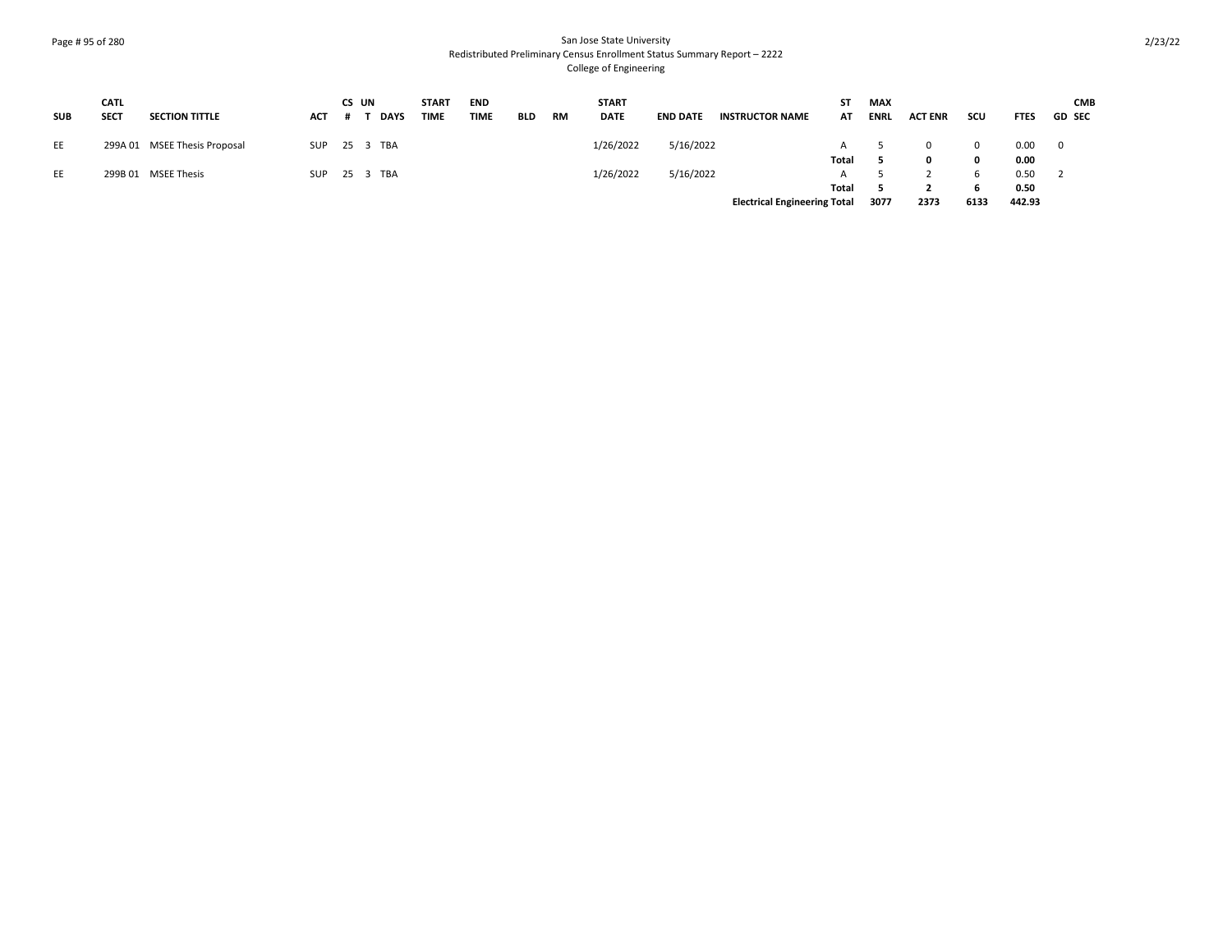San Jose State University
Redistributed Preliminary Census Enrollment Status Summary Report – 2222
College of Engineering

| SUB | CATL SECT | SECTION TITTLE | ACT | CS # | UN T | DAYS | START TIME | END TIME | BLD | RM | START DATE | END DATE | INSTRUCTOR NAME | ST AT | MAX ENRL | ACT ENR | SCU | FTES | GD | CMB SEC |
|---|---|---|---|---|---|---|---|---|---|---|---|---|---|---|---|---|---|---|---|---|
| EE | 299A 01 | MSEE Thesis Proposal | SUP | 25 | 3 | TBA | | | | | 1/26/2022 | 5/16/2022 | | A | 5 | 0 | 0 | 0.00 | 0 | |
| | | | | | | | | | | | | | | **Total** | **5** | **0** | **0** | **0.00** | | |
| EE | 299B 01 | MSEE Thesis | SUP | 25 | 3 | TBA | | | | | 1/26/2022 | 5/16/2022 | | A | 5 | 2 | 6 | 0.50 | 2 | |
| | | | | | | | | | | | | | | **Total** | **5** | **2** | **6** | **0.50** | | |
| | | | | | | | | | | | | | **Electrical Engineering Total** | | **3077** | **2373** | **6133** | **442.93** | | |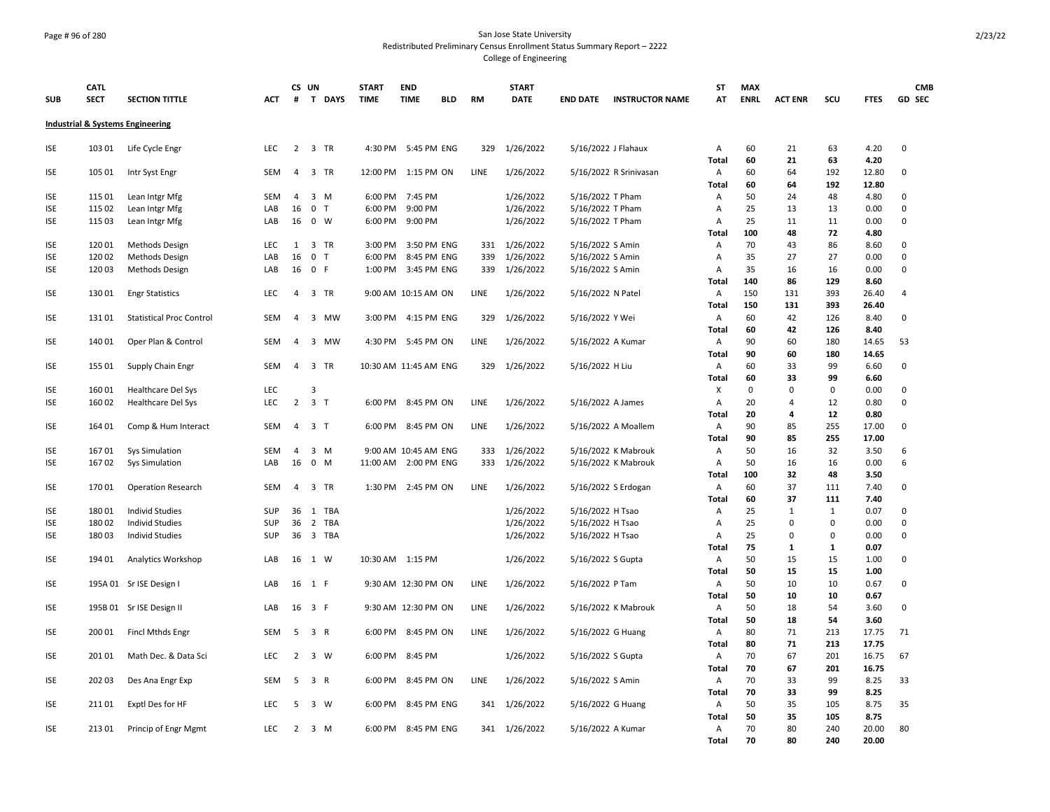San Jose State University
Redistributed Preliminary Census Enrollment Status Summary Report – 2222
College of Engineering

| SUB | CATL SECT | SECTION TITTLE | ACT | CS # | UN T | DAYS | START TIME | END TIME | BLD | RM | START DATE | END DATE | INSTRUCTOR NAME | ST AT | MAX ENRL | ACT ENR | SCU | FTES | GD | CMB SEC |
|---|---|---|---|---|---|---|---|---|---|---|---|---|---|---|---|---|---|---|---|---|
| **Industrial & Systems Engineering** | | | | | | | | | | | | | | | | | | | | |
| ISE | 103 01 | Life Cycle Engr | LEC | 2 | 3 | TR | 4:30 PM | 5:45 PM | ENG | 329 | 1/26/2022 | 5/16/2022 | J Flahaux | A | 60 | 21 | 63 | 4.20 | 0 | |
| | | | | | | | | | | | | | | Total | 60 | 21 | 63 | 4.20 | | |
| ISE | 105 01 | Intr Syst Engr | SEM | 4 | 3 | TR | 12:00 PM | 1:15 PM | ON | LINE | 1/26/2022 | 5/16/2022 | R Srinivasan | A | 60 | 64 | 192 | 12.80 | 0 | |
| | | | | | | | | | | | | | | Total | 60 | 64 | 192 | 12.80 | | |
| ISE | 115 01 | Lean Intgr Mfg | SEM | 4 | 3 | M | 6:00 PM | 7:45 PM | | | 1/26/2022 | 5/16/2022 | T Pham | A | 50 | 24 | 48 | 4.80 | 0 | |
| ISE | 115 02 | Lean Intgr Mfg | LAB | 16 | 0 | T | 6:00 PM | 9:00 PM | | | 1/26/2022 | 5/16/2022 | T Pham | A | 25 | 13 | 13 | 0.00 | 0 | |
| ISE | 115 03 | Lean Intgr Mfg | LAB | 16 | 0 | W | 6:00 PM | 9:00 PM | | | 1/26/2022 | 5/16/2022 | T Pham | A | 25 | 11 | 11 | 0.00 | 0 | |
| | | | | | | | | | | | | | | Total | 100 | 48 | 72 | 4.80 | | |
| ISE | 120 01 | Methods Design | LEC | 1 | 3 | TR | 3:00 PM | 3:50 PM | ENG | 331 | 1/26/2022 | 5/16/2022 | S Amin | A | 70 | 43 | 86 | 8.60 | 0 | |
| ISE | 120 02 | Methods Design | LAB | 16 | 0 | T | 6:00 PM | 8:45 PM | ENG | 339 | 1/26/2022 | 5/16/2022 | S Amin | A | 35 | 27 | 27 | 0.00 | 0 | |
| ISE | 120 03 | Methods Design | LAB | 16 | 0 | F | 1:00 PM | 3:45 PM | ENG | 339 | 1/26/2022 | 5/16/2022 | S Amin | A | 35 | 16 | 16 | 0.00 | 0 | |
| | | | | | | | | | | | | | | Total | 140 | 86 | 129 | 8.60 | | |
| ISE | 130 01 | Engr Statistics | LEC | 4 | 3 | TR | 9:00 AM | 10:15 AM | ON | LINE | 1/26/2022 | 5/16/2022 | N Patel | A | 150 | 131 | 393 | 26.40 | 4 | |
| | | | | | | | | | | | | | | Total | 150 | 131 | 393 | 26.40 | | |
| ISE | 131 01 | Statistical Proc Control | SEM | 4 | 3 | MW | 3:00 PM | 4:15 PM | ENG | 329 | 1/26/2022 | 5/16/2022 | Y Wei | A | 60 | 42 | 126 | 8.40 | 0 | |
| | | | | | | | | | | | | | | Total | 60 | 42 | 126 | 8.40 | | |
| ISE | 140 01 | Oper Plan & Control | SEM | 4 | 3 | MW | 4:30 PM | 5:45 PM | ON | LINE | 1/26/2022 | 5/16/2022 | A Kumar | A | 90 | 60 | 180 | 14.65 | 53 | |
| | | | | | | | | | | | | | | Total | 90 | 60 | 180 | 14.65 | | |
| ISE | 155 01 | Supply Chain Engr | SEM | 4 | 3 | TR | 10:30 AM | 11:45 AM | ENG | 329 | 1/26/2022 | 5/16/2022 | H Liu | A | 60 | 33 | 99 | 6.60 | 0 | |
| | | | | | | | | | | | | | | Total | 60 | 33 | 99 | 6.60 | | |
| ISE | 160 01 | Healthcare Del Sys | LEC | | 3 | | | | | | | | | X | 0 | 0 | 0 | 0.00 | 0 | |
| ISE | 160 02 | Healthcare Del Sys | LEC | 2 | 3 | T | 6:00 PM | 8:45 PM | ON | LINE | 1/26/2022 | 5/16/2022 | A James | A | 20 | 4 | 12 | 0.80 | 0 | |
| | | | | | | | | | | | | | | Total | 20 | 4 | 12 | 0.80 | | |
| ISE | 164 01 | Comp & Hum Interact | SEM | 4 | 3 | T | 6:00 PM | 8:45 PM | ON | LINE | 1/26/2022 | 5/16/2022 | A Moallem | A | 90 | 85 | 255 | 17.00 | 0 | |
| | | | | | | | | | | | | | | Total | 90 | 85 | 255 | 17.00 | | |
| ISE | 167 01 | Sys Simulation | SEM | 4 | 3 | M | 9:00 AM | 10:45 AM | ENG | 333 | 1/26/2022 | 5/16/2022 | K Mabrouk | A | 50 | 16 | 32 | 3.50 | 6 | |
| ISE | 167 02 | Sys Simulation | LAB | 16 | 0 | M | 11:00 AM | 2:00 PM | ENG | 333 | 1/26/2022 | 5/16/2022 | K Mabrouk | A | 50 | 16 | 16 | 0.00 | 6 | |
| | | | | | | | | | | | | | | Total | 100 | 32 | 48 | 3.50 | | |
| ISE | 170 01 | Operation Research | SEM | 4 | 3 | TR | 1:30 PM | 2:45 PM | ON | LINE | 1/26/2022 | 5/16/2022 | S Erdogan | A | 60 | 37 | 111 | 7.40 | 0 | |
| | | | | | | | | | | | | | | Total | 60 | 37 | 111 | 7.40 | | |
| ISE | 180 01 | Individ Studies | SUP | 36 | 1 | TBA | | | | | 1/26/2022 | 5/16/2022 | H Tsao | A | 25 | 1 | 1 | 0.07 | 0 | |
| ISE | 180 02 | Individ Studies | SUP | 36 | 2 | TBA | | | | | 1/26/2022 | 5/16/2022 | H Tsao | A | 25 | 0 | 0 | 0.00 | 0 | |
| ISE | 180 03 | Individ Studies | SUP | 36 | 3 | TBA | | | | | 1/26/2022 | 5/16/2022 | H Tsao | A | 25 | 0 | 0 | 0.00 | 0 | |
| | | | | | | | | | | | | | | Total | 75 | 1 | 1 | 0.07 | | |
| ISE | 194 01 | Analytics Workshop | LAB | 16 | 1 | W | 10:30 AM | 1:15 PM | | | 1/26/2022 | 5/16/2022 | S Gupta | A | 50 | 15 | 15 | 1.00 | 0 | |
| | | | | | | | | | | | | | | Total | 50 | 15 | 15 | 1.00 | | |
| ISE | 195A 01 | Sr ISE Design I | LAB | 16 | 1 | F | 9:30 AM | 12:30 PM | ON | LINE | 1/26/2022 | 5/16/2022 | P Tam | A | 50 | 10 | 10 | 0.67 | 0 | |
| | | | | | | | | | | | | | | Total | 50 | 10 | 10 | 0.67 | | |
| ISE | 195B 01 | Sr ISE Design II | LAB | 16 | 3 | F | 9:30 AM | 12:30 PM | ON | LINE | 1/26/2022 | 5/16/2022 | K Mabrouk | A | 50 | 18 | 54 | 3.60 | 0 | |
| | | | | | | | | | | | | | | Total | 50 | 18 | 54 | 3.60 | | |
| ISE | 200 01 | Fincl Mthds Engr | SEM | 5 | 3 | R | 6:00 PM | 8:45 PM | ON | LINE | 1/26/2022 | 5/16/2022 | G Huang | A | 80 | 71 | 213 | 17.75 | 71 | |
| | | | | | | | | | | | | | | Total | 80 | 71 | 213 | 17.75 | | |
| ISE | 201 01 | Math Dec. & Data Sci | LEC | 2 | 3 | W | 6:00 PM | 8:45 PM | | | 1/26/2022 | 5/16/2022 | S Gupta | A | 70 | 67 | 201 | 16.75 | 67 | |
| | | | | | | | | | | | | | | Total | 70 | 67 | 201 | 16.75 | | |
| ISE | 202 03 | Des Ana Engr Exp | SEM | 5 | 3 | R | 6:00 PM | 8:45 PM | ON | LINE | 1/26/2022 | 5/16/2022 | S Amin | A | 70 | 33 | 99 | 8.25 | 33 | |
| | | | | | | | | | | | | | | Total | 70 | 33 | 99 | 8.25 | | |
| ISE | 211 01 | Exptl Des for HF | LEC | 5 | 3 | W | 6:00 PM | 8:45 PM | ENG | 341 | 1/26/2022 | 5/16/2022 | G Huang | A | 50 | 35 | 105 | 8.75 | 35 | |
| | | | | | | | | | | | | | | Total | 50 | 35 | 105 | 8.75 | | |
| ISE | 213 01 | Princip of Engr Mgmt | LEC | 2 | 3 | M | 6:00 PM | 8:45 PM | ENG | 341 | 1/26/2022 | 5/16/2022 | A Kumar | A | 70 | 80 | 240 | 20.00 | 80 | |
| | | | | | | | | | | | | | | Total | 70 | 80 | 240 | 20.00 | | |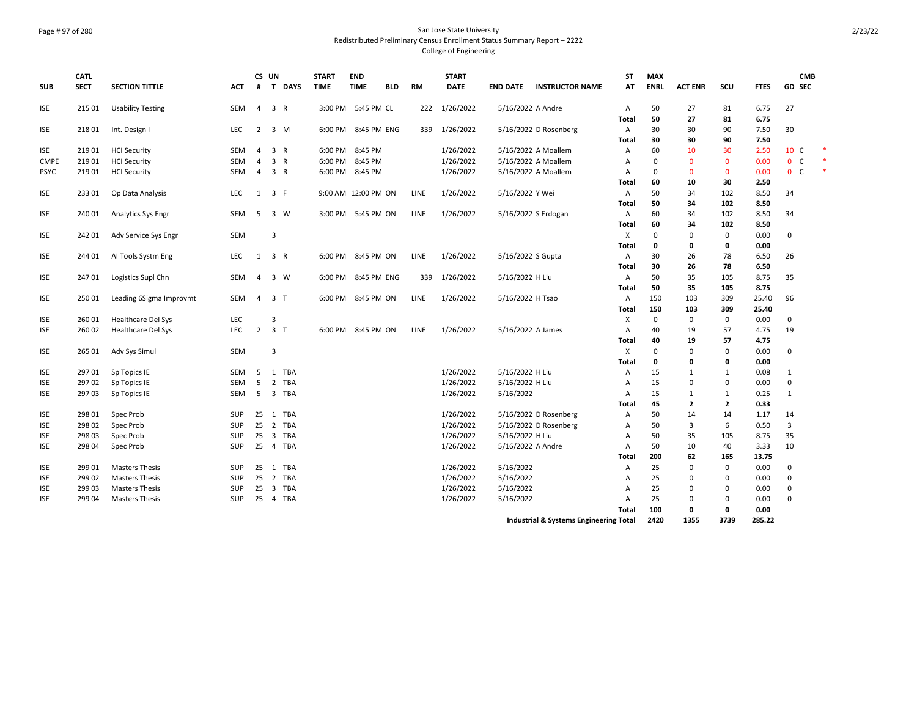San Jose State University
Redistributed Preliminary Census Enrollment Status Summary Report – 2222
College of Engineering

| SUB | CATL SECT | SECTION TITTLE | ACT | CS # | UN T | DAYS | START TIME | END TIME | BLD | RM | START DATE | END DATE | INSTRUCTOR NAME | ST AT | MAX ENRL | ACT ENR | SCU | FTES | GD | CMB SEC |
|---|---|---|---|---|---|---|---|---|---|---|---|---|---|---|---|---|---|---|---|---|
| ISE | 215 01 | Usability Testing | SEM | 4 | 3 | R | 3:00 PM | 5:45 PM | CL | 222 | 1/26/2022 | 5/16/2022 | A Andre | A | 50 | 27 | 81 | 6.75 | 27 | |
| | | | | | | | | | | | | | | Total | 50 | 27 | 81 | 6.75 | | |
| ISE | 218 01 | Int. Design I | LEC | 2 | 3 | M | 6:00 PM | 8:45 PM | ENG | 339 | 1/26/2022 | 5/16/2022 | D Rosenberg | A | 30 | 30 | 90 | 7.50 | 30 | |
| | | | | | | | | | | | | | | Total | 30 | 30 | 90 | 7.50 | | |
| ISE | 219 01 | HCI Security | SEM | 4 | 3 | R | 6:00 PM | 8:45 PM | | | 1/26/2022 | 5/16/2022 | A Moallem | A | 60 | 10 | 30 | 2.50 | 10 | C * |
| CMPE | 219 01 | HCI Security | SEM | 4 | 3 | R | 6:00 PM | 8:45 PM | | | 1/26/2022 | 5/16/2022 | A Moallem | A | 0 | 0 | 0 | 0.00 | 0 | C * |
| PSYC | 219 01 | HCI Security | SEM | 4 | 3 | R | 6:00 PM | 8:45 PM | | | 1/26/2022 | 5/16/2022 | A Moallem | A | 0 | 0 | 0 | 0.00 | 0 | C * |
| | | | | | | | | | | | | | | Total | 60 | 10 | 30 | 2.50 | | |
| ISE | 233 01 | Op Data Analysis | LEC | 1 | 3 | F | 9:00 AM | 12:00 PM | ON | LINE | 1/26/2022 | 5/16/2022 | Y Wei | A | 50 | 34 | 102 | 8.50 | 34 | |
| | | | | | | | | | | | | | | Total | 50 | 34 | 102 | 8.50 | | |
| ISE | 240 01 | Analytics Sys Engr | SEM | 5 | 3 | W | 3:00 PM | 5:45 PM | ON | LINE | 1/26/2022 | 5/16/2022 | S Erdogan | A | 60 | 34 | 102 | 8.50 | 34 | |
| | | | | | | | | | | | | | | Total | 60 | 34 | 102 | 8.50 | | |
| ISE | 242 01 | Adv Service Sys Engr | SEM | | 3 | | | | | | | | | X | 0 | 0 | 0 | 0.00 | 0 | |
| | | | | | | | | | | | | | | Total | 0 | 0 | 0 | 0.00 | | |
| ISE | 244 01 | AI Tools Systm Eng | LEC | 1 | 3 | R | 6:00 PM | 8:45 PM | ON | LINE | 1/26/2022 | 5/16/2022 | S Gupta | A | 30 | 26 | 78 | 6.50 | 26 | |
| | | | | | | | | | | | | | | Total | 30 | 26 | 78 | 6.50 | | |
| ISE | 247 01 | Logistics Supl Chn | SEM | 4 | 3 | W | 6:00 PM | 8:45 PM | ENG | 339 | 1/26/2022 | 5/16/2022 | H Liu | A | 50 | 35 | 105 | 8.75 | 35 | |
| | | | | | | | | | | | | | | Total | 50 | 35 | 105 | 8.75 | | |
| ISE | 250 01 | Leading 6Sigma Improvmt | SEM | 4 | 3 | T | 6:00 PM | 8:45 PM | ON | LINE | 1/26/2022 | 5/16/2022 | H Tsao | A | 150 | 103 | 309 | 25.40 | 96 | |
| | | | | | | | | | | | | | | Total | 150 | 103 | 309 | 25.40 | | |
| ISE | 260 01 | Healthcare Del Sys | LEC | | 3 | | | | | | | | | X | 0 | 0 | 0 | 0.00 | 0 | |
| ISE | 260 02 | Healthcare Del Sys | LEC | 2 | 3 | T | 6:00 PM | 8:45 PM | ON | LINE | 1/26/2022 | 5/16/2022 | A James | A | 40 | 19 | 57 | 4.75 | 19 | |
| | | | | | | | | | | | | | | Total | 40 | 19 | 57 | 4.75 | | |
| ISE | 265 01 | Adv Sys Simul | SEM | | 3 | | | | | | | | | X | 0 | 0 | 0 | 0.00 | 0 | |
| | | | | | | | | | | | | | | Total | 0 | 0 | 0 | 0.00 | | |
| ISE | 297 01 | Sp Topics IE | SEM | 5 | 1 | TBA | | | | | 1/26/2022 | 5/16/2022 | H Liu | A | 15 | 1 | 1 | 0.08 | 1 | |
| ISE | 297 02 | Sp Topics IE | SEM | 5 | 2 | TBA | | | | | 1/26/2022 | 5/16/2022 | H Liu | A | 15 | 0 | 0 | 0.00 | 0 | |
| ISE | 297 03 | Sp Topics IE | SEM | 5 | 3 | TBA | | | | | 1/26/2022 | 5/16/2022 | | A | 15 | 1 | 1 | 0.25 | 1 | |
| | | | | | | | | | | | | | | Total | 45 | 2 | 2 | 0.33 | | |
| ISE | 298 01 | Spec Prob | SUP | 25 | 1 | TBA | | | | | 1/26/2022 | 5/16/2022 | D Rosenberg | A | 50 | 14 | 14 | 1.17 | 14 | |
| ISE | 298 02 | Spec Prob | SUP | 25 | 2 | TBA | | | | | 1/26/2022 | 5/16/2022 | D Rosenberg | A | 50 | 3 | 6 | 0.50 | 3 | |
| ISE | 298 03 | Spec Prob | SUP | 25 | 3 | TBA | | | | | 1/26/2022 | 5/16/2022 | H Liu | A | 50 | 35 | 105 | 8.75 | 35 | |
| ISE | 298 04 | Spec Prob | SUP | 25 | 4 | TBA | | | | | 1/26/2022 | 5/16/2022 | A Andre | A | 50 | 10 | 40 | 3.33 | 10 | |
| | | | | | | | | | | | | | | Total | 200 | 62 | 165 | 13.75 | | |
| ISE | 299 01 | Masters Thesis | SUP | 25 | 1 | TBA | | | | | 1/26/2022 | 5/16/2022 | | A | 25 | 0 | 0 | 0.00 | 0 | |
| ISE | 299 02 | Masters Thesis | SUP | 25 | 2 | TBA | | | | | 1/26/2022 | 5/16/2022 | | A | 25 | 0 | 0 | 0.00 | 0 | |
| ISE | 299 03 | Masters Thesis | SUP | 25 | 3 | TBA | | | | | 1/26/2022 | 5/16/2022 | | A | 25 | 0 | 0 | 0.00 | 0 | |
| ISE | 299 04 | Masters Thesis | SUP | 25 | 4 | TBA | | | | | 1/26/2022 | 5/16/2022 | | A | 25 | 0 | 0 | 0.00 | 0 | |
| | | | | | | | | | | | | | | Total | 100 | 0 | 0 | 0.00 | | |
| | | | | | | | | | | | | | Industrial & Systems Engineering Total | | 2420 | 1355 | 3739 | 285.22 | | |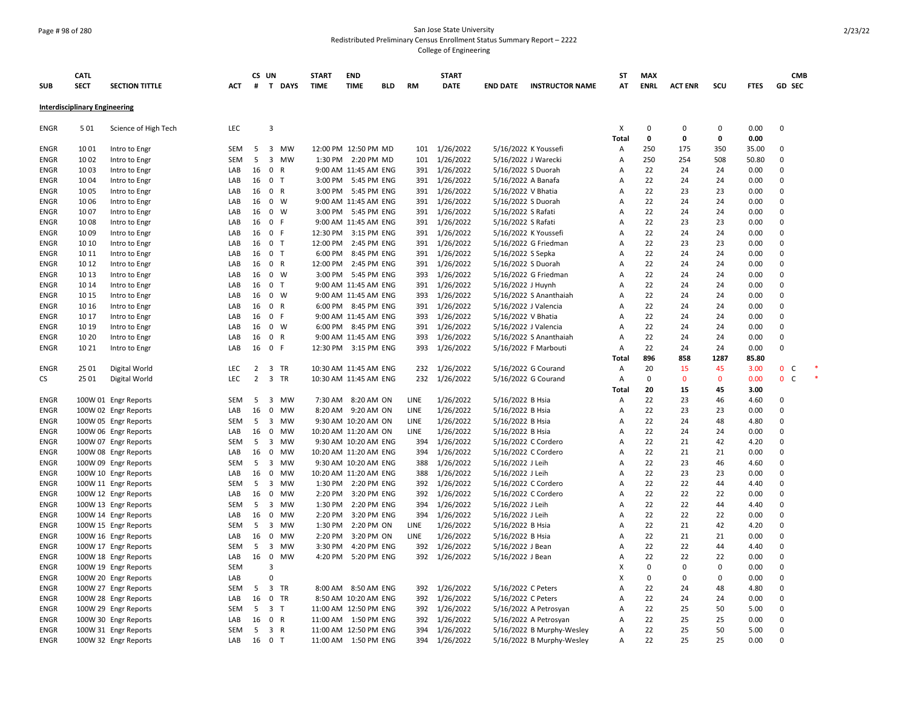San Jose State University
Redistributed Preliminary Census Enrollment Status Summary Report – 2222
College of Engineering

**Interdisciplinary Engineering**

| SUB | CATL SECT | SECTION TITTLE | ACT | CS # | UN T | DAYS | START TIME | END TIME | BLD | RM | START DATE | END DATE | INSTRUCTOR NAME | ST AT | MAX ENRL | ACT ENR | SCU | FTES | GD | CMB SEC |
|---|---|---|---|---|---|---|---|---|---|---|---|---|---|---|---|---|---|---|---|---|
| ENGR | 5 01 | Science of High Tech | LEC | | 3 | | | | | | | | | X | 0 | 0 | 0 | 0.00 | 0 | |
| | | | | | | | | | | | | | | **Total** | **0** | **0** | **0** | **0.00** | | |
| ENGR | 10 01 | Intro to Engr | SEM | 5 | 3 | MW | 12:00 PM | 12:50 PM | MD | 101 | 1/26/2022 | 5/16/2022 | K Youssefi | A | 250 | 175 | 350 | 35.00 | 0 | |
| ENGR | 10 02 | Intro to Engr | SEM | 5 | 3 | MW | 1:30 PM | 2:20 PM | MD | 101 | 1/26/2022 | 5/16/2022 | J Warecki | A | 250 | 254 | 508 | 50.80 | 0 | |
| ENGR | 10 03 | Intro to Engr | LAB | 16 | 0 | R | 9:00 AM | 11:45 AM | ENG | 391 | 1/26/2022 | 5/16/2022 | S Duorah | A | 22 | 24 | 24 | 0.00 | 0 | |
| ENGR | 10 04 | Intro to Engr | LAB | 16 | 0 | T | 3:00 PM | 5:45 PM | ENG | 391 | 1/26/2022 | 5/16/2022 | A Banafa | A | 22 | 24 | 24 | 0.00 | 0 | |
| ENGR | 10 05 | Intro to Engr | LAB | 16 | 0 | R | 3:00 PM | 5:45 PM | ENG | 391 | 1/26/2022 | 5/16/2022 | V Bhatia | A | 22 | 23 | 23 | 0.00 | 0 | |
| ENGR | 10 06 | Intro to Engr | LAB | 16 | 0 | W | 9:00 AM | 11:45 AM | ENG | 391 | 1/26/2022 | 5/16/2022 | S Duorah | A | 22 | 24 | 24 | 0.00 | 0 | |
| ENGR | 10 07 | Intro to Engr | LAB | 16 | 0 | W | 3:00 PM | 5:45 PM | ENG | 391 | 1/26/2022 | 5/16/2022 | S Rafati | A | 22 | 24 | 24 | 0.00 | 0 | |
| ENGR | 10 08 | Intro to Engr | LAB | 16 | 0 | F | 9:00 AM | 11:45 AM | ENG | 391 | 1/26/2022 | 5/16/2022 | S Rafati | A | 22 | 23 | 23 | 0.00 | 0 | |
| ENGR | 10 09 | Intro to Engr | LAB | 16 | 0 | F | 12:30 PM | 3:15 PM | ENG | 391 | 1/26/2022 | 5/16/2022 | K Youssefi | A | 22 | 24 | 24 | 0.00 | 0 | |
| ENGR | 10 10 | Intro to Engr | LAB | 16 | 0 | T | 12:00 PM | 2:45 PM | ENG | 391 | 1/26/2022 | 5/16/2022 | G Friedman | A | 22 | 23 | 23 | 0.00 | 0 | |
| ENGR | 10 11 | Intro to Engr | LAB | 16 | 0 | T | 6:00 PM | 8:45 PM | ENG | 391 | 1/26/2022 | 5/16/2022 | S Sepka | A | 22 | 24 | 24 | 0.00 | 0 | |
| ENGR | 10 12 | Intro to Engr | LAB | 16 | 0 | R | 12:00 PM | 2:45 PM | ENG | 391 | 1/26/2022 | 5/16/2022 | S Duorah | A | 22 | 24 | 24 | 0.00 | 0 | |
| ENGR | 10 13 | Intro to Engr | LAB | 16 | 0 | W | 3:00 PM | 5:45 PM | ENG | 393 | 1/26/2022 | 5/16/2022 | G Friedman | A | 22 | 24 | 24 | 0.00 | 0 | |
| ENGR | 10 14 | Intro to Engr | LAB | 16 | 0 | T | 9:00 AM | 11:45 AM | ENG | 391 | 1/26/2022 | 5/16/2022 | J Huynh | A | 22 | 24 | 24 | 0.00 | 0 | |
| ENGR | 10 15 | Intro to Engr | LAB | 16 | 0 | W | 9:00 AM | 11:45 AM | ENG | 393 | 1/26/2022 | 5/16/2022 | S Ananthaiah | A | 22 | 24 | 24 | 0.00 | 0 | |
| ENGR | 10 16 | Intro to Engr | LAB | 16 | 0 | R | 6:00 PM | 8:45 PM | ENG | 391 | 1/26/2022 | 5/16/2022 | J Valencia | A | 22 | 24 | 24 | 0.00 | 0 | |
| ENGR | 10 17 | Intro to Engr | LAB | 16 | 0 | F | 9:00 AM | 11:45 AM | ENG | 393 | 1/26/2022 | 5/16/2022 | V Bhatia | A | 22 | 24 | 24 | 0.00 | 0 | |
| ENGR | 10 19 | Intro to Engr | LAB | 16 | 0 | W | 6:00 PM | 8:45 PM | ENG | 391 | 1/26/2022 | 5/16/2022 | J Valencia | A | 22 | 24 | 24 | 0.00 | 0 | |
| ENGR | 10 20 | Intro to Engr | LAB | 16 | 0 | R | 9:00 AM | 11:45 AM | ENG | 393 | 1/26/2022 | 5/16/2022 | S Ananthaiah | A | 22 | 24 | 24 | 0.00 | 0 | |
| ENGR | 10 21 | Intro to Engr | LAB | 16 | 0 | F | 12:30 PM | 3:15 PM | ENG | 393 | 1/26/2022 | 5/16/2022 | F Marbouti | A | 22 | 24 | 24 | 0.00 | 0 | |
| | | | | | | | | | | | | | | **Total** | **896** | **858** | **1287** | **85.80** | | |
| ENGR | 25 01 | Digital World | LEC | 2 | 3 | TR | 10:30 AM | 11:45 AM | ENG | 232 | 1/26/2022 | 5/16/2022 | G Courand | A | 20 | 15 | 45 | 3.00 | 0 | C * |
| CS | 25 01 | Digital World | LEC | 2 | 3 | TR | 10:30 AM | 11:45 AM | ENG | 232 | 1/26/2022 | 5/16/2022 | G Courand | A | 0 | 0 | 0 | 0.00 | 0 | C * |
| | | | | | | | | | | | | | | **Total** | **20** | **15** | **45** | **3.00** | | |
| ENGR | 100W 01 | Engr Reports | SEM | 5 | 3 | MW | 7:30 AM | 8:20 AM | ON | LINE | 1/26/2022 | 5/16/2022 | B Hsia | A | 22 | 23 | 46 | 4.60 | 0 | |
| ENGR | 100W 02 | Engr Reports | LAB | 16 | 0 | MW | 8:20 AM | 9:20 AM | ON | LINE | 1/26/2022 | 5/16/2022 | B Hsia | A | 22 | 23 | 23 | 0.00 | 0 | |
| ENGR | 100W 05 | Engr Reports | SEM | 5 | 3 | MW | 9:30 AM | 10:20 AM | ON | LINE | 1/26/2022 | 5/16/2022 | B Hsia | A | 22 | 24 | 48 | 4.80 | 0 | |
| ENGR | 100W 06 | Engr Reports | LAB | 16 | 0 | MW | 10:20 AM | 11:20 AM | ON | LINE | 1/26/2022 | 5/16/2022 | B Hsia | A | 22 | 24 | 24 | 0.00 | 0 | |
| ENGR | 100W 07 | Engr Reports | SEM | 5 | 3 | MW | 9:30 AM | 10:20 AM | ENG | 394 | 1/26/2022 | 5/16/2022 | C Cordero | A | 22 | 21 | 42 | 4.20 | 0 | |
| ENGR | 100W 08 | Engr Reports | LAB | 16 | 0 | MW | 10:20 AM | 11:20 AM | ENG | 394 | 1/26/2022 | 5/16/2022 | C Cordero | A | 22 | 21 | 21 | 0.00 | 0 | |
| ENGR | 100W 09 | Engr Reports | SEM | 5 | 3 | MW | 9:30 AM | 10:20 AM | ENG | 388 | 1/26/2022 | 5/16/2022 | J Leih | A | 22 | 23 | 46 | 4.60 | 0 | |
| ENGR | 100W 10 | Engr Reports | LAB | 16 | 0 | MW | 10:20 AM | 11:20 AM | ENG | 388 | 1/26/2022 | 5/16/2022 | J Leih | A | 22 | 23 | 23 | 0.00 | 0 | |
| ENGR | 100W 11 | Engr Reports | SEM | 5 | 3 | MW | 1:30 PM | 2:20 PM | ENG | 392 | 1/26/2022 | 5/16/2022 | C Cordero | A | 22 | 22 | 44 | 4.40 | 0 | |
| ENGR | 100W 12 | Engr Reports | LAB | 16 | 0 | MW | 2:20 PM | 3:20 PM | ENG | 392 | 1/26/2022 | 5/16/2022 | C Cordero | A | 22 | 22 | 22 | 0.00 | 0 | |
| ENGR | 100W 13 | Engr Reports | SEM | 5 | 3 | MW | 1:30 PM | 2:20 PM | ENG | 394 | 1/26/2022 | 5/16/2022 | J Leih | A | 22 | 22 | 44 | 4.40 | 0 | |
| ENGR | 100W 14 | Engr Reports | LAB | 16 | 0 | MW | 2:20 PM | 3:20 PM | ENG | 394 | 1/26/2022 | 5/16/2022 | J Leih | A | 22 | 22 | 22 | 0.00 | 0 | |
| ENGR | 100W 15 | Engr Reports | SEM | 5 | 3 | MW | 1:30 PM | 2:20 PM | ON | LINE | 1/26/2022 | 5/16/2022 | B Hsia | A | 22 | 21 | 42 | 4.20 | 0 | |
| ENGR | 100W 16 | Engr Reports | LAB | 16 | 0 | MW | 2:20 PM | 3:20 PM | ON | LINE | 1/26/2022 | 5/16/2022 | B Hsia | A | 22 | 21 | 21 | 0.00 | 0 | |
| ENGR | 100W 17 | Engr Reports | SEM | 5 | 3 | MW | 3:30 PM | 4:20 PM | ENG | 392 | 1/26/2022 | 5/16/2022 | J Bean | A | 22 | 22 | 44 | 4.40 | 0 | |
| ENGR | 100W 18 | Engr Reports | LAB | 16 | 0 | MW | 4:20 PM | 5:20 PM | ENG | 392 | 1/26/2022 | 5/16/2022 | J Bean | A | 22 | 22 | 22 | 0.00 | 0 | |
| ENGR | 100W 19 | Engr Reports | SEM | | 3 | | | | | | | | | X | 0 | 0 | 0 | 0.00 | 0 | |
| ENGR | 100W 20 | Engr Reports | LAB | | 0 | | | | | | | | | X | 0 | 0 | 0 | 0.00 | 0 | |
| ENGR | 100W 27 | Engr Reports | SEM | 5 | 3 | TR | 8:00 AM | 8:50 AM | ENG | 392 | 1/26/2022 | 5/16/2022 | C Peters | A | 22 | 24 | 48 | 4.80 | 0 | |
| ENGR | 100W 28 | Engr Reports | LAB | 16 | 0 | TR | 8:50 AM | 10:20 AM | ENG | 392 | 1/26/2022 | 5/16/2022 | C Peters | A | 22 | 24 | 24 | 0.00 | 0 | |
| ENGR | 100W 29 | Engr Reports | SEM | 5 | 3 | T | 11:00 AM | 12:50 PM | ENG | 392 | 1/26/2022 | 5/16/2022 | A Petrosyan | A | 22 | 25 | 50 | 5.00 | 0 | |
| ENGR | 100W 30 | Engr Reports | LAB | 16 | 0 | R | 11:00 AM | 1:50 PM | ENG | 392 | 1/26/2022 | 5/16/2022 | A Petrosyan | A | 22 | 25 | 25 | 0.00 | 0 | |
| ENGR | 100W 31 | Engr Reports | SEM | 5 | 3 | R | 11:00 AM | 12:50 PM | ENG | 394 | 1/26/2022 | 5/16/2022 | B Murphy-Wesley | A | 22 | 25 | 50 | 5.00 | 0 | |
| ENGR | 100W 32 | Engr Reports | LAB | 16 | 0 | T | 11:00 AM | 1:50 PM | ENG | 394 | 1/26/2022 | 5/16/2022 | B Murphy-Wesley | A | 22 | 25 | 25 | 0.00 | 0 | |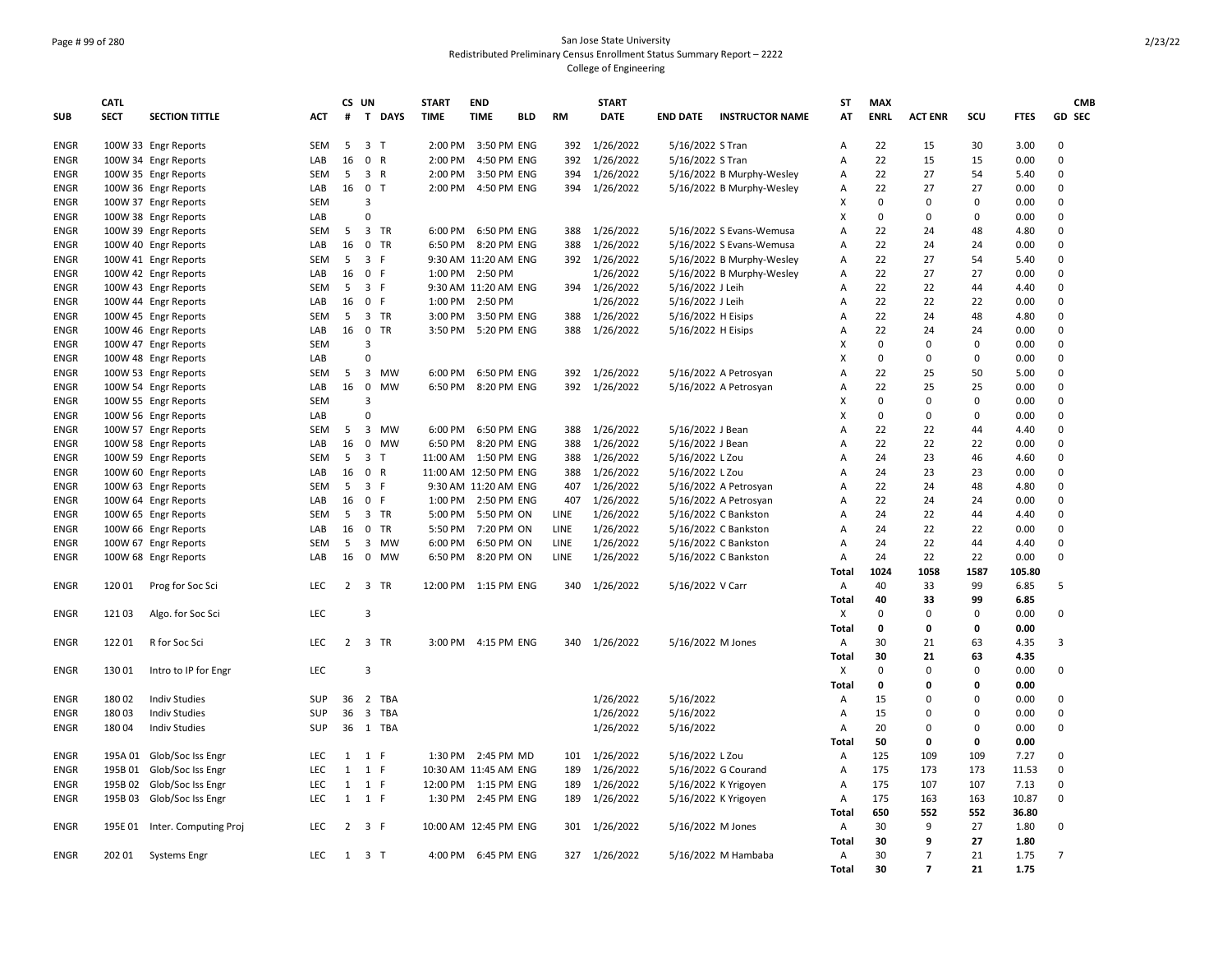San Jose State University
Redistributed Preliminary Census Enrollment Status Summary Report – 2222
College of Engineering

| SUB | CATL SECT | SECTION TITTLE | ACT | CS # | UN T | DAYS | START TIME | END TIME | BLD | RM | START DATE | END DATE | INSTRUCTOR NAME | ST AT | MAX ENRL | ACT ENR | SCU | FTES | GD | CMB SEC |
|---|---|---|---|---|---|---|---|---|---|---|---|---|---|---|---|---|---|---|---|---|
| ENGR | 100W 33 | Engr Reports | SEM | 5 | 3 | T | 2:00 PM | 3:50 PM | ENG | 392 | 1/26/2022 | 5/16/2022 | S Tran | A | 22 | 15 | 30 | 3.00 | 0 | |
| ENGR | 100W 34 | Engr Reports | LAB | 16 | 0 | R | 2:00 PM | 4:50 PM | ENG | 392 | 1/26/2022 | 5/16/2022 | S Tran | A | 22 | 15 | 15 | 0.00 | 0 | |
| ENGR | 100W 35 | Engr Reports | SEM | 5 | 3 | R | 2:00 PM | 3:50 PM | ENG | 394 | 1/26/2022 | 5/16/2022 | B Murphy-Wesley | A | 22 | 27 | 54 | 5.40 | 0 | |
| ENGR | 100W 36 | Engr Reports | LAB | 16 | 0 | T | 2:00 PM | 4:50 PM | ENG | 394 | 1/26/2022 | 5/16/2022 | B Murphy-Wesley | A | 22 | 27 | 27 | 0.00 | 0 | |
| ENGR | 100W 37 | Engr Reports | SEM | | 3 | | | | | | | | | X | 0 | 0 | 0 | 0.00 | 0 | |
| ENGR | 100W 38 | Engr Reports | LAB | | 0 | | | | | | | | | X | 0 | 0 | 0 | 0.00 | 0 | |
| ENGR | 100W 39 | Engr Reports | SEM | 5 | 3 | TR | 6:00 PM | 6:50 PM | ENG | 388 | 1/26/2022 | 5/16/2022 | S Evans-Wemusa | A | 22 | 24 | 48 | 4.80 | 0 | |
| ENGR | 100W 40 | Engr Reports | LAB | 16 | 0 | TR | 6:50 PM | 8:20 PM | ENG | 388 | 1/26/2022 | 5/16/2022 | S Evans-Wemusa | A | 22 | 24 | 24 | 0.00 | 0 | |
| ENGR | 100W 41 | Engr Reports | SEM | 5 | 3 | F | 9:30 AM | 11:20 AM | ENG | 392 | 1/26/2022 | 5/16/2022 | B Murphy-Wesley | A | 22 | 27 | 54 | 5.40 | 0 | |
| ENGR | 100W 42 | Engr Reports | LAB | 16 | 0 | F | 1:00 PM | 2:50 PM | | | 1/26/2022 | 5/16/2022 | B Murphy-Wesley | A | 22 | 27 | 27 | 0.00 | 0 | |
| ENGR | 100W 43 | Engr Reports | SEM | 5 | 3 | F | 9:30 AM | 11:20 AM | ENG | 394 | 1/26/2022 | 5/16/2022 | J Leih | A | 22 | 22 | 44 | 4.40 | 0 | |
| ENGR | 100W 44 | Engr Reports | LAB | 16 | 0 | F | 1:00 PM | 2:50 PM | | | 1/26/2022 | 5/16/2022 | J Leih | A | 22 | 22 | 22 | 0.00 | 0 | |
| ENGR | 100W 45 | Engr Reports | SEM | 5 | 3 | TR | 3:00 PM | 3:50 PM | ENG | 388 | 1/26/2022 | 5/16/2022 | H Eisips | A | 22 | 24 | 48 | 4.80 | 0 | |
| ENGR | 100W 46 | Engr Reports | LAB | 16 | 0 | TR | 3:50 PM | 5:20 PM | ENG | 388 | 1/26/2022 | 5/16/2022 | H Eisips | A | 22 | 24 | 24 | 0.00 | 0 | |
| ENGR | 100W 47 | Engr Reports | SEM | | 3 | | | | | | | | | X | 0 | 0 | 0 | 0.00 | 0 | |
| ENGR | 100W 48 | Engr Reports | LAB | | 0 | | | | | | | | | X | 0 | 0 | 0 | 0.00 | 0 | |
| ENGR | 100W 53 | Engr Reports | SEM | 5 | 3 | MW | 6:00 PM | 6:50 PM | ENG | 392 | 1/26/2022 | 5/16/2022 | A Petrosyan | A | 22 | 25 | 50 | 5.00 | 0 | |
| ENGR | 100W 54 | Engr Reports | LAB | 16 | 0 | MW | 6:50 PM | 8:20 PM | ENG | 392 | 1/26/2022 | 5/16/2022 | A Petrosyan | A | 22 | 25 | 25 | 0.00 | 0 | |
| ENGR | 100W 55 | Engr Reports | SEM | | 3 | | | | | | | | | X | 0 | 0 | 0 | 0.00 | 0 | |
| ENGR | 100W 56 | Engr Reports | LAB | | 0 | | | | | | | | | X | 0 | 0 | 0 | 0.00 | 0 | |
| ENGR | 100W 57 | Engr Reports | SEM | 5 | 3 | MW | 6:00 PM | 6:50 PM | ENG | 388 | 1/26/2022 | 5/16/2022 | J Bean | A | 22 | 22 | 44 | 4.40 | 0 | |
| ENGR | 100W 58 | Engr Reports | LAB | 16 | 0 | MW | 6:50 PM | 8:20 PM | ENG | 388 | 1/26/2022 | 5/16/2022 | J Bean | A | 22 | 22 | 22 | 0.00 | 0 | |
| ENGR | 100W 59 | Engr Reports | SEM | 5 | 3 | T | 11:00 AM | 1:50 PM | ENG | 388 | 1/26/2022 | 5/16/2022 | L Zou | A | 24 | 23 | 46 | 4.60 | 0 | |
| ENGR | 100W 60 | Engr Reports | LAB | 16 | 0 | R | 11:00 AM | 12:50 PM | ENG | 388 | 1/26/2022 | 5/16/2022 | L Zou | A | 24 | 23 | 23 | 0.00 | 0 | |
| ENGR | 100W 63 | Engr Reports | SEM | 5 | 3 | F | 9:30 AM | 11:20 AM | ENG | 407 | 1/26/2022 | 5/16/2022 | A Petrosyan | A | 22 | 24 | 48 | 4.80 | 0 | |
| ENGR | 100W 64 | Engr Reports | LAB | 16 | 0 | F | 1:00 PM | 2:50 PM | ENG | 407 | 1/26/2022 | 5/16/2022 | A Petrosyan | A | 22 | 24 | 24 | 0.00 | 0 | |
| ENGR | 100W 65 | Engr Reports | SEM | 5 | 3 | TR | 5:00 PM | 5:50 PM | ON | LINE | 1/26/2022 | 5/16/2022 | C Bankston | A | 24 | 22 | 44 | 4.40 | 0 | |
| ENGR | 100W 66 | Engr Reports | LAB | 16 | 0 | TR | 5:50 PM | 7:20 PM | ON | LINE | 1/26/2022 | 5/16/2022 | C Bankston | A | 24 | 22 | 22 | 0.00 | 0 | |
| ENGR | 100W 67 | Engr Reports | SEM | 5 | 3 | MW | 6:00 PM | 6:50 PM | ON | LINE | 1/26/2022 | 5/16/2022 | C Bankston | A | 24 | 22 | 44 | 4.40 | 0 | |
| ENGR | 100W 68 | Engr Reports | LAB | 16 | 0 | MW | 6:50 PM | 8:20 PM | ON | LINE | 1/26/2022 | 5/16/2022 | C Bankston | A | 24 | 22 | 22 | 0.00 | 0 | |
| | | | | | | | | | | | | | | **Total** | **1024** | **1058** | **1587** | **105.80** | | |
| ENGR | 120 01 | Prog for Soc Sci | LEC | 2 | 3 | TR | 12:00 PM | 1:15 PM | ENG | 340 | 1/26/2022 | 5/16/2022 | V Carr | A | 40 | 33 | 99 | 6.85 | 5 | |
| | | | | | | | | | | | | | | **Total** | **40** | **33** | **99** | **6.85** | | |
| ENGR | 121 03 | Algo. for Soc Sci | LEC | | 3 | | | | | | | | | X | 0 | 0 | 0 | 0.00 | 0 | |
| | | | | | | | | | | | | | | **Total** | **0** | **0** | **0** | **0.00** | | |
| ENGR | 122 01 | R for Soc Sci | LEC | 2 | 3 | TR | 3:00 PM | 4:15 PM | ENG | 340 | 1/26/2022 | 5/16/2022 | M Jones | A | 30 | 21 | 63 | 4.35 | 3 | |
| | | | | | | | | | | | | | | **Total** | **30** | **21** | **63** | **4.35** | | |
| ENGR | 130 01 | Intro to IP for Engr | LEC | | 3 | | | | | | | | | X | 0 | 0 | 0 | 0.00 | 0 | |
| | | | | | | | | | | | | | | **Total** | **0** | **0** | **0** | **0.00** | | |
| ENGR | 180 02 | Indiv Studies | SUP | 36 | 2 | TBA | | | | | 1/26/2022 | 5/16/2022 | | A | 15 | 0 | 0 | 0.00 | 0 | |
| ENGR | 180 03 | Indiv Studies | SUP | 36 | 3 | TBA | | | | | 1/26/2022 | 5/16/2022 | | A | 15 | 0 | 0 | 0.00 | 0 | |
| ENGR | 180 04 | Indiv Studies | SUP | 36 | 1 | TBA | | | | | 1/26/2022 | 5/16/2022 | | A | 20 | 0 | 0 | 0.00 | 0 | |
| | | | | | | | | | | | | | | **Total** | **50** | **0** | **0** | **0.00** | | |
| ENGR | 195A 01 | Glob/Soc Iss Engr | LEC | 1 | 1 | F | 1:30 PM | 2:45 PM | MD | 101 | 1/26/2022 | 5/16/2022 | L Zou | A | 125 | 109 | 109 | 7.27 | 0 | |
| ENGR | 195B 01 | Glob/Soc Iss Engr | LEC | 1 | 1 | F | 10:30 AM | 11:45 AM | ENG | 189 | 1/26/2022 | 5/16/2022 | G Courand | A | 175 | 173 | 173 | 11.53 | 0 | |
| ENGR | 195B 02 | Glob/Soc Iss Engr | LEC | 1 | 1 | F | 12:00 PM | 1:15 PM | ENG | 189 | 1/26/2022 | 5/16/2022 | K Yrigoyen | A | 175 | 107 | 107 | 7.13 | 0 | |
| ENGR | 195B 03 | Glob/Soc Iss Engr | LEC | 1 | 1 | F | 1:30 PM | 2:45 PM | ENG | 189 | 1/26/2022 | 5/16/2022 | K Yrigoyen | A | 175 | 163 | 163 | 10.87 | 0 | |
| | | | | | | | | | | | | | | **Total** | **650** | **552** | **552** | **36.80** | | |
| ENGR | 195E 01 | Inter. Computing Proj | LEC | 2 | 3 | F | 10:00 AM | 12:45 PM | ENG | 301 | 1/26/2022 | 5/16/2022 | M Jones | A | 30 | 9 | 27 | 1.80 | 0 | |
| | | | | | | | | | | | | | | **Total** | **30** | **9** | **27** | **1.80** | | |
| ENGR | 202 01 | Systems Engr | LEC | 1 | 3 | T | 4:00 PM | 6:45 PM | ENG | 327 | 1/26/2022 | 5/16/2022 | M Hambaba | A | 30 | 7 | 21 | 1.75 | 7 | |
| | | | | | | | | | | | | | | **Total** | **30** | **7** | **21** | **1.75** | | |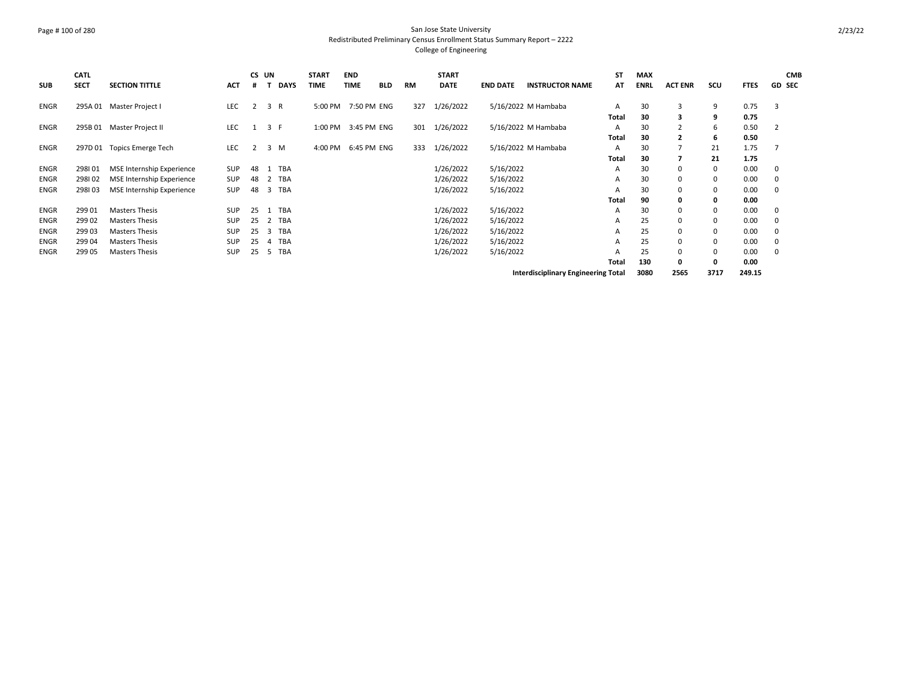San Jose State University
Redistributed Preliminary Census Enrollment Status Summary Report – 2222
College of Engineering

| SUB | CATL SECT | SECTION TITTLE | ACT | CS # | UN T | DAYS | START TIME | END TIME | BLD | RM | START DATE | END DATE | INSTRUCTOR NAME | ST AT | MAX ENRL | ACT ENR | SCU | FTES | GD | CMB SEC |
|---|---|---|---|---|---|---|---|---|---|---|---|---|---|---|---|---|---|---|---|---|
| ENGR | 295A 01 | Master Project I | LEC | 2 | 3 | R | 5:00 PM | 7:50 PM | ENG | 327 | 1/26/2022 | 5/16/2022 | M Hambaba | A | 30 | 3 | 9 | 0.75 | 3 | |
| | | | | | | | | | | | | | | **Total** | **30** | **3** | **9** | **0.75** | | |
| ENGR | 295B 01 | Master Project II | LEC | 1 | 3 | F | 1:00 PM | 3:45 PM | ENG | 301 | 1/26/2022 | 5/16/2022 | M Hambaba | A | 30 | 2 | 6 | 0.50 | 2 | |
| | | | | | | | | | | | | | | **Total** | **30** | **2** | **6** | **0.50** | | |
| ENGR | 297D 01 | Topics Emerge Tech | LEC | 2 | 3 | M | 4:00 PM | 6:45 PM | ENG | 333 | 1/26/2022 | 5/16/2022 | M Hambaba | A | 30 | 7 | 21 | 1.75 | 7 | |
| | | | | | | | | | | | | | | **Total** | **30** | **7** | **21** | **1.75** | | |
| ENGR | 298I 01 | MSE Internship Experience | SUP | 48 | 1 | TBA | | | | | 1/26/2022 | 5/16/2022 | | A | 30 | 0 | 0 | 0.00 | 0 | |
| ENGR | 298I 02 | MSE Internship Experience | SUP | 48 | 2 | TBA | | | | | 1/26/2022 | 5/16/2022 | | A | 30 | 0 | 0 | 0.00 | 0 | |
| ENGR | 298I 03 | MSE Internship Experience | SUP | 48 | 3 | TBA | | | | | 1/26/2022 | 5/16/2022 | | A | 30 | 0 | 0 | 0.00 | 0 | |
| | | | | | | | | | | | | | | **Total** | **90** | **0** | **0** | **0.00** | | |
| ENGR | 299 01 | Masters Thesis | SUP | 25 | 1 | TBA | | | | | 1/26/2022 | 5/16/2022 | | A | 30 | 0 | 0 | 0.00 | 0 | |
| ENGR | 299 02 | Masters Thesis | SUP | 25 | 2 | TBA | | | | | 1/26/2022 | 5/16/2022 | | A | 25 | 0 | 0 | 0.00 | 0 | |
| ENGR | 299 03 | Masters Thesis | SUP | 25 | 3 | TBA | | | | | 1/26/2022 | 5/16/2022 | | A | 25 | 0 | 0 | 0.00 | 0 | |
| ENGR | 299 04 | Masters Thesis | SUP | 25 | 4 | TBA | | | | | 1/26/2022 | 5/16/2022 | | A | 25 | 0 | 0 | 0.00 | 0 | |
| ENGR | 299 05 | Masters Thesis | SUP | 25 | 5 | TBA | | | | | 1/26/2022 | 5/16/2022 | | A | 25 | 0 | 0 | 0.00 | 0 | |
| | | | | | | | | | | | | | | **Total** | **130** | **0** | **0** | **0.00** | | |
| | | | | | | | | | | | | | **Interdisciplinary Engineering Total** | | **3080** | **2565** | **3717** | **249.15** | | |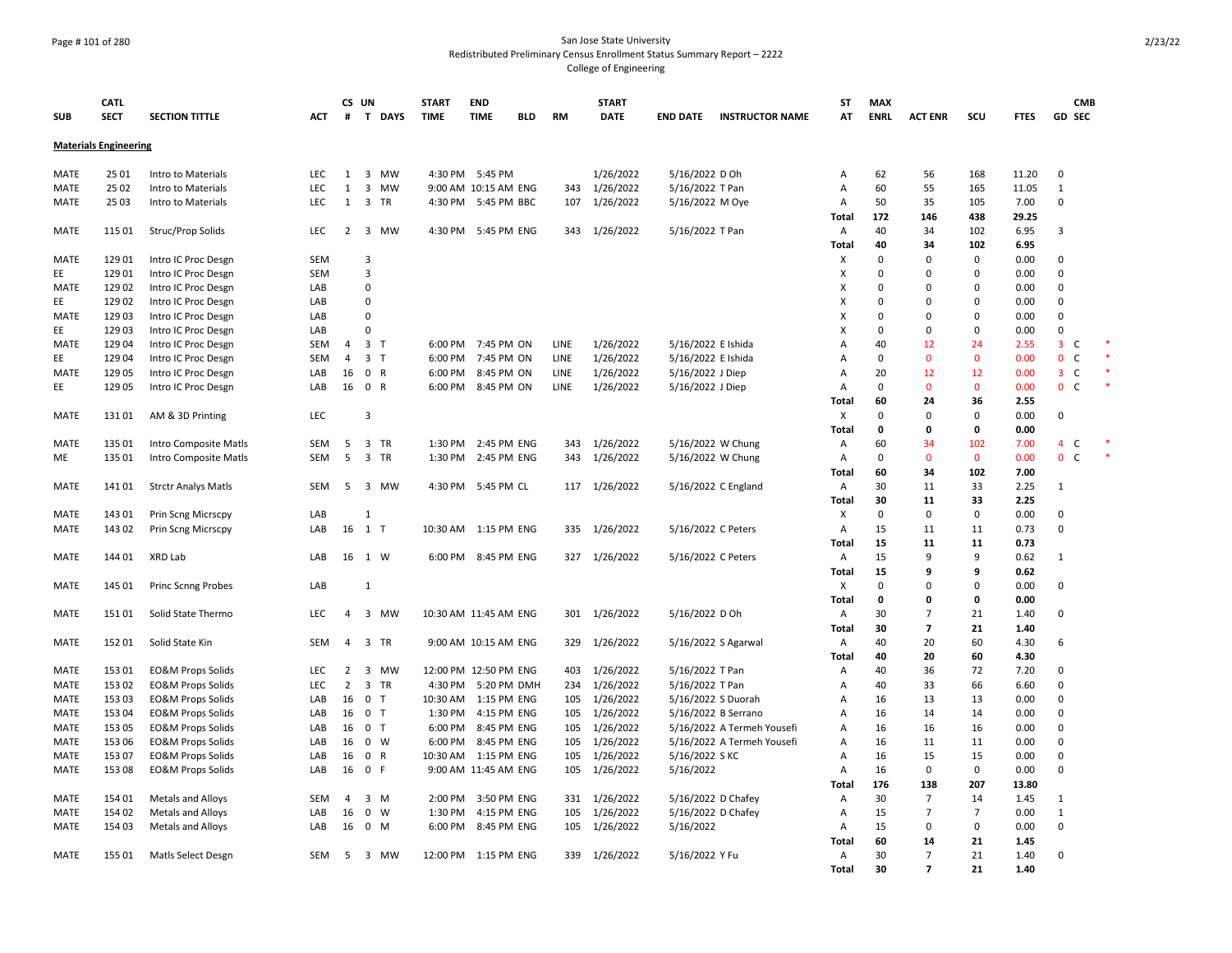San Jose State University
Redistributed Preliminary Census Enrollment Status Summary Report – 2222
College of Engineering

| SUB | CATL SECT | SECTION TITTLE | ACT | CS # | UN T | DAYS | START TIME | END TIME | BLD | RM | START DATE | END DATE | INSTRUCTOR NAME | ST AT | MAX ENRL | ACT ENR | SCU | FTES | GD | CMB SEC | |
|---|---|---|---|---|---|---|---|---|---|---|---|---|---|---|---|---|---|---|---|---|---|
| **Materials Engineering** | | | | | | | | | | | | | | | | | | | | | |
| MATE | 25 01 | Intro to Materials | LEC | 1 | 3 | MW | 4:30 PM | 5:45 PM | | | 1/26/2022 | 5/16/2022 | D Oh | A | 62 | 56 | 168 | 11.20 | 0 | | |
| MATE | 25 02 | Intro to Materials | LEC | 1 | 3 | MW | 9:00 AM | 10:15 AM | ENG | 343 | 1/26/2022 | 5/16/2022 | T Pan | A | 60 | 55 | 165 | 11.05 | 1 | | |
| MATE | 25 03 | Intro to Materials | LEC | 1 | 3 | TR | 4:30 PM | 5:45 PM | BBC | 107 | 1/26/2022 | 5/16/2022 | M Oye | A | 50 | 35 | 105 | 7.00 | 0 | | |
| | | | | | | | | | | | | | | Total | 172 | 146 | 438 | 29.25 | | | |
| MATE | 115 01 | Struc/Prop Solids | LEC | 2 | 3 | MW | 4:30 PM | 5:45 PM | ENG | 343 | 1/26/2022 | 5/16/2022 | T Pan | A | 40 | 34 | 102 | 6.95 | 3 | | |
| | | | | | | | | | | | | | | Total | 40 | 34 | 102 | 6.95 | | | |
| MATE | 129 01 | Intro IC Proc Desgn | SEM | | 3 | | | | | | | | | X | 0 | 0 | 0 | 0.00 | 0 | | |
| EE | 129 01 | Intro IC Proc Desgn | SEM | | 3 | | | | | | | | | X | 0 | 0 | 0 | 0.00 | 0 | | |
| MATE | 129 02 | Intro IC Proc Desgn | LAB | | 0 | | | | | | | | | X | 0 | 0 | 0 | 0.00 | 0 | | |
| EE | 129 02 | Intro IC Proc Desgn | LAB | | 0 | | | | | | | | | X | 0 | 0 | 0 | 0.00 | 0 | | |
| MATE | 129 03 | Intro IC Proc Desgn | LAB | | 0 | | | | | | | | | X | 0 | 0 | 0 | 0.00 | 0 | | |
| EE | 129 03 | Intro IC Proc Desgn | LAB | | 0 | | | | | | | | | X | 0 | 0 | 0 | 0.00 | 0 | | |
| MATE | 129 04 | Intro IC Proc Desgn | SEM | 4 | 3 | T | 6:00 PM | 7:45 PM | ON | LINE | 1/26/2022 | 5/16/2022 | E Ishida | A | 40 | 12 | 24 | 2.55 | 3 | C | * |
| EE | 129 04 | Intro IC Proc Desgn | SEM | 4 | 3 | T | 6:00 PM | 7:45 PM | ON | LINE | 1/26/2022 | 5/16/2022 | E Ishida | A | 0 | 0 | 0 | 0.00 | 0 | C | * |
| MATE | 129 05 | Intro IC Proc Desgn | LAB | 16 | 0 | R | 6:00 PM | 8:45 PM | ON | LINE | 1/26/2022 | 5/16/2022 | J Diep | A | 20 | 12 | 12 | 0.00 | 3 | C | * |
| EE | 129 05 | Intro IC Proc Desgn | LAB | 16 | 0 | R | 6:00 PM | 8:45 PM | ON | LINE | 1/26/2022 | 5/16/2022 | J Diep | A | 0 | 0 | 0 | 0.00 | 0 | C | * |
| | | | | | | | | | | | | | | Total | 60 | 24 | 36 | 2.55 | | | |
| MATE | 131 01 | AM & 3D Printing | LEC | | 3 | | | | | | | | | X | 0 | 0 | 0 | 0.00 | 0 | | |
| | | | | | | | | | | | | | | Total | 0 | 0 | 0 | 0.00 | | | |
| MATE | 135 01 | Intro Composite Matls | SEM | 5 | 3 | TR | 1:30 PM | 2:45 PM | ENG | 343 | 1/26/2022 | 5/16/2022 | W Chung | A | 60 | 34 | 102 | 7.00 | 4 | C | * |
| ME | 135 01 | Intro Composite Matls | SEM | 5 | 3 | TR | 1:30 PM | 2:45 PM | ENG | 343 | 1/26/2022 | 5/16/2022 | W Chung | A | 0 | 0 | 0 | 0.00 | 0 | C | * |
| | | | | | | | | | | | | | | Total | 60 | 34 | 102 | 7.00 | | | |
| MATE | 141 01 | Strctr Analys Matls | SEM | 5 | 3 | MW | 4:30 PM | 5:45 PM | CL | 117 | 1/26/2022 | 5/16/2022 | C England | A | 30 | 11 | 33 | 2.25 | 1 | | |
| | | | | | | | | | | | | | | Total | 30 | 11 | 33 | 2.25 | | | |
| MATE | 143 01 | Prin Scng Micrscpy | LAB | | 1 | | | | | | | | | X | 0 | 0 | 0 | 0.00 | 0 | | |
| MATE | 143 02 | Prin Scng Micrscpy | LAB | 16 | 1 | T | 10:30 AM | 1:15 PM | ENG | 335 | 1/26/2022 | 5/16/2022 | C Peters | A | 15 | 11 | 11 | 0.73 | 0 | | |
| | | | | | | | | | | | | | | Total | 15 | 11 | 11 | 0.73 | | | |
| MATE | 144 01 | XRD Lab | LAB | 16 | 1 | W | 6:00 PM | 8:45 PM | ENG | 327 | 1/26/2022 | 5/16/2022 | C Peters | A | 15 | 9 | 9 | 0.62 | 1 | | |
| | | | | | | | | | | | | | | Total | 15 | 9 | 9 | 0.62 | | | |
| MATE | 145 01 | Princ Scnng Probes | LAB | | 1 | | | | | | | | | X | 0 | 0 | 0 | 0.00 | 0 | | |
| | | | | | | | | | | | | | | Total | 0 | 0 | 0 | 0.00 | | | |
| MATE | 151 01 | Solid State Thermo | LEC | 4 | 3 | MW | 10:30 AM | 11:45 AM | ENG | 301 | 1/26/2022 | 5/16/2022 | D Oh | A | 30 | 7 | 21 | 1.40 | 0 | | |
| | | | | | | | | | | | | | | Total | 30 | 7 | 21 | 1.40 | | | |
| MATE | 152 01 | Solid State Kin | SEM | 4 | 3 | TR | 9:00 AM | 10:15 AM | ENG | 329 | 1/26/2022 | 5/16/2022 | S Agarwal | A | 40 | 20 | 60 | 4.30 | 6 | | |
| | | | | | | | | | | | | | | Total | 40 | 20 | 60 | 4.30 | | | |
| MATE | 153 01 | EO&M Props Solids | LEC | 2 | 3 | MW | 12:00 PM | 12:50 PM | ENG | 403 | 1/26/2022 | 5/16/2022 | T Pan | A | 40 | 36 | 72 | 7.20 | 0 | | |
| MATE | 153 02 | EO&M Props Solids | LEC | 2 | 3 | TR | 4:30 PM | 5:20 PM | DMH | 234 | 1/26/2022 | 5/16/2022 | T Pan | A | 40 | 33 | 66 | 6.60 | 0 | | |
| MATE | 153 03 | EO&M Props Solids | LAB | 16 | 0 | T | 10:30 AM | 1:15 PM | ENG | 105 | 1/26/2022 | 5/16/2022 | S Duorah | A | 16 | 13 | 13 | 0.00 | 0 | | |
| MATE | 153 04 | EO&M Props Solids | LAB | 16 | 0 | T | 1:30 PM | 4:15 PM | ENG | 105 | 1/26/2022 | 5/16/2022 | B Serrano | A | 16 | 14 | 14 | 0.00 | 0 | | |
| MATE | 153 05 | EO&M Props Solids | LAB | 16 | 0 | T | 6:00 PM | 8:45 PM | ENG | 105 | 1/26/2022 | 5/16/2022 | A Termeh Yousefi | A | 16 | 16 | 16 | 0.00 | 0 | | |
| MATE | 153 06 | EO&M Props Solids | LAB | 16 | 0 | W | 6:00 PM | 8:45 PM | ENG | 105 | 1/26/2022 | 5/16/2022 | A Termeh Yousefi | A | 16 | 11 | 11 | 0.00 | 0 | | |
| MATE | 153 07 | EO&M Props Solids | LAB | 16 | 0 | R | 10:30 AM | 1:15 PM | ENG | 105 | 1/26/2022 | 5/16/2022 | S KC | A | 16 | 15 | 15 | 0.00 | 0 | | |
| MATE | 153 08 | EO&M Props Solids | LAB | 16 | 0 | F | 9:00 AM | 11:45 AM | ENG | 105 | 1/26/2022 | 5/16/2022 | | A | 16 | 0 | 0 | 0.00 | 0 | | |
| | | | | | | | | | | | | | | Total | 176 | 138 | 207 | 13.80 | | | |
| MATE | 154 01 | Metals and Alloys | SEM | 4 | 3 | M | 2:00 PM | 3:50 PM | ENG | 331 | 1/26/2022 | 5/16/2022 | D Chafey | A | 30 | 7 | 14 | 1.45 | 1 | | |
| MATE | 154 02 | Metals and Alloys | LAB | 16 | 0 | W | 1:30 PM | 4:15 PM | ENG | 105 | 1/26/2022 | 5/16/2022 | D Chafey | A | 15 | 7 | 7 | 0.00 | 1 | | |
| MATE | 154 03 | Metals and Alloys | LAB | 16 | 0 | M | 6:00 PM | 8:45 PM | ENG | 105 | 1/26/2022 | 5/16/2022 | | A | 15 | 0 | 0 | 0.00 | 0 | | |
| | | | | | | | | | | | | | | Total | 60 | 14 | 21 | 1.45 | | | |
| MATE | 155 01 | Matls Select Desgn | SEM | 5 | 3 | MW | 12:00 PM | 1:15 PM | ENG | 339 | 1/26/2022 | 5/16/2022 | Y Fu | A | 30 | 7 | 21 | 1.40 | 0 | | |
| | | | | | | | | | | | | | | Total | 30 | 7 | 21 | 1.40 | | | |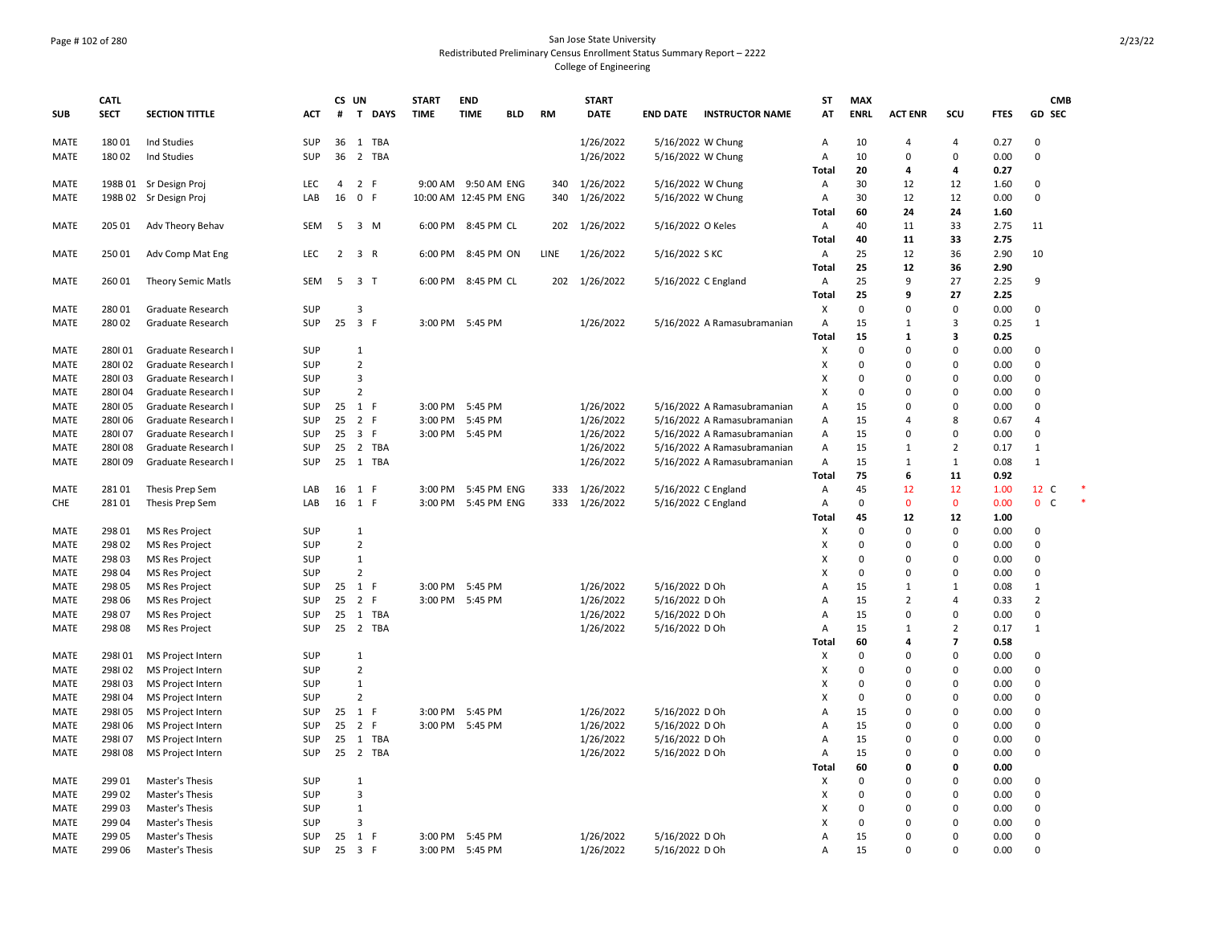San Jose State University
Redistributed Preliminary Census Enrollment Status Summary Report – 2222
College of Engineering

| SUB | CATL SECT | SECTION TITTLE | ACT | CS # | UN T | DAYS | START TIME | END TIME | BLD | RM | START DATE | END DATE | INSTRUCTOR NAME | ST AT | MAX ENRL | ACT ENR | SCU | FTES | GD | CMB SEC |
|---|---|---|---|---|---|---|---|---|---|---|---|---|---|---|---|---|---|---|---|---|
| MATE | 180 01 | Ind Studies | SUP | 36 | 1 | TBA | | | | | 1/26/2022 | 5/16/2022 | W Chung | A | 10 | 4 | 4 | 0.27 | 0 | |
| MATE | 180 02 | Ind Studies | SUP | 36 | 2 | TBA | | | | | 1/26/2022 | 5/16/2022 | W Chung | A | 10 | 0 | 0 | 0.00 | 0 | |
| | | | | | | | | | | | | | | Total | 20 | 4 | 4 | 0.27 | | |
| MATE | 198B 01 | Sr Design Proj | LEC | 4 | 2 | F | 9:00 AM | 9:50 AM | ENG | 340 | 1/26/2022 | 5/16/2022 | W Chung | A | 30 | 12 | 12 | 1.60 | 0 | |
| MATE | 198B 02 | Sr Design Proj | LAB | 16 | 0 | F | 10:00 AM | 12:45 PM | ENG | 340 | 1/26/2022 | 5/16/2022 | W Chung | A | 30 | 12 | 12 | 0.00 | 0 | |
| | | | | | | | | | | | | | | Total | 60 | 24 | 24 | 1.60 | | |
| MATE | 205 01 | Adv Theory Behav | SEM | 5 | 3 | M | 6:00 PM | 8:45 PM | CL | 202 | 1/26/2022 | 5/16/2022 | O Keles | A | 40 | 11 | 33 | 2.75 | 11 | |
| | | | | | | | | | | | | | | Total | 40 | 11 | 33 | 2.75 | | |
| MATE | 250 01 | Adv Comp Mat Eng | LEC | 2 | 3 | R | 6:00 PM | 8:45 PM | ON | LINE | 1/26/2022 | 5/16/2022 | S KC | A | 25 | 12 | 36 | 2.90 | 10 | |
| | | | | | | | | | | | | | | Total | 25 | 12 | 36 | 2.90 | | |
| MATE | 260 01 | Theory Semic Matls | SEM | 5 | 3 | T | 6:00 PM | 8:45 PM | CL | 202 | 1/26/2022 | 5/16/2022 | C England | A | 25 | 9 | 27 | 2.25 | 9 | |
| | | | | | | | | | | | | | | Total | 25 | 9 | 27 | 2.25 | | |
| MATE | 280 01 | Graduate Research | SUP | | 3 | | | | | | | | | X | 0 | 0 | 0 | 0.00 | 0 | |
| MATE | 280 02 | Graduate Research | SUP | 25 | 3 | F | 3:00 PM | 5:45 PM | | | 1/26/2022 | 5/16/2022 | A Ramasubramanian | A | 15 | 1 | 3 | 0.25 | 1 | |
| | | | | | | | | | | | | | | Total | 15 | 1 | 3 | 0.25 | | |
| MATE | 280I 01 | Graduate Research I | SUP | | 1 | | | | | | | | | X | 0 | 0 | 0 | 0.00 | 0 | |
| MATE | 280I 02 | Graduate Research I | SUP | | 2 | | | | | | | | | X | 0 | 0 | 0 | 0.00 | 0 | |
| MATE | 280I 03 | Graduate Research I | SUP | | 3 | | | | | | | | | X | 0 | 0 | 0 | 0.00 | 0 | |
| MATE | 280I 04 | Graduate Research I | SUP | | 2 | | | | | | | | | X | 0 | 0 | 0 | 0.00 | 0 | |
| MATE | 280I 05 | Graduate Research I | SUP | 25 | 1 | F | 3:00 PM | 5:45 PM | | | 1/26/2022 | 5/16/2022 | A Ramasubramanian | A | 15 | 0 | 0 | 0.00 | 0 | |
| MATE | 280I 06 | Graduate Research I | SUP | 25 | 2 | F | 3:00 PM | 5:45 PM | | | 1/26/2022 | 5/16/2022 | A Ramasubramanian | A | 15 | 4 | 8 | 0.67 | 4 | |
| MATE | 280I 07 | Graduate Research I | SUP | 25 | 3 | F | 3:00 PM | 5:45 PM | | | 1/26/2022 | 5/16/2022 | A Ramasubramanian | A | 15 | 0 | 0 | 0.00 | 0 | |
| MATE | 280I 08 | Graduate Research I | SUP | 25 | 2 | TBA | | | | | 1/26/2022 | 5/16/2022 | A Ramasubramanian | A | 15 | 1 | 2 | 0.17 | 1 | |
| MATE | 280I 09 | Graduate Research I | SUP | 25 | 1 | TBA | | | | | 1/26/2022 | 5/16/2022 | A Ramasubramanian | A | 15 | 1 | 1 | 0.08 | 1 | |
| | | | | | | | | | | | | | | Total | 75 | 6 | 11 | 0.92 | | |
| MATE | 281 01 | Thesis Prep Sem | LAB | 16 | 1 | F | 3:00 PM | 5:45 PM | ENG | 333 | 1/26/2022 | 5/16/2022 | C England | A | 45 | 12 | 12 | 1.00 | 12 | C * |
| CHE | 281 01 | Thesis Prep Sem | LAB | 16 | 1 | F | 3:00 PM | 5:45 PM | ENG | 333 | 1/26/2022 | 5/16/2022 | C England | A | 0 | 0 | 0 | 0.00 | 0 | C * |
| | | | | | | | | | | | | | | Total | 45 | 12 | 12 | 1.00 | | |
| MATE | 298 01 | MS Res Project | SUP | | 1 | | | | | | | | | X | 0 | 0 | 0 | 0.00 | 0 | |
| MATE | 298 02 | MS Res Project | SUP | | 2 | | | | | | | | | X | 0 | 0 | 0 | 0.00 | 0 | |
| MATE | 298 03 | MS Res Project | SUP | | 1 | | | | | | | | | X | 0 | 0 | 0 | 0.00 | 0 | |
| MATE | 298 04 | MS Res Project | SUP | | 2 | | | | | | | | | X | 0 | 0 | 0 | 0.00 | 0 | |
| MATE | 298 05 | MS Res Project | SUP | 25 | 1 | F | 3:00 PM | 5:45 PM | | | 1/26/2022 | 5/16/2022 | D Oh | A | 15 | 1 | 1 | 0.08 | 1 | |
| MATE | 298 06 | MS Res Project | SUP | 25 | 2 | F | 3:00 PM | 5:45 PM | | | 1/26/2022 | 5/16/2022 | D Oh | A | 15 | 2 | 4 | 0.33 | 2 | |
| MATE | 298 07 | MS Res Project | SUP | 25 | 1 | TBA | | | | | 1/26/2022 | 5/16/2022 | D Oh | A | 15 | 0 | 0 | 0.00 | 0 | |
| MATE | 298 08 | MS Res Project | SUP | 25 | 2 | TBA | | | | | 1/26/2022 | 5/16/2022 | D Oh | A | 15 | 1 | 2 | 0.17 | 1 | |
| | | | | | | | | | | | | | | Total | 60 | 4 | 7 | 0.58 | | |
| MATE | 298I 01 | MS Project Intern | SUP | | 1 | | | | | | | | | X | 0 | 0 | 0 | 0.00 | 0 | |
| MATE | 298I 02 | MS Project Intern | SUP | | 2 | | | | | | | | | X | 0 | 0 | 0 | 0.00 | 0 | |
| MATE | 298I 03 | MS Project Intern | SUP | | 1 | | | | | | | | | X | 0 | 0 | 0 | 0.00 | 0 | |
| MATE | 298I 04 | MS Project Intern | SUP | | 2 | | | | | | | | | X | 0 | 0 | 0 | 0.00 | 0 | |
| MATE | 298I 05 | MS Project Intern | SUP | 25 | 1 | F | 3:00 PM | 5:45 PM | | | 1/26/2022 | 5/16/2022 | D Oh | A | 15 | 0 | 0 | 0.00 | 0 | |
| MATE | 298I 06 | MS Project Intern | SUP | 25 | 2 | F | 3:00 PM | 5:45 PM | | | 1/26/2022 | 5/16/2022 | D Oh | A | 15 | 0 | 0 | 0.00 | 0 | |
| MATE | 298I 07 | MS Project Intern | SUP | 25 | 1 | TBA | | | | | 1/26/2022 | 5/16/2022 | D Oh | A | 15 | 0 | 0 | 0.00 | 0 | |
| MATE | 298I 08 | MS Project Intern | SUP | 25 | 2 | TBA | | | | | 1/26/2022 | 5/16/2022 | D Oh | A | 15 | 0 | 0 | 0.00 | 0 | |
| | | | | | | | | | | | | | | Total | 60 | 0 | 0 | 0.00 | | |
| MATE | 299 01 | Master's Thesis | SUP | | 1 | | | | | | | | | X | 0 | 0 | 0 | 0.00 | 0 | |
| MATE | 299 02 | Master's Thesis | SUP | | 3 | | | | | | | | | X | 0 | 0 | 0 | 0.00 | 0 | |
| MATE | 299 03 | Master's Thesis | SUP | | 1 | | | | | | | | | X | 0 | 0 | 0 | 0.00 | 0 | |
| MATE | 299 04 | Master's Thesis | SUP | | 3 | | | | | | | | | X | 0 | 0 | 0 | 0.00 | 0 | |
| MATE | 299 05 | Master's Thesis | SUP | 25 | 1 | F | 3:00 PM | 5:45 PM | | | 1/26/2022 | 5/16/2022 | D Oh | A | 15 | 0 | 0 | 0.00 | 0 | |
| MATE | 299 06 | Master's Thesis | SUP | 25 | 3 | F | 3:00 PM | 5:45 PM | | | 1/26/2022 | 5/16/2022 | D Oh | A | 15 | 0 | 0 | 0.00 | 0 | |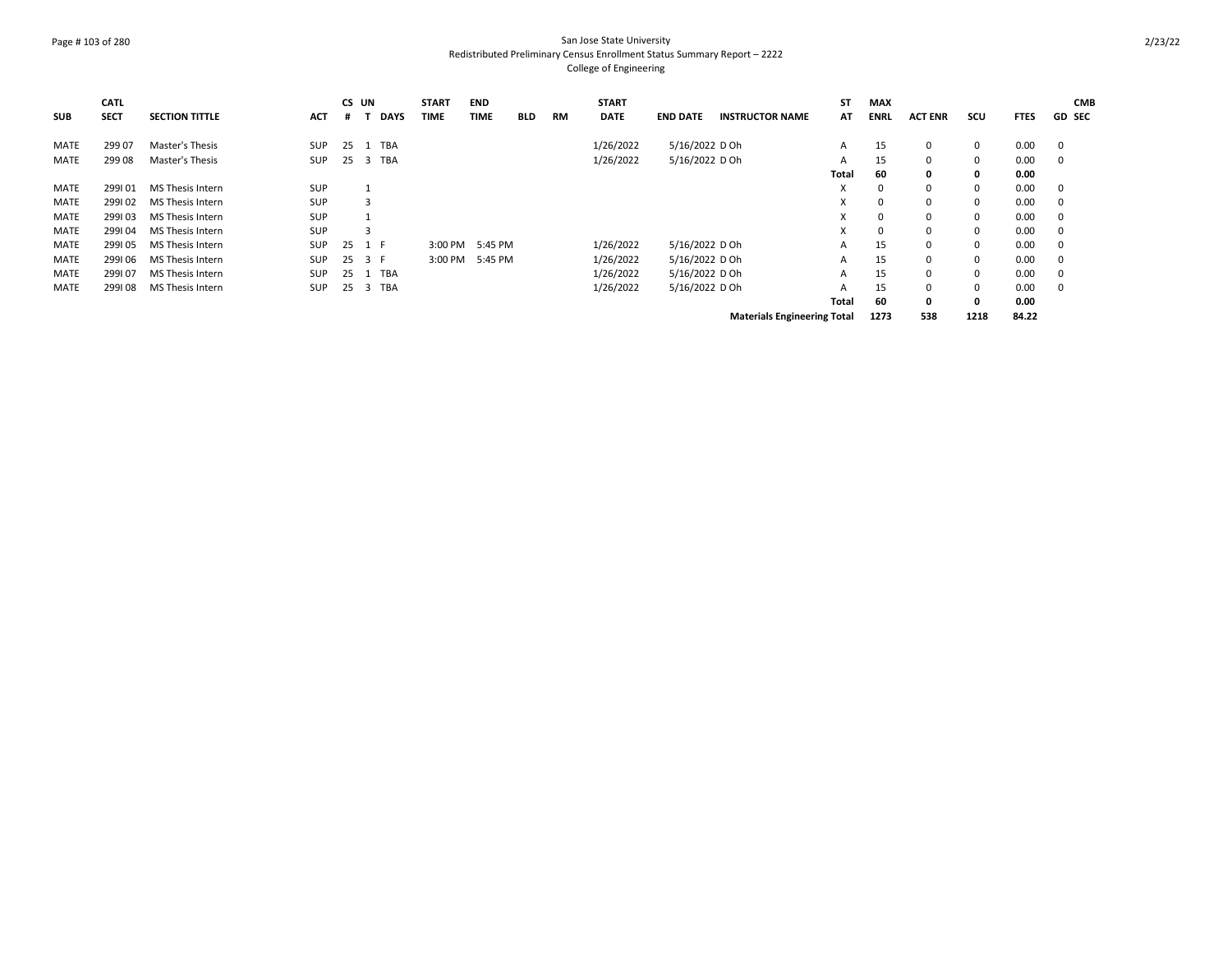San Jose State University
Redistributed Preliminary Census Enrollment Status Summary Report – 2222
College of Engineering

| SUB | CATL SECT | SECTION TITTLE | ACT | CS # | UN T | DAYS | START TIME | END TIME | BLD | RM | START DATE | END DATE | INSTRUCTOR NAME | ST AT | MAX ENRL | ACT ENR | SCU | FTES | GD | CMB SEC |
|---|---|---|---|---|---|---|---|---|---|---|---|---|---|---|---|---|---|---|---|---|
| MATE | 299 07 | Master's Thesis | SUP | 25 | 1 | TBA | | | | | 1/26/2022 | 5/16/2022 | D Oh | A | 15 | 0 | 0 | 0.00 | 0 | |
| MATE | 299 08 | Master's Thesis | SUP | 25 | 3 | TBA | | | | | 1/26/2022 | 5/16/2022 | D Oh | A | 15 | 0 | 0 | 0.00 | 0 | |
| | | | | | | | | | | | | | | **Total** | **60** | **0** | **0** | **0.00** | | |
| MATE | 299I 01 | MS Thesis Intern | SUP | | 1 | | | | | | | | | X | 0 | 0 | 0 | 0.00 | 0 | |
| MATE | 299I 02 | MS Thesis Intern | SUP | | 3 | | | | | | | | | X | 0 | 0 | 0 | 0.00 | 0 | |
| MATE | 299I 03 | MS Thesis Intern | SUP | | 1 | | | | | | | | | X | 0 | 0 | 0 | 0.00 | 0 | |
| MATE | 299I 04 | MS Thesis Intern | SUP | | 3 | | | | | | | | | X | 0 | 0 | 0 | 0.00 | 0 | |
| MATE | 299I 05 | MS Thesis Intern | SUP | 25 | 1 | F | 3:00 PM | 5:45 PM | | | 1/26/2022 | 5/16/2022 | D Oh | A | 15 | 0 | 0 | 0.00 | 0 | |
| MATE | 299I 06 | MS Thesis Intern | SUP | 25 | 3 | F | 3:00 PM | 5:45 PM | | | 1/26/2022 | 5/16/2022 | D Oh | A | 15 | 0 | 0 | 0.00 | 0 | |
| MATE | 299I 07 | MS Thesis Intern | SUP | 25 | 1 | TBA | | | | | 1/26/2022 | 5/16/2022 | D Oh | A | 15 | 0 | 0 | 0.00 | 0 | |
| MATE | 299I 08 | MS Thesis Intern | SUP | 25 | 3 | TBA | | | | | 1/26/2022 | 5/16/2022 | D Oh | A | 15 | 0 | 0 | 0.00 | 0 | |
| | | | | | | | | | | | | | | **Total** | **60** | **0** | **0** | **0.00** | | |
| | | | | | | | | | | | | | **Materials Engineering Total** | | **1273** | **538** | **1218** | **84.22** | | |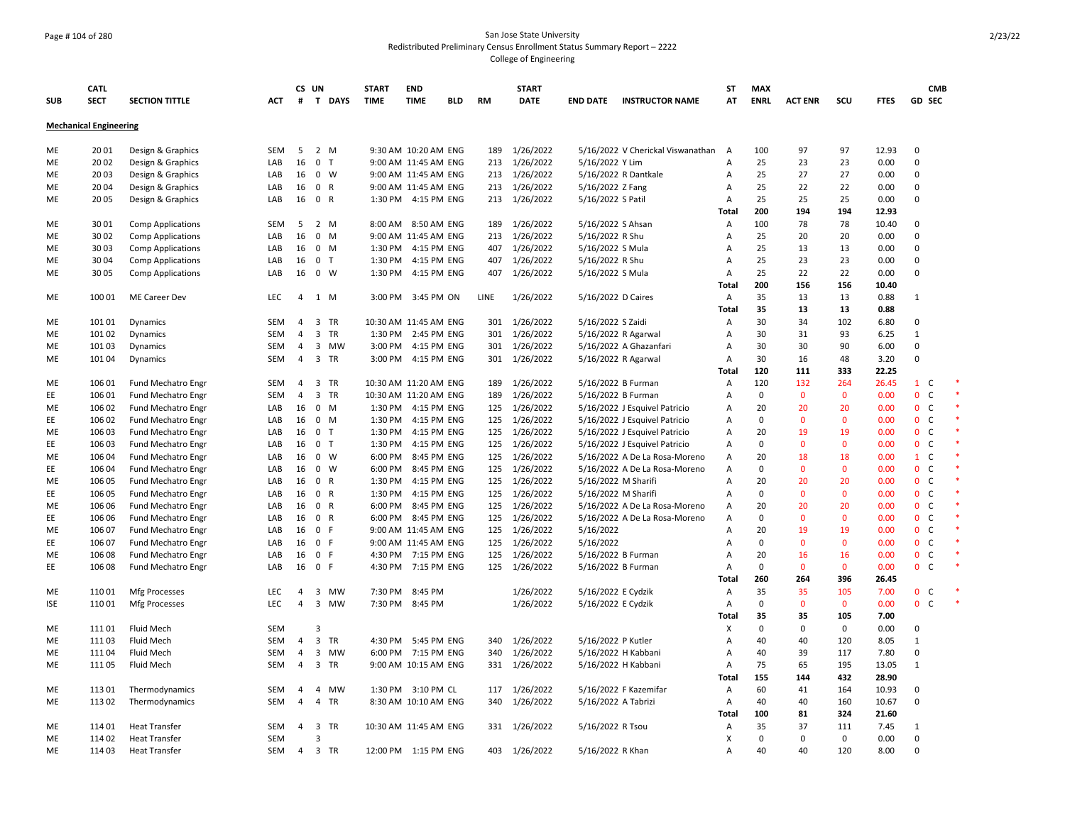San Jose State University
Redistributed Preliminary Census Enrollment Status Summary Report – 2222
College of Engineering

| SUB | CATL SECT | SECTION TITTLE | ACT | CS # | UN T | DAYS | START TIME | END TIME | BLD | RM | START DATE | END DATE | INSTRUCTOR NAME | ST AT | MAX ENRL | ACT ENR | SCU | FTES | GD | CMB SEC | |
|---|---|---|---|---|---|---|---|---|---|---|---|---|---|---|---|---|---|---|---|---|---|
| **Mechanical Engineering** | | | | | | | | | | | | | | | | | | | | | |
| ME | 20 01 | Design & Graphics | SEM | 5 | 2 | M | 9:30 AM | 10:20 AM | ENG | 189 | 1/26/2022 | 5/16/2022 | V Cherickal Viswanathan | A | 100 | 97 | 97 | 12.93 | 0 | | |
| ME | 20 02 | Design & Graphics | LAB | 16 | 0 | T | 9:00 AM | 11:45 AM | ENG | 213 | 1/26/2022 | 5/16/2022 | Y Lim | A | 25 | 23 | 23 | 0.00 | 0 | | |
| ME | 20 03 | Design & Graphics | LAB | 16 | 0 | W | 9:00 AM | 11:45 AM | ENG | 213 | 1/26/2022 | 5/16/2022 | R Dantkale | A | 25 | 27 | 27 | 0.00 | 0 | | |
| ME | 20 04 | Design & Graphics | LAB | 16 | 0 | R | 9:00 AM | 11:45 AM | ENG | 213 | 1/26/2022 | 5/16/2022 | Z Fang | A | 25 | 22 | 22 | 0.00 | 0 | | |
| ME | 20 05 | Design & Graphics | LAB | 16 | 0 | R | 1:30 PM | 4:15 PM | ENG | 213 | 1/26/2022 | 5/16/2022 | S Patil | A | 25 | 25 | 25 | 0.00 | 0 | | |
| | | | | | | | | | | | | | | Total | 200 | 194 | 194 | 12.93 | | | |
| ME | 30 01 | Comp Applications | SEM | 5 | 2 | M | 8:00 AM | 8:50 AM | ENG | 189 | 1/26/2022 | 5/16/2022 | S Ahsan | A | 100 | 78 | 78 | 10.40 | 0 | | |
| ME | 30 02 | Comp Applications | LAB | 16 | 0 | M | 9:00 AM | 11:45 AM | ENG | 213 | 1/26/2022 | 5/16/2022 | R Shu | A | 25 | 20 | 20 | 0.00 | 0 | | |
| ME | 30 03 | Comp Applications | LAB | 16 | 0 | M | 1:30 PM | 4:15 PM | ENG | 407 | 1/26/2022 | 5/16/2022 | S Mula | A | 25 | 13 | 13 | 0.00 | 0 | | |
| ME | 30 04 | Comp Applications | LAB | 16 | 0 | T | 1:30 PM | 4:15 PM | ENG | 407 | 1/26/2022 | 5/16/2022 | R Shu | A | 25 | 23 | 23 | 0.00 | 0 | | |
| ME | 30 05 | Comp Applications | LAB | 16 | 0 | W | 1:30 PM | 4:15 PM | ENG | 407 | 1/26/2022 | 5/16/2022 | S Mula | A | 25 | 22 | 22 | 0.00 | 0 | | |
| | | | | | | | | | | | | | | Total | 200 | 156 | 156 | 10.40 | | | |
| ME | 100 01 | ME Career Dev | LEC | 4 | 1 | M | 3:00 PM | 3:45 PM | ON | LINE | 1/26/2022 | 5/16/2022 | D Caires | A | 35 | 13 | 13 | 0.88 | 1 | | |
| | | | | | | | | | | | | | | Total | 35 | 13 | 13 | 0.88 | | | |
| ME | 101 01 | Dynamics | SEM | 4 | 3 | TR | 10:30 AM | 11:45 AM | ENG | 301 | 1/26/2022 | 5/16/2022 | S Zaidi | A | 30 | 34 | 102 | 6.80 | 0 | | |
| ME | 101 02 | Dynamics | SEM | 4 | 3 | TR | 1:30 PM | 2:45 PM | ENG | 301 | 1/26/2022 | 5/16/2022 | R Agarwal | A | 30 | 31 | 93 | 6.25 | 1 | | |
| ME | 101 03 | Dynamics | SEM | 4 | 3 | MW | 3:00 PM | 4:15 PM | ENG | 301 | 1/26/2022 | 5/16/2022 | A Ghazanfari | A | 30 | 30 | 90 | 6.00 | 0 | | |
| ME | 101 04 | Dynamics | SEM | 4 | 3 | TR | 3:00 PM | 4:15 PM | ENG | 301 | 1/26/2022 | 5/16/2022 | R Agarwal | A | 30 | 16 | 48 | 3.20 | 0 | | |
| | | | | | | | | | | | | | | Total | 120 | 111 | 333 | 22.25 | | | |
| ME | 106 01 | Fund Mechatro Engr | SEM | 4 | 3 | TR | 10:30 AM | 11:20 AM | ENG | 189 | 1/26/2022 | 5/16/2022 | B Furman | A | 120 | 132 | 264 | 26.45 | 1 | C | * |
| EE | 106 01 | Fund Mechatro Engr | SEM | 4 | 3 | TR | 10:30 AM | 11:20 AM | ENG | 189 | 1/26/2022 | 5/16/2022 | B Furman | A | 0 | 0 | 0 | 0.00 | 0 | C | * |
| ME | 106 02 | Fund Mechatro Engr | LAB | 16 | 0 | M | 1:30 PM | 4:15 PM | ENG | 125 | 1/26/2022 | 5/16/2022 | J Esquivel Patricio | A | 20 | 20 | 20 | 0.00 | 0 | C | * |
| EE | 106 02 | Fund Mechatro Engr | LAB | 16 | 0 | M | 1:30 PM | 4:15 PM | ENG | 125 | 1/26/2022 | 5/16/2022 | J Esquivel Patricio | A | 0 | 0 | 0 | 0.00 | 0 | C | * |
| ME | 106 03 | Fund Mechatro Engr | LAB | 16 | 0 | T | 1:30 PM | 4:15 PM | ENG | 125 | 1/26/2022 | 5/16/2022 | J Esquivel Patricio | A | 20 | 19 | 19 | 0.00 | 0 | C | * |
| EE | 106 03 | Fund Mechatro Engr | LAB | 16 | 0 | T | 1:30 PM | 4:15 PM | ENG | 125 | 1/26/2022 | 5/16/2022 | J Esquivel Patricio | A | 0 | 0 | 0 | 0.00 | 0 | C | * |
| ME | 106 04 | Fund Mechatro Engr | LAB | 16 | 0 | W | 6:00 PM | 8:45 PM | ENG | 125 | 1/26/2022 | 5/16/2022 | A De La Rosa-Moreno | A | 20 | 18 | 18 | 0.00 | 1 | C | * |
| EE | 106 04 | Fund Mechatro Engr | LAB | 16 | 0 | W | 6:00 PM | 8:45 PM | ENG | 125 | 1/26/2022 | 5/16/2022 | A De La Rosa-Moreno | A | 0 | 0 | 0 | 0.00 | 0 | C | * |
| ME | 106 05 | Fund Mechatro Engr | LAB | 16 | 0 | R | 1:30 PM | 4:15 PM | ENG | 125 | 1/26/2022 | 5/16/2022 | M Sharifi | A | 20 | 20 | 20 | 0.00 | 0 | C | * |
| EE | 106 05 | Fund Mechatro Engr | LAB | 16 | 0 | R | 1:30 PM | 4:15 PM | ENG | 125 | 1/26/2022 | 5/16/2022 | M Sharifi | A | 0 | 0 | 0 | 0.00 | 0 | C | * |
| ME | 106 06 | Fund Mechatro Engr | LAB | 16 | 0 | R | 6:00 PM | 8:45 PM | ENG | 125 | 1/26/2022 | 5/16/2022 | A De La Rosa-Moreno | A | 20 | 20 | 20 | 0.00 | 0 | C | * |
| EE | 106 06 | Fund Mechatro Engr | LAB | 16 | 0 | R | 6:00 PM | 8:45 PM | ENG | 125 | 1/26/2022 | 5/16/2022 | A De La Rosa-Moreno | A | 0 | 0 | 0 | 0.00 | 0 | C | * |
| ME | 106 07 | Fund Mechatro Engr | LAB | 16 | 0 | F | 9:00 AM | 11:45 AM | ENG | 125 | 1/26/2022 | 5/16/2022 | | A | 20 | 19 | 19 | 0.00 | 0 | C | * |
| EE | 106 07 | Fund Mechatro Engr | LAB | 16 | 0 | F | 9:00 AM | 11:45 AM | ENG | 125 | 1/26/2022 | 5/16/2022 | | A | 0 | 0 | 0 | 0.00 | 0 | C | * |
| ME | 106 08 | Fund Mechatro Engr | LAB | 16 | 0 | F | 4:30 PM | 7:15 PM | ENG | 125 | 1/26/2022 | 5/16/2022 | B Furman | A | 20 | 16 | 16 | 0.00 | 0 | C | * |
| EE | 106 08 | Fund Mechatro Engr | LAB | 16 | 0 | F | 4:30 PM | 7:15 PM | ENG | 125 | 1/26/2022 | 5/16/2022 | B Furman | A | 0 | 0 | 0 | 0.00 | 0 | C | * |
| | | | | | | | | | | | | | | Total | 260 | 264 | 396 | 26.45 | | | |
| ME | 110 01 | Mfg Processes | LEC | 4 | 3 | MW | 7:30 PM | 8:45 PM | | | 1/26/2022 | 5/16/2022 | E Cydzik | A | 35 | 35 | 105 | 7.00 | 0 | C | * |
| ISE | 110 01 | Mfg Processes | LEC | 4 | 3 | MW | 7:30 PM | 8:45 PM | | | 1/26/2022 | 5/16/2022 | E Cydzik | A | 0 | 0 | 0 | 0.00 | 0 | C | * |
| | | | | | | | | | | | | | | Total | 35 | 35 | 105 | 7.00 | | | |
| ME | 111 01 | Fluid Mech | SEM | | 3 | | | | | | | | | X | 0 | 0 | 0 | 0.00 | 0 | | |
| ME | 111 03 | Fluid Mech | SEM | 4 | 3 | TR | 4:30 PM | 5:45 PM | ENG | 340 | 1/26/2022 | 5/16/2022 | P Kutler | A | 40 | 40 | 120 | 8.05 | 1 | | |
| ME | 111 04 | Fluid Mech | SEM | 4 | 3 | MW | 6:00 PM | 7:15 PM | ENG | 340 | 1/26/2022 | 5/16/2022 | H Kabbani | A | 40 | 39 | 117 | 7.80 | 0 | | |
| ME | 111 05 | Fluid Mech | SEM | 4 | 3 | TR | 9:00 AM | 10:15 AM | ENG | 331 | 1/26/2022 | 5/16/2022 | H Kabbani | A | 75 | 65 | 195 | 13.05 | 1 | | |
| | | | | | | | | | | | | | | Total | 155 | 144 | 432 | 28.90 | | | |
| ME | 113 01 | Thermodynamics | SEM | 4 | 4 | MW | 1:30 PM | 3:10 PM | CL | 117 | 1/26/2022 | 5/16/2022 | F Kazemifar | A | 60 | 41 | 164 | 10.93 | 0 | | |
| ME | 113 02 | Thermodynamics | SEM | 4 | 4 | TR | 8:30 AM | 10:10 AM | ENG | 340 | 1/26/2022 | 5/16/2022 | A Tabrizi | A | 40 | 40 | 160 | 10.67 | 0 | | |
| | | | | | | | | | | | | | | Total | 100 | 81 | 324 | 21.60 | | | |
| ME | 114 01 | Heat Transfer | SEM | 4 | 3 | TR | 10:30 AM | 11:45 AM | ENG | 331 | 1/26/2022 | 5/16/2022 | R Tsou | A | 35 | 37 | 111 | 7.45 | 1 | | |
| ME | 114 02 | Heat Transfer | SEM | | 3 | | | | | | | | | X | 0 | 0 | 0 | 0.00 | 0 | | |
| ME | 114 03 | Heat Transfer | SEM | 4 | 3 | TR | 12:00 PM | 1:15 PM | ENG | 403 | 1/26/2022 | 5/16/2022 | R Khan | A | 40 | 40 | 120 | 8.00 | 0 | | |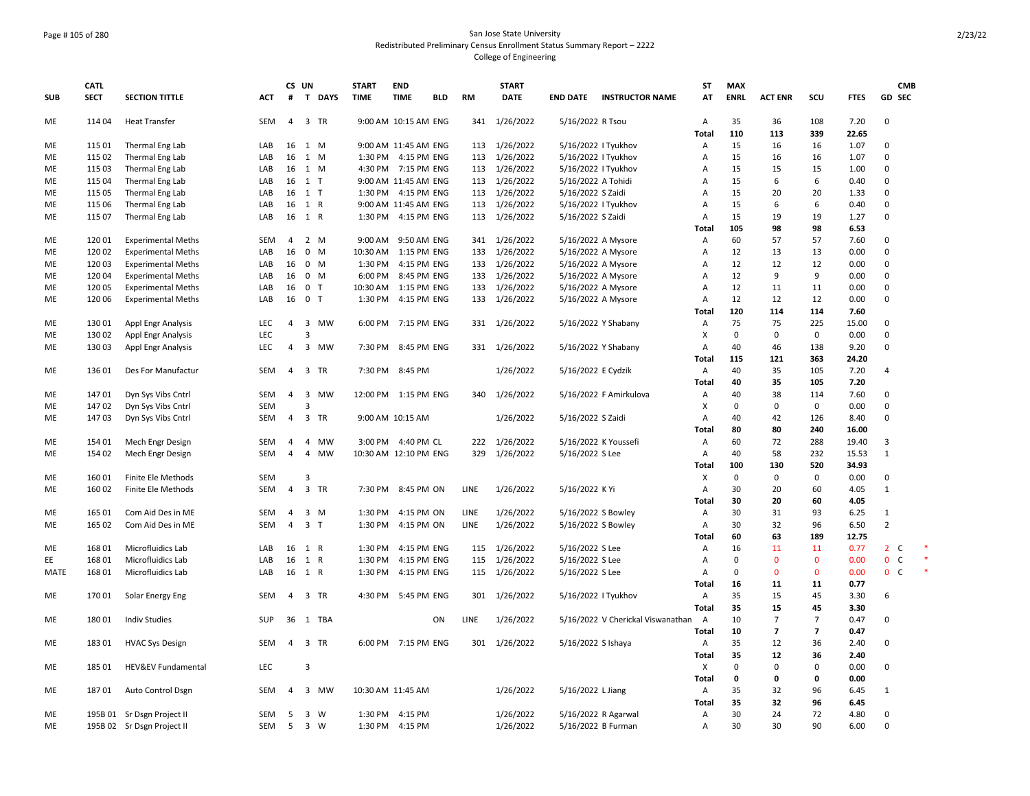San Jose State University
Redistributed Preliminary Census Enrollment Status Summary Report – 2222
College of Engineering

| SUB | CATL SECT | SECTION TITTLE | ACT | CS # | UN T | DAYS | START TIME | END TIME | BLD | RM | START DATE | END DATE | INSTRUCTOR NAME | ST AT | MAX ENRL | ACT ENR | SCU | FTES | GD | CMB SEC |
|---|---|---|---|---|---|---|---|---|---|---|---|---|---|---|---|---|---|---|---|---|
| ME | 114 04 | Heat Transfer | SEM | 4 | 3 | TR | 9:00 AM | 10:15 AM | ENG | 341 | 1/26/2022 | 5/16/2022 | R Tsou | A | 35 | 36 | 108 | 7.20 | 0 | |
| | | | | | | | | | | | | | | Total | 110 | 113 | 339 | 22.65 | | |
| ME | 115 01 | Thermal Eng Lab | LAB | 16 | 1 | M | 9:00 AM | 11:45 AM | ENG | 113 | 1/26/2022 | 5/16/2022 | I Tyukhov | A | 15 | 16 | 16 | 1.07 | 0 | |
| ME | 115 02 | Thermal Eng Lab | LAB | 16 | 1 | M | 1:30 PM | 4:15 PM | ENG | 113 | 1/26/2022 | 5/16/2022 | I Tyukhov | A | 15 | 16 | 16 | 1.07 | 0 | |
| ME | 115 03 | Thermal Eng Lab | LAB | 16 | 1 | M | 4:30 PM | 7:15 PM | ENG | 113 | 1/26/2022 | 5/16/2022 | I Tyukhov | A | 15 | 15 | 15 | 1.00 | 0 | |
| ME | 115 04 | Thermal Eng Lab | LAB | 16 | 1 | T | 9:00 AM | 11:45 AM | ENG | 113 | 1/26/2022 | 5/16/2022 | A Tohidi | A | 15 | 6 | 6 | 0.40 | 0 | |
| ME | 115 05 | Thermal Eng Lab | LAB | 16 | 1 | T | 1:30 PM | 4:15 PM | ENG | 113 | 1/26/2022 | 5/16/2022 | S Zaidi | A | 15 | 20 | 20 | 1.33 | 0 | |
| ME | 115 06 | Thermal Eng Lab | LAB | 16 | 1 | R | 9:00 AM | 11:45 AM | ENG | 113 | 1/26/2022 | 5/16/2022 | I Tyukhov | A | 15 | 6 | 6 | 0.40 | 0 | |
| ME | 115 07 | Thermal Eng Lab | LAB | 16 | 1 | R | 1:30 PM | 4:15 PM | ENG | 113 | 1/26/2022 | 5/16/2022 | S Zaidi | A | 15 | 19 | 19 | 1.27 | 0 | |
| | | | | | | | | | | | | | | Total | 105 | 98 | 98 | 6.53 | | |
| ME | 120 01 | Experimental Meths | SEM | 4 | 2 | M | 9:00 AM | 9:50 AM | ENG | 341 | 1/26/2022 | 5/16/2022 | A Mysore | A | 60 | 57 | 57 | 7.60 | 0 | |
| ME | 120 02 | Experimental Meths | LAB | 16 | 0 | M | 10:30 AM | 1:15 PM | ENG | 133 | 1/26/2022 | 5/16/2022 | A Mysore | A | 12 | 13 | 13 | 0.00 | 0 | |
| ME | 120 03 | Experimental Meths | LAB | 16 | 0 | M | 1:30 PM | 4:15 PM | ENG | 133 | 1/26/2022 | 5/16/2022 | A Mysore | A | 12 | 12 | 12 | 0.00 | 0 | |
| ME | 120 04 | Experimental Meths | LAB | 16 | 0 | M | 6:00 PM | 8:45 PM | ENG | 133 | 1/26/2022 | 5/16/2022 | A Mysore | A | 12 | 9 | 9 | 0.00 | 0 | |
| ME | 120 05 | Experimental Meths | LAB | 16 | 0 | T | 10:30 AM | 1:15 PM | ENG | 133 | 1/26/2022 | 5/16/2022 | A Mysore | A | 12 | 11 | 11 | 0.00 | 0 | |
| ME | 120 06 | Experimental Meths | LAB | 16 | 0 | T | 1:30 PM | 4:15 PM | ENG | 133 | 1/26/2022 | 5/16/2022 | A Mysore | A | 12 | 12 | 12 | 0.00 | 0 | |
| | | | | | | | | | | | | | | Total | 120 | 114 | 114 | 7.60 | | |
| ME | 130 01 | Appl Engr Analysis | LEC | 4 | 3 | MW | 6:00 PM | 7:15 PM | ENG | 331 | 1/26/2022 | 5/16/2022 | Y Shabany | A | 75 | 75 | 225 | 15.00 | 0 | |
| ME | 130 02 | Appl Engr Analysis | LEC | | 3 | | | | | | | | | X | 0 | 0 | 0 | 0.00 | 0 | |
| ME | 130 03 | Appl Engr Analysis | LEC | 4 | 3 | MW | 7:30 PM | 8:45 PM | ENG | 331 | 1/26/2022 | 5/16/2022 | Y Shabany | A | 40 | 46 | 138 | 9.20 | 0 | |
| | | | | | | | | | | | | | | Total | 115 | 121 | 363 | 24.20 | | |
| ME | 136 01 | Des For Manufactur | SEM | 4 | 3 | TR | 7:30 PM | 8:45 PM | | | 1/26/2022 | 5/16/2022 | E Cydzik | A | 40 | 35 | 105 | 7.20 | 4 | |
| | | | | | | | | | | | | | | Total | 40 | 35 | 105 | 7.20 | | |
| ME | 147 01 | Dyn Sys Vibs Cntrl | SEM | 4 | 3 | MW | 12:00 PM | 1:15 PM | ENG | 340 | 1/26/2022 | 5/16/2022 | F Amirkulova | A | 40 | 38 | 114 | 7.60 | 0 | |
| ME | 147 02 | Dyn Sys Vibs Cntrl | SEM | | 3 | | | | | | | | | X | 0 | 0 | 0 | 0.00 | 0 | |
| ME | 147 03 | Dyn Sys Vibs Cntrl | SEM | 4 | 3 | TR | 9:00 AM | 10:15 AM | | | 1/26/2022 | 5/16/2022 | S Zaidi | A | 40 | 42 | 126 | 8.40 | 0 | |
| | | | | | | | | | | | | | | Total | 80 | 80 | 240 | 16.00 | | |
| ME | 154 01 | Mech Engr Design | SEM | 4 | 4 | MW | 3:00 PM | 4:40 PM | CL | 222 | 1/26/2022 | 5/16/2022 | K Youssefi | A | 60 | 72 | 288 | 19.40 | 3 | |
| ME | 154 02 | Mech Engr Design | SEM | 4 | 4 | MW | 10:30 AM | 12:10 PM | ENG | 329 | 1/26/2022 | 5/16/2022 | S Lee | A | 40 | 58 | 232 | 15.53 | 1 | |
| | | | | | | | | | | | | | | Total | 100 | 130 | 520 | 34.93 | | |
| ME | 160 01 | Finite Ele Methods | SEM | | 3 | | | | | | | | | X | 0 | 0 | 0 | 0.00 | 0 | |
| ME | 160 02 | Finite Ele Methods | SEM | 4 | 3 | TR | 7:30 PM | 8:45 PM | ON | LINE | 1/26/2022 | 5/16/2022 | K Yi | A | 30 | 20 | 60 | 4.05 | 1 | |
| | | | | | | | | | | | | | | Total | 30 | 20 | 60 | 4.05 | | |
| ME | 165 01 | Com Aid Des in ME | SEM | 4 | 3 | M | 1:30 PM | 4:15 PM | ON | LINE | 1/26/2022 | 5/16/2022 | S Bowley | A | 30 | 31 | 93 | 6.25 | 1 | |
| ME | 165 02 | Com Aid Des in ME | SEM | 4 | 3 | T | 1:30 PM | 4:15 PM | ON | LINE | 1/26/2022 | 5/16/2022 | S Bowley | A | 30 | 32 | 96 | 6.50 | 2 | |
| | | | | | | | | | | | | | | Total | 60 | 63 | 189 | 12.75 | | |
| ME | 168 01 | Microfluidics Lab | LAB | 16 | 1 | R | 1:30 PM | 4:15 PM | ENG | 115 | 1/26/2022 | 5/16/2022 | S Lee | A | 16 | 11 | 11 | 0.77 | 2 | C * |
| EE | 168 01 | Microfluidics Lab | LAB | 16 | 1 | R | 1:30 PM | 4:15 PM | ENG | 115 | 1/26/2022 | 5/16/2022 | S Lee | A | 0 | 0 | 0 | 0.00 | 0 | C * |
| MATE | 168 01 | Microfluidics Lab | LAB | 16 | 1 | R | 1:30 PM | 4:15 PM | ENG | 115 | 1/26/2022 | 5/16/2022 | S Lee | A | 0 | 0 | 0 | 0.00 | 0 | C * |
| | | | | | | | | | | | | | | Total | 16 | 11 | 11 | 0.77 | | |
| ME | 170 01 | Solar Energy Eng | SEM | 4 | 3 | TR | 4:30 PM | 5:45 PM | ENG | 301 | 1/26/2022 | 5/16/2022 | I Tyukhov | A | 35 | 15 | 45 | 3.30 | 6 | |
| | | | | | | | | | | | | | | Total | 35 | 15 | 45 | 3.30 | | |
| ME | 180 01 | Indiv Studies | SUP | 36 | 1 | TBA | | | ON | LINE | 1/26/2022 | 5/16/2022 | V Cherickal Viswanathan | A | 10 | 7 | 7 | 0.47 | 0 | |
| | | | | | | | | | | | | | | Total | 10 | 7 | 7 | 0.47 | | |
| ME | 183 01 | HVAC Sys Design | SEM | 4 | 3 | TR | 6:00 PM | 7:15 PM | ENG | 301 | 1/26/2022 | 5/16/2022 | S Ishaya | A | 35 | 12 | 36 | 2.40 | 0 | |
| | | | | | | | | | | | | | | Total | 35 | 12 | 36 | 2.40 | | |
| ME | 185 01 | HEV&EV Fundamental | LEC | | 3 | | | | | | | | | X | 0 | 0 | 0 | 0.00 | 0 | |
| | | | | | | | | | | | | | | Total | 0 | 0 | 0 | 0.00 | | |
| ME | 187 01 | Auto Control Dsgn | SEM | 4 | 3 | MW | 10:30 AM | 11:45 AM | | | 1/26/2022 | 5/16/2022 | L Jiang | A | 35 | 32 | 96 | 6.45 | 1 | |
| | | | | | | | | | | | | | | Total | 35 | 32 | 96 | 6.45 | | |
| ME | 195B 01 | Sr Dsgn Project II | SEM | 5 | 3 | W | 1:30 PM | 4:15 PM | | | 1/26/2022 | 5/16/2022 | R Agarwal | A | 30 | 24 | 72 | 4.80 | 0 | |
| ME | 195B 02 | Sr Dsgn Project II | SEM | 5 | 3 | W | 1:30 PM | 4:15 PM | | | 1/26/2022 | 5/16/2022 | B Furman | A | 30 | 30 | 90 | 6.00 | 0 | |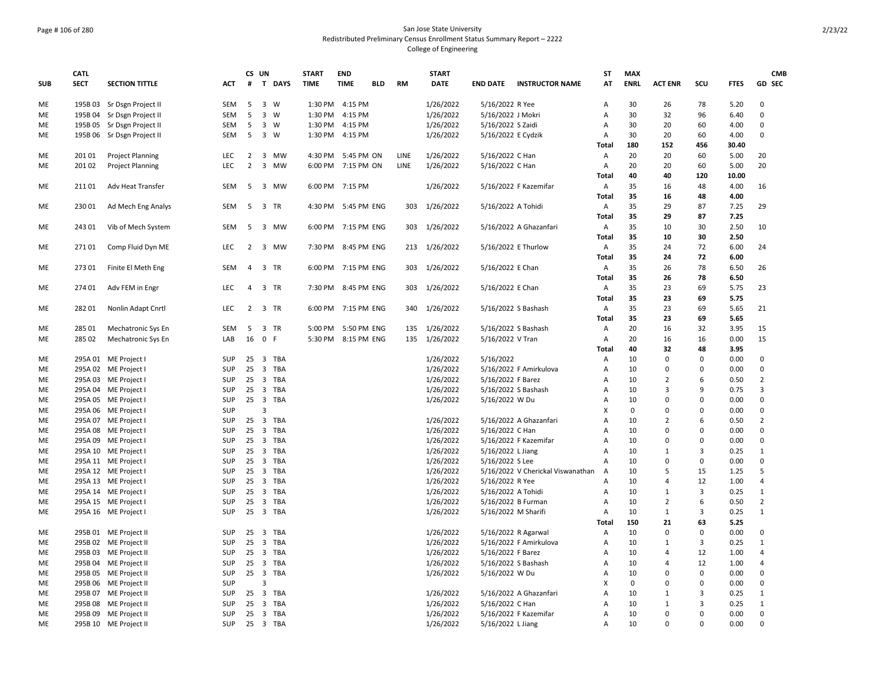San Jose State University
Redistributed Preliminary Census Enrollment Status Summary Report – 2222
College of Engineering

| SUB | CATL SECT | SECTION TITTLE | ACT | CS # | UN T | DAYS | START TIME | END TIME | BLD | RM | START DATE | END DATE | INSTRUCTOR NAME | ST AT | MAX ENRL | ACT ENR | SCU | FTES | GD | CMB SEC |
|---|---|---|---|---|---|---|---|---|---|---|---|---|---|---|---|---|---|---|---|---|
| ME | 195B 03 | Sr Dsgn Project II | SEM | 5 | 3 | W | 1:30 PM | 4:15 PM | | | 1/26/2022 | 5/16/2022 | R Yee | A | 30 | 26 | 78 | 5.20 | 0 | |
| ME | 195B 04 | Sr Dsgn Project II | SEM | 5 | 3 | W | 1:30 PM | 4:15 PM | | | 1/26/2022 | 5/16/2022 | J Mokri | A | 30 | 32 | 96 | 6.40 | 0 | |
| ME | 195B 05 | Sr Dsgn Project II | SEM | 5 | 3 | W | 1:30 PM | 4:15 PM | | | 1/26/2022 | 5/16/2022 | S Zaidi | A | 30 | 20 | 60 | 4.00 | 0 | |
| ME | 195B 06 | Sr Dsgn Project II | SEM | 5 | 3 | W | 1:30 PM | 4:15 PM | | | 1/26/2022 | 5/16/2022 | E Cydzik | A | 30 | 20 | 60 | 4.00 | 0 | |
| | | | | | | | | | | | | | | **Total** | **180** | **152** | **456** | **30.40** | | |
| ME | 201 01 | Project Planning | LEC | 2 | 3 | MW | 4:30 PM | 5:45 PM | ON | LINE | 1/26/2022 | 5/16/2022 | C Han | A | 20 | 20 | 60 | 5.00 | 20 | |
| ME | 201 02 | Project Planning | LEC | 2 | 3 | MW | 6:00 PM | 7:15 PM | ON | LINE | 1/26/2022 | 5/16/2022 | C Han | A | 20 | 20 | 60 | 5.00 | 20 | |
| | | | | | | | | | | | | | | **Total** | **40** | **40** | **120** | **10.00** | | |
| ME | 211 01 | Adv Heat Transfer | SEM | 5 | 3 | MW | 6:00 PM | 7:15 PM | | | 1/26/2022 | 5/16/2022 | F Kazemifar | A | 35 | 16 | 48 | 4.00 | 16 | |
| | | | | | | | | | | | | | | **Total** | **35** | **16** | **48** | **4.00** | | |
| ME | 230 01 | Ad Mech Eng Analys | SEM | 5 | 3 | TR | 4:30 PM | 5:45 PM | ENG | 303 | 1/26/2022 | 5/16/2022 | A Tohidi | A | 35 | 29 | 87 | 7.25 | 29 | |
| | | | | | | | | | | | | | | **Total** | **35** | **29** | **87** | **7.25** | | |
| ME | 243 01 | Vib of Mech System | SEM | 5 | 3 | MW | 6:00 PM | 7:15 PM | ENG | 303 | 1/26/2022 | 5/16/2022 | A Ghazanfari | A | 35 | 10 | 30 | 2.50 | 10 | |
| | | | | | | | | | | | | | | **Total** | **35** | **10** | **30** | **2.50** | | |
| ME | 271 01 | Comp Fluid Dyn ME | LEC | 2 | 3 | MW | 7:30 PM | 8:45 PM | ENG | 213 | 1/26/2022 | 5/16/2022 | E Thurlow | A | 35 | 24 | 72 | 6.00 | 24 | |
| | | | | | | | | | | | | | | **Total** | **35** | **24** | **72** | **6.00** | | |
| ME | 273 01 | Finite El Meth Eng | SEM | 4 | 3 | TR | 6:00 PM | 7:15 PM | ENG | 303 | 1/26/2022 | 5/16/2022 | E Chan | A | 35 | 26 | 78 | 6.50 | 26 | |
| | | | | | | | | | | | | | | **Total** | **35** | **26** | **78** | **6.50** | | |
| ME | 274 01 | Adv FEM in Engr | LEC | 4 | 3 | TR | 7:30 PM | 8:45 PM | ENG | 303 | 1/26/2022 | 5/16/2022 | E Chan | A | 35 | 23 | 69 | 5.75 | 23 | |
| | | | | | | | | | | | | | | **Total** | **35** | **23** | **69** | **5.75** | | |
| ME | 282 01 | Nonlin Adapt Cnrtl | LEC | 2 | 3 | TR | 6:00 PM | 7:15 PM | ENG | 340 | 1/26/2022 | 5/16/2022 | S Bashash | A | 35 | 23 | 69 | 5.65 | 21 | |
| | | | | | | | | | | | | | | **Total** | **35** | **23** | **69** | **5.65** | | |
| ME | 285 01 | Mechatronic Sys En | SEM | 5 | 3 | TR | 5:00 PM | 5:50 PM | ENG | 135 | 1/26/2022 | 5/16/2022 | S Bashash | A | 20 | 16 | 32 | 3.95 | 15 | |
| ME | 285 02 | Mechatronic Sys En | LAB | 16 | 0 | F | 5:30 PM | 8:15 PM | ENG | 135 | 1/26/2022 | 5/16/2022 | V Tran | A | 20 | 16 | 16 | 0.00 | 15 | |
| | | | | | | | | | | | | | | **Total** | **40** | **32** | **48** | **3.95** | | |
| ME | 295A 01 | ME Project I | SUP | 25 | 3 | TBA | | | | | 1/26/2022 | 5/16/2022 | | A | 10 | 0 | 0 | 0.00 | 0 | |
| ME | 295A 02 | ME Project I | SUP | 25 | 3 | TBA | | | | | 1/26/2022 | 5/16/2022 | F Amirkulova | A | 10 | 0 | 0 | 0.00 | 0 | |
| ME | 295A 03 | ME Project I | SUP | 25 | 3 | TBA | | | | | 1/26/2022 | 5/16/2022 | F Barez | A | 10 | 2 | 6 | 0.50 | 2 | |
| ME | 295A 04 | ME Project I | SUP | 25 | 3 | TBA | | | | | 1/26/2022 | 5/16/2022 | S Bashash | A | 10 | 3 | 9 | 0.75 | 3 | |
| ME | 295A 05 | ME Project I | SUP | 25 | 3 | TBA | | | | | 1/26/2022 | 5/16/2022 | W Du | A | 10 | 0 | 0 | 0.00 | 0 | |
| ME | 295A 06 | ME Project I | SUP | | 3 | | | | | | | | | X | 0 | 0 | 0 | 0.00 | 0 | |
| ME | 295A 07 | ME Project I | SUP | 25 | 3 | TBA | | | | | 1/26/2022 | 5/16/2022 | A Ghazanfari | A | 10 | 2 | 6 | 0.50 | 2 | |
| ME | 295A 08 | ME Project I | SUP | 25 | 3 | TBA | | | | | 1/26/2022 | 5/16/2022 | C Han | A | 10 | 0 | 0 | 0.00 | 0 | |
| ME | 295A 09 | ME Project I | SUP | 25 | 3 | TBA | | | | | 1/26/2022 | 5/16/2022 | F Kazemifar | A | 10 | 0 | 0 | 0.00 | 0 | |
| ME | 295A 10 | ME Project I | SUP | 25 | 3 | TBA | | | | | 1/26/2022 | 5/16/2022 | L Jiang | A | 10 | 1 | 3 | 0.25 | 1 | |
| ME | 295A 11 | ME Project I | SUP | 25 | 3 | TBA | | | | | 1/26/2022 | 5/16/2022 | S Lee | A | 10 | 0 | 0 | 0.00 | 0 | |
| ME | 295A 12 | ME Project I | SUP | 25 | 3 | TBA | | | | | 1/26/2022 | 5/16/2022 | V Cherickal Viswanathan | A | 10 | 5 | 15 | 1.25 | 5 | |
| ME | 295A 13 | ME Project I | SUP | 25 | 3 | TBA | | | | | 1/26/2022 | 5/16/2022 | R Yee | A | 10 | 4 | 12 | 1.00 | 4 | |
| ME | 295A 14 | ME Project I | SUP | 25 | 3 | TBA | | | | | 1/26/2022 | 5/16/2022 | A Tohidi | A | 10 | 1 | 3 | 0.25 | 1 | |
| ME | 295A 15 | ME Project I | SUP | 25 | 3 | TBA | | | | | 1/26/2022 | 5/16/2022 | B Furman | A | 10 | 2 | 6 | 0.50 | 2 | |
| ME | 295A 16 | ME Project I | SUP | 25 | 3 | TBA | | | | | 1/26/2022 | 5/16/2022 | M Sharifi | A | 10 | 1 | 3 | 0.25 | 1 | |
| | | | | | | | | | | | | | | **Total** | **150** | **21** | **63** | **5.25** | | |
| ME | 295B 01 | ME Project II | SUP | 25 | 3 | TBA | | | | | 1/26/2022 | 5/16/2022 | R Agarwal | A | 10 | 0 | 0 | 0.00 | 0 | |
| ME | 295B 02 | ME Project II | SUP | 25 | 3 | TBA | | | | | 1/26/2022 | 5/16/2022 | F Amirkulova | A | 10 | 1 | 3 | 0.25 | 1 | |
| ME | 295B 03 | ME Project II | SUP | 25 | 3 | TBA | | | | | 1/26/2022 | 5/16/2022 | F Barez | A | 10 | 4 | 12 | 1.00 | 4 | |
| ME | 295B 04 | ME Project II | SUP | 25 | 3 | TBA | | | | | 1/26/2022 | 5/16/2022 | S Bashash | A | 10 | 4 | 12 | 1.00 | 4 | |
| ME | 295B 05 | ME Project II | SUP | 25 | 3 | TBA | | | | | 1/26/2022 | 5/16/2022 | W Du | A | 10 | 0 | 0 | 0.00 | 0 | |
| ME | 295B 06 | ME Project II | SUP | | 3 | | | | | | | | | X | 0 | 0 | 0 | 0.00 | 0 | |
| ME | 295B 07 | ME Project II | SUP | 25 | 3 | TBA | | | | | 1/26/2022 | 5/16/2022 | A Ghazanfari | A | 10 | 1 | 3 | 0.25 | 1 | |
| ME | 295B 08 | ME Project II | SUP | 25 | 3 | TBA | | | | | 1/26/2022 | 5/16/2022 | C Han | A | 10 | 1 | 3 | 0.25 | 1 | |
| ME | 295B 09 | ME Project II | SUP | 25 | 3 | TBA | | | | | 1/26/2022 | 5/16/2022 | F Kazemifar | A | 10 | 0 | 0 | 0.00 | 0 | |
| ME | 295B 10 | ME Project II | SUP | 25 | 3 | TBA | | | | | 1/26/2022 | 5/16/2022 | L Jiang | A | 10 | 0 | 0 | 0.00 | 0 | |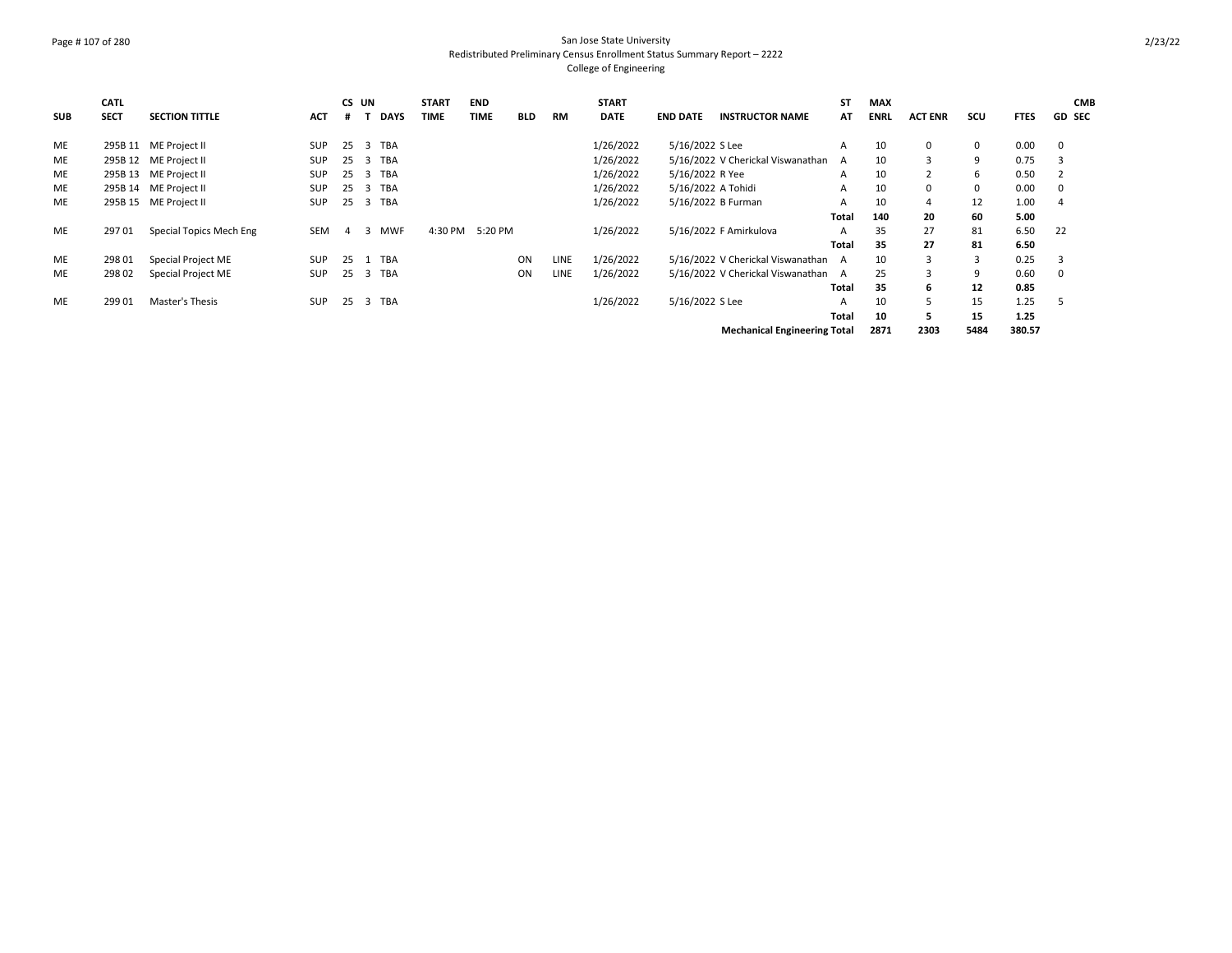San Jose State University
Redistributed Preliminary Census Enrollment Status Summary Report – 2222
College of Engineering

| SUB | CATL SECT | SECTION TITTLE | ACT | CS # | UN T | DAYS | START TIME | END TIME | BLD | RM | START DATE | END DATE | INSTRUCTOR NAME | ST AT | MAX ENRL | ACT ENR | SCU | FTES | GD | CMB SEC |
|---|---|---|---|---|---|---|---|---|---|---|---|---|---|---|---|---|---|---|---|---|
| ME | 295B 11 | ME Project II | SUP | 25 | 3 | TBA | | | | | 1/26/2022 | 5/16/2022 | S Lee | A | 10 | 0 | 0 | 0.00 | 0 | |
| ME | 295B 12 | ME Project II | SUP | 25 | 3 | TBA | | | | | 1/26/2022 | 5/16/2022 | V Cherickal Viswanathan | A | 10 | 3 | 9 | 0.75 | 3 | |
| ME | 295B 13 | ME Project II | SUP | 25 | 3 | TBA | | | | | 1/26/2022 | 5/16/2022 | R Yee | A | 10 | 2 | 6 | 0.50 | 2 | |
| ME | 295B 14 | ME Project II | SUP | 25 | 3 | TBA | | | | | 1/26/2022 | 5/16/2022 | A Tohidi | A | 10 | 0 | 0 | 0.00 | 0 | |
| ME | 295B 15 | ME Project II | SUP | 25 | 3 | TBA | | | | | 1/26/2022 | 5/16/2022 | B Furman | A | 10 | 4 | 12 | 1.00 | 4 | |
| | | | | | | | | | | | | | | **Total** | **140** | **20** | **60** | **5.00** | | |
| ME | 297 01 | Special Topics Mech Eng | SEM | 4 | 3 | MWF | 4:30 PM | 5:20 PM | | | 1/26/2022 | 5/16/2022 | F Amirkulova | A | 35 | 27 | 81 | 6.50 | 22 | |
| | | | | | | | | | | | | | | **Total** | **35** | **27** | **81** | **6.50** | | |
| ME | 298 01 | Special Project ME | SUP | 25 | 1 | TBA | | | ON | LINE | 1/26/2022 | 5/16/2022 | V Cherickal Viswanathan | A | 10 | 3 | 3 | 0.25 | 3 | |
| ME | 298 02 | Special Project ME | SUP | 25 | 3 | TBA | | | ON | LINE | 1/26/2022 | 5/16/2022 | V Cherickal Viswanathan | A | 25 | 3 | 9 | 0.60 | 0 | |
| | | | | | | | | | | | | | | **Total** | **35** | **6** | **12** | **0.85** | | |
| ME | 299 01 | Master's Thesis | SUP | 25 | 3 | TBA | | | | | 1/26/2022 | 5/16/2022 | S Lee | A | 10 | 5 | 15 | 1.25 | 5 | |
| | | | | | | | | | | | | | | **Total** | **10** | **5** | **15** | **1.25** | | |
| | | | | | | | | | | | | | **Mechanical Engineering Total** | | **2871** | **2303** | **5484** | **380.57** | | |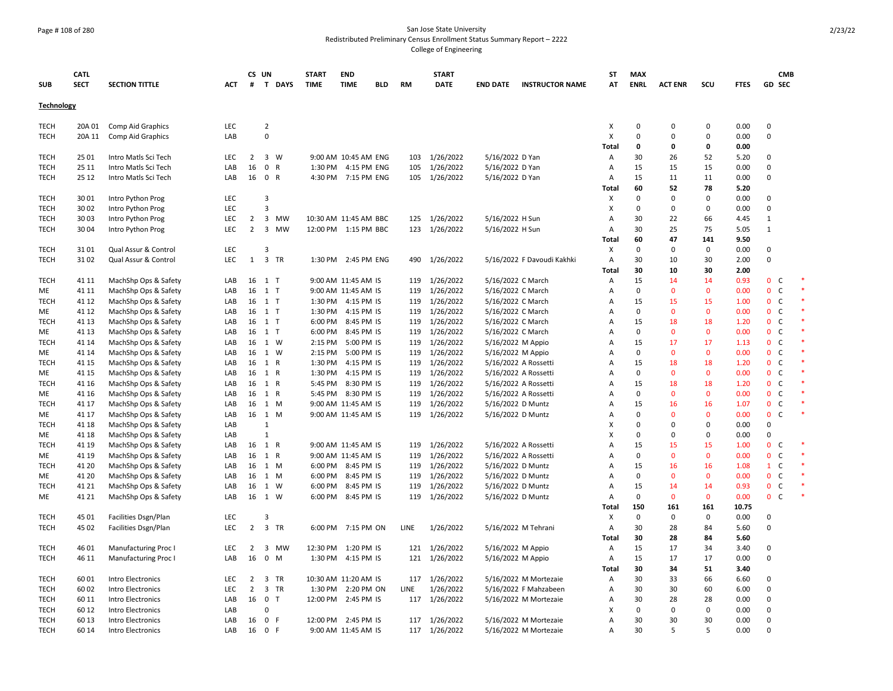# San Jose State University
## Redistributed Preliminary Census Enrollment Status Summary Report – 2222
### College of Engineering

**Technology**

| SUB | CATL SECT | SECTION TITTLE | ACT | CS # | UN T | DAYS | START TIME | END TIME | BLD | RM | START DATE | END DATE | INSTRUCTOR NAME | ST AT | MAX ENRL | ACT ENR | SCU | FTES | GD | CMB SEC | |
|---|---|---|---|---|---|---|---|---|---|---|---|---|---|---|---|---|---|---|---|---|---|
| TECH | 20A 01 | Comp Aid Graphics | LEC | | 2 | | | | | | | | | X | 0 | 0 | 0 | 0.00 | 0 | | |
| TECH | 20A 11 | Comp Aid Graphics | LAB | | 0 | | | | | | | | | X | 0 | 0 | 0 | 0.00 | 0 | | |
| | | | | | | | | | | | | | | Total | 0 | 0 | 0 | 0.00 | | | |
| TECH | 25 01 | Intro Matls Sci Tech | LEC | 2 | 3 | W | 9:00 AM | 10:45 AM | ENG | 103 | 1/26/2022 | 5/16/2022 | D Yan | A | 30 | 26 | 52 | 5.20 | 0 | | |
| TECH | 25 11 | Intro Matls Sci Tech | LAB | 16 | 0 | R | 1:30 PM | 4:15 PM | ENG | 105 | 1/26/2022 | 5/16/2022 | D Yan | A | 15 | 15 | 15 | 0.00 | 0 | | |
| TECH | 25 12 | Intro Matls Sci Tech | LAB | 16 | 0 | R | 4:30 PM | 7:15 PM | ENG | 105 | 1/26/2022 | 5/16/2022 | D Yan | A | 15 | 11 | 11 | 0.00 | 0 | | |
| | | | | | | | | | | | | | | Total | 60 | 52 | 78 | 5.20 | | | |
| TECH | 30 01 | Intro Python Prog | LEC | | 3 | | | | | | | | | X | 0 | 0 | 0 | 0.00 | 0 | | |
| TECH | 30 02 | Intro Python Prog | LEC | | 3 | | | | | | | | | X | 0 | 0 | 0 | 0.00 | 0 | | |
| TECH | 30 03 | Intro Python Prog | LEC | 2 | 3 | MW | 10:30 AM | 11:45 AM | BBC | 125 | 1/26/2022 | 5/16/2022 | H Sun | A | 30 | 22 | 66 | 4.45 | 1 | | |
| TECH | 30 04 | Intro Python Prog | LEC | 2 | 3 | MW | 12:00 PM | 1:15 PM | BBC | 123 | 1/26/2022 | 5/16/2022 | H Sun | A | 30 | 25 | 75 | 5.05 | 1 | | |
| | | | | | | | | | | | | | | Total | 60 | 47 | 141 | 9.50 | | | |
| TECH | 31 01 | Qual Assur & Control | LEC | | 3 | | | | | | | | | X | 0 | 0 | 0 | 0.00 | 0 | | |
| TECH | 31 02 | Qual Assur & Control | LEC | 1 | 3 | TR | 1:30 PM | 2:45 PM | ENG | 490 | 1/26/2022 | 5/16/2022 | F Davoudi Kakhki | A | 30 | 10 | 30 | 2.00 | 0 | | |
| | | | | | | | | | | | | | | Total | 30 | 10 | 30 | 2.00 | | | |
| TECH | 41 11 | MachShp Ops & Safety | LAB | 16 | 1 | T | 9:00 AM | 11:45 AM | IS | 119 | 1/26/2022 | 5/16/2022 | C March | A | 15 | 14 | 14 | 0.93 | 0 | C | * |
| ME | 41 11 | MachShp Ops & Safety | LAB | 16 | 1 | T | 9:00 AM | 11:45 AM | IS | 119 | 1/26/2022 | 5/16/2022 | C March | A | 0 | 0 | 0 | 0.00 | 0 | C | * |
| TECH | 41 12 | MachShp Ops & Safety | LAB | 16 | 1 | T | 1:30 PM | 4:15 PM | IS | 119 | 1/26/2022 | 5/16/2022 | C March | A | 15 | 15 | 15 | 1.00 | 0 | C | * |
| ME | 41 12 | MachShp Ops & Safety | LAB | 16 | 1 | T | 1:30 PM | 4:15 PM | IS | 119 | 1/26/2022 | 5/16/2022 | C March | A | 0 | 0 | 0 | 0.00 | 0 | C | * |
| TECH | 41 13 | MachShp Ops & Safety | LAB | 16 | 1 | T | 6:00 PM | 8:45 PM | IS | 119 | 1/26/2022 | 5/16/2022 | C March | A | 15 | 18 | 18 | 1.20 | 0 | C | * |
| ME | 41 13 | MachShp Ops & Safety | LAB | 16 | 1 | T | 6:00 PM | 8:45 PM | IS | 119 | 1/26/2022 | 5/16/2022 | C March | A | 0 | 0 | 0 | 0.00 | 0 | C | * |
| TECH | 41 14 | MachShp Ops & Safety | LAB | 16 | 1 | W | 2:15 PM | 5:00 PM | IS | 119 | 1/26/2022 | 5/16/2022 | M Appio | A | 15 | 17 | 17 | 1.13 | 0 | C | * |
| ME | 41 14 | MachShp Ops & Safety | LAB | 16 | 1 | W | 2:15 PM | 5:00 PM | IS | 119 | 1/26/2022 | 5/16/2022 | M Appio | A | 0 | 0 | 0 | 0.00 | 0 | C | * |
| TECH | 41 15 | MachShp Ops & Safety | LAB | 16 | 1 | R | 1:30 PM | 4:15 PM | IS | 119 | 1/26/2022 | 5/16/2022 | A Rossetti | A | 15 | 18 | 18 | 1.20 | 0 | C | * |
| ME | 41 15 | MachShp Ops & Safety | LAB | 16 | 1 | R | 1:30 PM | 4:15 PM | IS | 119 | 1/26/2022 | 5/16/2022 | A Rossetti | A | 0 | 0 | 0 | 0.00 | 0 | C | * |
| TECH | 41 16 | MachShp Ops & Safety | LAB | 16 | 1 | R | 5:45 PM | 8:30 PM | IS | 119 | 1/26/2022 | 5/16/2022 | A Rossetti | A | 15 | 18 | 18 | 1.20 | 0 | C | * |
| ME | 41 16 | MachShp Ops & Safety | LAB | 16 | 1 | R | 5:45 PM | 8:30 PM | IS | 119 | 1/26/2022 | 5/16/2022 | A Rossetti | A | 0 | 0 | 0 | 0.00 | 0 | C | * |
| TECH | 41 17 | MachShp Ops & Safety | LAB | 16 | 1 | M | 9:00 AM | 11:45 AM | IS | 119 | 1/26/2022 | 5/16/2022 | D Muntz | A | 15 | 16 | 16 | 1.07 | 0 | C | * |
| ME | 41 17 | MachShp Ops & Safety | LAB | 16 | 1 | M | 9:00 AM | 11:45 AM | IS | 119 | 1/26/2022 | 5/16/2022 | D Muntz | A | 0 | 0 | 0 | 0.00 | 0 | C | * |
| TECH | 41 18 | MachShp Ops & Safety | LAB | | 1 | | | | | | | | | X | 0 | 0 | 0 | 0.00 | 0 | | |
| ME | 41 18 | MachShp Ops & Safety | LAB | | 1 | | | | | | | | | X | 0 | 0 | 0 | 0.00 | 0 | | |
| TECH | 41 19 | MachShp Ops & Safety | LAB | 16 | 1 | R | 9:00 AM | 11:45 AM | IS | 119 | 1/26/2022 | 5/16/2022 | A Rossetti | A | 15 | 15 | 15 | 1.00 | 0 | C | * |
| ME | 41 19 | MachShp Ops & Safety | LAB | 16 | 1 | R | 9:00 AM | 11:45 AM | IS | 119 | 1/26/2022 | 5/16/2022 | A Rossetti | A | 0 | 0 | 0 | 0.00 | 0 | C | * |
| TECH | 41 20 | MachShp Ops & Safety | LAB | 16 | 1 | M | 6:00 PM | 8:45 PM | IS | 119 | 1/26/2022 | 5/16/2022 | D Muntz | A | 15 | 16 | 16 | 1.08 | 1 | C | * |
| ME | 41 20 | MachShp Ops & Safety | LAB | 16 | 1 | M | 6:00 PM | 8:45 PM | IS | 119 | 1/26/2022 | 5/16/2022 | D Muntz | A | 0 | 0 | 0 | 0.00 | 0 | C | * |
| TECH | 41 21 | MachShp Ops & Safety | LAB | 16 | 1 | W | 6:00 PM | 8:45 PM | IS | 119 | 1/26/2022 | 5/16/2022 | D Muntz | A | 15 | 14 | 14 | 0.93 | 0 | C | * |
| ME | 41 21 | MachShp Ops & Safety | LAB | 16 | 1 | W | 6:00 PM | 8:45 PM | IS | 119 | 1/26/2022 | 5/16/2022 | D Muntz | A | 0 | 0 | 0 | 0.00 | 0 | C | * |
| | | | | | | | | | | | | | | Total | 150 | 161 | 161 | 10.75 | | | |
| TECH | 45 01 | Facilities Dsgn/Plan | LEC | | 3 | | | | | | | | | X | 0 | 0 | 0 | 0.00 | 0 | | |
| TECH | 45 02 | Facilities Dsgn/Plan | LEC | 2 | 3 | TR | 6:00 PM | 7:15 PM | ON | LINE | 1/26/2022 | 5/16/2022 | M Tehrani | A | 30 | 28 | 84 | 5.60 | 0 | | |
| | | | | | | | | | | | | | | Total | 30 | 28 | 84 | 5.60 | | | |
| TECH | 46 01 | Manufacturing Proc I | LEC | 2 | 3 | MW | 12:30 PM | 1:20 PM | IS | 121 | 1/26/2022 | 5/16/2022 | M Appio | A | 15 | 17 | 34 | 3.40 | 0 | | |
| TECH | 46 11 | Manufacturing Proc I | LAB | 16 | 0 | M | 1:30 PM | 4:15 PM | IS | 121 | 1/26/2022 | 5/16/2022 | M Appio | A | 15 | 17 | 17 | 0.00 | 0 | | |
| | | | | | | | | | | | | | | Total | 30 | 34 | 51 | 3.40 | | | |
| TECH | 60 01 | Intro Electronics | LEC | 2 | 3 | TR | 10:30 AM | 11:20 AM | IS | 117 | 1/26/2022 | 5/16/2022 | M Mortezaie | A | 30 | 33 | 66 | 6.60 | 0 | | |
| TECH | 60 02 | Intro Electronics | LEC | 2 | 3 | TR | 1:30 PM | 2:20 PM | ON | LINE | 1/26/2022 | 5/16/2022 | F Mahzabeen | A | 30 | 30 | 60 | 6.00 | 0 | | |
| TECH | 60 11 | Intro Electronics | LAB | 16 | 0 | T | 12:00 PM | 2:45 PM | IS | 117 | 1/26/2022 | 5/16/2022 | M Mortezaie | A | 30 | 28 | 28 | 0.00 | 0 | | |
| TECH | 60 12 | Intro Electronics | LAB | | 0 | | | | | | | | | X | 0 | 0 | 0 | 0.00 | 0 | | |
| TECH | 60 13 | Intro Electronics | LAB | 16 | 0 | F | 12:00 PM | 2:45 PM | IS | 117 | 1/26/2022 | 5/16/2022 | M Mortezaie | A | 30 | 30 | 30 | 0.00 | 0 | | |
| TECH | 60 14 | Intro Electronics | LAB | 16 | 0 | F | 9:00 AM | 11:45 AM | IS | 117 | 1/26/2022 | 5/16/2022 | M Mortezaie | A | 30 | 5 | 5 | 0.00 | 0 | | |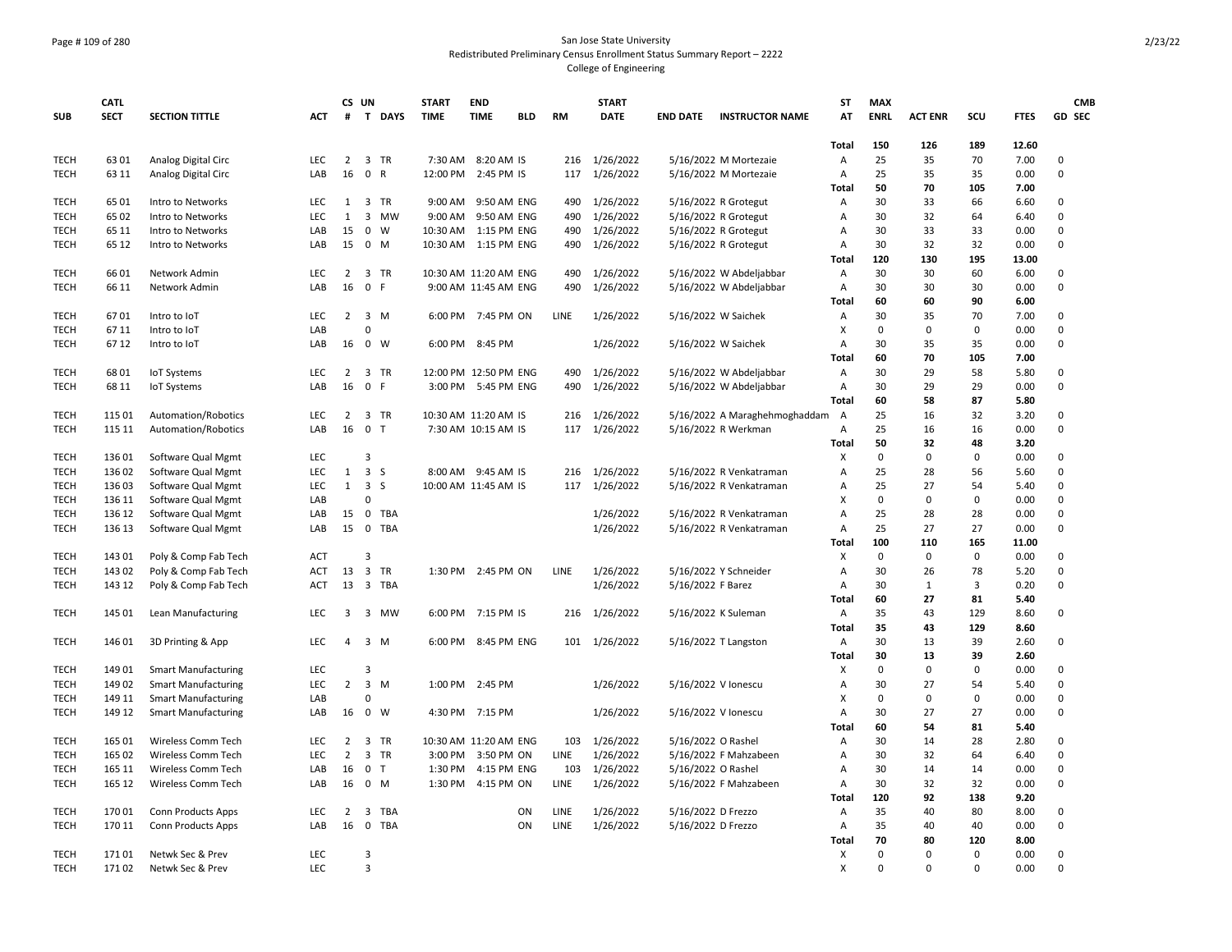# San Jose State University
## Redistributed Preliminary Census Enrollment Status Summary Report – 2222
### College of Engineering

| SUB | CATL SECT | SECTION TITTLE | ACT | CS # | UN T | DAYS | START TIME | END TIME | BLD | RM | START DATE | END DATE | INSTRUCTOR NAME | ST AT | MAX ENRL | ACT ENR | SCU | FTES | GD | CMB SEC |
|---|---|---|---|---|---|---|---|---|---|---|---|---|---|---|---|---|---|---|---|---|
| | | | | | | | | | | | | | | Total | 150 | 126 | 189 | 12.60 | | |
| TECH | 63 01 | Analog Digital Circ | LEC | 2 | 3 | TR | 7:30 AM | 8:20 AM | IS | 216 | 1/26/2022 | 5/16/2022 | M Mortezaie | A | 25 | 35 | 70 | 7.00 | 0 | |
| TECH | 63 11 | Analog Digital Circ | LAB | 16 | 0 | R | 12:00 PM | 2:45 PM | IS | 117 | 1/26/2022 | 5/16/2022 | M Mortezaie | A | 25 | 35 | 35 | 0.00 | 0 | |
| | | | | | | | | | | | | | | Total | 50 | 70 | 105 | 7.00 | | |
| TECH | 65 01 | Intro to Networks | LEC | 1 | 3 | TR | 9:00 AM | 9:50 AM | ENG | 490 | 1/26/2022 | 5/16/2022 | R Grotegut | A | 30 | 33 | 66 | 6.60 | 0 | |
| TECH | 65 02 | Intro to Networks | LEC | 1 | 3 | MW | 9:00 AM | 9:50 AM | ENG | 490 | 1/26/2022 | 5/16/2022 | R Grotegut | A | 30 | 32 | 64 | 6.40 | 0 | |
| TECH | 65 11 | Intro to Networks | LAB | 15 | 0 | W | 10:30 AM | 1:15 PM | ENG | 490 | 1/26/2022 | 5/16/2022 | R Grotegut | A | 30 | 33 | 33 | 0.00 | 0 | |
| TECH | 65 12 | Intro to Networks | LAB | 15 | 0 | M | 10:30 AM | 1:15 PM | ENG | 490 | 1/26/2022 | 5/16/2022 | R Grotegut | A | 30 | 32 | 32 | 0.00 | 0 | |
| | | | | | | | | | | | | | | Total | 120 | 130 | 195 | 13.00 | | |
| TECH | 66 01 | Network Admin | LEC | 2 | 3 | TR | 10:30 AM | 11:20 AM | ENG | 490 | 1/26/2022 | 5/16/2022 | W Abdeljabbar | A | 30 | 30 | 60 | 6.00 | 0 | |
| TECH | 66 11 | Network Admin | LAB | 16 | 0 | F | 9:00 AM | 11:45 AM | ENG | 490 | 1/26/2022 | 5/16/2022 | W Abdeljabbar | A | 30 | 30 | 30 | 0.00 | 0 | |
| | | | | | | | | | | | | | | Total | 60 | 60 | 90 | 6.00 | | |
| TECH | 67 01 | Intro to IoT | LEC | 2 | 3 | M | 6:00 PM | 7:45 PM | ON | LINE | 1/26/2022 | 5/16/2022 | W Saichek | A | 30 | 35 | 70 | 7.00 | 0 | |
| TECH | 67 11 | Intro to IoT | LAB | | 0 | | | | | | | | | X | 0 | 0 | 0 | 0.00 | 0 | |
| TECH | 67 12 | Intro to IoT | LAB | 16 | 0 | W | 6:00 PM | 8:45 PM | | | 1/26/2022 | 5/16/2022 | W Saichek | A | 30 | 35 | 35 | 0.00 | 0 | |
| | | | | | | | | | | | | | | Total | 60 | 70 | 105 | 7.00 | | |
| TECH | 68 01 | IoT Systems | LEC | 2 | 3 | TR | 12:00 PM | 12:50 PM | ENG | 490 | 1/26/2022 | 5/16/2022 | W Abdeljabbar | A | 30 | 29 | 58 | 5.80 | 0 | |
| TECH | 68 11 | IoT Systems | LAB | 16 | 0 | F | 3:00 PM | 5:45 PM | ENG | 490 | 1/26/2022 | 5/16/2022 | W Abdeljabbar | A | 30 | 29 | 29 | 0.00 | 0 | |
| | | | | | | | | | | | | | | Total | 60 | 58 | 87 | 5.80 | | |
| TECH | 115 01 | Automation/Robotics | LEC | 2 | 3 | TR | 10:30 AM | 11:20 AM | IS | 216 | 1/26/2022 | 5/16/2022 | A Maraghehmoghaddam | A | 25 | 16 | 32 | 3.20 | 0 | |
| TECH | 115 11 | Automation/Robotics | LAB | 16 | 0 | T | 7:30 AM | 10:15 AM | IS | 117 | 1/26/2022 | 5/16/2022 | R Werkman | A | 25 | 16 | 16 | 0.00 | 0 | |
| | | | | | | | | | | | | | | Total | 50 | 32 | 48 | 3.20 | | |
| TECH | 136 01 | Software Qual Mgmt | LEC | | 3 | | | | | | | | | X | 0 | 0 | 0 | 0.00 | 0 | |
| TECH | 136 02 | Software Qual Mgmt | LEC | 1 | 3 | S | 8:00 AM | 9:45 AM | IS | 216 | 1/26/2022 | 5/16/2022 | R Venkatraman | A | 25 | 28 | 56 | 5.60 | 0 | |
| TECH | 136 03 | Software Qual Mgmt | LEC | 1 | 3 | S | 10:00 AM | 11:45 AM | IS | 117 | 1/26/2022 | 5/16/2022 | R Venkatraman | A | 25 | 27 | 54 | 5.40 | 0 | |
| TECH | 136 11 | Software Qual Mgmt | LAB | | 0 | | | | | | | | | X | 0 | 0 | 0 | 0.00 | 0 | |
| TECH | 136 12 | Software Qual Mgmt | LAB | 15 | 0 | TBA | | | | | 1/26/2022 | 5/16/2022 | R Venkatraman | A | 25 | 28 | 28 | 0.00 | 0 | |
| TECH | 136 13 | Software Qual Mgmt | LAB | 15 | 0 | TBA | | | | | 1/26/2022 | 5/16/2022 | R Venkatraman | A | 25 | 27 | 27 | 0.00 | 0 | |
| | | | | | | | | | | | | | | Total | 100 | 110 | 165 | 11.00 | | |
| TECH | 143 01 | Poly & Comp Fab Tech | ACT | | 3 | | | | | | | | | X | 0 | 0 | 0 | 0.00 | 0 | |
| TECH | 143 02 | Poly & Comp Fab Tech | ACT | 13 | 3 | TR | 1:30 PM | 2:45 PM | ON | LINE | 1/26/2022 | 5/16/2022 | Y Schneider | A | 30 | 26 | 78 | 5.20 | 0 | |
| TECH | 143 12 | Poly & Comp Fab Tech | ACT | 13 | 3 | TBA | | | | | 1/26/2022 | 5/16/2022 | F Barez | A | 30 | 1 | 3 | 0.20 | 0 | |
| | | | | | | | | | | | | | | Total | 60 | 27 | 81 | 5.40 | | |
| TECH | 145 01 | Lean Manufacturing | LEC | 3 | 3 | MW | 6:00 PM | 7:15 PM | IS | 216 | 1/26/2022 | 5/16/2022 | K Suleman | A | 35 | 43 | 129 | 8.60 | 0 | |
| | | | | | | | | | | | | | | Total | 35 | 43 | 129 | 8.60 | | |
| TECH | 146 01 | 3D Printing & App | LEC | 4 | 3 | M | 6:00 PM | 8:45 PM | ENG | 101 | 1/26/2022 | 5/16/2022 | T Langston | A | 30 | 13 | 39 | 2.60 | 0 | |
| | | | | | | | | | | | | | | Total | 30 | 13 | 39 | 2.60 | | |
| TECH | 149 01 | Smart Manufacturing | LEC | | 3 | | | | | | | | | X | 0 | 0 | 0 | 0.00 | 0 | |
| TECH | 149 02 | Smart Manufacturing | LEC | 2 | 3 | M | 1:00 PM | 2:45 PM | | | 1/26/2022 | 5/16/2022 | V Ionescu | A | 30 | 27 | 54 | 5.40 | 0 | |
| TECH | 149 11 | Smart Manufacturing | LAB | | 0 | | | | | | | | | X | 0 | 0 | 0 | 0.00 | 0 | |
| TECH | 149 12 | Smart Manufacturing | LAB | 16 | 0 | W | 4:30 PM | 7:15 PM | | | 1/26/2022 | 5/16/2022 | V Ionescu | A | 30 | 27 | 27 | 0.00 | 0 | |
| | | | | | | | | | | | | | | Total | 60 | 54 | 81 | 5.40 | | |
| TECH | 165 01 | Wireless Comm Tech | LEC | 2 | 3 | TR | 10:30 AM | 11:20 AM | ENG | 103 | 1/26/2022 | 5/16/2022 | O Rashel | A | 30 | 14 | 28 | 2.80 | 0 | |
| TECH | 165 02 | Wireless Comm Tech | LEC | 2 | 3 | TR | 3:00 PM | 3:50 PM | ON | LINE | 1/26/2022 | 5/16/2022 | F Mahzabeen | A | 30 | 32 | 64 | 6.40 | 0 | |
| TECH | 165 11 | Wireless Comm Tech | LAB | 16 | 0 | T | 1:30 PM | 4:15 PM | ENG | 103 | 1/26/2022 | 5/16/2022 | O Rashel | A | 30 | 14 | 14 | 0.00 | 0 | |
| TECH | 165 12 | Wireless Comm Tech | LAB | 16 | 0 | M | 1:30 PM | 4:15 PM | ON | LINE | 1/26/2022 | 5/16/2022 | F Mahzabeen | A | 30 | 32 | 32 | 0.00 | 0 | |
| | | | | | | | | | | | | | | Total | 120 | 92 | 138 | 9.20 | | |
| TECH | 170 01 | Conn Products Apps | LEC | 2 | 3 | TBA | | | ON | LINE | 1/26/2022 | 5/16/2022 | D Frezzo | A | 35 | 40 | 80 | 8.00 | 0 | |
| TECH | 170 11 | Conn Products Apps | LAB | 16 | 0 | TBA | | | ON | LINE | 1/26/2022 | 5/16/2022 | D Frezzo | A | 35 | 40 | 40 | 0.00 | 0 | |
| | | | | | | | | | | | | | | Total | 70 | 80 | 120 | 8.00 | | |
| TECH | 171 01 | Netwk Sec & Prev | LEC | | 3 | | | | | | | | | X | 0 | 0 | 0 | 0.00 | 0 | |
| TECH | 171 02 | Netwk Sec & Prev | LEC | | 3 | | | | | | | | | X | 0 | 0 | 0 | 0.00 | 0 | |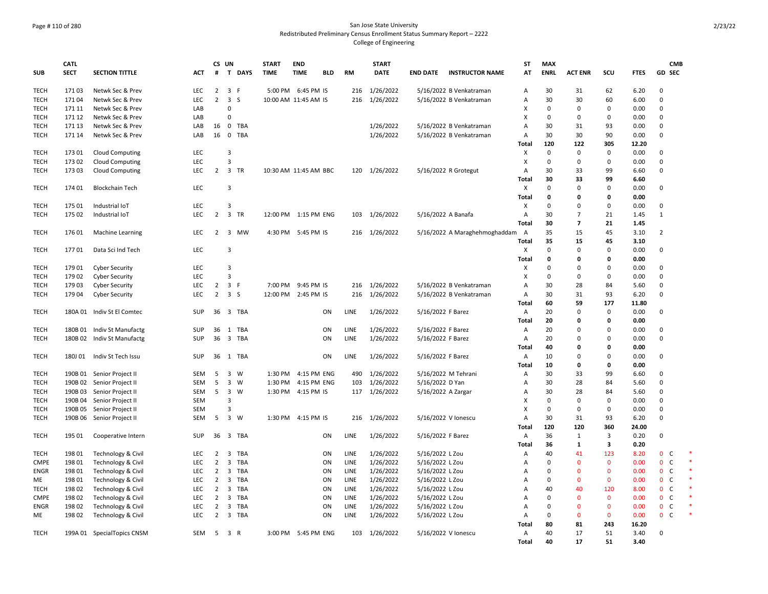San Jose State University
Redistributed Preliminary Census Enrollment Status Summary Report – 2222
College of Engineering

| SUB | CATL SECT | SECTION TITTLE | ACT | CS # | UN T | DAYS | START TIME | END TIME | BLD | RM | START DATE | END DATE | INSTRUCTOR NAME | ST AT | MAX ENRL | ACT ENR | SCU | FTES | GD | CMB SEC |
|---|---|---|---|---|---|---|---|---|---|---|---|---|---|---|---|---|---|---|---|---|
| TECH | 171 03 | Netwk Sec & Prev | LEC | 2 | 3 | F | 5:00 PM | 6:45 PM | IS | 216 | 1/26/2022 | 5/16/2022 | B Venkatraman | A | 30 | 31 | 62 | 6.20 | 0 | |
| TECH | 171 04 | Netwk Sec & Prev | LEC | 2 | 3 | S | 10:00 AM | 11:45 AM | IS | 216 | 1/26/2022 | 5/16/2022 | B Venkatraman | A | 30 | 30 | 60 | 6.00 | 0 | |
| TECH | 171 11 | Netwk Sec & Prev | LAB | | 0 | | | | | | | | | X | 0 | 0 | 0 | 0.00 | 0 | |
| TECH | 171 12 | Netwk Sec & Prev | LAB | | 0 | | | | | | | | | X | 0 | 0 | 0 | 0.00 | 0 | |
| TECH | 171 13 | Netwk Sec & Prev | LAB | 16 | 0 | TBA | | | | | 1/26/2022 | 5/16/2022 | B Venkatraman | A | 30 | 31 | 93 | 0.00 | 0 | |
| TECH | 171 14 | Netwk Sec & Prev | LAB | 16 | 0 | TBA | | | | | 1/26/2022 | 5/16/2022 | B Venkatraman | A | 30 | 30 | 90 | 0.00 | 0 | |
| | | | | | | | | | | | | | | **Total** | **120** | **122** | **305** | **12.20** | | |
| TECH | 173 01 | Cloud Computing | LEC | | 3 | | | | | | | | | X | 0 | 0 | 0 | 0.00 | 0 | |
| TECH | 173 02 | Cloud Computing | LEC | | 3 | | | | | | | | | X | 0 | 0 | 0 | 0.00 | 0 | |
| TECH | 173 03 | Cloud Computing | LEC | 2 | 3 | TR | 10:30 AM | 11:45 AM | BBC | 120 | 1/26/2022 | 5/16/2022 | R Grotegut | A | 30 | 33 | 99 | 6.60 | 0 | |
| | | | | | | | | | | | | | | **Total** | **30** | **33** | **99** | **6.60** | | |
| TECH | 174 01 | Blockchain Tech | LEC | | 3 | | | | | | | | | X | 0 | 0 | 0 | 0.00 | 0 | |
| | | | | | | | | | | | | | | **Total** | **0** | **0** | **0** | **0.00** | | |
| TECH | 175 01 | Industrial IoT | LEC | | 3 | | | | | | | | | X | 0 | 0 | 0 | 0.00 | 0 | |
| TECH | 175 02 | Industrial IoT | LEC | 2 | 3 | TR | 12:00 PM | 1:15 PM | ENG | 103 | 1/26/2022 | 5/16/2022 | A Banafa | A | 30 | 7 | 21 | 1.45 | 1 | |
| | | | | | | | | | | | | | | **Total** | **30** | **7** | **21** | **1.45** | | |
| TECH | 176 01 | Machine Learning | LEC | 2 | 3 | MW | 4:30 PM | 5:45 PM | IS | 216 | 1/26/2022 | 5/16/2022 | A Maraghehmoghaddam | A | 35 | 15 | 45 | 3.10 | 2 | |
| | | | | | | | | | | | | | | **Total** | **35** | **15** | **45** | **3.10** | | |
| TECH | 177 01 | Data Sci Ind Tech | LEC | | 3 | | | | | | | | | X | 0 | 0 | 0 | 0.00 | 0 | |
| | | | | | | | | | | | | | | **Total** | **0** | **0** | **0** | **0.00** | | |
| TECH | 179 01 | Cyber Security | LEC | | 3 | | | | | | | | | X | 0 | 0 | 0 | 0.00 | 0 | |
| TECH | 179 02 | Cyber Security | LEC | | 3 | | | | | | | | | X | 0 | 0 | 0 | 0.00 | 0 | |
| TECH | 179 03 | Cyber Security | LEC | 2 | 3 | F | 7:00 PM | 9:45 PM | IS | 216 | 1/26/2022 | 5/16/2022 | B Venkatraman | A | 30 | 28 | 84 | 5.60 | 0 | |
| TECH | 179 04 | Cyber Security | LEC | 2 | 3 | S | 12:00 PM | 2:45 PM | IS | 216 | 1/26/2022 | 5/16/2022 | B Venkatraman | A | 30 | 31 | 93 | 6.20 | 0 | |
| | | | | | | | | | | | | | | **Total** | **60** | **59** | **177** | **11.80** | | |
| TECH | 180A 01 | Indiv St El Comtec | SUP | 36 | 3 | TBA | | | ON | LINE | 1/26/2022 | 5/16/2022 | F Barez | A | 20 | 0 | 0 | 0.00 | 0 | |
| | | | | | | | | | | | | | | **Total** | **20** | **0** | **0** | **0.00** | | |
| TECH | 180B 01 | Indiv St Manufactg | SUP | 36 | 1 | TBA | | | ON | LINE | 1/26/2022 | 5/16/2022 | F Barez | A | 20 | 0 | 0 | 0.00 | 0 | |
| TECH | 180B 02 | Indiv St Manufactg | SUP | 36 | 3 | TBA | | | ON | LINE | 1/26/2022 | 5/16/2022 | F Barez | A | 20 | 0 | 0 | 0.00 | 0 | |
| | | | | | | | | | | | | | | **Total** | **40** | **0** | **0** | **0.00** | | |
| TECH | 180J 01 | Indiv St Tech Issu | SUP | 36 | 1 | TBA | | | ON | LINE | 1/26/2022 | 5/16/2022 | F Barez | A | 10 | 0 | 0 | 0.00 | 0 | |
| | | | | | | | | | | | | | | **Total** | **10** | **0** | **0** | **0.00** | | |
| TECH | 190B 01 | Senior Project II | SEM | 5 | 3 | W | 1:30 PM | 4:15 PM | ENG | 490 | 1/26/2022 | 5/16/2022 | M Tehrani | A | 30 | 33 | 99 | 6.60 | 0 | |
| TECH | 190B 02 | Senior Project II | SEM | 5 | 3 | W | 1:30 PM | 4:15 PM | ENG | 103 | 1/26/2022 | 5/16/2022 | D Yan | A | 30 | 28 | 84 | 5.60 | 0 | |
| TECH | 190B 03 | Senior Project II | SEM | 5 | 3 | W | 1:30 PM | 4:15 PM | IS | 117 | 1/26/2022 | 5/16/2022 | A Zargar | A | 30 | 28 | 84 | 5.60 | 0 | |
| TECH | 190B 04 | Senior Project II | SEM | | 3 | | | | | | | | | X | 0 | 0 | 0 | 0.00 | 0 | |
| TECH | 190B 05 | Senior Project II | SEM | | 3 | | | | | | | | | X | 0 | 0 | 0 | 0.00 | 0 | |
| TECH | 190B 06 | Senior Project II | SEM | 5 | 3 | W | 1:30 PM | 4:15 PM | IS | 216 | 1/26/2022 | 5/16/2022 | V Ionescu | A | 30 | 31 | 93 | 6.20 | 0 | |
| | | | | | | | | | | | | | | **Total** | **120** | **120** | **360** | **24.00** | | |
| TECH | 195 01 | Cooperative Intern | SUP | 36 | 3 | TBA | | | ON | LINE | 1/26/2022 | 5/16/2022 | F Barez | A | 36 | 1 | 3 | 0.20 | 0 | |
| | | | | | | | | | | | | | | **Total** | **36** | **1** | **3** | **0.20** | | |
| TECH | 198 01 | Technology & Civil | LEC | 2 | 3 | TBA | | | ON | LINE | 1/26/2022 | 5/16/2022 | L Zou | A | 40 | 41 | 123 | 8.20 | 0 | C * |
| CMPE | 198 01 | Technology & Civil | LEC | 2 | 3 | TBA | | | ON | LINE | 1/26/2022 | 5/16/2022 | L Zou | A | 0 | 0 | 0 | 0.00 | 0 | C * |
| ENGR | 198 01 | Technology & Civil | LEC | 2 | 3 | TBA | | | ON | LINE | 1/26/2022 | 5/16/2022 | L Zou | A | 0 | 0 | 0 | 0.00 | 0 | C * |
| ME | 198 01 | Technology & Civil | LEC | 2 | 3 | TBA | | | ON | LINE | 1/26/2022 | 5/16/2022 | L Zou | A | 0 | 0 | 0 | 0.00 | 0 | C * |
| TECH | 198 02 | Technology & Civil | LEC | 2 | 3 | TBA | | | ON | LINE | 1/26/2022 | 5/16/2022 | L Zou | A | 40 | 40 | 120 | 8.00 | 0 | C * |
| CMPE | 198 02 | Technology & Civil | LEC | 2 | 3 | TBA | | | ON | LINE | 1/26/2022 | 5/16/2022 | L Zou | A | 0 | 0 | 0 | 0.00 | 0 | C * |
| ENGR | 198 02 | Technology & Civil | LEC | 2 | 3 | TBA | | | ON | LINE | 1/26/2022 | 5/16/2022 | L Zou | A | 0 | 0 | 0 | 0.00 | 0 | C * |
| ME | 198 02 | Technology & Civil | LEC | 2 | 3 | TBA | | | ON | LINE | 1/26/2022 | 5/16/2022 | L Zou | A | 0 | 0 | 0 | 0.00 | 0 | C * |
| | | | | | | | | | | | | | | **Total** | **80** | **81** | **243** | **16.20** | | |
| TECH | 199A 01 | SpecialTopics CNSM | SEM | 5 | 3 | R | 3:00 PM | 5:45 PM | ENG | 103 | 1/26/2022 | 5/16/2022 | V Ionescu | A | 40 | 17 | 51 | 3.40 | 0 | |
| | | | | | | | | | | | | | | **Total** | **40** | **17** | **51** | **3.40** | | |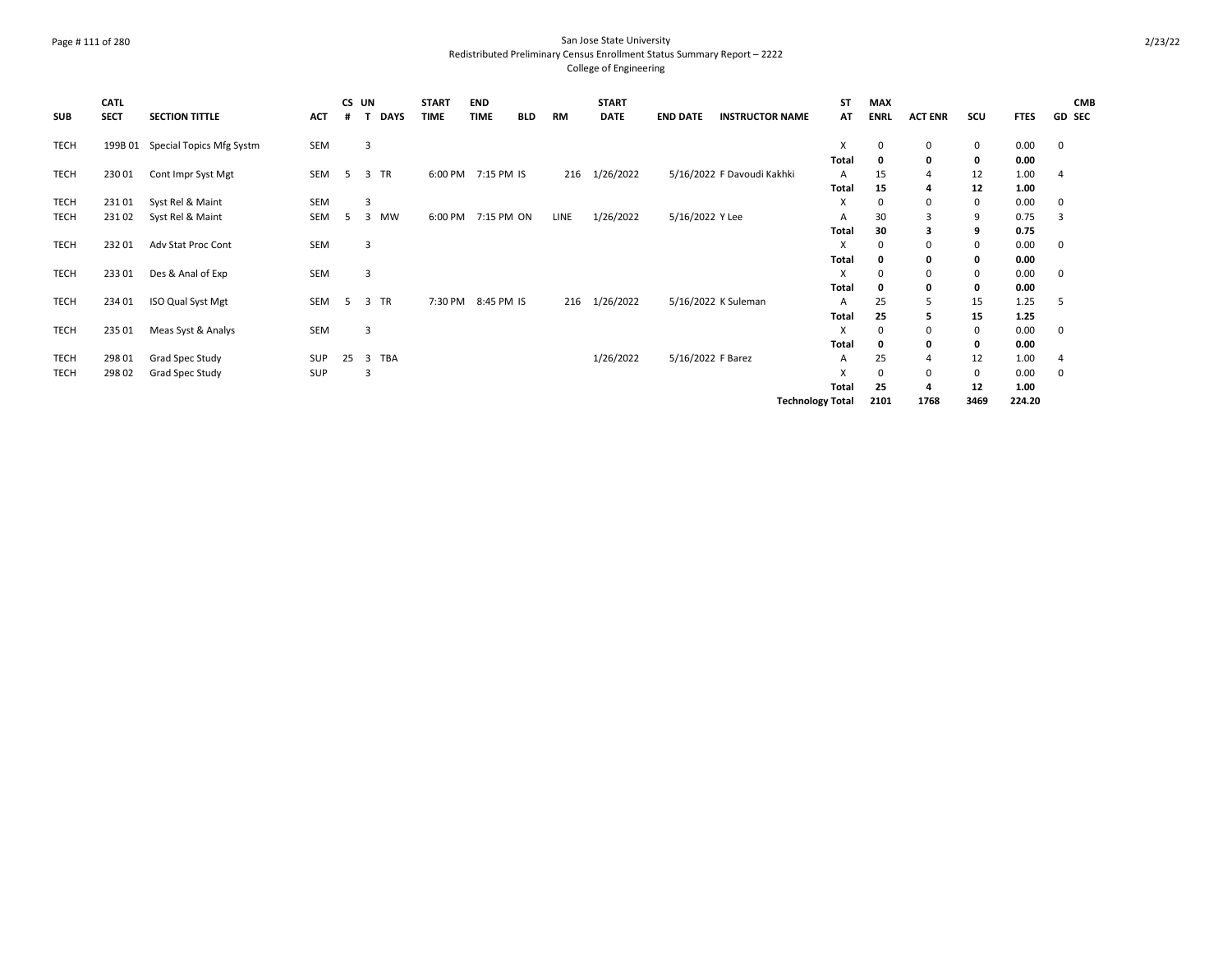San Jose State University
Redistributed Preliminary Census Enrollment Status Summary Report – 2222
College of Engineering

| SUB | CATL SECT | SECTION TITTLE | ACT | CS # | UN T | DAYS | START TIME | END TIME | BLD | RM | START DATE | END DATE | INSTRUCTOR NAME | ST AT | MAX ENRL | ACT ENR | SCU | FTES | GD | CMB SEC |
|---|---|---|---|---|---|---|---|---|---|---|---|---|---|---|---|---|---|---|---|---|
| TECH | 199B 01 | Special Topics Mfg Systm | SEM | | 3 | | | | | | | | | X | 0 | 0 | 0 | 0.00 | 0 | |
| | | | | | | | | | | | | | | **Total** | **0** | **0** | **0** | **0.00** | | |
| TECH | 230 01 | Cont Impr Syst Mgt | SEM | 5 | 3 | TR | 6:00 PM | 7:15 PM | IS | 216 | 1/26/2022 | 5/16/2022 | F Davoudi Kakhki | A | 15 | 4 | 12 | 1.00 | 4 | |
| | | | | | | | | | | | | | | **Total** | **15** | **4** | **12** | **1.00** | | |
| TECH | 231 01 | Syst Rel & Maint | SEM | | 3 | | | | | | | | | X | 0 | 0 | 0 | 0.00 | 0 | |
| TECH | 231 02 | Syst Rel & Maint | SEM | 5 | 3 | MW | 6:00 PM | 7:15 PM | ON | LINE | 1/26/2022 | 5/16/2022 | Y Lee | A | 30 | 3 | 9 | 0.75 | 3 | |
| | | | | | | | | | | | | | | **Total** | **30** | **3** | **9** | **0.75** | | |
| TECH | 232 01 | Adv Stat Proc Cont | SEM | | 3 | | | | | | | | | X | 0 | 0 | 0 | 0.00 | 0 | |
| | | | | | | | | | | | | | | **Total** | **0** | **0** | **0** | **0.00** | | |
| TECH | 233 01 | Des & Anal of Exp | SEM | | 3 | | | | | | | | | X | 0 | 0 | 0 | 0.00 | 0 | |
| | | | | | | | | | | | | | | **Total** | **0** | **0** | **0** | **0.00** | | |
| TECH | 234 01 | ISO Qual Syst Mgt | SEM | 5 | 3 | TR | 7:30 PM | 8:45 PM | IS | 216 | 1/26/2022 | 5/16/2022 | K Suleman | A | 25 | 5 | 15 | 1.25 | 5 | |
| | | | | | | | | | | | | | | **Total** | **25** | **5** | **15** | **1.25** | | |
| TECH | 235 01 | Meas Syst & Analys | SEM | | 3 | | | | | | | | | X | 0 | 0 | 0 | 0.00 | 0 | |
| | | | | | | | | | | | | | | **Total** | **0** | **0** | **0** | **0.00** | | |
| TECH | 298 01 | Grad Spec Study | SUP | 25 | 3 | TBA | | | | | 1/26/2022 | 5/16/2022 | F Barez | A | 25 | 4 | 12 | 1.00 | 4 | |
| TECH | 298 02 | Grad Spec Study | SUP | | 3 | | | | | | | | | X | 0 | 0 | 0 | 0.00 | 0 | |
| | | | | | | | | | | | | | | **Total** | **25** | **4** | **12** | **1.00** | | |
| | | | | | | | | | | | | | | **Technology Total** | **2101** | **1768** | **3469** | **224.20** | | |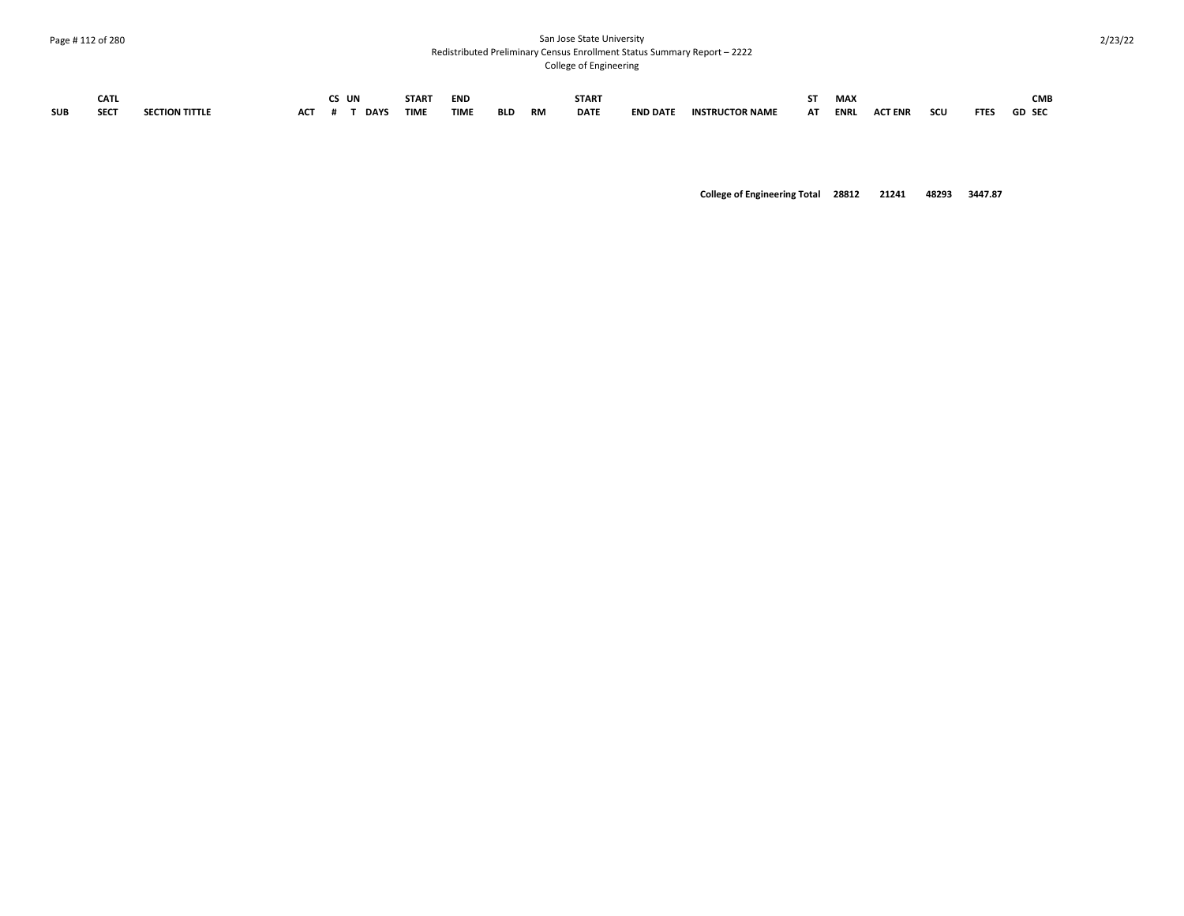| SUB | CATL SECT | SECTION TITTLE | ACT | CS # | UN T | DAYS | START TIME | END TIME | BLD | RM | START DATE | END DATE | INSTRUCTOR NAME | ST AT | MAX ENRL | ACT ENR | SCU | FTES | GD | CMB SEC |
|---|---|---|---|---|---|---|---|---|---|---|---|---|---|---|---|---|---|---|---|---|
| | | | | | | | | | | | | | **College of Engineering Total** | | **28812** | **21241** | **48293** | **3447.87** | | |